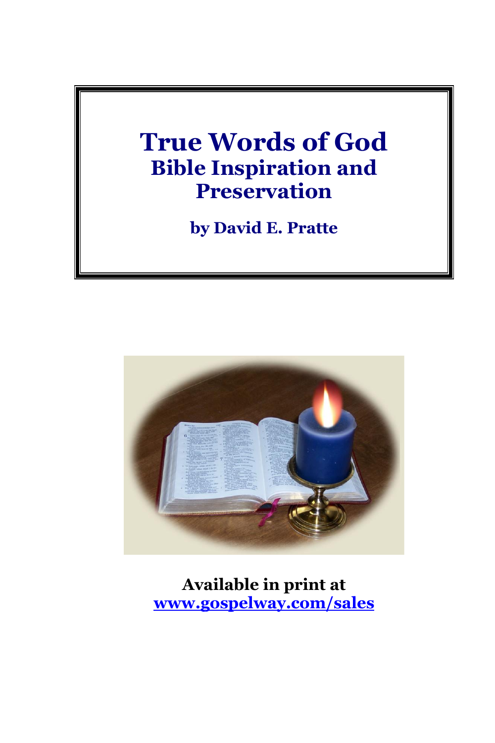# True Words of God

## Bible Inspiration and Preservation

**by David E. Pratte**

**Available in print at**
**[www.gospelway.com/sales](http://www.gospelway.com/sales)**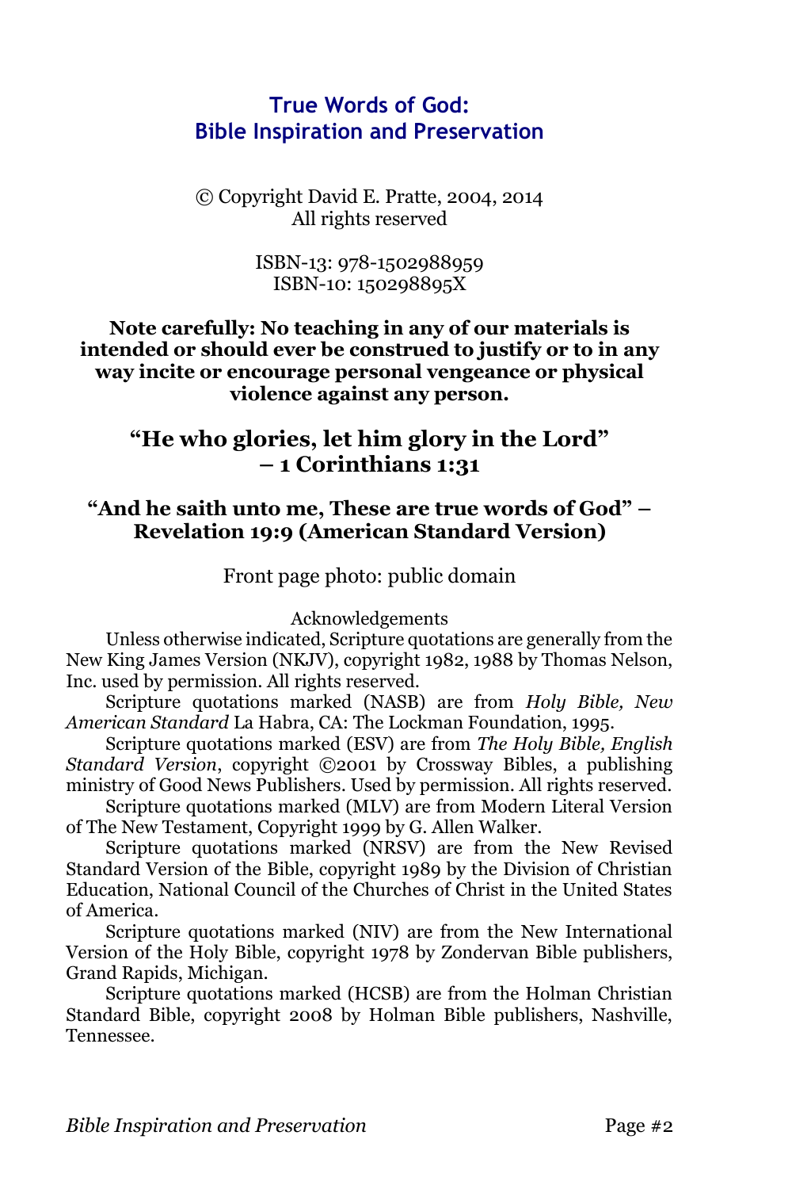# True Words of God: Bible Inspiration and Preservation

© Copyright David E. Pratte, 2004, 2014
All rights reserved

ISBN-13: 978-1502988959
ISBN-10: 150298895X

**Note carefully: No teaching in any of our materials is intended or should ever be construed to justify or to in any way incite or encourage personal vengeance or physical violence against any person.**

**"He who glories, let him glory in the Lord" – 1 Corinthians 1:31**

**"And he saith unto me, These are true words of God" – Revelation 19:9 (American Standard Version)**

Front page photo: public domain

Acknowledgements

Unless otherwise indicated, Scripture quotations are generally from the New King James Version (NKJV), copyright 1982, 1988 by Thomas Nelson, Inc. used by permission. All rights reserved.

Scripture quotations marked (NASB) are from *Holy Bible, New American Standard* La Habra, CA: The Lockman Foundation, 1995.

Scripture quotations marked (ESV) are from *The Holy Bible, English Standard Version*, copyright ©2001 by Crossway Bibles, a publishing ministry of Good News Publishers. Used by permission. All rights reserved.

Scripture quotations marked (MLV) are from Modern Literal Version of The New Testament, Copyright 1999 by G. Allen Walker.

Scripture quotations marked (NRSV) are from the New Revised Standard Version of the Bible, copyright 1989 by the Division of Christian Education, National Council of the Churches of Christ in the United States of America.

Scripture quotations marked (NIV) are from the New International Version of the Holy Bible, copyright 1978 by Zondervan Bible publishers, Grand Rapids, Michigan.

Scripture quotations marked (HCSB) are from the Holman Christian Standard Bible, copyright 2008 by Holman Bible publishers, Nashville, Tennessee.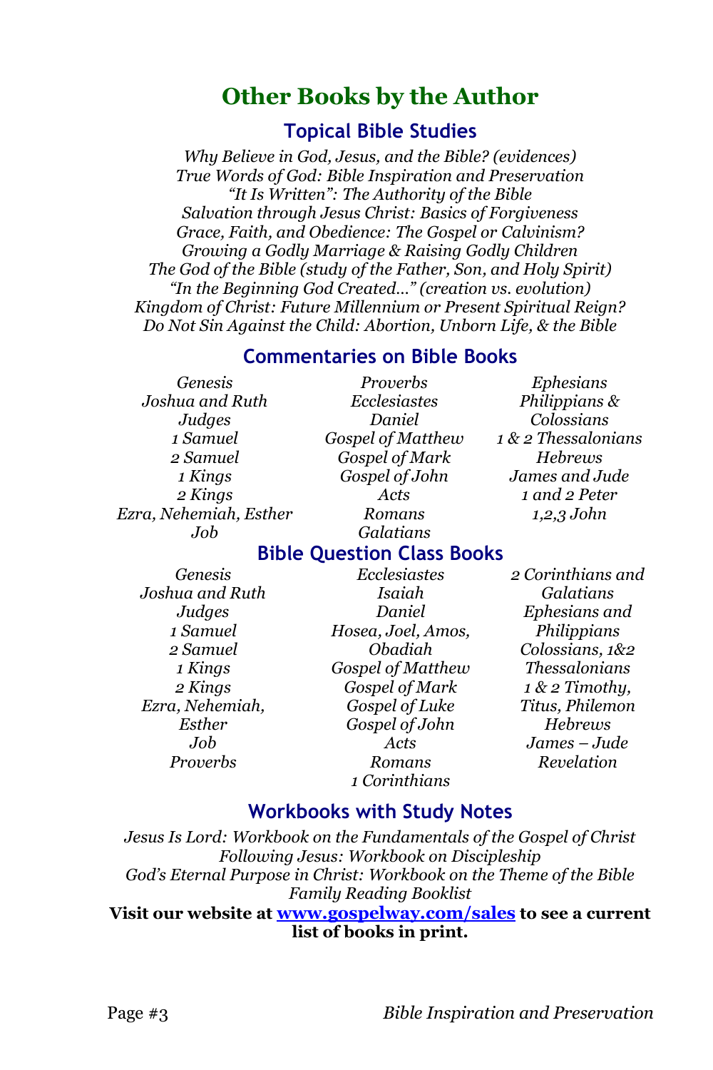# Other Books by the Author

## Topical Bible Studies

*Why Believe in God, Jesus, and the Bible? (evidences)*
*True Words of God: Bible Inspiration and Preservation*
*"It Is Written": The Authority of the Bible*
*Salvation through Jesus Christ: Basics of Forgiveness*
*Grace, Faith, and Obedience: The Gospel or Calvinism?*
*Growing a Godly Marriage & Raising Godly Children*
*The God of the Bible (study of the Father, Son, and Holy Spirit)*
*"In the Beginning God Created…" (creation vs. evolution)*
*Kingdom of Christ: Future Millennium or Present Spiritual Reign?*
*Do Not Sin Against the Child: Abortion, Unborn Life, & the Bible*

## Commentaries on Bible Books

*Genesis*
*Joshua and Ruth*
*Judges*
*1 Samuel*
*2 Samuel*
*1 Kings*
*2 Kings*
*Ezra, Nehemiah, Esther*
*Job*
*Proverbs*
*Ecclesiastes*
*Daniel*
*Gospel of Matthew*
*Gospel of Mark*
*Gospel of John*
*Acts*
*Romans*
*Galatians*
*Ephesians*
*Philippians & Colossians*
*1 & 2 Thessalonians*
*Hebrews*
*James and Jude*
*1 and 2 Peter*
*1,2,3 John*

## Bible Question Class Books

*Genesis*
*Joshua and Ruth*
*Judges*
*1 Samuel*
*2 Samuel*
*1 Kings*
*2 Kings*
*Ezra, Nehemiah, Esther*
*Job*
*Proverbs*
*Ecclesiastes*
*Isaiah*
*Daniel*
*Hosea, Joel, Amos, Obadiah*
*Gospel of Matthew*
*Gospel of Mark*
*Gospel of Luke*
*Gospel of John*
*Acts*
*Romans*
*1 Corinthians*
*2 Corinthians and Galatians*
*Ephesians and Philippians*
*Colossians, 1&2 Thessalonians*
*1 & 2 Timothy, Titus, Philemon*
*Hebrews*
*James – Jude*
*Revelation*

## Workbooks with Study Notes

*Jesus Is Lord: Workbook on the Fundamentals of the Gospel of Christ*
*Following Jesus: Workbook on Discipleship*
*God's Eternal Purpose in Christ: Workbook on the Theme of the Bible*
*Family Reading Booklist*

**Visit our website at [www.gospelway.com/sales](http://www.gospelway.com/sales) to see a current list of books in print.**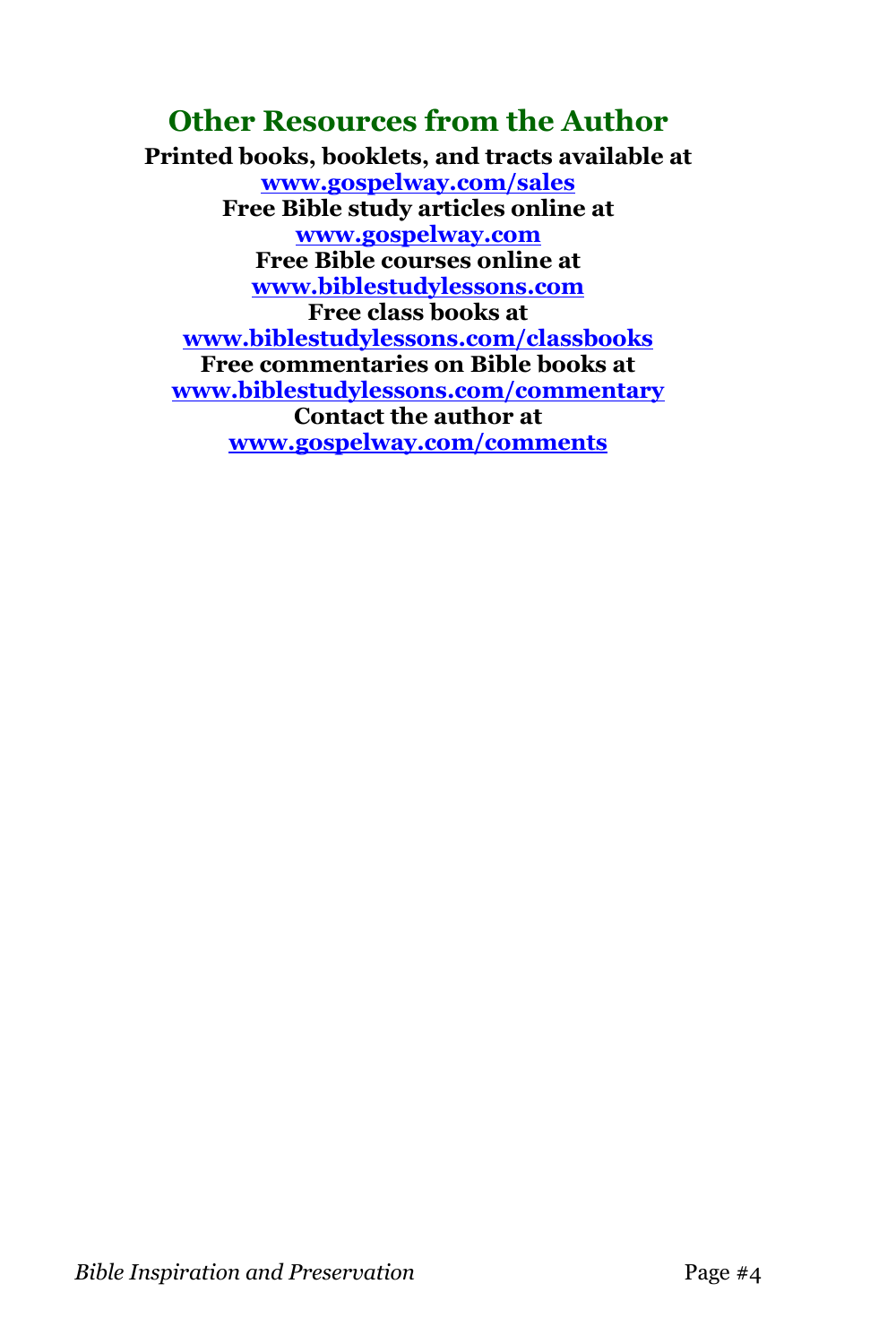## Other Resources from the Author

**Printed books, booklets, and tracts available at**
**[www.gospelway.com/sales](http://www.gospelway.com/sales)**
**Free Bible study articles online at**
**[www.gospelway.com](http://www.gospelway.com)**
**Free Bible courses online at**
**[www.biblestudylessons.com](http://www.biblestudylessons.com)**
**Free class books at**
**[www.biblestudylessons.com/classbooks](http://www.biblestudylessons.com/classbooks)**
**Free commentaries on Bible books at**
**[www.biblestudylessons.com/commentary](http://www.biblestudylessons.com/commentary)**
**Contact the author at**
**[www.gospelway.com/comments](http://www.gospelway.com/comments)**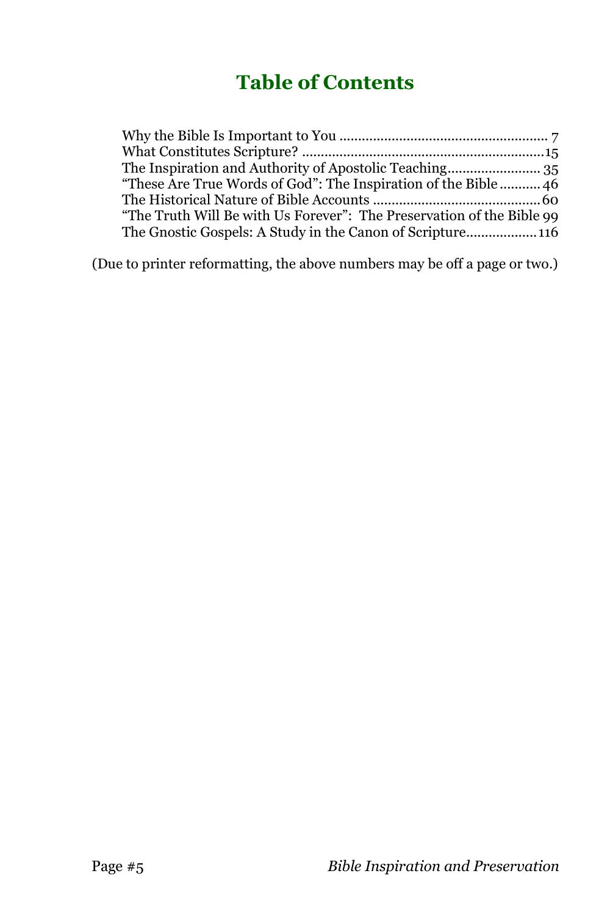# Table of Contents

Why the Bible Is Important to You ........................................................ 7
What Constitutes Scripture? .................................................................15
The Inspiration and Authority of Apostolic Teaching......................... 35
“These Are True Words of God”: The Inspiration of the Bible ........... 46
The Historical Nature of Bible Accounts ............................................60
“The Truth Will Be with Us Forever”: The Preservation of the Bible 99
The Gnostic Gospels: A Study in the Canon of Scripture..................116

(Due to printer reformatting, the above numbers may be off a page or two.)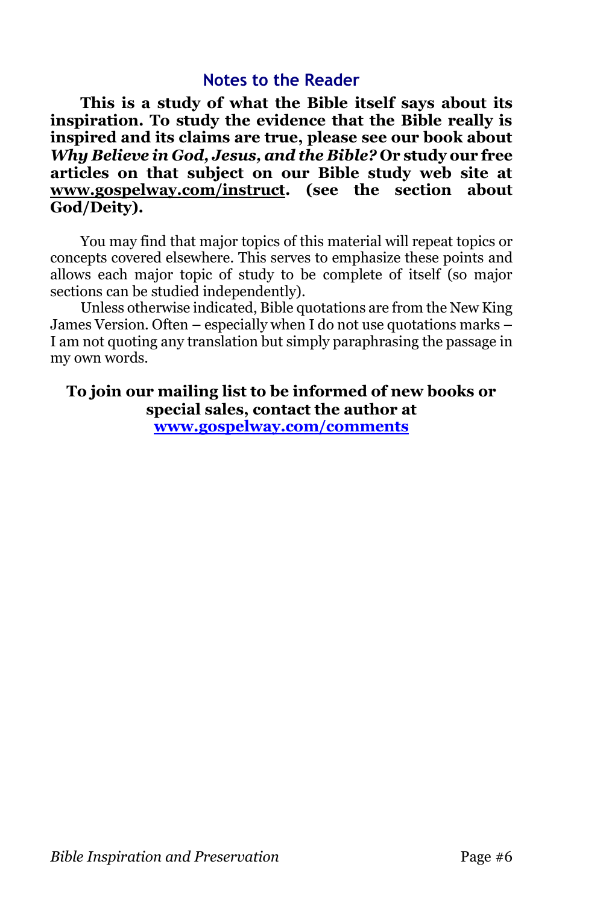## Notes to the Reader

**This is a study of what the Bible itself says about its inspiration. To study the evidence that the Bible really is inspired and its claims are true, please see our book about *Why Believe in God, Jesus, and the Bible?* Or study our free articles on that subject on our Bible study web site at www.gospelway.com/instruct. (see the section about God/Deity).**

You may find that major topics of this material will repeat topics or concepts covered elsewhere. This serves to emphasize these points and allows each major topic of study to be complete of itself (so major sections can be studied independently).

Unless otherwise indicated, Bible quotations are from the New King James Version. Often – especially when I do not use quotations marks – I am not quoting any translation but simply paraphrasing the passage in my own words.

**To join our mailing list to be informed of new books or special sales, contact the author at [www.gospelway.com/comments](www.gospelway.com/comments)**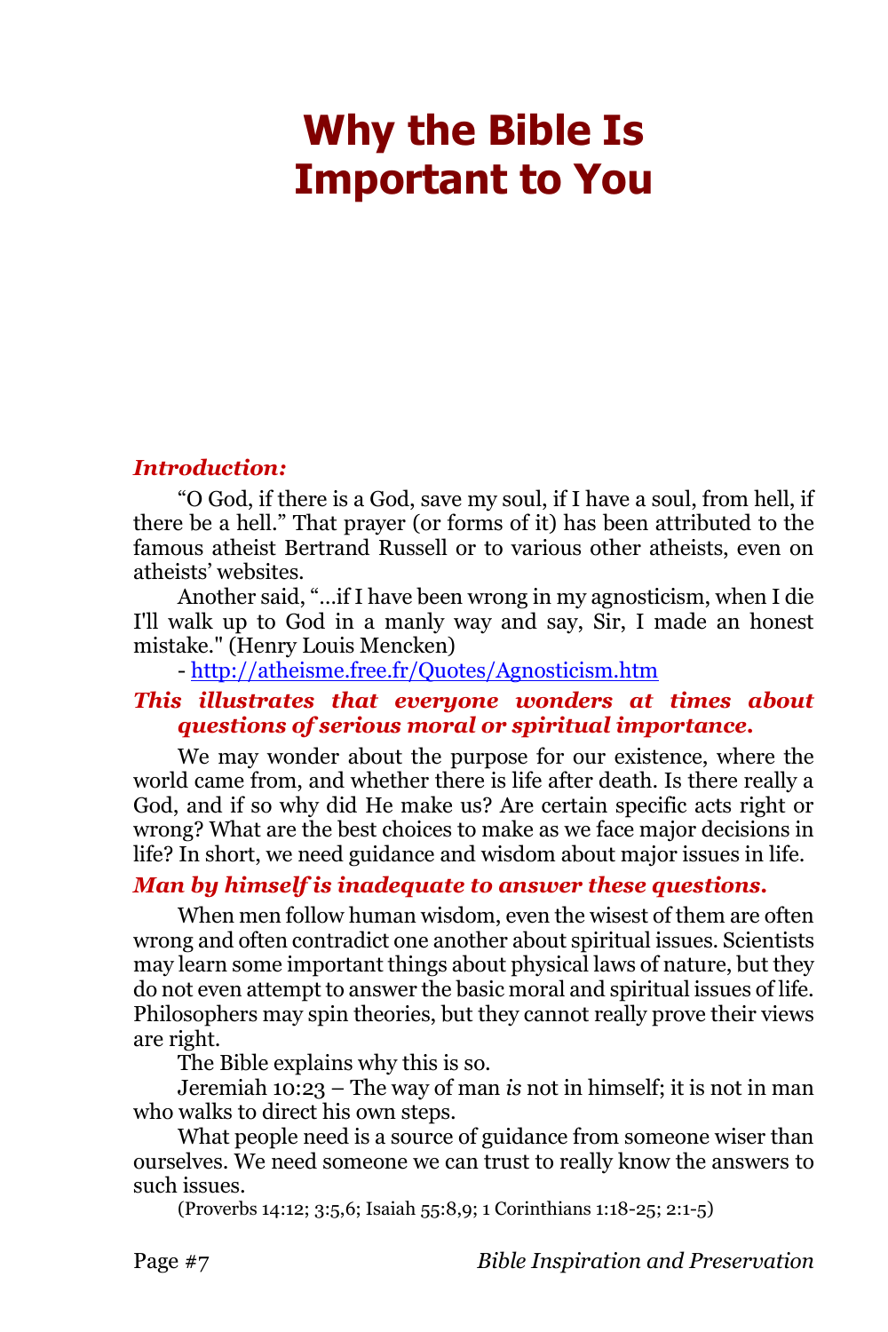# Why the Bible Is Important to You

***Introduction:***

"O God, if there is a God, save my soul, if I have a soul, from hell, if there be a hell." That prayer (or forms of it) has been attributed to the famous atheist Bertrand Russell or to various other atheists, even on atheists' websites.

Another said, "...if I have been wrong in my agnosticism, when I die I'll walk up to God in a manly way and say, Sir, I made an honest mistake." (Henry Louis Mencken)

- [http://atheisme.free.fr/Quotes/Agnosticism.htm](http://atheisme.free.fr/Quotes/Agnosticism.htm)

***This illustrates that everyone wonders at times about questions of serious moral or spiritual importance.***

We may wonder about the purpose for our existence, where the world came from, and whether there is life after death. Is there really a God, and if so why did He make us? Are certain specific acts right or wrong? What are the best choices to make as we face major decisions in life? In short, we need guidance and wisdom about major issues in life.

***Man by himself is inadequate to answer these questions.***

When men follow human wisdom, even the wisest of them are often wrong and often contradict one another about spiritual issues. Scientists may learn some important things about physical laws of nature, but they do not even attempt to answer the basic moral and spiritual issues of life. Philosophers may spin theories, but they cannot really prove their views are right.

The Bible explains why this is so.

Jeremiah 10:23 – The way of man *is* not in himself; it is not in man who walks to direct his own steps.

What people need is a source of guidance from someone wiser than ourselves. We need someone we can trust to really know the answers to such issues.

(Proverbs 14:12; 3:5,6; Isaiah 55:8,9; 1 Corinthians 1:18-25; 2:1-5)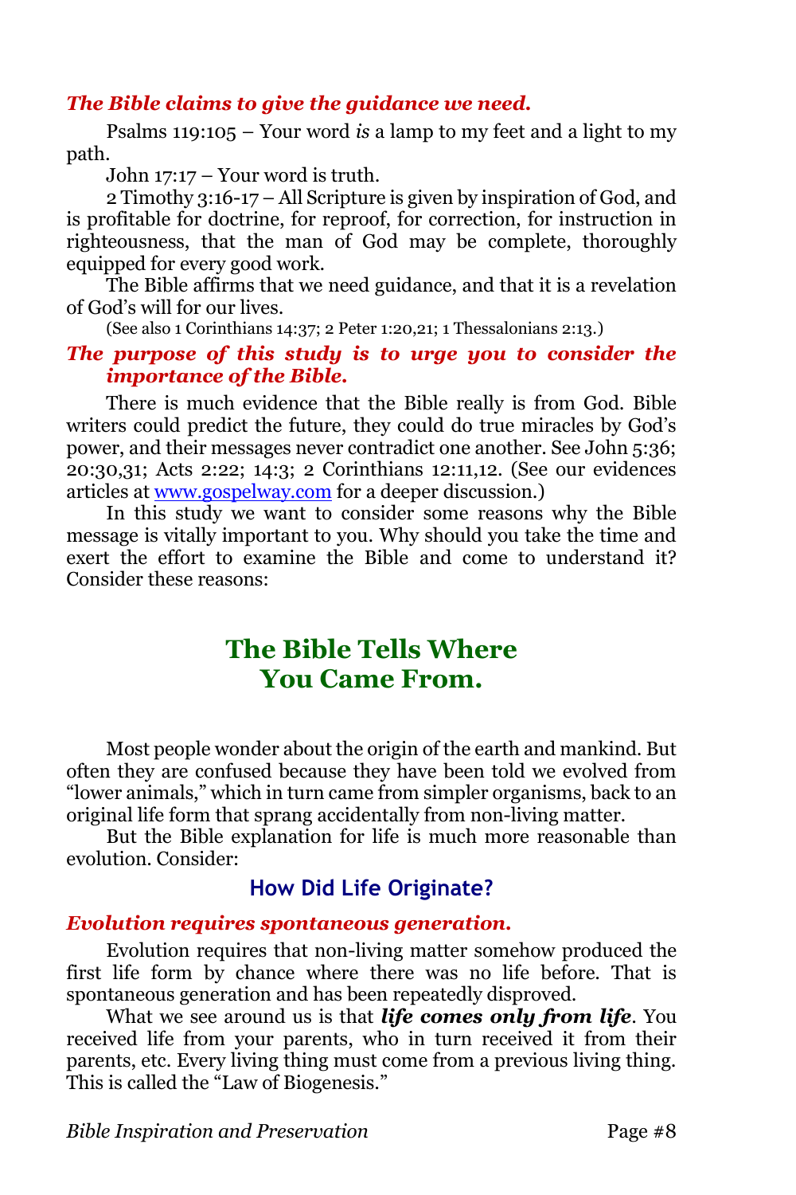***The Bible claims to give the guidance we need.***

Psalms 119:105 – Your word *is* a lamp to my feet and a light to my path.

John 17:17 – Your word is truth.

2 Timothy 3:16-17 – All Scripture is given by inspiration of God, and is profitable for doctrine, for reproof, for correction, for instruction in righteousness, that the man of God may be complete, thoroughly equipped for every good work.

The Bible affirms that we need guidance, and that it is a revelation of God's will for our lives.

(See also 1 Corinthians 14:37; 2 Peter 1:20,21; 1 Thessalonians 2:13.)

***The purpose of this study is to urge you to consider the importance of the Bible.***

There is much evidence that the Bible really is from God. Bible writers could predict the future, they could do true miracles by God's power, and their messages never contradict one another. See John 5:36; 20:30,31; Acts 2:22; 14:3; 2 Corinthians 12:11,12. (See our evidences articles at www.gospelway.com for a deeper discussion.)

In this study we want to consider some reasons why the Bible message is vitally important to you. Why should you take the time and exert the effort to examine the Bible and come to understand it? Consider these reasons:

# The Bible Tells Where You Came From.

Most people wonder about the origin of the earth and mankind. But often they are confused because they have been told we evolved from "lower animals," which in turn came from simpler organisms, back to an original life form that sprang accidentally from non-living matter.

But the Bible explanation for life is much more reasonable than evolution. Consider:

## How Did Life Originate?

***Evolution requires spontaneous generation.***

Evolution requires that non-living matter somehow produced the first life form by chance where there was no life before. That is spontaneous generation and has been repeatedly disproved.

What we see around us is that ***life comes only from life***. You received life from your parents, who in turn received it from their parents, etc. Every living thing must come from a previous living thing. This is called the "Law of Biogenesis."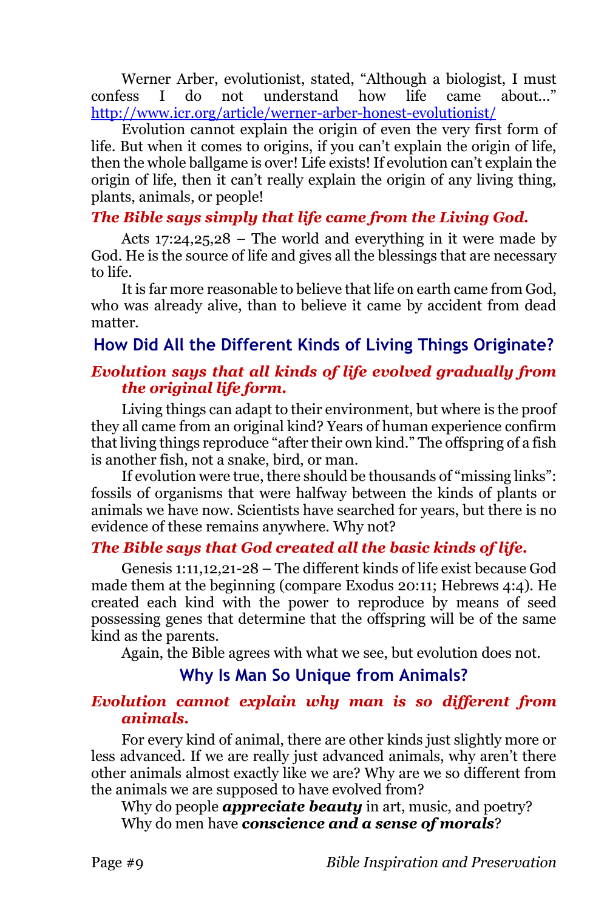Werner Arber, evolutionist, stated, "Although a biologist, I must confess I do not understand how life came about..." http://www.icr.org/article/werner-arber-honest-evolutionist/

Evolution cannot explain the origin of even the very first form of life. But when it comes to origins, if you can't explain the origin of life, then the whole ballgame is over! Life exists! If evolution can't explain the origin of life, then it can't really explain the origin of any living thing, plants, animals, or people!

***The Bible says simply that life came from the Living God.***

Acts 17:24,25,28 – The world and everything in it were made by God. He is the source of life and gives all the blessings that are necessary to life.

It is far more reasonable to believe that life on earth came from God, who was already alive, than to believe it came by accident from dead matter.

## How Did All the Different Kinds of Living Things Originate?

***Evolution says that all kinds of life evolved gradually from the original life form.***

Living things can adapt to their environment, but where is the proof they all came from an original kind? Years of human experience confirm that living things reproduce "after their own kind." The offspring of a fish is another fish, not a snake, bird, or man.

If evolution were true, there should be thousands of "missing links": fossils of organisms that were halfway between the kinds of plants or animals we have now. Scientists have searched for years, but there is no evidence of these remains anywhere. Why not?

***The Bible says that God created all the basic kinds of life.***

Genesis 1:11,12,21-28 – The different kinds of life exist because God made them at the beginning (compare Exodus 20:11; Hebrews 4:4). He created each kind with the power to reproduce by means of seed possessing genes that determine that the offspring will be of the same kind as the parents.

Again, the Bible agrees with what we see, but evolution does not.

## Why Is Man So Unique from Animals?

***Evolution cannot explain why man is so different from animals.***

For every kind of animal, there are other kinds just slightly more or less advanced. If we are really just advanced animals, why aren't there other animals almost exactly like we are? Why are we so different from the animals we are supposed to have evolved from?

Why do people ***appreciate beauty*** in art, music, and poetry?

Why do men have ***conscience and a sense of morals***?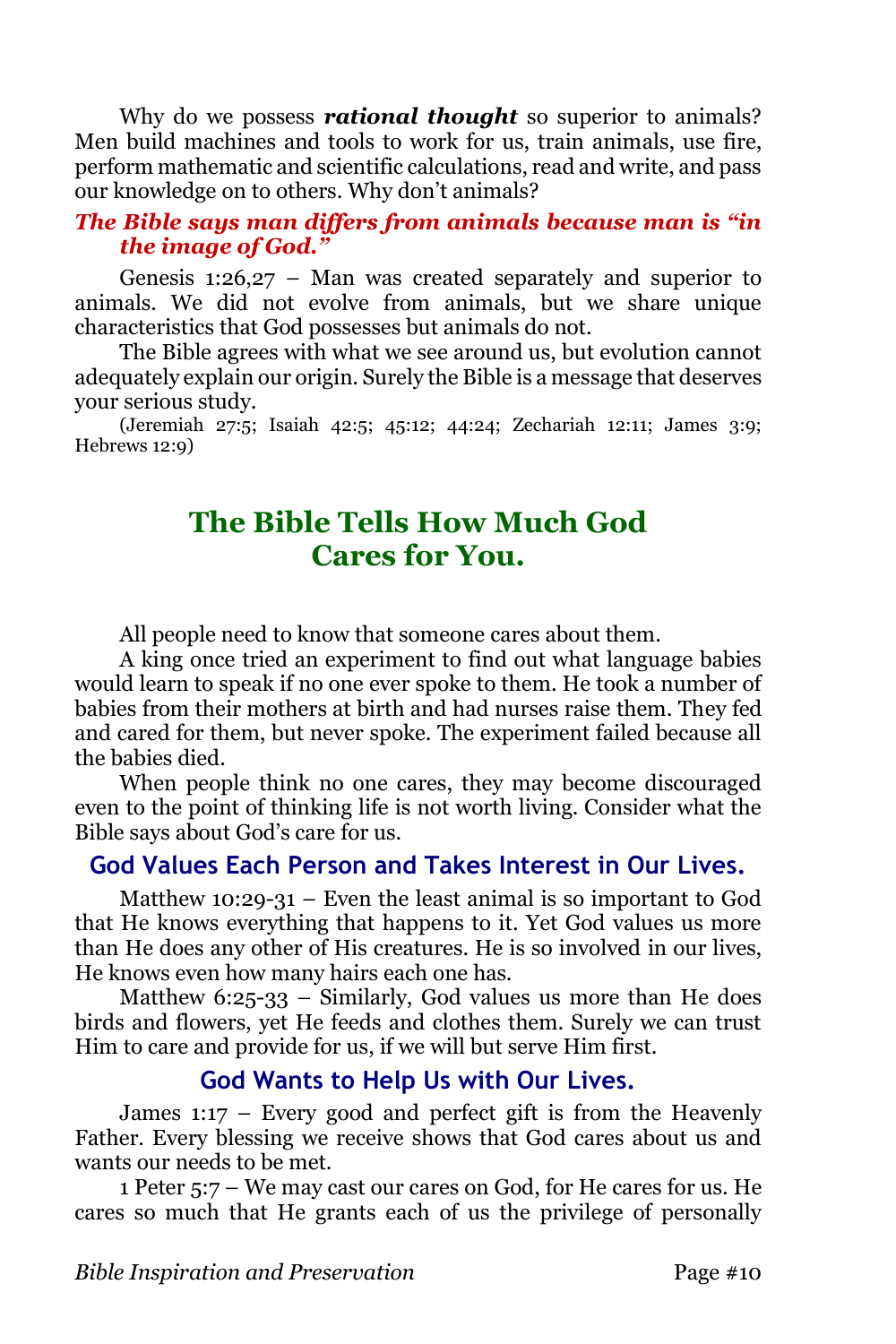Why do we possess ***rational thought*** so superior to animals? Men build machines and tools to work for us, train animals, use fire, perform mathematic and scientific calculations, read and write, and pass our knowledge on to others. Why don't animals?

***The Bible says man differs from animals because man is "in the image of God."***

Genesis 1:26,27 – Man was created separately and superior to animals. We did not evolve from animals, but we share unique characteristics that God possesses but animals do not.

The Bible agrees with what we see around us, but evolution cannot adequately explain our origin. Surely the Bible is a message that deserves your serious study.

(Jeremiah 27:5; Isaiah 42:5; 45:12; 44:24; Zechariah 12:11; James 3:9; Hebrews 12:9)

## The Bible Tells How Much God Cares for You.

All people need to know that someone cares about them.

A king once tried an experiment to find out what language babies would learn to speak if no one ever spoke to them. He took a number of babies from their mothers at birth and had nurses raise them. They fed and cared for them, but never spoke. The experiment failed because all the babies died.

When people think no one cares, they may become discouraged even to the point of thinking life is not worth living. Consider what the Bible says about God's care for us.

### God Values Each Person and Takes Interest in Our Lives.

Matthew 10:29-31 – Even the least animal is so important to God that He knows everything that happens to it. Yet God values us more than He does any other of His creatures. He is so involved in our lives, He knows even how many hairs each one has.

Matthew 6:25-33 – Similarly, God values us more than He does birds and flowers, yet He feeds and clothes them. Surely we can trust Him to care and provide for us, if we will but serve Him first.

### God Wants to Help Us with Our Lives.

James 1:17 – Every good and perfect gift is from the Heavenly Father. Every blessing we receive shows that God cares about us and wants our needs to be met.

1 Peter 5:7 – We may cast our cares on God, for He cares for us. He cares so much that He grants each of us the privilege of personally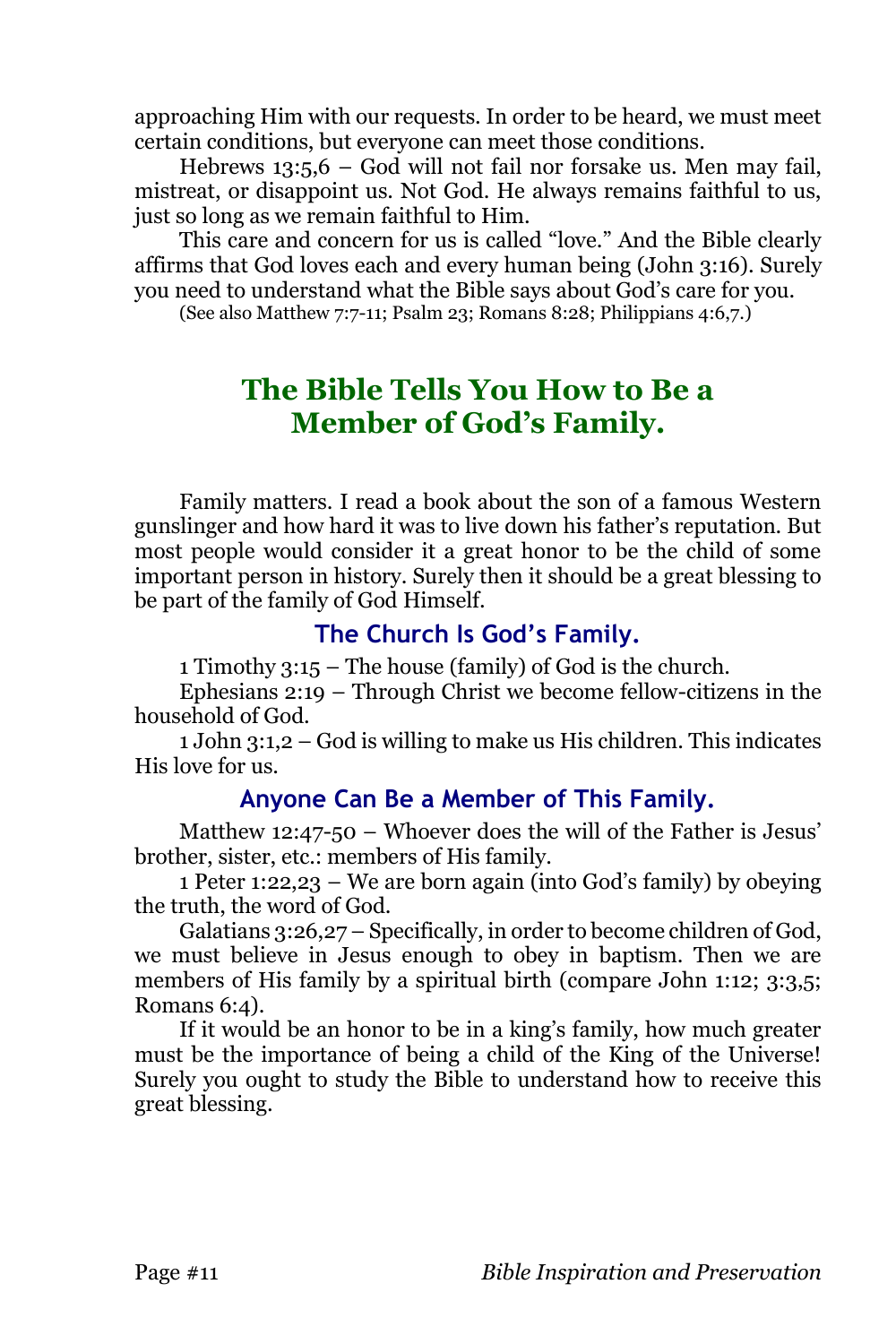approaching Him with our requests. In order to be heard, we must meet certain conditions, but everyone can meet those conditions.

Hebrews 13:5,6 – God will not fail nor forsake us. Men may fail, mistreat, or disappoint us. Not God. He always remains faithful to us, just so long as we remain faithful to Him.

This care and concern for us is called "love." And the Bible clearly affirms that God loves each and every human being (John 3:16). Surely you need to understand what the Bible says about God's care for you.

(See also Matthew 7:7-11; Psalm 23; Romans 8:28; Philippians 4:6,7.)

## The Bible Tells You How to Be a Member of God's Family.

Family matters. I read a book about the son of a famous Western gunslinger and how hard it was to live down his father's reputation. But most people would consider it a great honor to be the child of some important person in history. Surely then it should be a great blessing to be part of the family of God Himself.

### The Church Is God's Family.

1 Timothy 3:15 – The house (family) of God is the church.

Ephesians 2:19 – Through Christ we become fellow-citizens in the household of God.

1 John 3:1,2 – God is willing to make us His children. This indicates His love for us.

### Anyone Can Be a Member of This Family.

Matthew 12:47-50 – Whoever does the will of the Father is Jesus' brother, sister, etc.: members of His family.

1 Peter 1:22,23 – We are born again (into God's family) by obeying the truth, the word of God.

Galatians 3:26,27 – Specifically, in order to become children of God, we must believe in Jesus enough to obey in baptism. Then we are members of His family by a spiritual birth (compare John 1:12; 3:3,5; Romans 6:4).

If it would be an honor to be in a king's family, how much greater must be the importance of being a child of the King of the Universe! Surely you ought to study the Bible to understand how to receive this great blessing.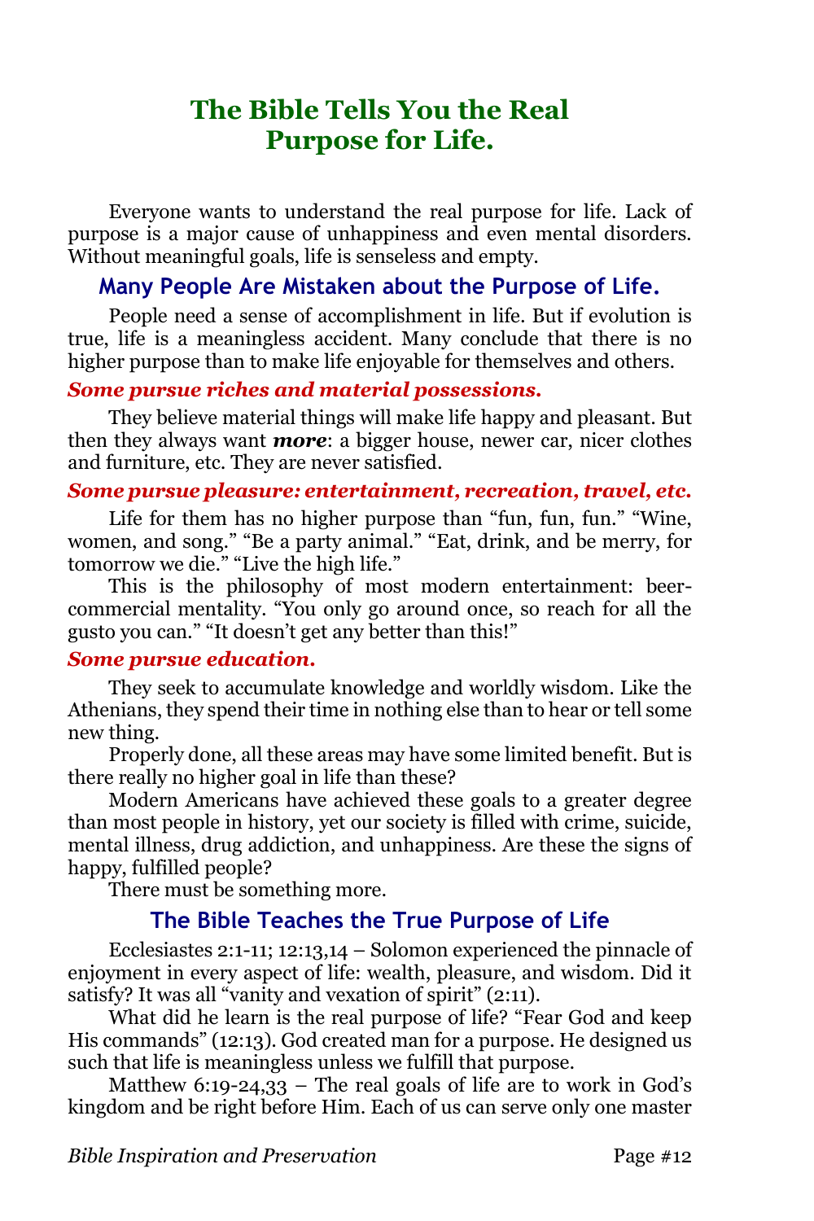# The Bible Tells You the Real Purpose for Life.

Everyone wants to understand the real purpose for life. Lack of purpose is a major cause of unhappiness and even mental disorders. Without meaningful goals, life is senseless and empty.

## Many People Are Mistaken about the Purpose of Life.

People need a sense of accomplishment in life. But if evolution is true, life is a meaningless accident. Many conclude that there is no higher purpose than to make life enjoyable for themselves and others.

### *Some pursue riches and material possessions.*

They believe material things will make life happy and pleasant. But then they always want ***more***: a bigger house, newer car, nicer clothes and furniture, etc. They are never satisfied.

### *Some pursue pleasure: entertainment, recreation, travel, etc.*

Life for them has no higher purpose than "fun, fun, fun." "Wine, women, and song." "Be a party animal." "Eat, drink, and be merry, for tomorrow we die." "Live the high life."

This is the philosophy of most modern entertainment: beer-commercial mentality. "You only go around once, so reach for all the gusto you can." "It doesn't get any better than this!"

### *Some pursue education.*

They seek to accumulate knowledge and worldly wisdom. Like the Athenians, they spend their time in nothing else than to hear or tell some new thing.

Properly done, all these areas may have some limited benefit. But is there really no higher goal in life than these?

Modern Americans have achieved these goals to a greater degree than most people in history, yet our society is filled with crime, suicide, mental illness, drug addiction, and unhappiness. Are these the signs of happy, fulfilled people?

There must be something more.

## The Bible Teaches the True Purpose of Life

Ecclesiastes 2:1-11; 12:13,14 – Solomon experienced the pinnacle of enjoyment in every aspect of life: wealth, pleasure, and wisdom. Did it satisfy? It was all "vanity and vexation of spirit" (2:11).

What did he learn is the real purpose of life? "Fear God and keep His commands" (12:13). God created man for a purpose. He designed us such that life is meaningless unless we fulfill that purpose.

Matthew 6:19-24,33 – The real goals of life are to work in God's kingdom and be right before Him. Each of us can serve only one master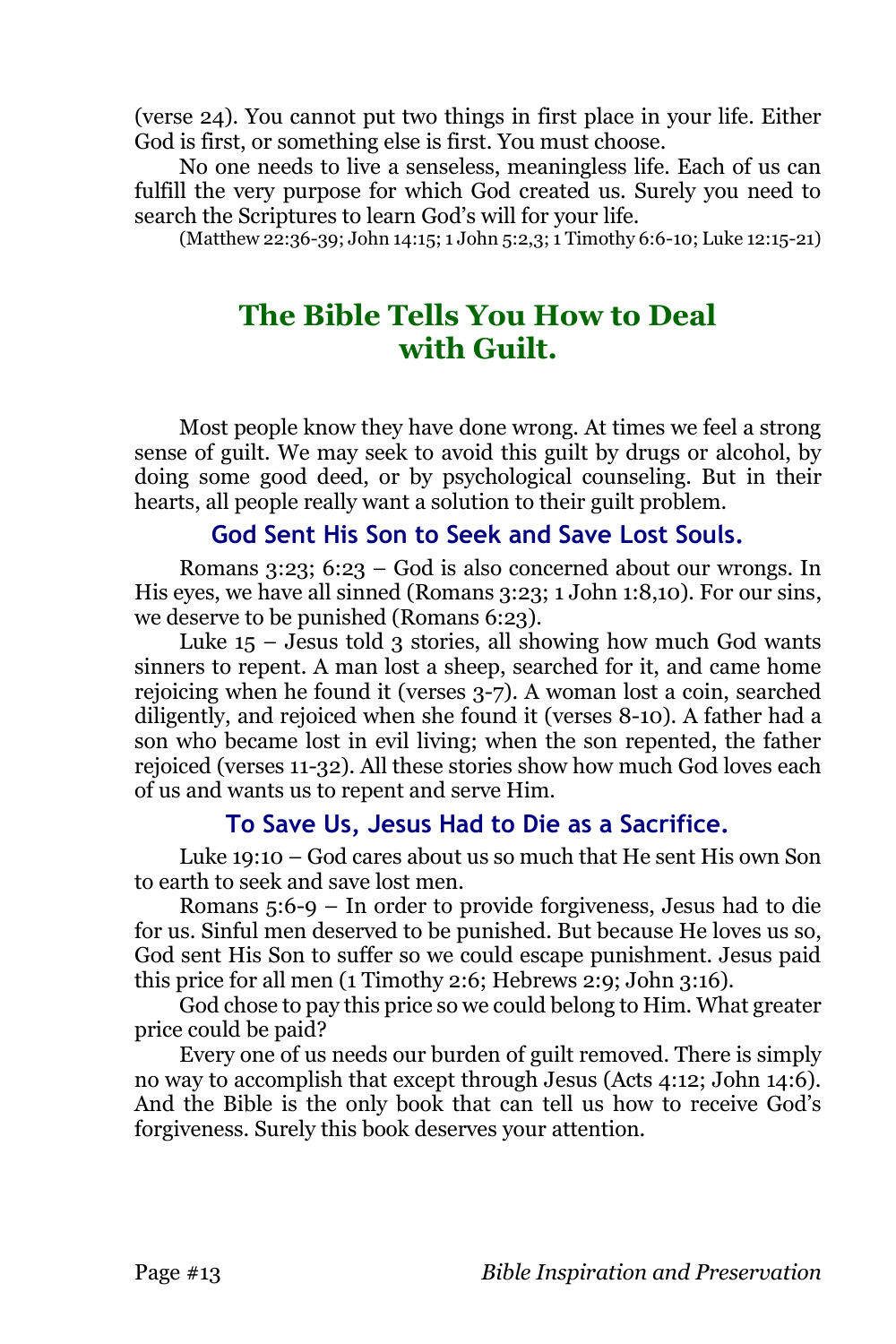(verse 24). You cannot put two things in first place in your life. Either God is first, or something else is first. You must choose.

No one needs to live a senseless, meaningless life. Each of us can fulfill the very purpose for which God created us. Surely you need to search the Scriptures to learn God's will for your life.

(Matthew 22:36-39; John 14:15; 1 John 5:2,3; 1 Timothy 6:6-10; Luke 12:15-21)

## The Bible Tells You How to Deal with Guilt.

Most people know they have done wrong. At times we feel a strong sense of guilt. We may seek to avoid this guilt by drugs or alcohol, by doing some good deed, or by psychological counseling. But in their hearts, all people really want a solution to their guilt problem.

### God Sent His Son to Seek and Save Lost Souls.

Romans 3:23; 6:23 – God is also concerned about our wrongs. In His eyes, we have all sinned (Romans 3:23; 1 John 1:8,10). For our sins, we deserve to be punished (Romans 6:23).

Luke 15 – Jesus told 3 stories, all showing how much God wants sinners to repent. A man lost a sheep, searched for it, and came home rejoicing when he found it (verses 3-7). A woman lost a coin, searched diligently, and rejoiced when she found it (verses 8-10). A father had a son who became lost in evil living; when the son repented, the father rejoiced (verses 11-32). All these stories show how much God loves each of us and wants us to repent and serve Him.

### To Save Us, Jesus Had to Die as a Sacrifice.

Luke 19:10 – God cares about us so much that He sent His own Son to earth to seek and save lost men.

Romans 5:6-9 – In order to provide forgiveness, Jesus had to die for us. Sinful men deserved to be punished. But because He loves us so, God sent His Son to suffer so we could escape punishment. Jesus paid this price for all men (1 Timothy 2:6; Hebrews 2:9; John 3:16).

God chose to pay this price so we could belong to Him. What greater price could be paid?

Every one of us needs our burden of guilt removed. There is simply no way to accomplish that except through Jesus (Acts 4:12; John 14:6). And the Bible is the only book that can tell us how to receive God's forgiveness. Surely this book deserves your attention.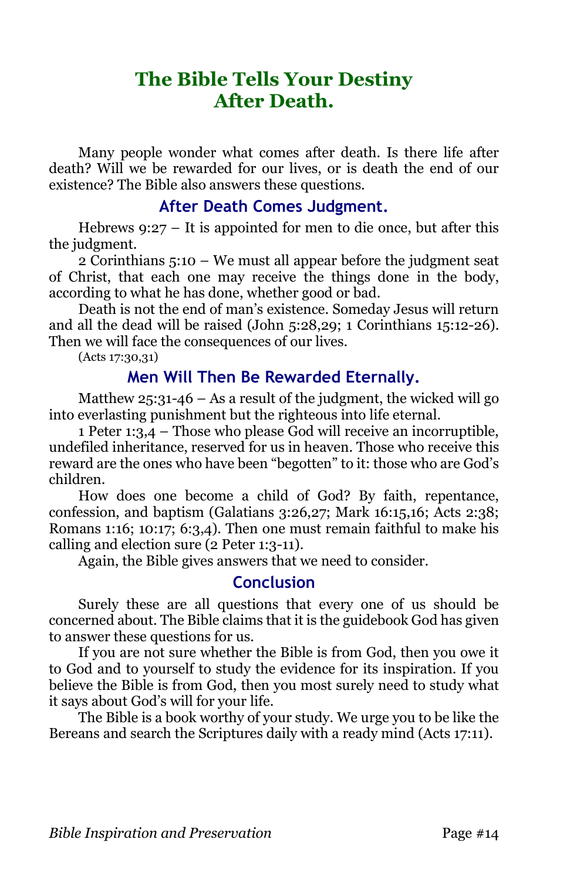# The Bible Tells Your Destiny After Death.

Many people wonder what comes after death. Is there life after death? Will we be rewarded for our lives, or is death the end of our existence? The Bible also answers these questions.

## After Death Comes Judgment.

Hebrews 9:27 – It is appointed for men to die once, but after this the judgment.

2 Corinthians 5:10 – We must all appear before the judgment seat of Christ, that each one may receive the things done in the body, according to what he has done, whether good or bad.

Death is not the end of man's existence. Someday Jesus will return and all the dead will be raised (John 5:28,29; 1 Corinthians 15:12-26). Then we will face the consequences of our lives.

(Acts 17:30,31)

## Men Will Then Be Rewarded Eternally.

Matthew 25:31-46 – As a result of the judgment, the wicked will go into everlasting punishment but the righteous into life eternal.

1 Peter 1:3,4 – Those who please God will receive an incorruptible, undefiled inheritance, reserved for us in heaven. Those who receive this reward are the ones who have been "begotten" to it: those who are God's children.

How does one become a child of God? By faith, repentance, confession, and baptism (Galatians 3:26,27; Mark 16:15,16; Acts 2:38; Romans 1:16; 10:17; 6:3,4). Then one must remain faithful to make his calling and election sure (2 Peter 1:3-11).

Again, the Bible gives answers that we need to consider.

## Conclusion

Surely these are all questions that every one of us should be concerned about. The Bible claims that it is the guidebook God has given to answer these questions for us.

If you are not sure whether the Bible is from God, then you owe it to God and to yourself to study the evidence for its inspiration. If you believe the Bible is from God, then you most surely need to study what it says about God's will for your life.

The Bible is a book worthy of your study. We urge you to be like the Bereans and search the Scriptures daily with a ready mind (Acts 17:11).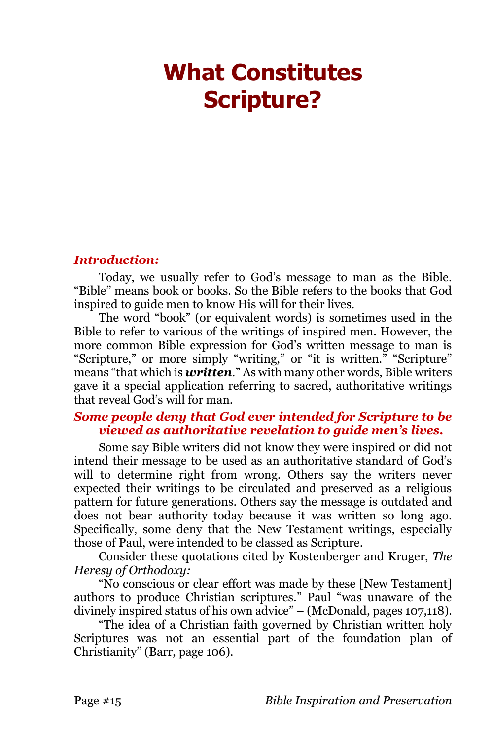# What Constitutes Scripture?

***Introduction:***

Today, we usually refer to God's message to man as the Bible. "Bible" means book or books. So the Bible refers to the books that God inspired to guide men to know His will for their lives.

The word "book" (or equivalent words) is sometimes used in the Bible to refer to various of the writings of inspired men. However, the more common Bible expression for God's written message to man is "Scripture," or more simply "writing," or "it is written." "Scripture" means "that which is ***written***." As with many other words, Bible writers gave it a special application referring to sacred, authoritative writings that reveal God's will for man.

***Some people deny that God ever intended for Scripture to be viewed as authoritative revelation to guide men's lives.***

Some say Bible writers did not know they were inspired or did not intend their message to be used as an authoritative standard of God's will to determine right from wrong. Others say the writers never expected their writings to be circulated and preserved as a religious pattern for future generations. Others say the message is outdated and does not bear authority today because it was written so long ago. Specifically, some deny that the New Testament writings, especially those of Paul, were intended to be classed as Scripture.

Consider these quotations cited by Kostenberger and Kruger, *The Heresy of Orthodoxy:*

"No conscious or clear effort was made by these [New Testament] authors to produce Christian scriptures." Paul "was unaware of the divinely inspired status of his own advice" – (McDonald, pages 107,118).

"The idea of a Christian faith governed by Christian written holy Scriptures was not an essential part of the foundation plan of Christianity" (Barr, page 106).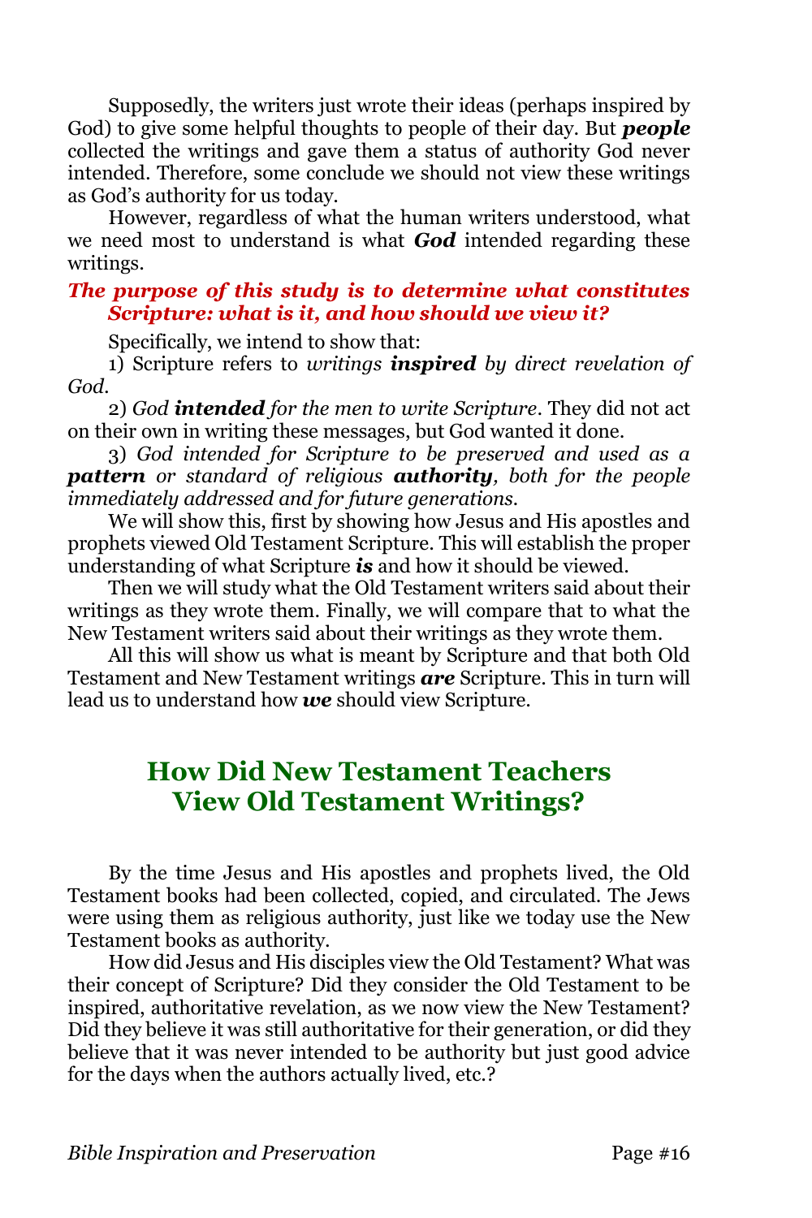Supposedly, the writers just wrote their ideas (perhaps inspired by God) to give some helpful thoughts to people of their day. But ***people*** collected the writings and gave them a status of authority God never intended. Therefore, some conclude we should not view these writings as God's authority for us today.

However, regardless of what the human writers understood, what we need most to understand is what ***God*** intended regarding these writings.

***The purpose of this study is to determine what constitutes Scripture: what is it, and how should we view it?***

Specifically, we intend to show that:

1) Scripture refers to *writings* ***inspired*** *by direct revelation of God*.

2) *God* ***intended*** *for the men to write Scripture*. They did not act on their own in writing these messages, but God wanted it done.

3) *God intended for Scripture to be preserved and used as a* ***pattern*** *or standard of religious* ***authority****, both for the people immediately addressed and for future generations.*

We will show this, first by showing how Jesus and His apostles and prophets viewed Old Testament Scripture. This will establish the proper understanding of what Scripture ***is*** and how it should be viewed.

Then we will study what the Old Testament writers said about their writings as they wrote them. Finally, we will compare that to what the New Testament writers said about their writings as they wrote them.

All this will show us what is meant by Scripture and that both Old Testament and New Testament writings ***are*** Scripture. This in turn will lead us to understand how ***we*** should view Scripture.

## How Did New Testament Teachers View Old Testament Writings?

By the time Jesus and His apostles and prophets lived, the Old Testament books had been collected, copied, and circulated. The Jews were using them as religious authority, just like we today use the New Testament books as authority.

How did Jesus and His disciples view the Old Testament? What was their concept of Scripture? Did they consider the Old Testament to be inspired, authoritative revelation, as we now view the New Testament? Did they believe it was still authoritative for their generation, or did they believe that it was never intended to be authority but just good advice for the days when the authors actually lived, etc.?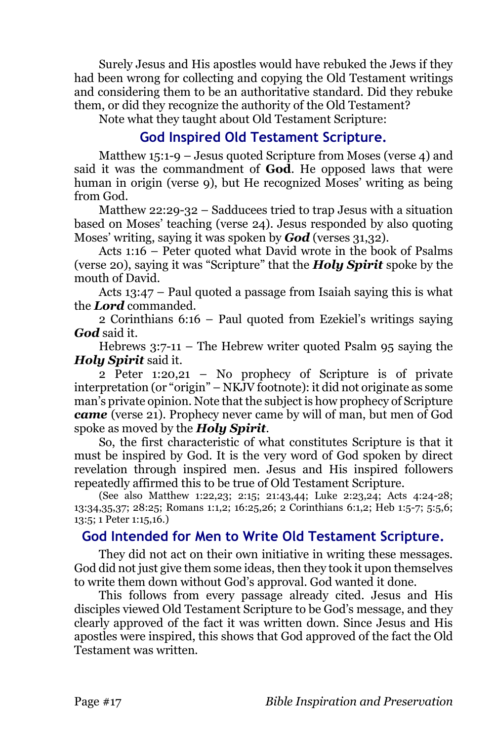Surely Jesus and His apostles would have rebuked the Jews if they had been wrong for collecting and copying the Old Testament writings and considering them to be an authoritative standard. Did they rebuke them, or did they recognize the authority of the Old Testament?

Note what they taught about Old Testament Scripture:

## God Inspired Old Testament Scripture.

Matthew 15:1-9 – Jesus quoted Scripture from Moses (verse 4) and said it was the commandment of **God**. He opposed laws that were human in origin (verse 9), but He recognized Moses' writing as being from God.

Matthew 22:29-32 – Sadducees tried to trap Jesus with a situation based on Moses' teaching (verse 24). Jesus responded by also quoting Moses' writing, saying it was spoken by ***God*** (verses 31,32).

Acts 1:16 – Peter quoted what David wrote in the book of Psalms (verse 20), saying it was "Scripture" that the ***Holy Spirit*** spoke by the mouth of David.

Acts 13:47 – Paul quoted a passage from Isaiah saying this is what the ***Lord*** commanded.

2 Corinthians 6:16 – Paul quoted from Ezekiel's writings saying ***God*** said it.

Hebrews 3:7-11 – The Hebrew writer quoted Psalm 95 saying the ***Holy Spirit*** said it.

2 Peter 1:20,21 – No prophecy of Scripture is of private interpretation (or "origin" – NKJV footnote): it did not originate as some man's private opinion. Note that the subject is how prophecy of Scripture ***came*** (verse 21). Prophecy never came by will of man, but men of God spoke as moved by the ***Holy Spirit***.

So, the first characteristic of what constitutes Scripture is that it must be inspired by God. It is the very word of God spoken by direct revelation through inspired men. Jesus and His inspired followers repeatedly affirmed this to be true of Old Testament Scripture.

(See also Matthew 1:22,23; 2:15; 21:43,44; Luke 2:23,24; Acts 4:24-28; 13:34,35,37; 28:25; Romans 1:1,2; 16:25,26; 2 Corinthians 6:1,2; Heb 1:5-7; 5:5,6; 13:5; 1 Peter 1:15,16.)

## God Intended for Men to Write Old Testament Scripture.

They did not act on their own initiative in writing these messages. God did not just give them some ideas, then they took it upon themselves to write them down without God's approval. God wanted it done.

This follows from every passage already cited. Jesus and His disciples viewed Old Testament Scripture to be God's message, and they clearly approved of the fact it was written down. Since Jesus and His apostles were inspired, this shows that God approved of the fact the Old Testament was written.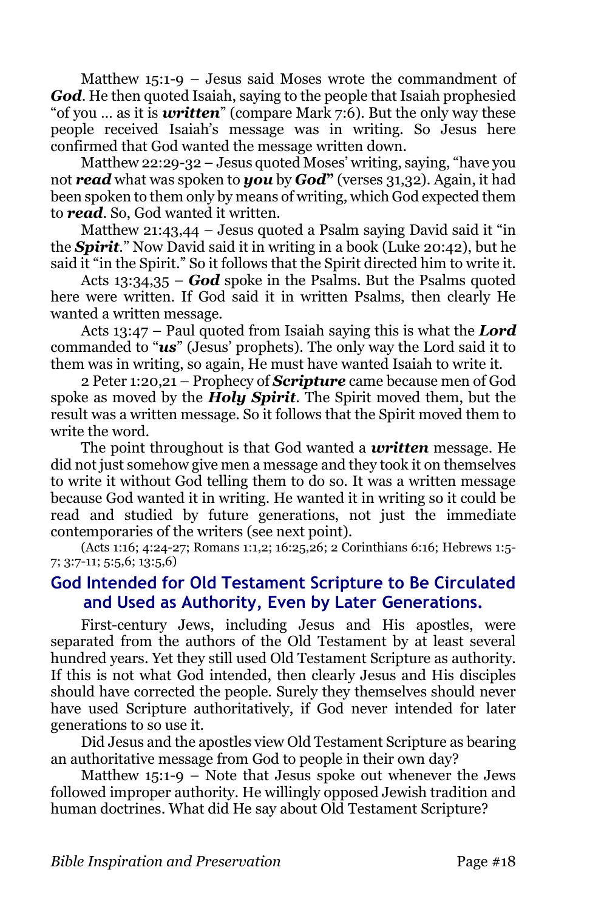Matthew 15:1-9 – Jesus said Moses wrote the commandment of ***God***. He then quoted Isaiah, saying to the people that Isaiah prophesied "of you … as it is ***written***" (compare Mark 7:6). But the only way these people received Isaiah's message was in writing. So Jesus here confirmed that God wanted the message written down.

Matthew 22:29-32 – Jesus quoted Moses' writing, saying, "have you not ***read*** what was spoken to ***you*** by ***God***" (verses 31,32). Again, it had been spoken to them only by means of writing, which God expected them to ***read***. So, God wanted it written.

Matthew 21:43,44 – Jesus quoted a Psalm saying David said it "in the ***Spirit***." Now David said it in writing in a book (Luke 20:42), but he said it "in the Spirit." So it follows that the Spirit directed him to write it.

Acts 13:34,35 – ***God*** spoke in the Psalms. But the Psalms quoted here were written. If God said it in written Psalms, then clearly He wanted a written message.

Acts 13:47 – Paul quoted from Isaiah saying this is what the ***Lord*** commanded to "***us***" (Jesus' prophets). The only way the Lord said it to them was in writing, so again, He must have wanted Isaiah to write it.

2 Peter 1:20,21 – Prophecy of ***Scripture*** came because men of God spoke as moved by the ***Holy Spirit***. The Spirit moved them, but the result was a written message. So it follows that the Spirit moved them to write the word.

The point throughout is that God wanted a ***written*** message. He did not just somehow give men a message and they took it on themselves to write it without God telling them to do so. It was a written message because God wanted it in writing. He wanted it in writing so it could be read and studied by future generations, not just the immediate contemporaries of the writers (see next point).

(Acts 1:16; 4:24-27; Romans 1:1,2; 16:25,26; 2 Corinthians 6:16; Hebrews 1:5-7; 3:7-11; 5:5,6; 13:5,6)

## God Intended for Old Testament Scripture to Be Circulated and Used as Authority, Even by Later Generations.

First-century Jews, including Jesus and His apostles, were separated from the authors of the Old Testament by at least several hundred years. Yet they still used Old Testament Scripture as authority. If this is not what God intended, then clearly Jesus and His disciples should have corrected the people. Surely they themselves should never have used Scripture authoritatively, if God never intended for later generations to so use it.

Did Jesus and the apostles view Old Testament Scripture as bearing an authoritative message from God to people in their own day?

Matthew 15:1-9 – Note that Jesus spoke out whenever the Jews followed improper authority. He willingly opposed Jewish tradition and human doctrines. What did He say about Old Testament Scripture?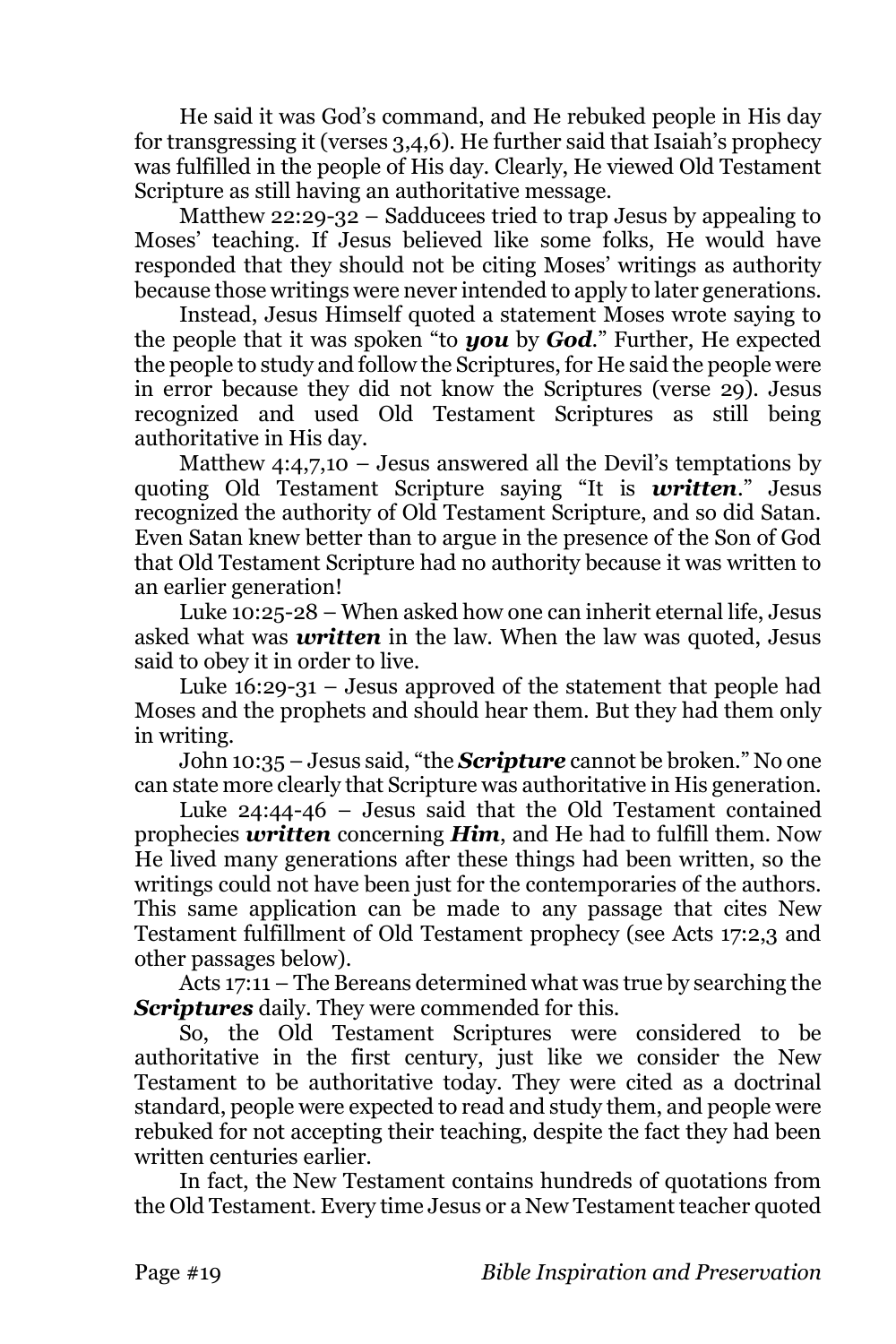He said it was God's command, and He rebuked people in His day for transgressing it (verses 3,4,6). He further said that Isaiah's prophecy was fulfilled in the people of His day. Clearly, He viewed Old Testament Scripture as still having an authoritative message.

Matthew 22:29-32 – Sadducees tried to trap Jesus by appealing to Moses' teaching. If Jesus believed like some folks, He would have responded that they should not be citing Moses' writings as authority because those writings were never intended to apply to later generations.

Instead, Jesus Himself quoted a statement Moses wrote saying to the people that it was spoken "to ***you*** by ***God***." Further, He expected the people to study and follow the Scriptures, for He said the people were in error because they did not know the Scriptures (verse 29). Jesus recognized and used Old Testament Scriptures as still being authoritative in His day.

Matthew 4:4,7,10 – Jesus answered all the Devil's temptations by quoting Old Testament Scripture saying "It is ***written***." Jesus recognized the authority of Old Testament Scripture, and so did Satan. Even Satan knew better than to argue in the presence of the Son of God that Old Testament Scripture had no authority because it was written to an earlier generation!

Luke 10:25-28 – When asked how one can inherit eternal life, Jesus asked what was ***written*** in the law. When the law was quoted, Jesus said to obey it in order to live.

Luke 16:29-31 – Jesus approved of the statement that people had Moses and the prophets and should hear them. But they had them only in writing.

John 10:35 – Jesus said, "the ***Scripture*** cannot be broken." No one can state more clearly that Scripture was authoritative in His generation.

Luke 24:44-46 – Jesus said that the Old Testament contained prophecies ***written*** concerning ***Him***, and He had to fulfill them. Now He lived many generations after these things had been written, so the writings could not have been just for the contemporaries of the authors. This same application can be made to any passage that cites New Testament fulfillment of Old Testament prophecy (see Acts 17:2,3 and other passages below).

Acts 17:11 – The Bereans determined what was true by searching the ***Scriptures*** daily. They were commended for this.

So, the Old Testament Scriptures were considered to be authoritative in the first century, just like we consider the New Testament to be authoritative today. They were cited as a doctrinal standard, people were expected to read and study them, and people were rebuked for not accepting their teaching, despite the fact they had been written centuries earlier.

In fact, the New Testament contains hundreds of quotations from the Old Testament. Every time Jesus or a New Testament teacher quoted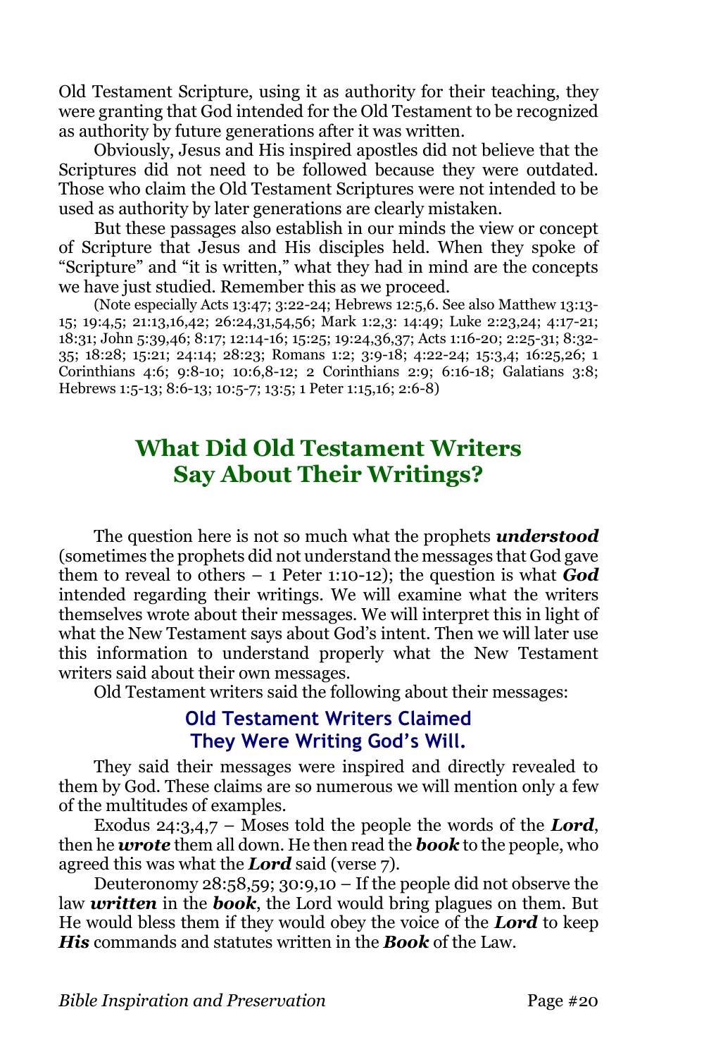Old Testament Scripture, using it as authority for their teaching, they were granting that God intended for the Old Testament to be recognized as authority by future generations after it was written.

Obviously, Jesus and His inspired apostles did not believe that the Scriptures did not need to be followed because they were outdated. Those who claim the Old Testament Scriptures were not intended to be used as authority by later generations are clearly mistaken.

But these passages also establish in our minds the view or concept of Scripture that Jesus and His disciples held. When they spoke of "Scripture" and "it is written," what they had in mind are the concepts we have just studied. Remember this as we proceed.

(Note especially Acts 13:47; 3:22-24; Hebrews 12:5,6. See also Matthew 13:13-15; 19:4,5; 21:13,16,42; 26:24,31,54,56; Mark 1:2,3: 14:49; Luke 2:23,24; 4:17-21; 18:31; John 5:39,46; 8:17; 12:14-16; 15:25; 19:24,36,37; Acts 1:16-20; 2:25-31; 8:32-35; 18:28; 15:21; 24:14; 28:23; Romans 1:2; 3:9-18; 4:22-24; 15:3,4; 16:25,26; 1 Corinthians 4:6; 9:8-10; 10:6,8-12; 2 Corinthians 2:9; 6:16-18; Galatians 3:8; Hebrews 1:5-13; 8:6-13; 10:5-7; 13:5; 1 Peter 1:15,16; 2:6-8)

## What Did Old Testament Writers Say About Their Writings?

The question here is not so much what the prophets ***understood*** (sometimes the prophets did not understand the messages that God gave them to reveal to others – 1 Peter 1:10-12); the question is what ***God*** intended regarding their writings. We will examine what the writers themselves wrote about their messages. We will interpret this in light of what the New Testament says about God's intent. Then we will later use this information to understand properly what the New Testament writers said about their own messages.

Old Testament writers said the following about their messages:

### Old Testament Writers Claimed They Were Writing God's Will.

They said their messages were inspired and directly revealed to them by God. These claims are so numerous we will mention only a few of the multitudes of examples.

Exodus 24:3,4,7 – Moses told the people the words of the ***Lord***, then he ***wrote*** them all down. He then read the ***book*** to the people, who agreed this was what the ***Lord*** said (verse 7).

Deuteronomy 28:58,59; 30:9,10 – If the people did not observe the law ***written*** in the ***book***, the Lord would bring plagues on them. But He would bless them if they would obey the voice of the ***Lord*** to keep ***His*** commands and statutes written in the ***Book*** of the Law.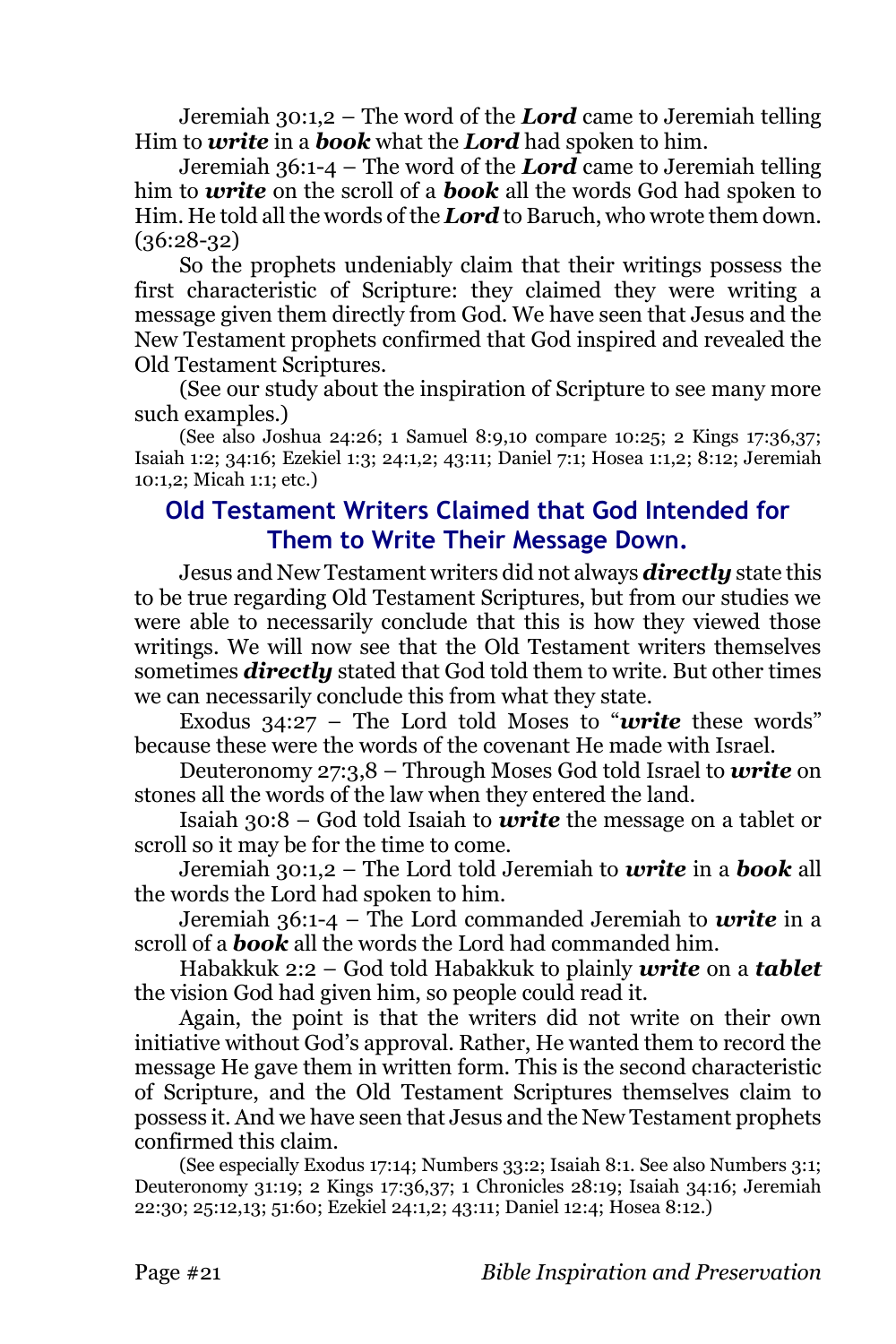Jeremiah 30:1,2 – The word of the ***Lord*** came to Jeremiah telling Him to ***write*** in a ***book*** what the ***Lord*** had spoken to him.

Jeremiah 36:1-4 – The word of the ***Lord*** came to Jeremiah telling him to ***write*** on the scroll of a ***book*** all the words God had spoken to Him. He told all the words of the ***Lord*** to Baruch, who wrote them down. (36:28-32)

So the prophets undeniably claim that their writings possess the first characteristic of Scripture: they claimed they were writing a message given them directly from God. We have seen that Jesus and the New Testament prophets confirmed that God inspired and revealed the Old Testament Scriptures.

(See our study about the inspiration of Scripture to see many more such examples.)

(See also Joshua 24:26; 1 Samuel 8:9,10 compare 10:25; 2 Kings 17:36,37; Isaiah 1:2; 34:16; Ezekiel 1:3; 24:1,2; 43:11; Daniel 7:1; Hosea 1:1,2; 8:12; Jeremiah 10:1,2; Micah 1:1; etc.)

## Old Testament Writers Claimed that God Intended for Them to Write Their Message Down.

Jesus and New Testament writers did not always ***directly*** state this to be true regarding Old Testament Scriptures, but from our studies we were able to necessarily conclude that this is how they viewed those writings. We will now see that the Old Testament writers themselves sometimes ***directly*** stated that God told them to write. But other times we can necessarily conclude this from what they state.

Exodus 34:27 – The Lord told Moses to "***write*** these words" because these were the words of the covenant He made with Israel.

Deuteronomy 27:3,8 – Through Moses God told Israel to ***write*** on stones all the words of the law when they entered the land.

Isaiah 30:8 – God told Isaiah to ***write*** the message on a tablet or scroll so it may be for the time to come.

Jeremiah 30:1,2 – The Lord told Jeremiah to ***write*** in a ***book*** all the words the Lord had spoken to him.

Jeremiah 36:1-4 – The Lord commanded Jeremiah to ***write*** in a scroll of a ***book*** all the words the Lord had commanded him.

Habakkuk 2:2 – God told Habakkuk to plainly ***write*** on a ***tablet*** the vision God had given him, so people could read it.

Again, the point is that the writers did not write on their own initiative without God's approval. Rather, He wanted them to record the message He gave them in written form. This is the second characteristic of Scripture, and the Old Testament Scriptures themselves claim to possess it. And we have seen that Jesus and the New Testament prophets confirmed this claim.

(See especially Exodus 17:14; Numbers 33:2; Isaiah 8:1. See also Numbers 3:1; Deuteronomy 31:19; 2 Kings 17:36,37; 1 Chronicles 28:19; Isaiah 34:16; Jeremiah 22:30; 25:12,13; 51:60; Ezekiel 24:1,2; 43:11; Daniel 12:4; Hosea 8:12.)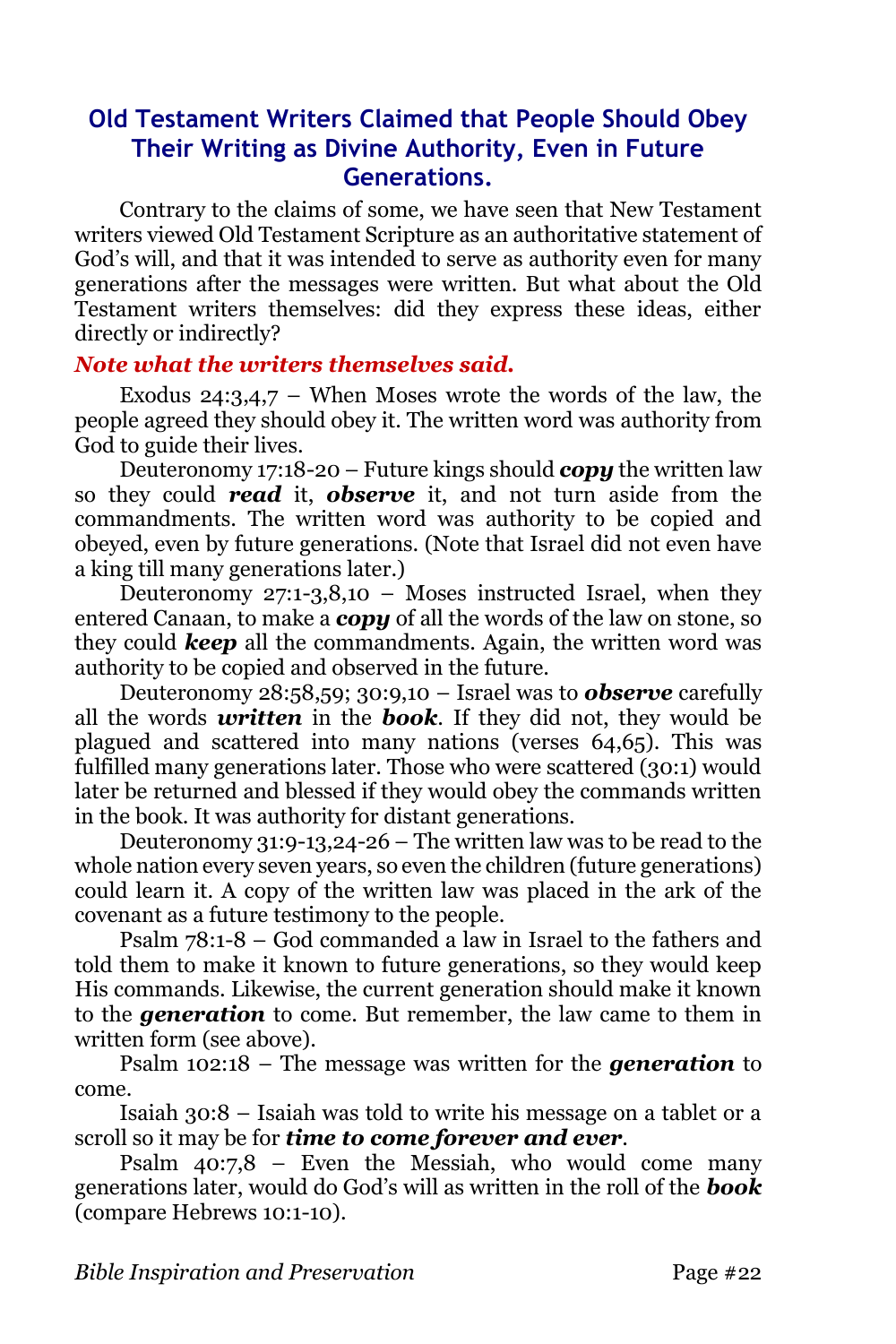## Old Testament Writers Claimed that People Should Obey Their Writing as Divine Authority, Even in Future Generations.

Contrary to the claims of some, we have seen that New Testament writers viewed Old Testament Scripture as an authoritative statement of God's will, and that it was intended to serve as authority even for many generations after the messages were written. But what about the Old Testament writers themselves: did they express these ideas, either directly or indirectly?

***Note what the writers themselves said.***

Exodus 24:3,4,7 – When Moses wrote the words of the law, the people agreed they should obey it. The written word was authority from God to guide their lives.

Deuteronomy 17:18-20 – Future kings should ***copy*** the written law so they could ***read*** it, ***observe*** it, and not turn aside from the commandments. The written word was authority to be copied and obeyed, even by future generations. (Note that Israel did not even have a king till many generations later.)

Deuteronomy 27:1-3,8,10 – Moses instructed Israel, when they entered Canaan, to make a ***copy*** of all the words of the law on stone, so they could ***keep*** all the commandments. Again, the written word was authority to be copied and observed in the future.

Deuteronomy 28:58,59; 30:9,10 – Israel was to ***observe*** carefully all the words ***written*** in the ***book***. If they did not, they would be plagued and scattered into many nations (verses 64,65). This was fulfilled many generations later. Those who were scattered (30:1) would later be returned and blessed if they would obey the commands written in the book. It was authority for distant generations.

Deuteronomy 31:9-13,24-26 – The written law was to be read to the whole nation every seven years, so even the children (future generations) could learn it. A copy of the written law was placed in the ark of the covenant as a future testimony to the people.

Psalm 78:1-8 – God commanded a law in Israel to the fathers and told them to make it known to future generations, so they would keep His commands. Likewise, the current generation should make it known to the ***generation*** to come. But remember, the law came to them in written form (see above).

Psalm 102:18 – The message was written for the ***generation*** to come.

Isaiah 30:8 – Isaiah was told to write his message on a tablet or a scroll so it may be for ***time to come forever and ever***.

Psalm 40:7,8 – Even the Messiah, who would come many generations later, would do God's will as written in the roll of the ***book*** (compare Hebrews 10:1-10).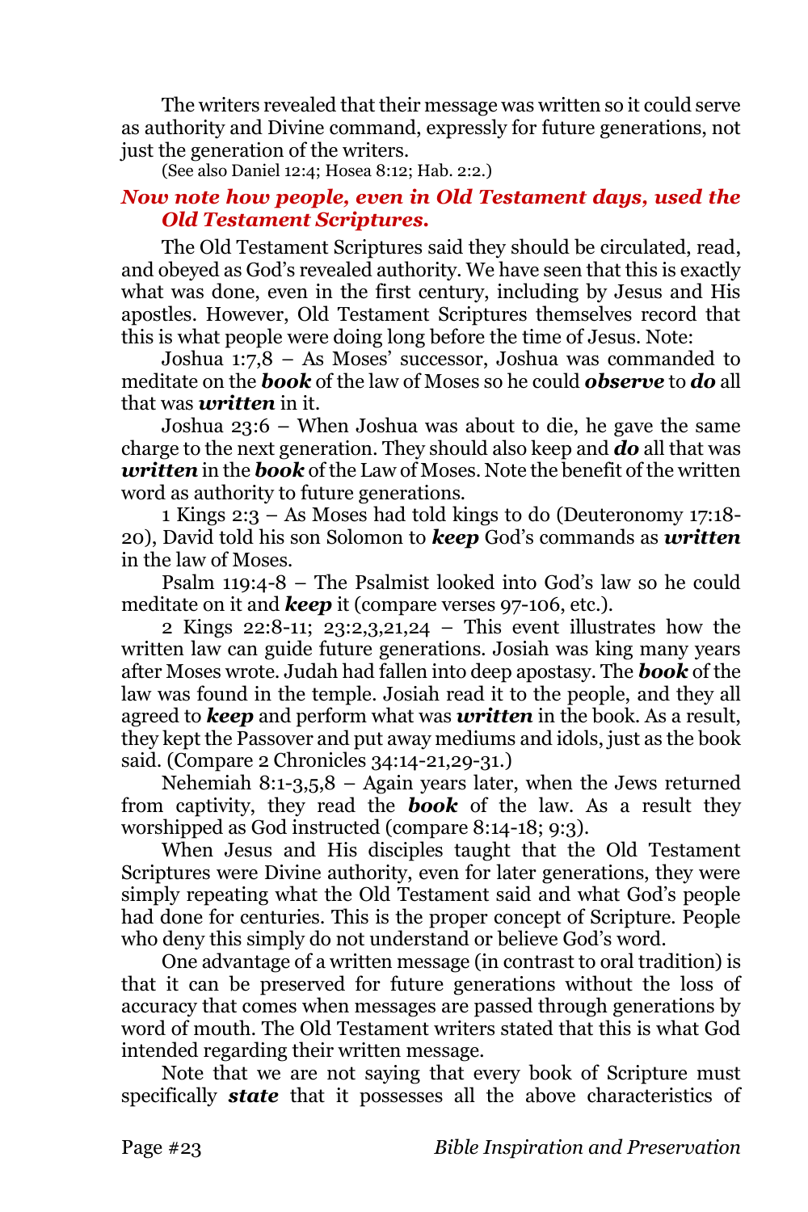The writers revealed that their message was written so it could serve as authority and Divine command, expressly for future generations, not just the generation of the writers.

(See also Daniel 12:4; Hosea 8:12; Hab. 2:2.)

### *Now note how people, even in Old Testament days, used the Old Testament Scriptures.*

The Old Testament Scriptures said they should be circulated, read, and obeyed as God's revealed authority. We have seen that this is exactly what was done, even in the first century, including by Jesus and His apostles. However, Old Testament Scriptures themselves record that this is what people were doing long before the time of Jesus. Note:

Joshua 1:7,8 – As Moses' successor, Joshua was commanded to meditate on the ***book*** of the law of Moses so he could ***observe*** to ***do*** all that was ***written*** in it.

Joshua 23:6 – When Joshua was about to die, he gave the same charge to the next generation. They should also keep and ***do*** all that was ***written*** in the ***book*** of the Law of Moses. Note the benefit of the written word as authority to future generations.

1 Kings 2:3 – As Moses had told kings to do (Deuteronomy 17:18-20), David told his son Solomon to ***keep*** God's commands as ***written*** in the law of Moses.

Psalm 119:4-8 – The Psalmist looked into God's law so he could meditate on it and ***keep*** it (compare verses 97-106, etc.).

2 Kings 22:8-11; 23:2,3,21,24 – This event illustrates how the written law can guide future generations. Josiah was king many years after Moses wrote. Judah had fallen into deep apostasy. The ***book*** of the law was found in the temple. Josiah read it to the people, and they all agreed to ***keep*** and perform what was ***written*** in the book. As a result, they kept the Passover and put away mediums and idols, just as the book said. (Compare 2 Chronicles 34:14-21,29-31.)

Nehemiah 8:1-3,5,8 – Again years later, when the Jews returned from captivity, they read the ***book*** of the law. As a result they worshipped as God instructed (compare 8:14-18; 9:3).

When Jesus and His disciples taught that the Old Testament Scriptures were Divine authority, even for later generations, they were simply repeating what the Old Testament said and what God's people had done for centuries. This is the proper concept of Scripture. People who deny this simply do not understand or believe God's word.

One advantage of a written message (in contrast to oral tradition) is that it can be preserved for future generations without the loss of accuracy that comes when messages are passed through generations by word of mouth. The Old Testament writers stated that this is what God intended regarding their written message.

Note that we are not saying that every book of Scripture must specifically ***state*** that it possesses all the above characteristics of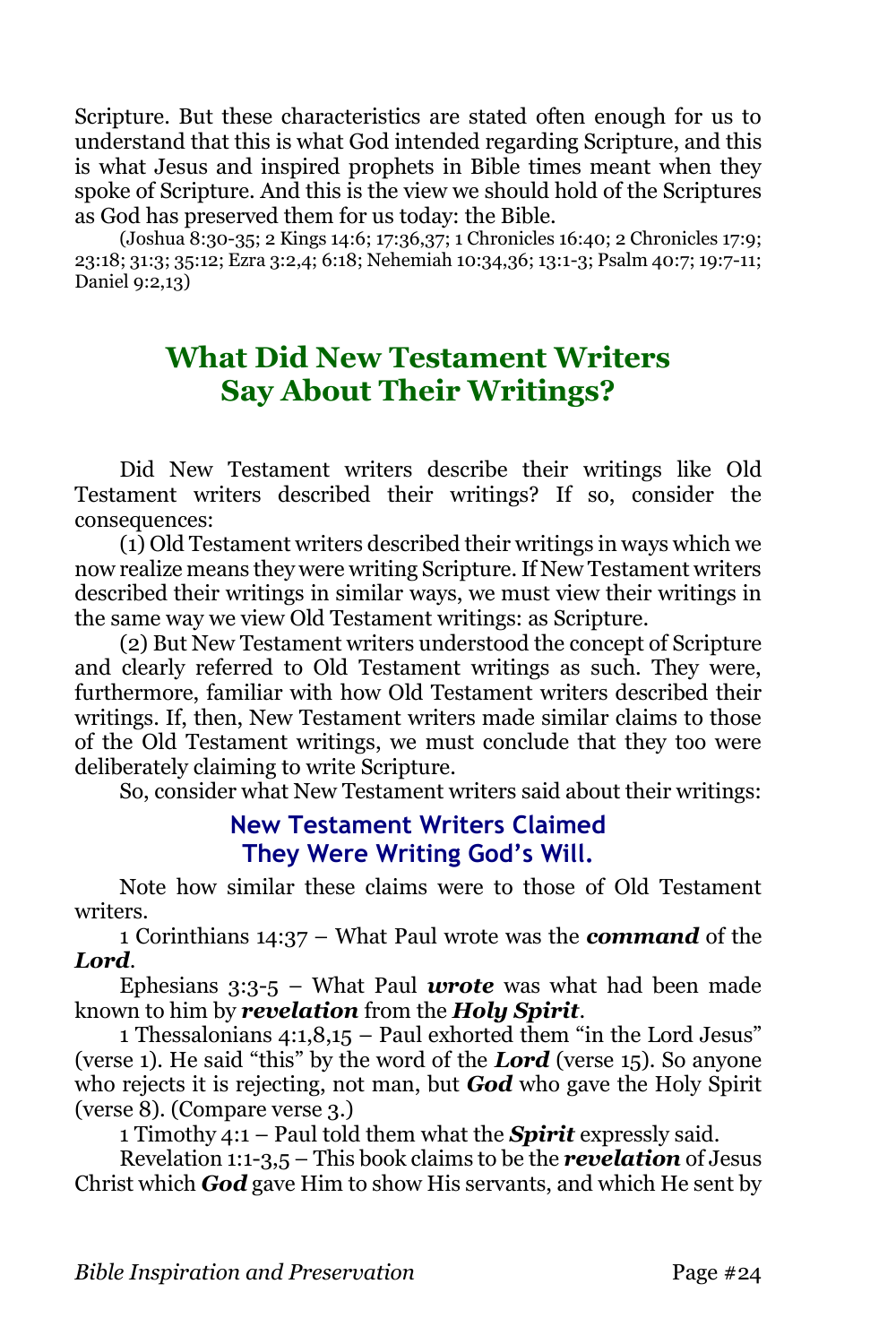Scripture. But these characteristics are stated often enough for us to understand that this is what God intended regarding Scripture, and this is what Jesus and inspired prophets in Bible times meant when they spoke of Scripture. And this is the view we should hold of the Scriptures as God has preserved them for us today: the Bible.

(Joshua 8:30-35; 2 Kings 14:6; 17:36,37; 1 Chronicles 16:40; 2 Chronicles 17:9; 23:18; 31:3; 35:12; Ezra 3:2,4; 6:18; Nehemiah 10:34,36; 13:1-3; Psalm 40:7; 19:7-11; Daniel 9:2,13)

## What Did New Testament Writers Say About Their Writings?

Did New Testament writers describe their writings like Old Testament writers described their writings? If so, consider the consequences:

(1) Old Testament writers described their writings in ways which we now realize means they were writing Scripture. If New Testament writers described their writings in similar ways, we must view their writings in the same way we view Old Testament writings: as Scripture.

(2) But New Testament writers understood the concept of Scripture and clearly referred to Old Testament writings as such. They were, furthermore, familiar with how Old Testament writers described their writings. If, then, New Testament writers made similar claims to those of the Old Testament writings, we must conclude that they too were deliberately claiming to write Scripture.

So, consider what New Testament writers said about their writings:

### New Testament Writers Claimed They Were Writing God's Will.

Note how similar these claims were to those of Old Testament writers.

1 Corinthians 14:37 – What Paul wrote was the ***command*** of the ***Lord***.

Ephesians 3:3-5 – What Paul ***wrote*** was what had been made known to him by ***revelation*** from the ***Holy Spirit***.

1 Thessalonians 4:1,8,15 – Paul exhorted them "in the Lord Jesus" (verse 1). He said "this" by the word of the ***Lord*** (verse 15). So anyone who rejects it is rejecting, not man, but ***God*** who gave the Holy Spirit (verse 8). (Compare verse 3.)

1 Timothy 4:1 – Paul told them what the ***Spirit*** expressly said.

Revelation 1:1-3,5 – This book claims to be the ***revelation*** of Jesus Christ which ***God*** gave Him to show His servants, and which He sent by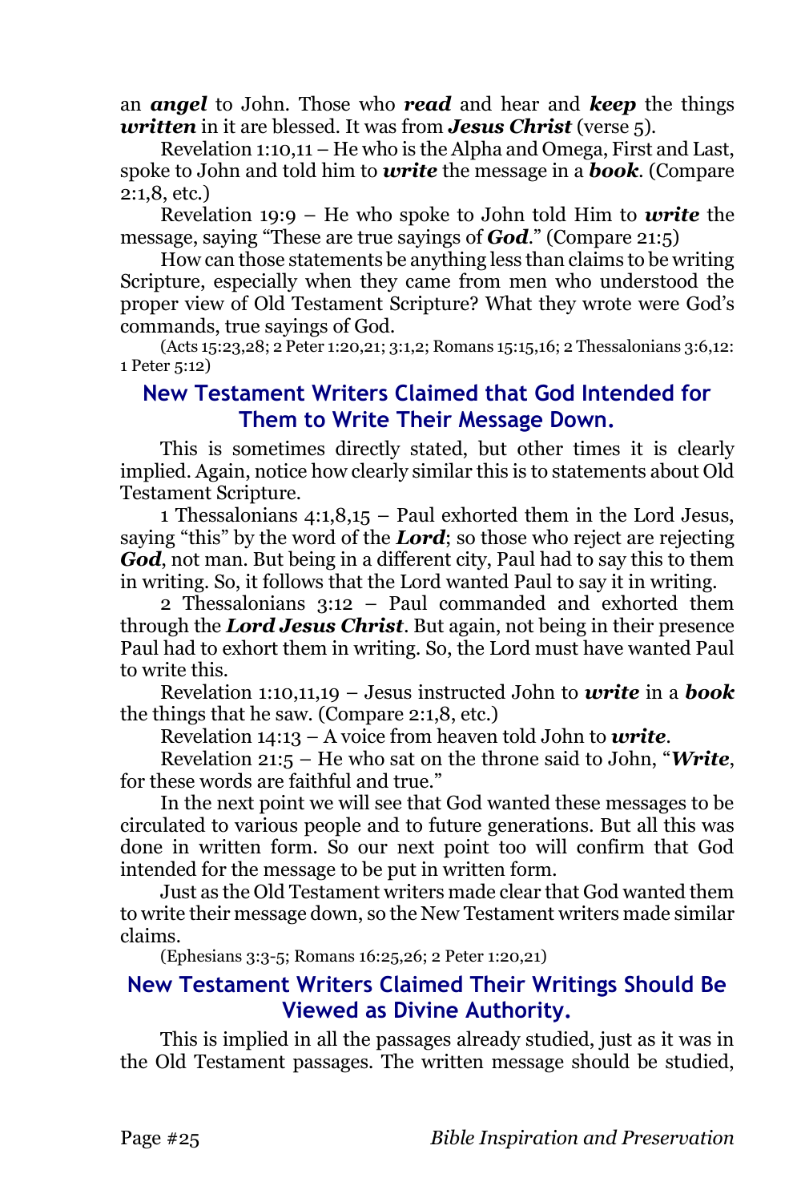an ***angel*** to John. Those who ***read*** and hear and ***keep*** the things ***written*** in it are blessed. It was from ***Jesus Christ*** (verse 5).

Revelation 1:10,11 – He who is the Alpha and Omega, First and Last, spoke to John and told him to ***write*** the message in a ***book***. (Compare 2:1,8, etc.)

Revelation 19:9 – He who spoke to John told Him to ***write*** the message, saying "These are true sayings of ***God***." (Compare 21:5)

How can those statements be anything less than claims to be writing Scripture, especially when they came from men who understood the proper view of Old Testament Scripture? What they wrote were God's commands, true sayings of God.

(Acts 15:23,28; 2 Peter 1:20,21; 3:1,2; Romans 15:15,16; 2 Thessalonians 3:6,12: 1 Peter 5:12)

## New Testament Writers Claimed that God Intended for Them to Write Their Message Down.

This is sometimes directly stated, but other times it is clearly implied. Again, notice how clearly similar this is to statements about Old Testament Scripture.

1 Thessalonians 4:1,8,15 – Paul exhorted them in the Lord Jesus, saying "this" by the word of the ***Lord***; so those who reject are rejecting ***God***, not man. But being in a different city, Paul had to say this to them in writing. So, it follows that the Lord wanted Paul to say it in writing.

2 Thessalonians 3:12 – Paul commanded and exhorted them through the ***Lord Jesus Christ***. But again, not being in their presence Paul had to exhort them in writing. So, the Lord must have wanted Paul to write this.

Revelation 1:10,11,19 – Jesus instructed John to ***write*** in a ***book*** the things that he saw. (Compare 2:1,8, etc.)

Revelation 14:13 – A voice from heaven told John to ***write***.

Revelation 21:5 – He who sat on the throne said to John, "***Write***, for these words are faithful and true."

In the next point we will see that God wanted these messages to be circulated to various people and to future generations. But all this was done in written form. So our next point too will confirm that God intended for the message to be put in written form.

Just as the Old Testament writers made clear that God wanted them to write their message down, so the New Testament writers made similar claims.

(Ephesians 3:3-5; Romans 16:25,26; 2 Peter 1:20,21)

## New Testament Writers Claimed Their Writings Should Be Viewed as Divine Authority.

This is implied in all the passages already studied, just as it was in the Old Testament passages. The written message should be studied,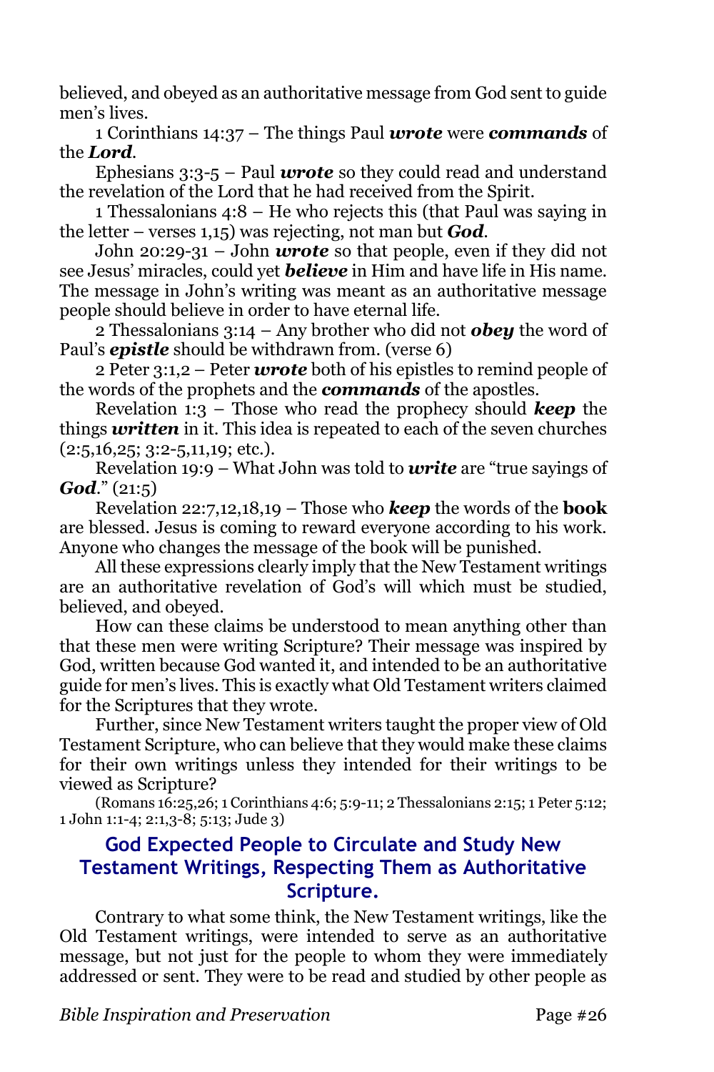believed, and obeyed as an authoritative message from God sent to guide men's lives.

1 Corinthians 14:37 – The things Paul ***wrote*** were ***commands*** of the ***Lord***.

Ephesians 3:3-5 – Paul ***wrote*** so they could read and understand the revelation of the Lord that he had received from the Spirit.

1 Thessalonians 4:8 – He who rejects this (that Paul was saying in the letter – verses 1,15) was rejecting, not man but ***God***.

John 20:29-31 – John ***wrote*** so that people, even if they did not see Jesus' miracles, could yet ***believe*** in Him and have life in His name. The message in John's writing was meant as an authoritative message people should believe in order to have eternal life.

2 Thessalonians 3:14 – Any brother who did not ***obey*** the word of Paul's ***epistle*** should be withdrawn from. (verse 6)

2 Peter 3:1,2 – Peter ***wrote*** both of his epistles to remind people of the words of the prophets and the ***commands*** of the apostles.

Revelation 1:3 – Those who read the prophecy should ***keep*** the things ***written*** in it. This idea is repeated to each of the seven churches (2:5,16,25; 3:2-5,11,19; etc.).

Revelation 19:9 – What John was told to ***write*** are "true sayings of ***God***." (21:5)

Revelation 22:7,12,18,19 – Those who ***keep*** the words of the **book** are blessed. Jesus is coming to reward everyone according to his work. Anyone who changes the message of the book will be punished.

All these expressions clearly imply that the New Testament writings are an authoritative revelation of God's will which must be studied, believed, and obeyed.

How can these claims be understood to mean anything other than that these men were writing Scripture? Their message was inspired by God, written because God wanted it, and intended to be an authoritative guide for men's lives. This is exactly what Old Testament writers claimed for the Scriptures that they wrote.

Further, since New Testament writers taught the proper view of Old Testament Scripture, who can believe that they would make these claims for their own writings unless they intended for their writings to be viewed as Scripture?

(Romans 16:25,26; 1 Corinthians 4:6; 5:9-11; 2 Thessalonians 2:15; 1 Peter 5:12; 1 John 1:1-4; 2:1,3-8; 5:13; Jude 3)

## God Expected People to Circulate and Study New Testament Writings, Respecting Them as Authoritative Scripture.

Contrary to what some think, the New Testament writings, like the Old Testament writings, were intended to serve as an authoritative message, but not just for the people to whom they were immediately addressed or sent. They were to be read and studied by other people as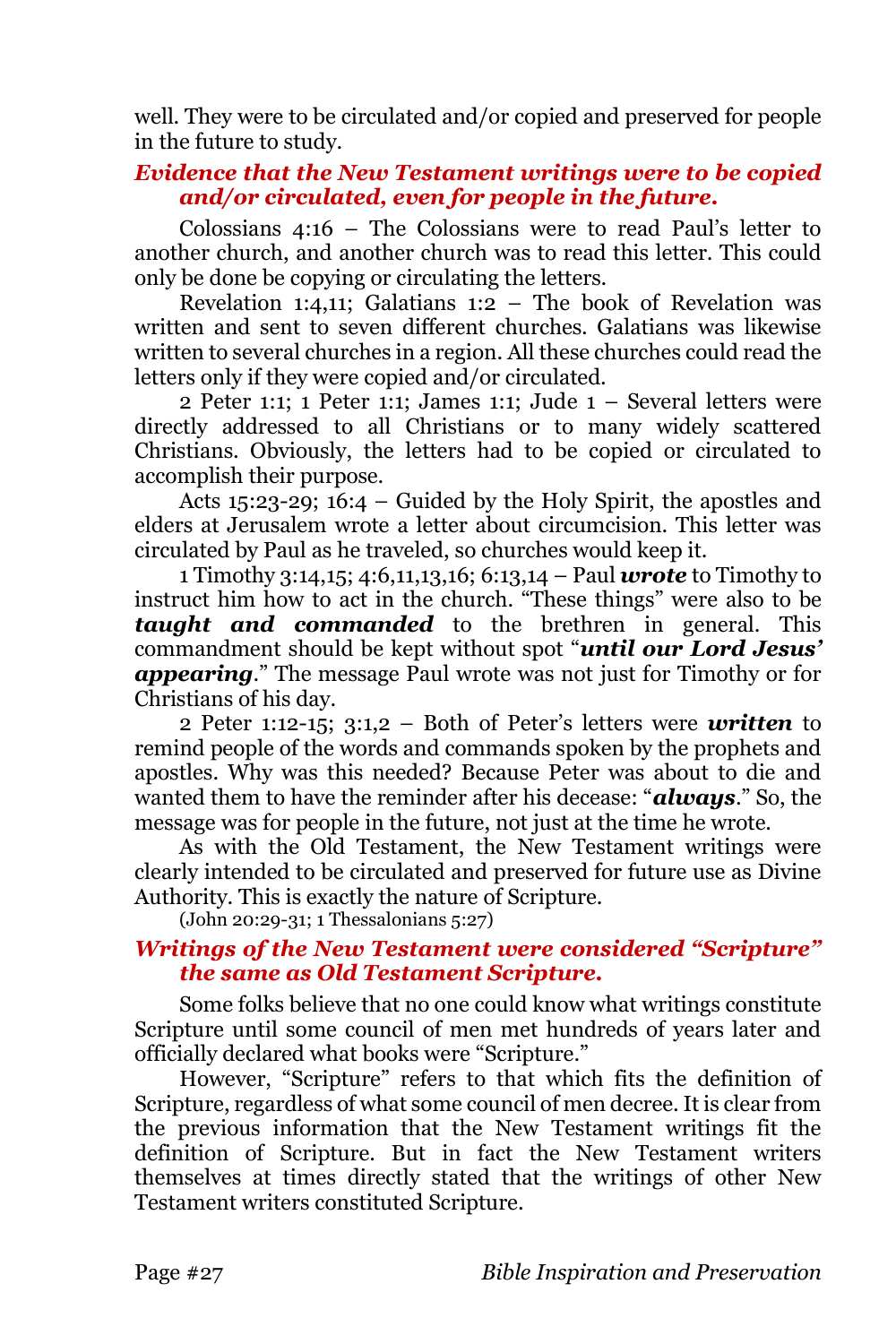well. They were to be circulated and/or copied and preserved for people in the future to study.

***Evidence that the New Testament writings were to be copied and/or circulated, even for people in the future.***

Colossians 4:16 – The Colossians were to read Paul's letter to another church, and another church was to read this letter. This could only be done be copying or circulating the letters.

Revelation 1:4,11; Galatians 1:2 – The book of Revelation was written and sent to seven different churches. Galatians was likewise written to several churches in a region. All these churches could read the letters only if they were copied and/or circulated.

2 Peter 1:1; 1 Peter 1:1; James 1:1; Jude 1 – Several letters were directly addressed to all Christians or to many widely scattered Christians. Obviously, the letters had to be copied or circulated to accomplish their purpose.

Acts 15:23-29; 16:4 – Guided by the Holy Spirit, the apostles and elders at Jerusalem wrote a letter about circumcision. This letter was circulated by Paul as he traveled, so churches would keep it.

1 Timothy 3:14,15; 4:6,11,13,16; 6:13,14 – Paul ***wrote*** to Timothy to instruct him how to act in the church. "These things" were also to be ***taught and commanded*** to the brethren in general. This commandment should be kept without spot "***until our Lord Jesus' appearing***." The message Paul wrote was not just for Timothy or for Christians of his day.

2 Peter 1:12-15; 3:1,2 – Both of Peter's letters were ***written*** to remind people of the words and commands spoken by the prophets and apostles. Why was this needed? Because Peter was about to die and wanted them to have the reminder after his decease: "***always***." So, the message was for people in the future, not just at the time he wrote.

As with the Old Testament, the New Testament writings were clearly intended to be circulated and preserved for future use as Divine Authority. This is exactly the nature of Scripture.

(John 20:29-31; 1 Thessalonians 5:27)

***Writings of the New Testament were considered "Scripture" the same as Old Testament Scripture.***

Some folks believe that no one could know what writings constitute Scripture until some council of men met hundreds of years later and officially declared what books were "Scripture."

However, "Scripture" refers to that which fits the definition of Scripture, regardless of what some council of men decree. It is clear from the previous information that the New Testament writings fit the definition of Scripture. But in fact the New Testament writers themselves at times directly stated that the writings of other New Testament writers constituted Scripture.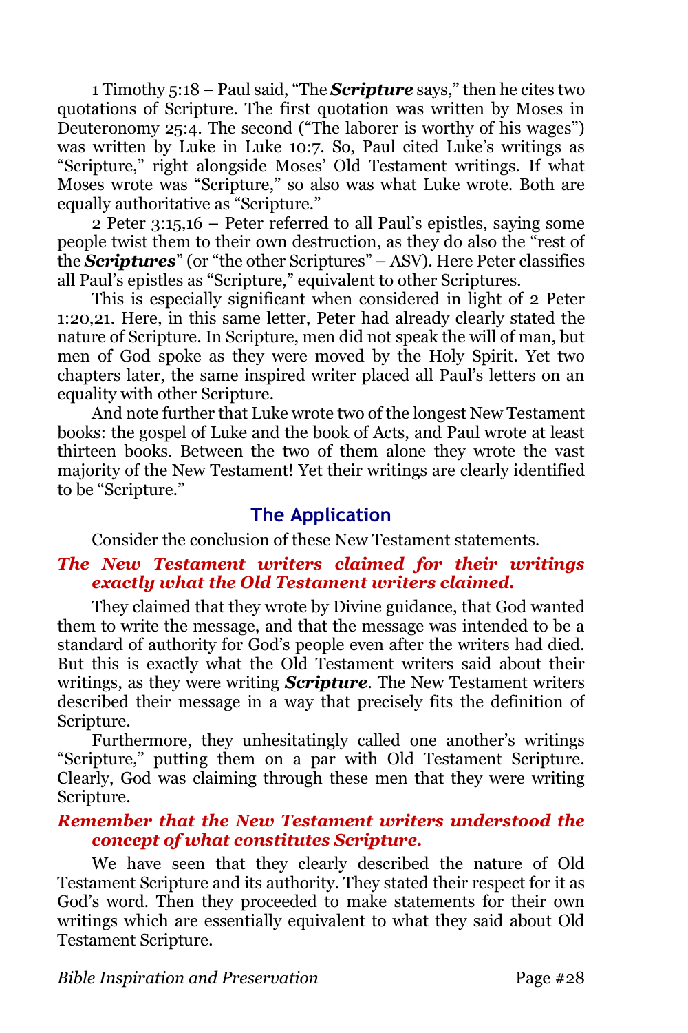1 Timothy 5:18 – Paul said, "The ***Scripture*** says," then he cites two quotations of Scripture. The first quotation was written by Moses in Deuteronomy 25:4. The second ("The laborer is worthy of his wages") was written by Luke in Luke 10:7. So, Paul cited Luke's writings as "Scripture," right alongside Moses' Old Testament writings. If what Moses wrote was "Scripture," so also was what Luke wrote. Both are equally authoritative as "Scripture."

2 Peter 3:15,16 – Peter referred to all Paul's epistles, saying some people twist them to their own destruction, as they do also the "rest of the ***Scriptures***" (or "the other Scriptures" – ASV). Here Peter classifies all Paul's epistles as "Scripture," equivalent to other Scriptures.

This is especially significant when considered in light of 2 Peter 1:20,21. Here, in this same letter, Peter had already clearly stated the nature of Scripture. In Scripture, men did not speak the will of man, but men of God spoke as they were moved by the Holy Spirit. Yet two chapters later, the same inspired writer placed all Paul's letters on an equality with other Scripture.

And note further that Luke wrote two of the longest New Testament books: the gospel of Luke and the book of Acts, and Paul wrote at least thirteen books. Between the two of them alone they wrote the vast majority of the New Testament! Yet their writings are clearly identified to be "Scripture."

## The Application

Consider the conclusion of these New Testament statements.

***The New Testament writers claimed for their writings exactly what the Old Testament writers claimed.***

They claimed that they wrote by Divine guidance, that God wanted them to write the message, and that the message was intended to be a standard of authority for God's people even after the writers had died. But this is exactly what the Old Testament writers said about their writings, as they were writing ***Scripture***. The New Testament writers described their message in a way that precisely fits the definition of Scripture.

Furthermore, they unhesitatingly called one another's writings "Scripture," putting them on a par with Old Testament Scripture. Clearly, God was claiming through these men that they were writing Scripture.

***Remember that the New Testament writers understood the concept of what constitutes Scripture.***

We have seen that they clearly described the nature of Old Testament Scripture and its authority. They stated their respect for it as God's word. Then they proceeded to make statements for their own writings which are essentially equivalent to what they said about Old Testament Scripture.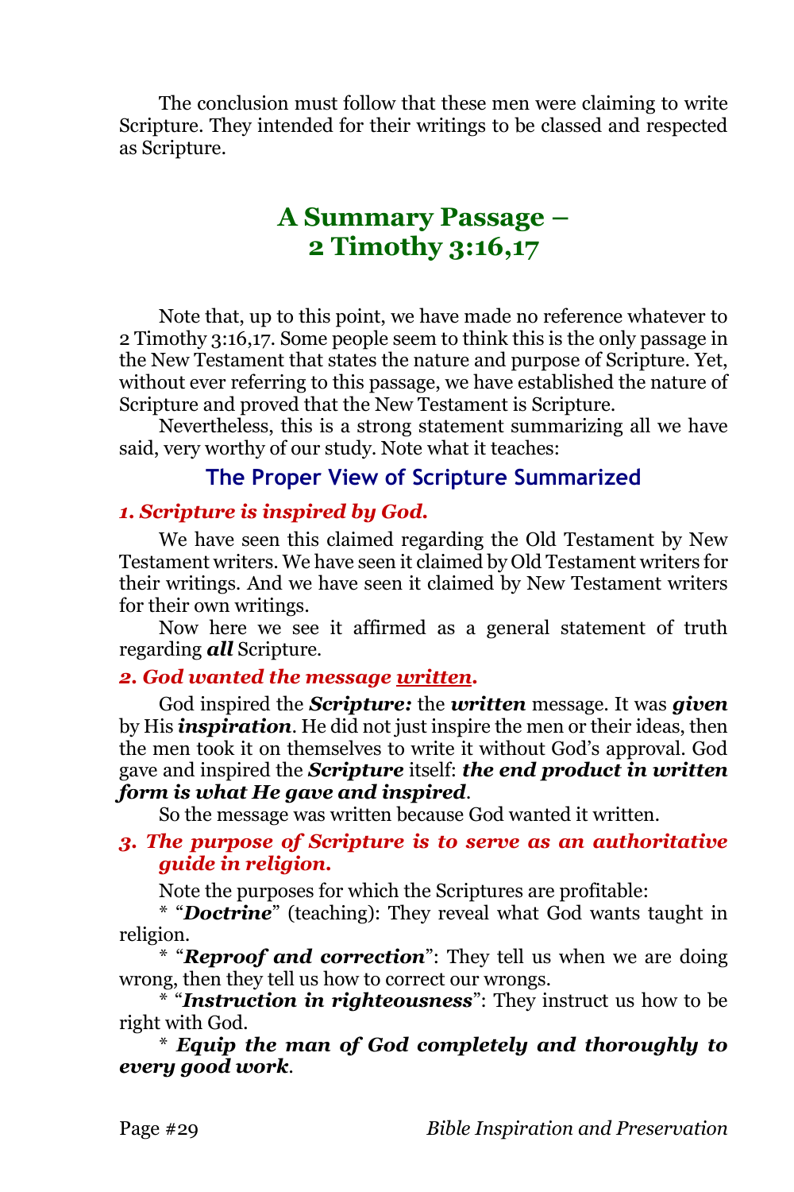The conclusion must follow that these men were claiming to write Scripture. They intended for their writings to be classed and respected as Scripture.

## A Summary Passage – 2 Timothy 3:16,17

Note that, up to this point, we have made no reference whatever to 2 Timothy 3:16,17. Some people seem to think this is the only passage in the New Testament that states the nature and purpose of Scripture. Yet, without ever referring to this passage, we have established the nature of Scripture and proved that the New Testament is Scripture.

Nevertheless, this is a strong statement summarizing all we have said, very worthy of our study. Note what it teaches:

### The Proper View of Scripture Summarized

#### *1. Scripture is inspired by God.*

We have seen this claimed regarding the Old Testament by New Testament writers. We have seen it claimed by Old Testament writers for their writings. And we have seen it claimed by New Testament writers for their own writings.

Now here we see it affirmed as a general statement of truth regarding ***all*** Scripture.

#### *2. God wanted the message <u>written</u>.*

God inspired the ***Scripture:*** the ***written*** message. It was ***given*** by His ***inspiration***. He did not just inspire the men or their ideas, then the men took it on themselves to write it without God's approval. God gave and inspired the ***Scripture*** itself: ***the end product in written form is what He gave and inspired***.

So the message was written because God wanted it written.

#### *3. The purpose of Scripture is to serve as an authoritative guide in religion.*

Note the purposes for which the Scriptures are profitable:

* "***Doctrine***" (teaching): They reveal what God wants taught in religion.

* "***Reproof and correction***": They tell us when we are doing wrong, then they tell us how to correct our wrongs.

* "***Instruction in righteousness***": They instruct us how to be right with God.

* ***Equip the man of God completely and thoroughly to every good work***.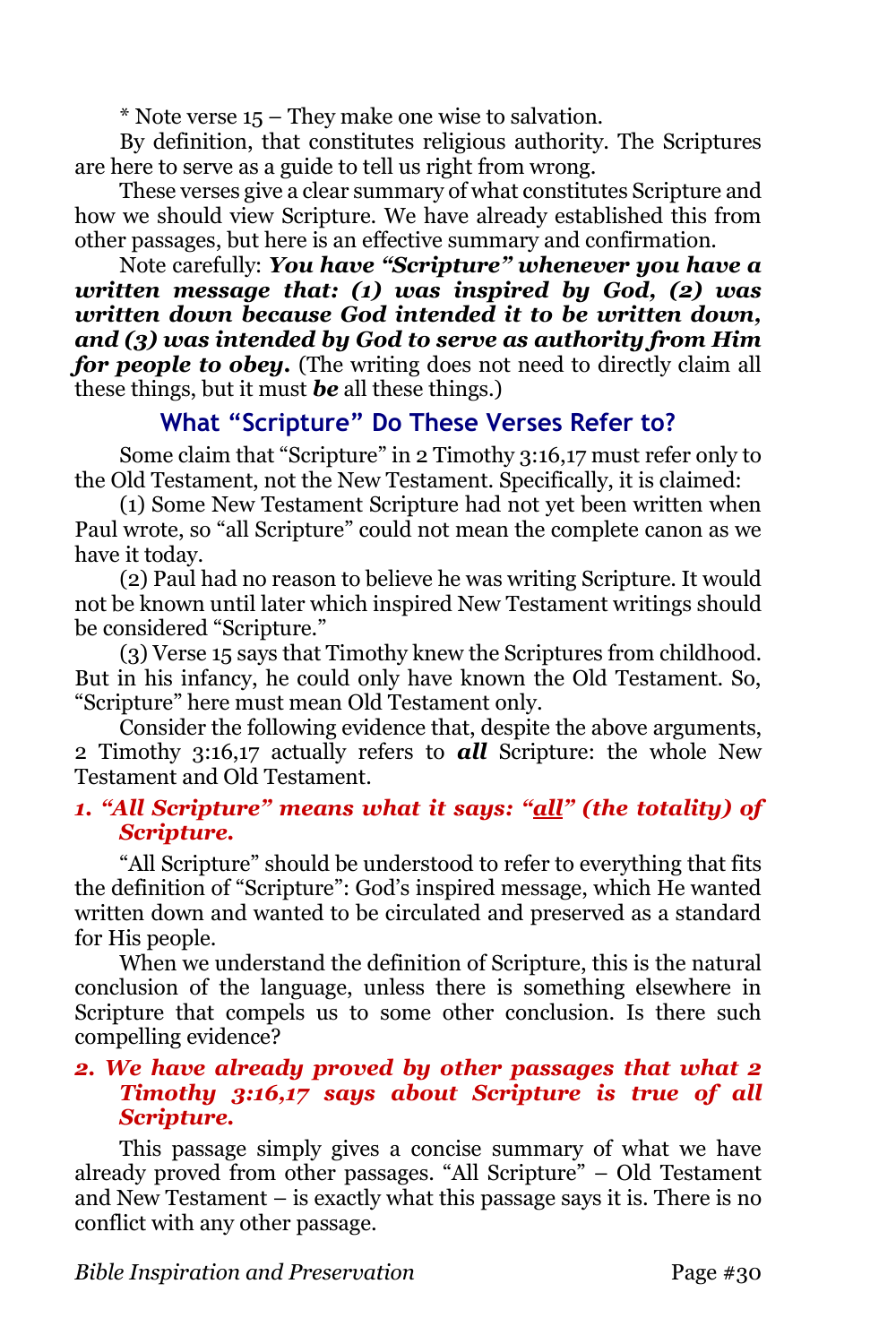* Note verse 15 – They make one wise to salvation.

By definition, that constitutes religious authority. The Scriptures are here to serve as a guide to tell us right from wrong.

These verses give a clear summary of what constitutes Scripture and how we should view Scripture. We have already established this from other passages, but here is an effective summary and confirmation.

Note carefully: ***You have "Scripture" whenever you have a written message that: (1) was inspired by God, (2) was written down because God intended it to be written down, and (3) was intended by God to serve as authority from Him for people to obey.*** (The writing does not need to directly claim all these things, but it must ***be*** all these things.)

## What "Scripture" Do These Verses Refer to?

Some claim that "Scripture" in 2 Timothy 3:16,17 must refer only to the Old Testament, not the New Testament. Specifically, it is claimed:

(1) Some New Testament Scripture had not yet been written when Paul wrote, so "all Scripture" could not mean the complete canon as we have it today.

(2) Paul had no reason to believe he was writing Scripture. It would not be known until later which inspired New Testament writings should be considered "Scripture."

(3) Verse 15 says that Timothy knew the Scriptures from childhood. But in his infancy, he could only have known the Old Testament. So, "Scripture" here must mean Old Testament only.

Consider the following evidence that, despite the above arguments, 2 Timothy 3:16,17 actually refers to ***all*** Scripture: the whole New Testament and Old Testament.

### *1. "All Scripture" means what it says: "all" (the totality) of Scripture.*

"All Scripture" should be understood to refer to everything that fits the definition of "Scripture": God's inspired message, which He wanted written down and wanted to be circulated and preserved as a standard for His people.

When we understand the definition of Scripture, this is the natural conclusion of the language, unless there is something elsewhere in Scripture that compels us to some other conclusion. Is there such compelling evidence?

### *2. We have already proved by other passages that what 2 Timothy 3:16,17 says about Scripture is true of all Scripture.*

This passage simply gives a concise summary of what we have already proved from other passages. "All Scripture" – Old Testament and New Testament – is exactly what this passage says it is. There is no conflict with any other passage.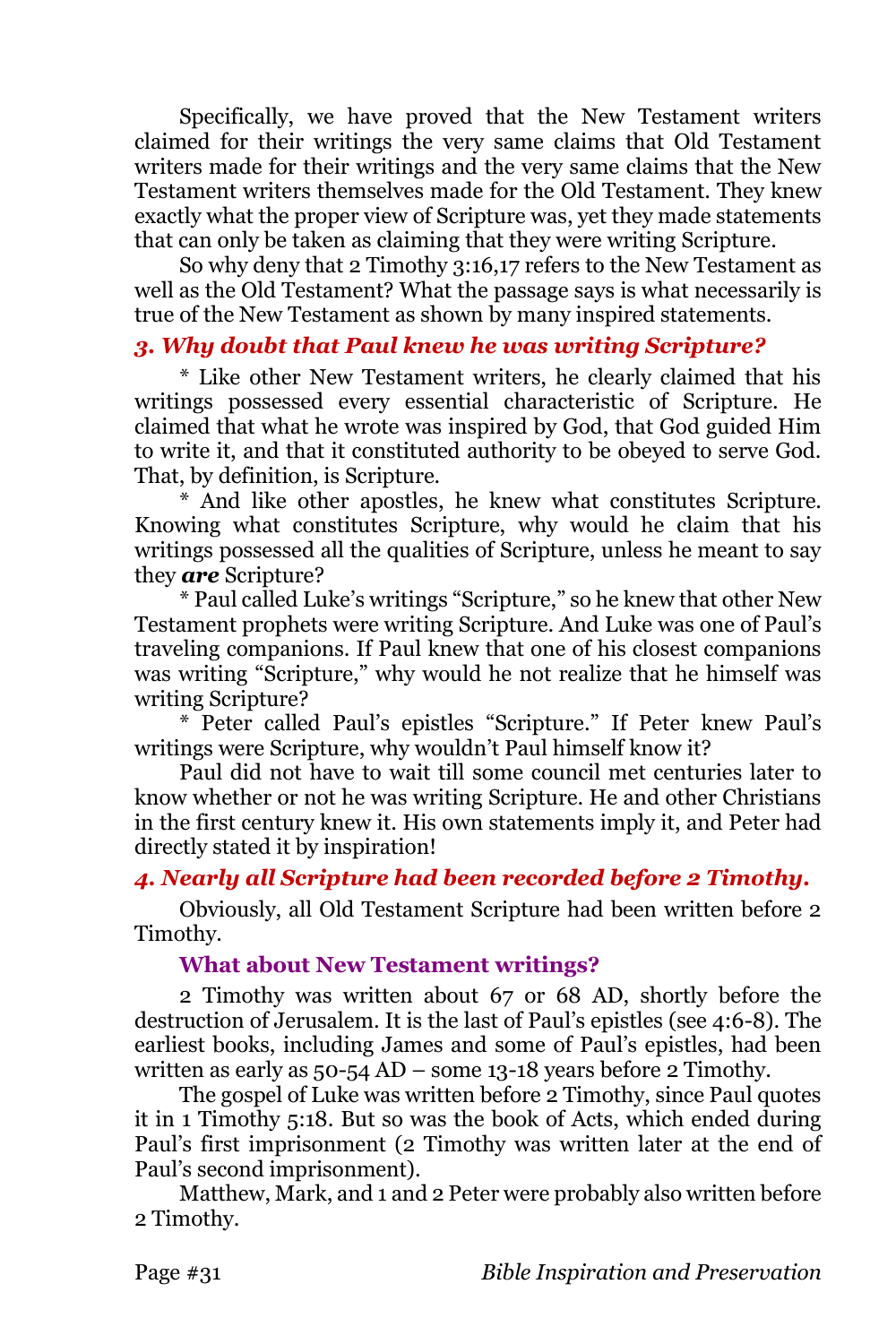Specifically, we have proved that the New Testament writers claimed for their writings the very same claims that Old Testament writers made for their writings and the very same claims that the New Testament writers themselves made for the Old Testament. They knew exactly what the proper view of Scripture was, yet they made statements that can only be taken as claiming that they were writing Scripture.

So why deny that 2 Timothy 3:16,17 refers to the New Testament as well as the Old Testament? What the passage says is what necessarily is true of the New Testament as shown by many inspired statements.

### *3. Why doubt that Paul knew he was writing Scripture?*

* Like other New Testament writers, he clearly claimed that his writings possessed every essential characteristic of Scripture. He claimed that what he wrote was inspired by God, that God guided Him to write it, and that it constituted authority to be obeyed to serve God. That, by definition, is Scripture.

* And like other apostles, he knew what constitutes Scripture. Knowing what constitutes Scripture, why would he claim that his writings possessed all the qualities of Scripture, unless he meant to say they ***are*** Scripture?

* Paul called Luke's writings "Scripture," so he knew that other New Testament prophets were writing Scripture. And Luke was one of Paul's traveling companions. If Paul knew that one of his closest companions was writing "Scripture," why would he not realize that he himself was writing Scripture?

* Peter called Paul's epistles "Scripture." If Peter knew Paul's writings were Scripture, why wouldn't Paul himself know it?

Paul did not have to wait till some council met centuries later to know whether or not he was writing Scripture. He and other Christians in the first century knew it. His own statements imply it, and Peter had directly stated it by inspiration!

### *4. Nearly all Scripture had been recorded before 2 Timothy.*

Obviously, all Old Testament Scripture had been written before 2 Timothy.

#### What about New Testament writings?

2 Timothy was written about 67 or 68 AD, shortly before the destruction of Jerusalem. It is the last of Paul's epistles (see 4:6-8). The earliest books, including James and some of Paul's epistles, had been written as early as 50-54 AD – some 13-18 years before 2 Timothy.

The gospel of Luke was written before 2 Timothy, since Paul quotes it in 1 Timothy 5:18. But so was the book of Acts, which ended during Paul's first imprisonment (2 Timothy was written later at the end of Paul's second imprisonment).

Matthew, Mark, and 1 and 2 Peter were probably also written before 2 Timothy.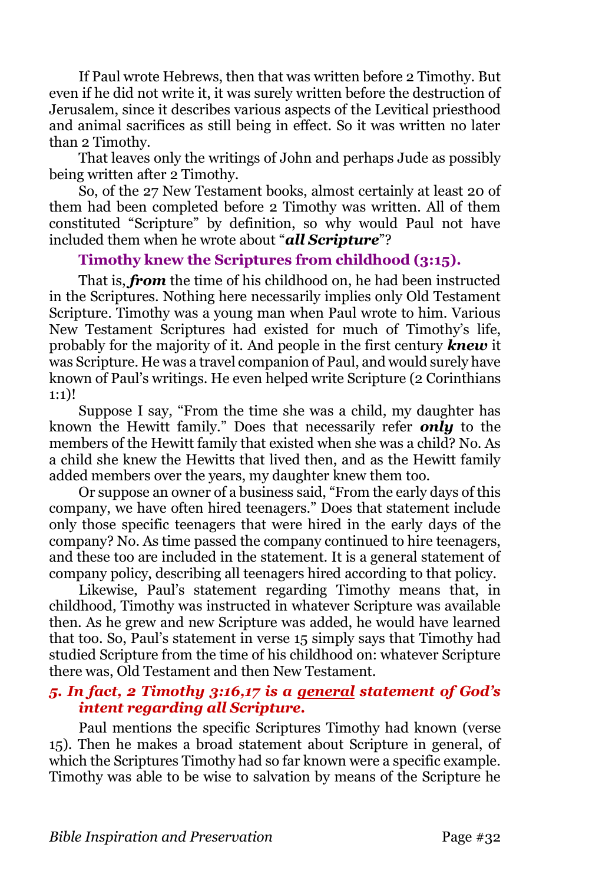If Paul wrote Hebrews, then that was written before 2 Timothy. But even if he did not write it, it was surely written before the destruction of Jerusalem, since it describes various aspects of the Levitical priesthood and animal sacrifices as still being in effect. So it was written no later than 2 Timothy.

That leaves only the writings of John and perhaps Jude as possibly being written after 2 Timothy.

So, of the 27 New Testament books, almost certainly at least 20 of them had been completed before 2 Timothy was written. All of them constituted "Scripture" by definition, so why would Paul not have included them when he wrote about "***all Scripture***"?

### Timothy knew the Scriptures from childhood (3:15).

That is, ***from*** the time of his childhood on, he had been instructed in the Scriptures. Nothing here necessarily implies only Old Testament Scripture. Timothy was a young man when Paul wrote to him. Various New Testament Scriptures had existed for much of Timothy's life, probably for the majority of it. And people in the first century ***knew*** it was Scripture. He was a travel companion of Paul, and would surely have known of Paul's writings. He even helped write Scripture (2 Corinthians 1:1)!

Suppose I say, "From the time she was a child, my daughter has known the Hewitt family." Does that necessarily refer ***only*** to the members of the Hewitt family that existed when she was a child? No. As a child she knew the Hewitts that lived then, and as the Hewitt family added members over the years, my daughter knew them too.

Or suppose an owner of a business said, "From the early days of this company, we have often hired teenagers." Does that statement include only those specific teenagers that were hired in the early days of the company? No. As time passed the company continued to hire teenagers, and these too are included in the statement. It is a general statement of company policy, describing all teenagers hired according to that policy.

Likewise, Paul's statement regarding Timothy means that, in childhood, Timothy was instructed in whatever Scripture was available then. As he grew and new Scripture was added, he would have learned that too. So, Paul's statement in verse 15 simply says that Timothy had studied Scripture from the time of his childhood on: whatever Scripture there was, Old Testament and then New Testament.

### *5. In fact, 2 Timothy 3:16,17 is a <u>general</u> statement of God's intent regarding all Scripture.*

Paul mentions the specific Scriptures Timothy had known (verse 15). Then he makes a broad statement about Scripture in general, of which the Scriptures Timothy had so far known were a specific example. Timothy was able to be wise to salvation by means of the Scripture he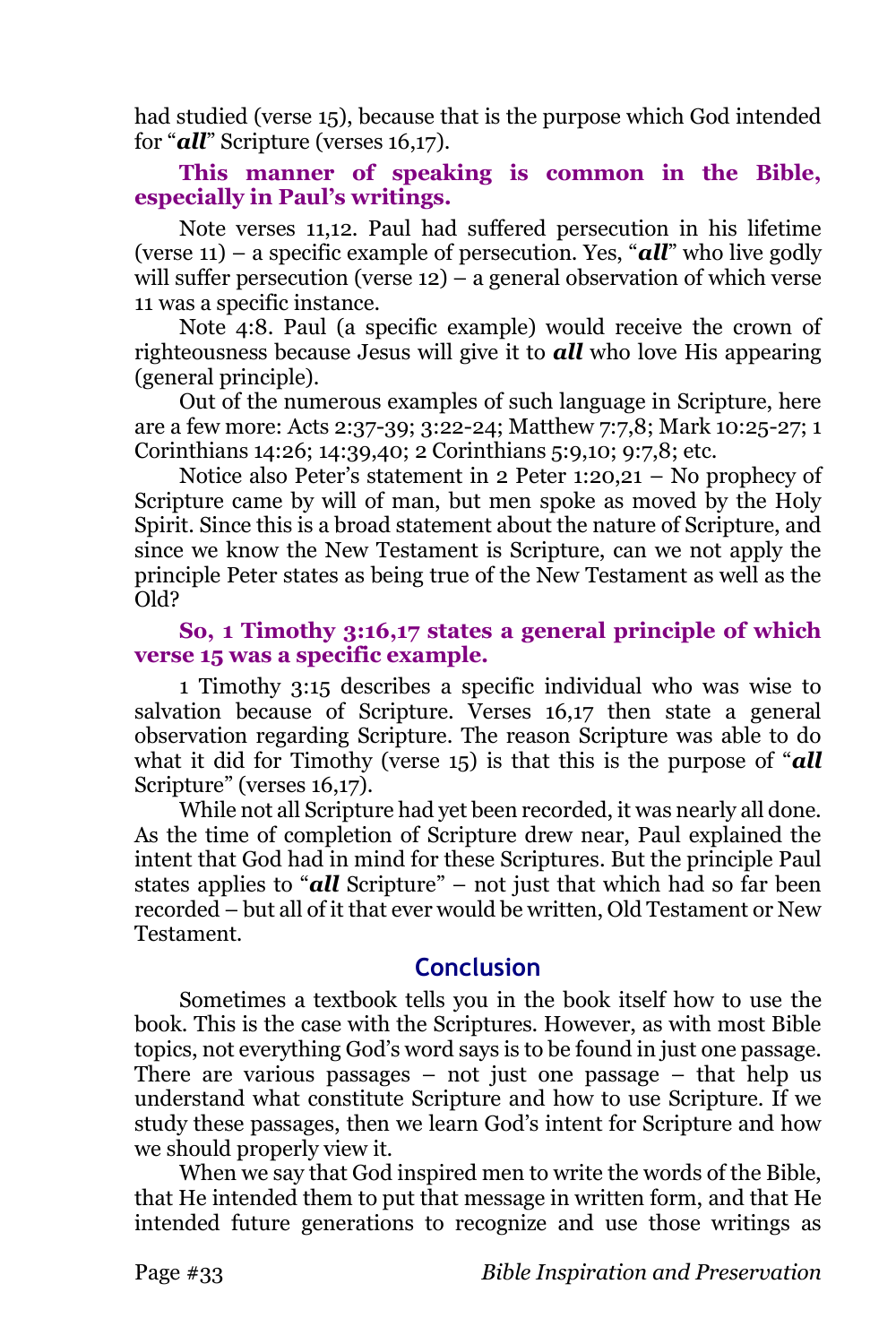had studied (verse 15), because that is the purpose which God intended for "***all***" Scripture (verses 16,17).

**This manner of speaking is common in the Bible, especially in Paul's writings.**

Note verses 11,12. Paul had suffered persecution in his lifetime (verse 11) – a specific example of persecution. Yes, "***all***" who live godly will suffer persecution (verse 12) – a general observation of which verse 11 was a specific instance.

Note 4:8. Paul (a specific example) would receive the crown of righteousness because Jesus will give it to ***all*** who love His appearing (general principle).

Out of the numerous examples of such language in Scripture, here are a few more: Acts 2:37-39; 3:22-24; Matthew 7:7,8; Mark 10:25-27; 1 Corinthians 14:26; 14:39,40; 2 Corinthians 5:9,10; 9:7,8; etc.

Notice also Peter's statement in 2 Peter 1:20,21 – No prophecy of Scripture came by will of man, but men spoke as moved by the Holy Spirit. Since this is a broad statement about the nature of Scripture, and since we know the New Testament is Scripture, can we not apply the principle Peter states as being true of the New Testament as well as the Old?

**So, 1 Timothy 3:16,17 states a general principle of which verse 15 was a specific example.**

1 Timothy 3:15 describes a specific individual who was wise to salvation because of Scripture. Verses 16,17 then state a general observation regarding Scripture. The reason Scripture was able to do what it did for Timothy (verse 15) is that this is the purpose of "***all*** Scripture" (verses 16,17).

While not all Scripture had yet been recorded, it was nearly all done. As the time of completion of Scripture drew near, Paul explained the intent that God had in mind for these Scriptures. But the principle Paul states applies to "***all*** Scripture" – not just that which had so far been recorded – but all of it that ever would be written, Old Testament or New Testament.

## Conclusion

Sometimes a textbook tells you in the book itself how to use the book. This is the case with the Scriptures. However, as with most Bible topics, not everything God's word says is to be found in just one passage. There are various passages – not just one passage – that help us understand what constitute Scripture and how to use Scripture. If we study these passages, then we learn God's intent for Scripture and how we should properly view it.

When we say that God inspired men to write the words of the Bible, that He intended them to put that message in written form, and that He intended future generations to recognize and use those writings as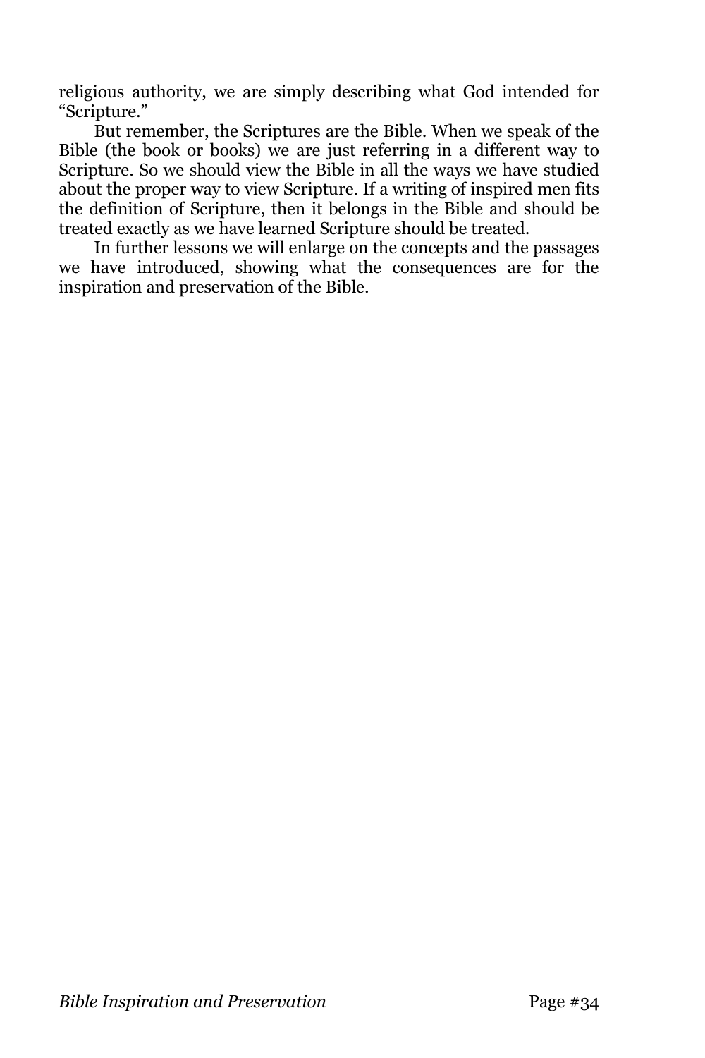religious authority, we are simply describing what God intended for "Scripture."

But remember, the Scriptures are the Bible. When we speak of the Bible (the book or books) we are just referring in a different way to Scripture. So we should view the Bible in all the ways we have studied about the proper way to view Scripture. If a writing of inspired men fits the definition of Scripture, then it belongs in the Bible and should be treated exactly as we have learned Scripture should be treated.

In further lessons we will enlarge on the concepts and the passages we have introduced, showing what the consequences are for the inspiration and preservation of the Bible.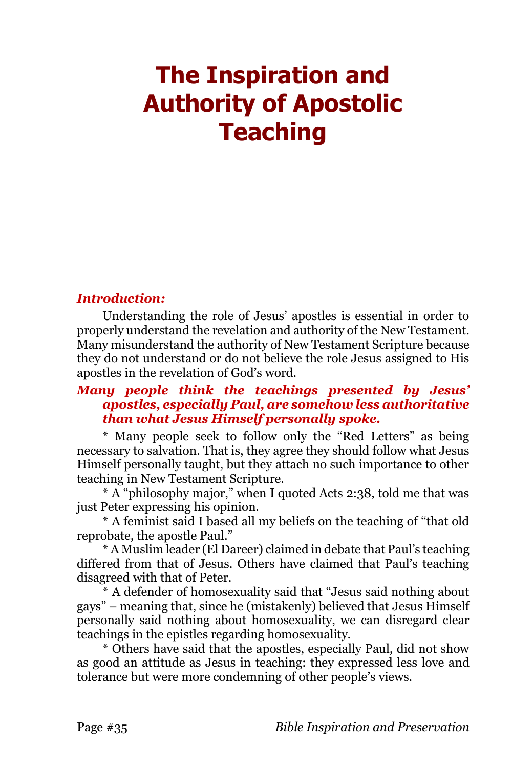# The Inspiration and Authority of Apostolic Teaching

***Introduction:***

Understanding the role of Jesus' apostles is essential in order to properly understand the revelation and authority of the New Testament. Many misunderstand the authority of New Testament Scripture because they do not understand or do not believe the role Jesus assigned to His apostles in the revelation of God's word.

***Many people think the teachings presented by Jesus' apostles, especially Paul, are somehow less authoritative than what Jesus Himself personally spoke.***

* Many people seek to follow only the "Red Letters" as being necessary to salvation. That is, they agree they should follow what Jesus Himself personally taught, but they attach no such importance to other teaching in New Testament Scripture.

* A "philosophy major," when I quoted Acts 2:38, told me that was just Peter expressing his opinion.

* A feminist said I based all my beliefs on the teaching of "that old reprobate, the apostle Paul."

* A Muslim leader (El Dareer) claimed in debate that Paul's teaching differed from that of Jesus. Others have claimed that Paul's teaching disagreed with that of Peter.

* A defender of homosexuality said that "Jesus said nothing about gays" – meaning that, since he (mistakenly) believed that Jesus Himself personally said nothing about homosexuality, we can disregard clear teachings in the epistles regarding homosexuality.

* Others have said that the apostles, especially Paul, did not show as good an attitude as Jesus in teaching: they expressed less love and tolerance but were more condemning of other people's views.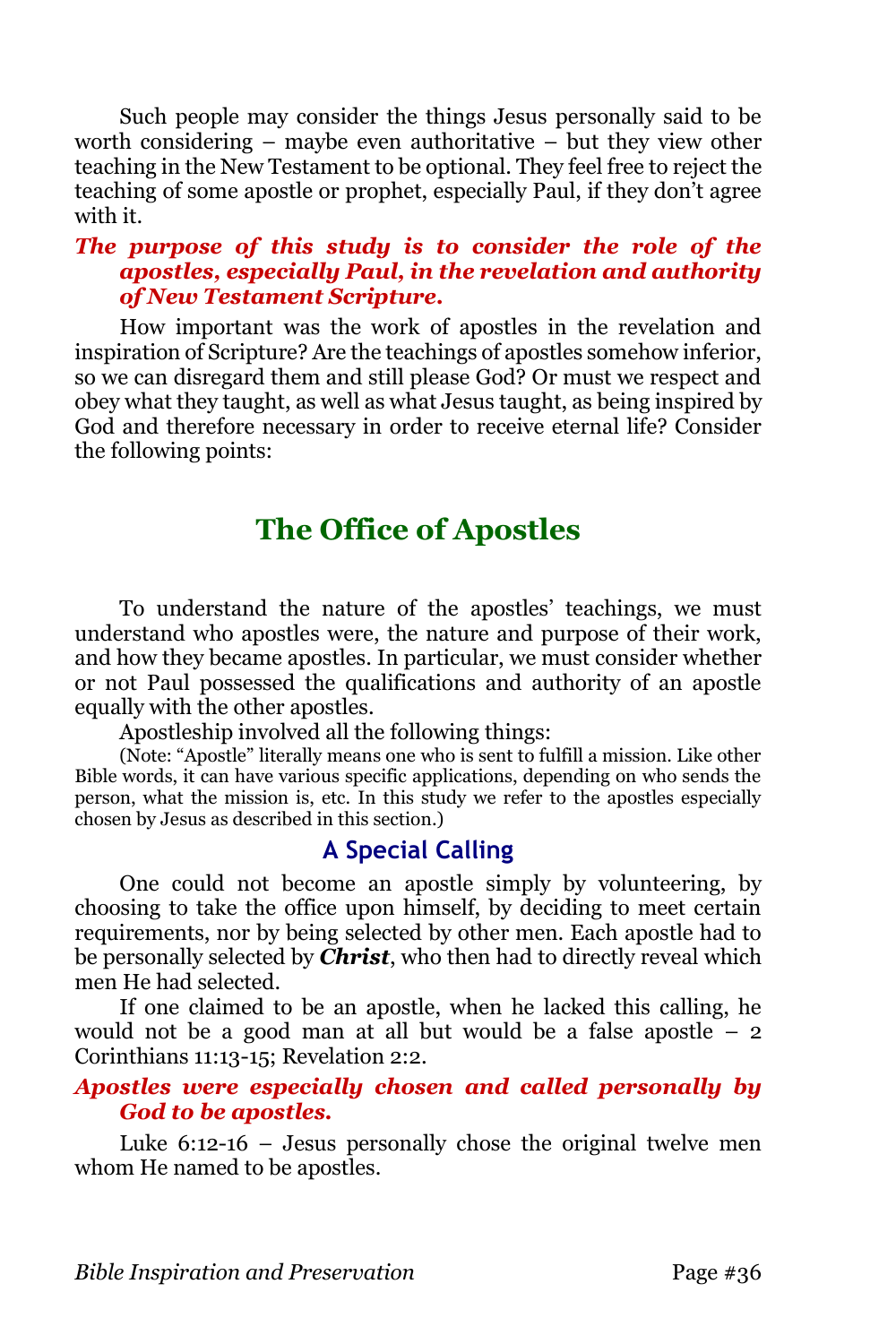Such people may consider the things Jesus personally said to be worth considering – maybe even authoritative – but they view other teaching in the New Testament to be optional. They feel free to reject the teaching of some apostle or prophet, especially Paul, if they don't agree with it.

***The purpose of this study is to consider the role of the apostles, especially Paul, in the revelation and authority of New Testament Scripture.***

How important was the work of apostles in the revelation and inspiration of Scripture? Are the teachings of apostles somehow inferior, so we can disregard them and still please God? Or must we respect and obey what they taught, as well as what Jesus taught, as being inspired by God and therefore necessary in order to receive eternal life? Consider the following points:

## The Office of Apostles

To understand the nature of the apostles' teachings, we must understand who apostles were, the nature and purpose of their work, and how they became apostles. In particular, we must consider whether or not Paul possessed the qualifications and authority of an apostle equally with the other apostles.

Apostleship involved all the following things:

(Note: "Apostle" literally means one who is sent to fulfill a mission. Like other Bible words, it can have various specific applications, depending on who sends the person, what the mission is, etc. In this study we refer to the apostles especially chosen by Jesus as described in this section.)

### A Special Calling

One could not become an apostle simply by volunteering, by choosing to take the office upon himself, by deciding to meet certain requirements, nor by being selected by other men. Each apostle had to be personally selected by ***Christ***, who then had to directly reveal which men He had selected.

If one claimed to be an apostle, when he lacked this calling, he would not be a good man at all but would be a false apostle – 2 Corinthians 11:13-15; Revelation 2:2.

***Apostles were especially chosen and called personally by God to be apostles.***

Luke 6:12-16 – Jesus personally chose the original twelve men whom He named to be apostles.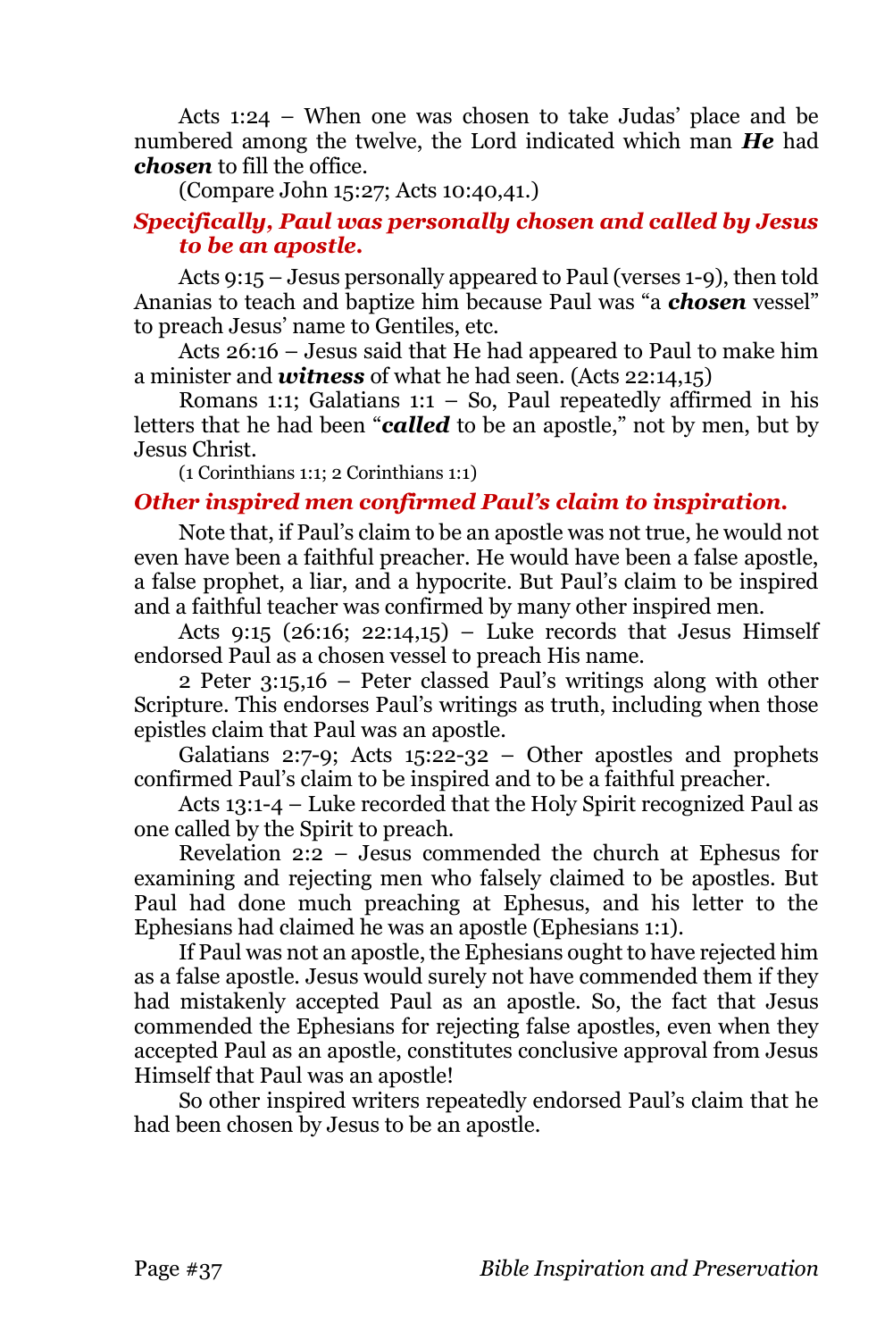Acts 1:24 – When one was chosen to take Judas' place and be numbered among the twelve, the Lord indicated which man ***He*** had ***chosen*** to fill the office.

(Compare John 15:27; Acts 10:40,41.)

### *Specifically, Paul was personally chosen and called by Jesus to be an apostle.*

Acts 9:15 – Jesus personally appeared to Paul (verses 1-9), then told Ananias to teach and baptize him because Paul was "a ***chosen*** vessel" to preach Jesus' name to Gentiles, etc.

Acts 26:16 – Jesus said that He had appeared to Paul to make him a minister and ***witness*** of what he had seen. (Acts 22:14,15)

Romans 1:1; Galatians 1:1 – So, Paul repeatedly affirmed in his letters that he had been "***called*** to be an apostle," not by men, but by Jesus Christ.

(1 Corinthians 1:1; 2 Corinthians 1:1)

### *Other inspired men confirmed Paul's claim to inspiration.*

Note that, if Paul's claim to be an apostle was not true, he would not even have been a faithful preacher. He would have been a false apostle, a false prophet, a liar, and a hypocrite. But Paul's claim to be inspired and a faithful teacher was confirmed by many other inspired men.

Acts 9:15 (26:16; 22:14,15) – Luke records that Jesus Himself endorsed Paul as a chosen vessel to preach His name.

2 Peter 3:15,16 – Peter classed Paul's writings along with other Scripture. This endorses Paul's writings as truth, including when those epistles claim that Paul was an apostle.

Galatians 2:7-9; Acts 15:22-32 – Other apostles and prophets confirmed Paul's claim to be inspired and to be a faithful preacher.

Acts 13:1-4 – Luke recorded that the Holy Spirit recognized Paul as one called by the Spirit to preach.

Revelation 2:2 – Jesus commended the church at Ephesus for examining and rejecting men who falsely claimed to be apostles. But Paul had done much preaching at Ephesus, and his letter to the Ephesians had claimed he was an apostle (Ephesians 1:1).

If Paul was not an apostle, the Ephesians ought to have rejected him as a false apostle. Jesus would surely not have commended them if they had mistakenly accepted Paul as an apostle. So, the fact that Jesus commended the Ephesians for rejecting false apostles, even when they accepted Paul as an apostle, constitutes conclusive approval from Jesus Himself that Paul was an apostle!

So other inspired writers repeatedly endorsed Paul's claim that he had been chosen by Jesus to be an apostle.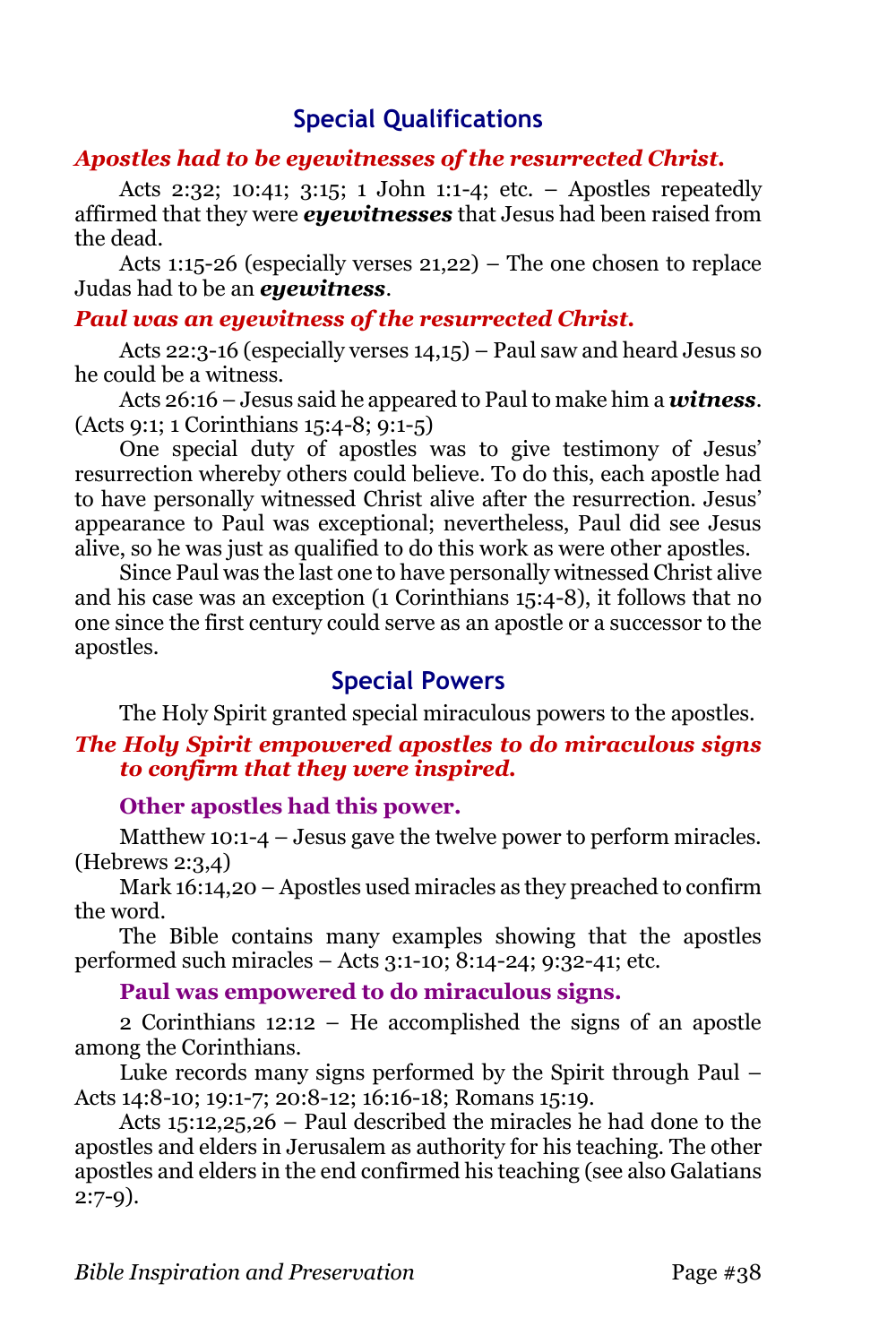## Special Qualifications

***Apostles had to be eyewitnesses of the resurrected Christ.***

Acts 2:32; 10:41; 3:15; 1 John 1:1-4; etc. – Apostles repeatedly affirmed that they were ***eyewitnesses*** that Jesus had been raised from the dead.

Acts 1:15-26 (especially verses 21,22) – The one chosen to replace Judas had to be an ***eyewitness***.

***Paul was an eyewitness of the resurrected Christ.***

Acts 22:3-16 (especially verses 14,15) – Paul saw and heard Jesus so he could be a witness.

Acts 26:16 – Jesus said he appeared to Paul to make him a ***witness***. (Acts 9:1; 1 Corinthians 15:4-8; 9:1-5)

One special duty of apostles was to give testimony of Jesus' resurrection whereby others could believe. To do this, each apostle had to have personally witnessed Christ alive after the resurrection. Jesus' appearance to Paul was exceptional; nevertheless, Paul did see Jesus alive, so he was just as qualified to do this work as were other apostles.

Since Paul was the last one to have personally witnessed Christ alive and his case was an exception (1 Corinthians 15:4-8), it follows that no one since the first century could serve as an apostle or a successor to the apostles.

## Special Powers

The Holy Spirit granted special miraculous powers to the apostles.

***The Holy Spirit empowered apostles to do miraculous signs to confirm that they were inspired.***

**Other apostles had this power.**

Matthew 10:1-4 – Jesus gave the twelve power to perform miracles. (Hebrews 2:3,4)

Mark 16:14,20 – Apostles used miracles as they preached to confirm the word.

The Bible contains many examples showing that the apostles performed such miracles – Acts 3:1-10; 8:14-24; 9:32-41; etc.

**Paul was empowered to do miraculous signs.**

2 Corinthians 12:12 – He accomplished the signs of an apostle among the Corinthians.

Luke records many signs performed by the Spirit through Paul – Acts 14:8-10; 19:1-7; 20:8-12; 16:16-18; Romans 15:19.

Acts 15:12,25,26 – Paul described the miracles he had done to the apostles and elders in Jerusalem as authority for his teaching. The other apostles and elders in the end confirmed his teaching (see also Galatians 2:7-9).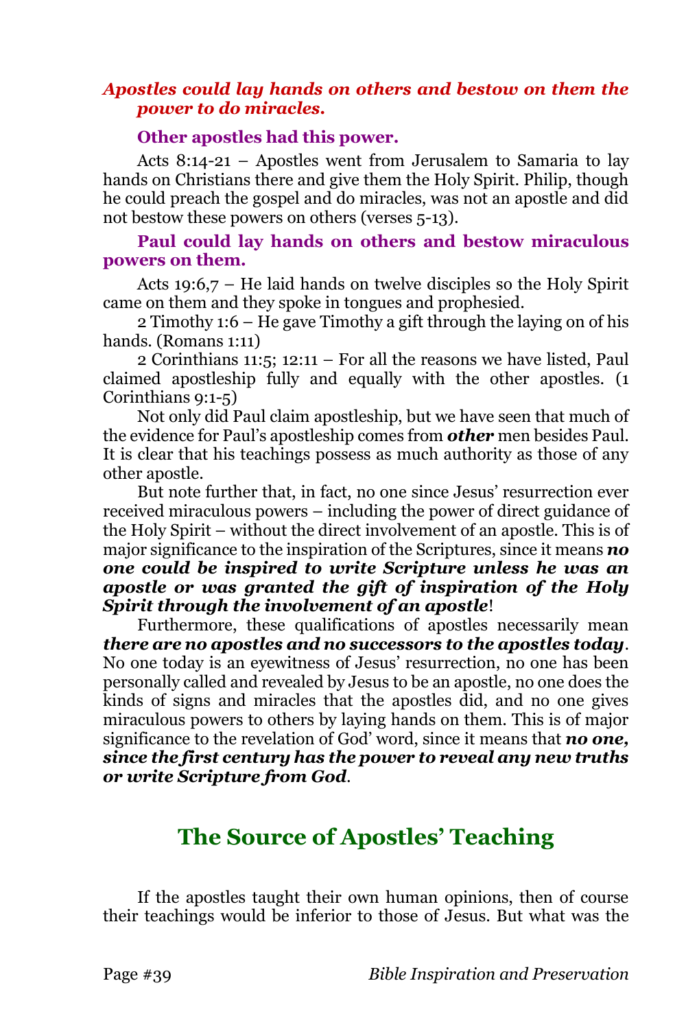### *Apostles could lay hands on others and bestow on them the power to do miracles.*

#### Other apostles had this power.

Acts 8:14-21 – Apostles went from Jerusalem to Samaria to lay hands on Christians there and give them the Holy Spirit. Philip, though he could preach the gospel and do miracles, was not an apostle and did not bestow these powers on others (verses 5-13).

#### Paul could lay hands on others and bestow miraculous powers on them.

Acts 19:6,7 – He laid hands on twelve disciples so the Holy Spirit came on them and they spoke in tongues and prophesied.

2 Timothy 1:6 – He gave Timothy a gift through the laying on of his hands. (Romans 1:11)

2 Corinthians 11:5; 12:11 – For all the reasons we have listed, Paul claimed apostleship fully and equally with the other apostles. (1 Corinthians 9:1-5)

Not only did Paul claim apostleship, but we have seen that much of the evidence for Paul's apostleship comes from ***other*** men besides Paul. It is clear that his teachings possess as much authority as those of any other apostle.

But note further that, in fact, no one since Jesus' resurrection ever received miraculous powers – including the power of direct guidance of the Holy Spirit – without the direct involvement of an apostle. This is of major significance to the inspiration of the Scriptures, since it means ***no one could be inspired to write Scripture unless he was an apostle or was granted the gift of inspiration of the Holy Spirit through the involvement of an apostle***!

Furthermore, these qualifications of apostles necessarily mean ***there are no apostles and no successors to the apostles today***. No one today is an eyewitness of Jesus' resurrection, no one has been personally called and revealed by Jesus to be an apostle, no one does the kinds of signs and miracles that the apostles did, and no one gives miraculous powers to others by laying hands on them. This is of major significance to the revelation of God' word, since it means that ***no one, since the first century has the power to reveal any new truths or write Scripture from God***.

## The Source of Apostles' Teaching

If the apostles taught their own human opinions, then of course their teachings would be inferior to those of Jesus. But what was the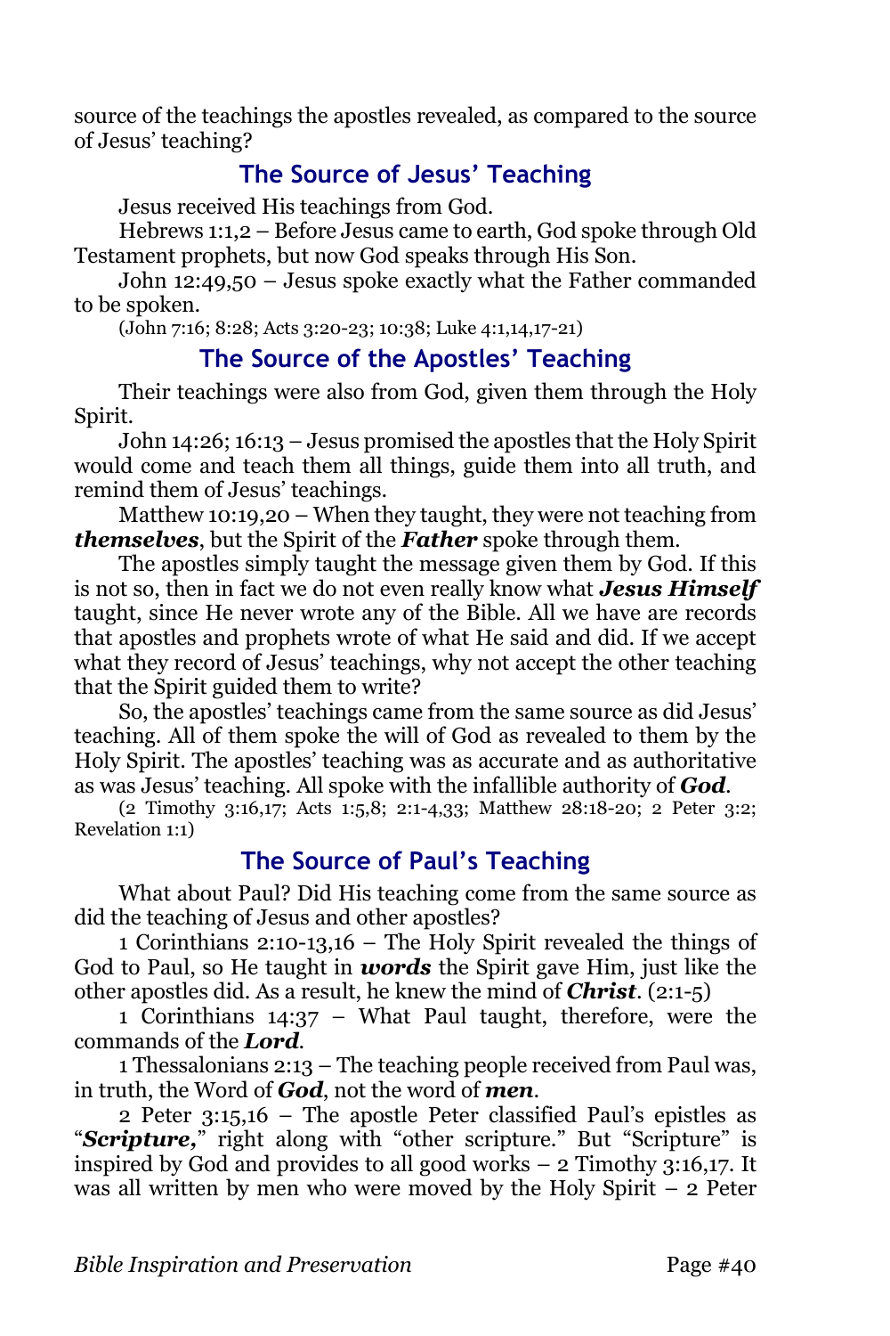source of the teachings the apostles revealed, as compared to the source of Jesus' teaching?

## The Source of Jesus' Teaching

Jesus received His teachings from God.

Hebrews 1:1,2 – Before Jesus came to earth, God spoke through Old Testament prophets, but now God speaks through His Son.

John 12:49,50 – Jesus spoke exactly what the Father commanded to be spoken.

(John 7:16; 8:28; Acts 3:20-23; 10:38; Luke 4:1,14,17-21)

## The Source of the Apostles' Teaching

Their teachings were also from God, given them through the Holy Spirit.

John 14:26; 16:13 – Jesus promised the apostles that the Holy Spirit would come and teach them all things, guide them into all truth, and remind them of Jesus' teachings.

Matthew 10:19,20 – When they taught, they were not teaching from ***themselves***, but the Spirit of the ***Father*** spoke through them.

The apostles simply taught the message given them by God. If this is not so, then in fact we do not even really know what ***Jesus Himself*** taught, since He never wrote any of the Bible. All we have are records that apostles and prophets wrote of what He said and did. If we accept what they record of Jesus' teachings, why not accept the other teaching that the Spirit guided them to write?

So, the apostles' teachings came from the same source as did Jesus' teaching. All of them spoke the will of God as revealed to them by the Holy Spirit. The apostles' teaching was as accurate and as authoritative as was Jesus' teaching. All spoke with the infallible authority of ***God***.

(2 Timothy 3:16,17; Acts 1:5,8; 2:1-4,33; Matthew 28:18-20; 2 Peter 3:2; Revelation 1:1)

## The Source of Paul's Teaching

What about Paul? Did His teaching come from the same source as did the teaching of Jesus and other apostles?

1 Corinthians 2:10-13,16 – The Holy Spirit revealed the things of God to Paul, so He taught in ***words*** the Spirit gave Him, just like the other apostles did. As a result, he knew the mind of ***Christ***. (2:1-5)

1 Corinthians 14:37 – What Paul taught, therefore, were the commands of the ***Lord***.

1 Thessalonians 2:13 – The teaching people received from Paul was, in truth, the Word of ***God***, not the word of ***men***.

2 Peter 3:15,16 – The apostle Peter classified Paul's epistles as "***Scripture,***" right along with "other scripture." But "Scripture" is inspired by God and provides to all good works – 2 Timothy 3:16,17. It was all written by men who were moved by the Holy Spirit – 2 Peter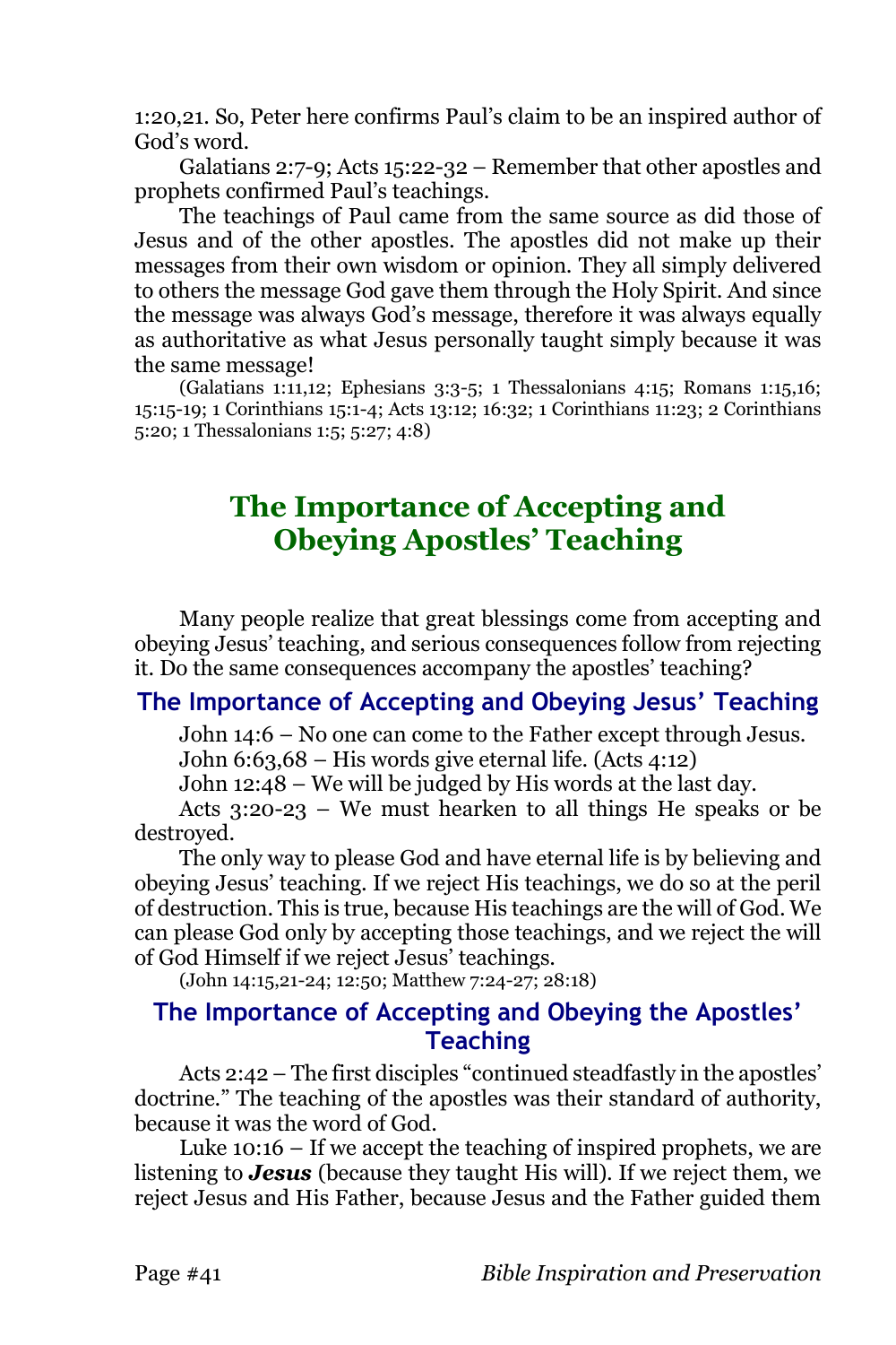1:20,21. So, Peter here confirms Paul's claim to be an inspired author of God's word.

Galatians 2:7-9; Acts 15:22-32 – Remember that other apostles and prophets confirmed Paul's teachings.

The teachings of Paul came from the same source as did those of Jesus and of the other apostles. The apostles did not make up their messages from their own wisdom or opinion. They all simply delivered to others the message God gave them through the Holy Spirit. And since the message was always God's message, therefore it was always equally as authoritative as what Jesus personally taught simply because it was the same message!

(Galatians 1:11,12; Ephesians 3:3-5; 1 Thessalonians 4:15; Romans 1:15,16; 15:15-19; 1 Corinthians 15:1-4; Acts 13:12; 16:32; 1 Corinthians 11:23; 2 Corinthians 5:20; 1 Thessalonians 1:5; 5:27; 4:8)

# The Importance of Accepting and Obeying Apostles' Teaching

Many people realize that great blessings come from accepting and obeying Jesus' teaching, and serious consequences follow from rejecting it. Do the same consequences accompany the apostles' teaching?

## The Importance of Accepting and Obeying Jesus' Teaching

John 14:6 – No one can come to the Father except through Jesus.

John 6:63,68 – His words give eternal life. (Acts 4:12)

John 12:48 – We will be judged by His words at the last day.

Acts 3:20-23 – We must hearken to all things He speaks or be destroyed.

The only way to please God and have eternal life is by believing and obeying Jesus' teaching. If we reject His teachings, we do so at the peril of destruction. This is true, because His teachings are the will of God. We can please God only by accepting those teachings, and we reject the will of God Himself if we reject Jesus' teachings.

(John 14:15,21-24; 12:50; Matthew 7:24-27; 28:18)

## The Importance of Accepting and Obeying the Apostles' Teaching

Acts 2:42 – The first disciples "continued steadfastly in the apostles' doctrine." The teaching of the apostles was their standard of authority, because it was the word of God.

Luke 10:16 – If we accept the teaching of inspired prophets, we are listening to ***Jesus*** (because they taught His will). If we reject them, we reject Jesus and His Father, because Jesus and the Father guided them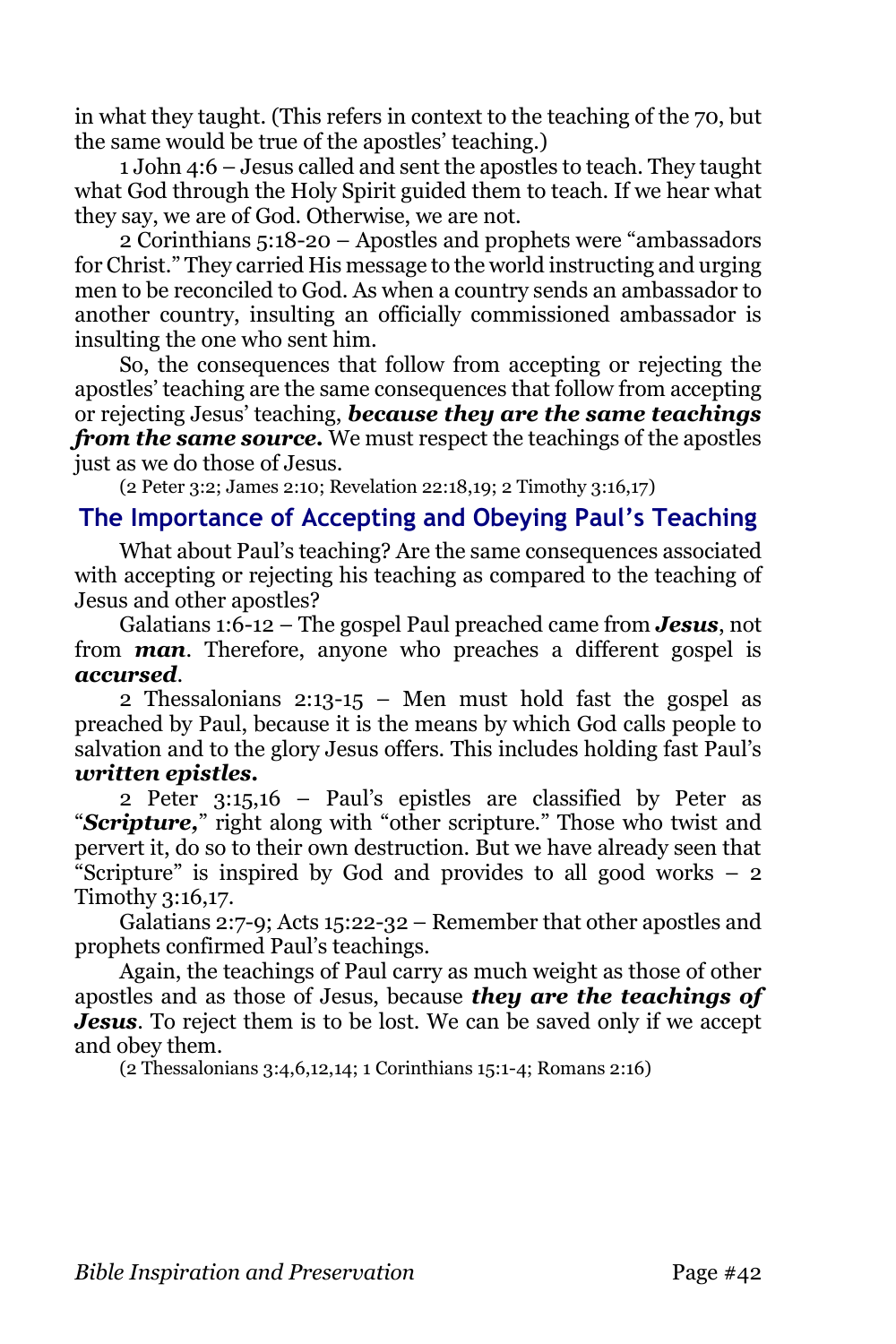in what they taught. (This refers in context to the teaching of the 70, but the same would be true of the apostles' teaching.)

1 John 4:6 – Jesus called and sent the apostles to teach. They taught what God through the Holy Spirit guided them to teach. If we hear what they say, we are of God. Otherwise, we are not.

2 Corinthians 5:18-20 – Apostles and prophets were "ambassadors for Christ." They carried His message to the world instructing and urging men to be reconciled to God. As when a country sends an ambassador to another country, insulting an officially commissioned ambassador is insulting the one who sent him.

So, the consequences that follow from accepting or rejecting the apostles' teaching are the same consequences that follow from accepting or rejecting Jesus' teaching, ***because they are the same teachings from the same source.*** We must respect the teachings of the apostles just as we do those of Jesus.

(2 Peter 3:2; James 2:10; Revelation 22:18,19; 2 Timothy 3:16,17)

## The Importance of Accepting and Obeying Paul's Teaching

What about Paul's teaching? Are the same consequences associated with accepting or rejecting his teaching as compared to the teaching of Jesus and other apostles?

Galatians 1:6-12 – The gospel Paul preached came from ***Jesus***, not from ***man***. Therefore, anyone who preaches a different gospel is ***accursed***.

2 Thessalonians 2:13-15 – Men must hold fast the gospel as preached by Paul, because it is the means by which God calls people to salvation and to the glory Jesus offers. This includes holding fast Paul's ***written epistles.***

2 Peter 3:15,16 – Paul's epistles are classified by Peter as "***Scripture,***" right along with "other scripture." Those who twist and pervert it, do so to their own destruction. But we have already seen that "Scripture" is inspired by God and provides to all good works – 2 Timothy 3:16,17.

Galatians 2:7-9; Acts 15:22-32 – Remember that other apostles and prophets confirmed Paul's teachings.

Again, the teachings of Paul carry as much weight as those of other apostles and as those of Jesus, because ***they are the teachings of Jesus***. To reject them is to be lost. We can be saved only if we accept and obey them.

(2 Thessalonians 3:4,6,12,14; 1 Corinthians 15:1-4; Romans 2:16)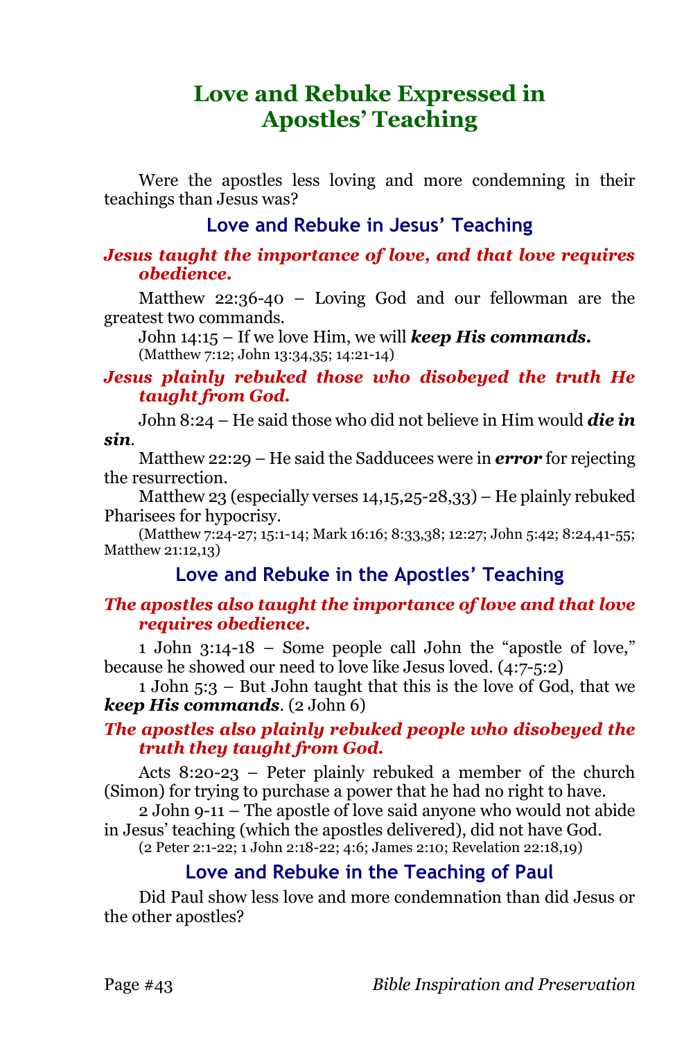# Love and Rebuke Expressed in Apostles' Teaching

Were the apostles less loving and more condemning in their teachings than Jesus was?

## Love and Rebuke in Jesus' Teaching

***Jesus taught the importance of love, and that love requires obedience.***

Matthew 22:36-40 – Loving God and our fellowman are the greatest two commands.

John 14:15 – If we love Him, we will ***keep His commands.***

(Matthew 7:12; John 13:34,35; 14:21-14)

***Jesus plainly rebuked those who disobeyed the truth He taught from God.***

John 8:24 – He said those who did not believe in Him would ***die in sin***.

Matthew 22:29 – He said the Sadducees were in ***error*** for rejecting the resurrection.

Matthew 23 (especially verses 14,15,25-28,33) – He plainly rebuked Pharisees for hypocrisy.

(Matthew 7:24-27; 15:1-14; Mark 16:16; 8:33,38; 12:27; John 5:42; 8:24,41-55; Matthew 21:12,13)

## Love and Rebuke in the Apostles' Teaching

***The apostles also taught the importance of love and that love requires obedience.***

1 John 3:14-18 – Some people call John the "apostle of love," because he showed our need to love like Jesus loved. (4:7-5:2)

1 John 5:3 – But John taught that this is the love of God, that we ***keep His commands***. (2 John 6)

***The apostles also plainly rebuked people who disobeyed the truth they taught from God.***

Acts 8:20-23 – Peter plainly rebuked a member of the church (Simon) for trying to purchase a power that he had no right to have.

2 John 9-11 – The apostle of love said anyone who would not abide in Jesus' teaching (which the apostles delivered), did not have God.

(2 Peter 2:1-22; 1 John 2:18-22; 4:6; James 2:10; Revelation 22:18,19)

## Love and Rebuke in the Teaching of Paul

Did Paul show less love and more condemnation than did Jesus or the other apostles?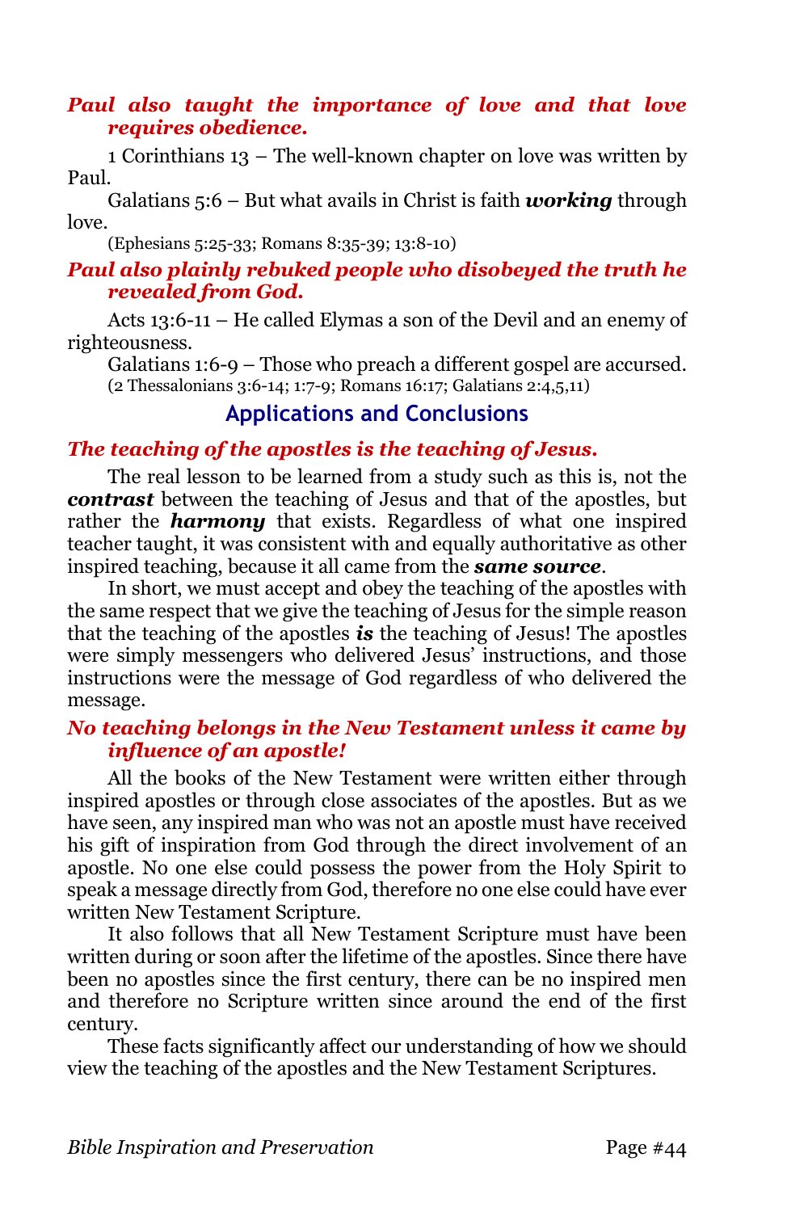***Paul also taught the importance of love and that love requires obedience.***

1 Corinthians 13 – The well-known chapter on love was written by Paul.

Galatians 5:6 – But what avails in Christ is faith ***working*** through love.

(Ephesians 5:25-33; Romans 8:35-39; 13:8-10)

***Paul also plainly rebuked people who disobeyed the truth he revealed from God.***

Acts 13:6-11 – He called Elymas a son of the Devil and an enemy of righteousness.

Galatians 1:6-9 – Those who preach a different gospel are accursed.
(2 Thessalonians 3:6-14; 1:7-9; Romans 16:17; Galatians 2:4,5,11)

## Applications and Conclusions

***The teaching of the apostles is the teaching of Jesus.***

The real lesson to be learned from a study such as this is, not the ***contrast*** between the teaching of Jesus and that of the apostles, but rather the ***harmony*** that exists. Regardless of what one inspired teacher taught, it was consistent with and equally authoritative as other inspired teaching, because it all came from the ***same source***.

In short, we must accept and obey the teaching of the apostles with the same respect that we give the teaching of Jesus for the simple reason that the teaching of the apostles ***is*** the teaching of Jesus! The apostles were simply messengers who delivered Jesus' instructions, and those instructions were the message of God regardless of who delivered the message.

***No teaching belongs in the New Testament unless it came by influence of an apostle!***

All the books of the New Testament were written either through inspired apostles or through close associates of the apostles. But as we have seen, any inspired man who was not an apostle must have received his gift of inspiration from God through the direct involvement of an apostle. No one else could possess the power from the Holy Spirit to speak a message directly from God, therefore no one else could have ever written New Testament Scripture.

It also follows that all New Testament Scripture must have been written during or soon after the lifetime of the apostles. Since there have been no apostles since the first century, there can be no inspired men and therefore no Scripture written since around the end of the first century.

These facts significantly affect our understanding of how we should view the teaching of the apostles and the New Testament Scriptures.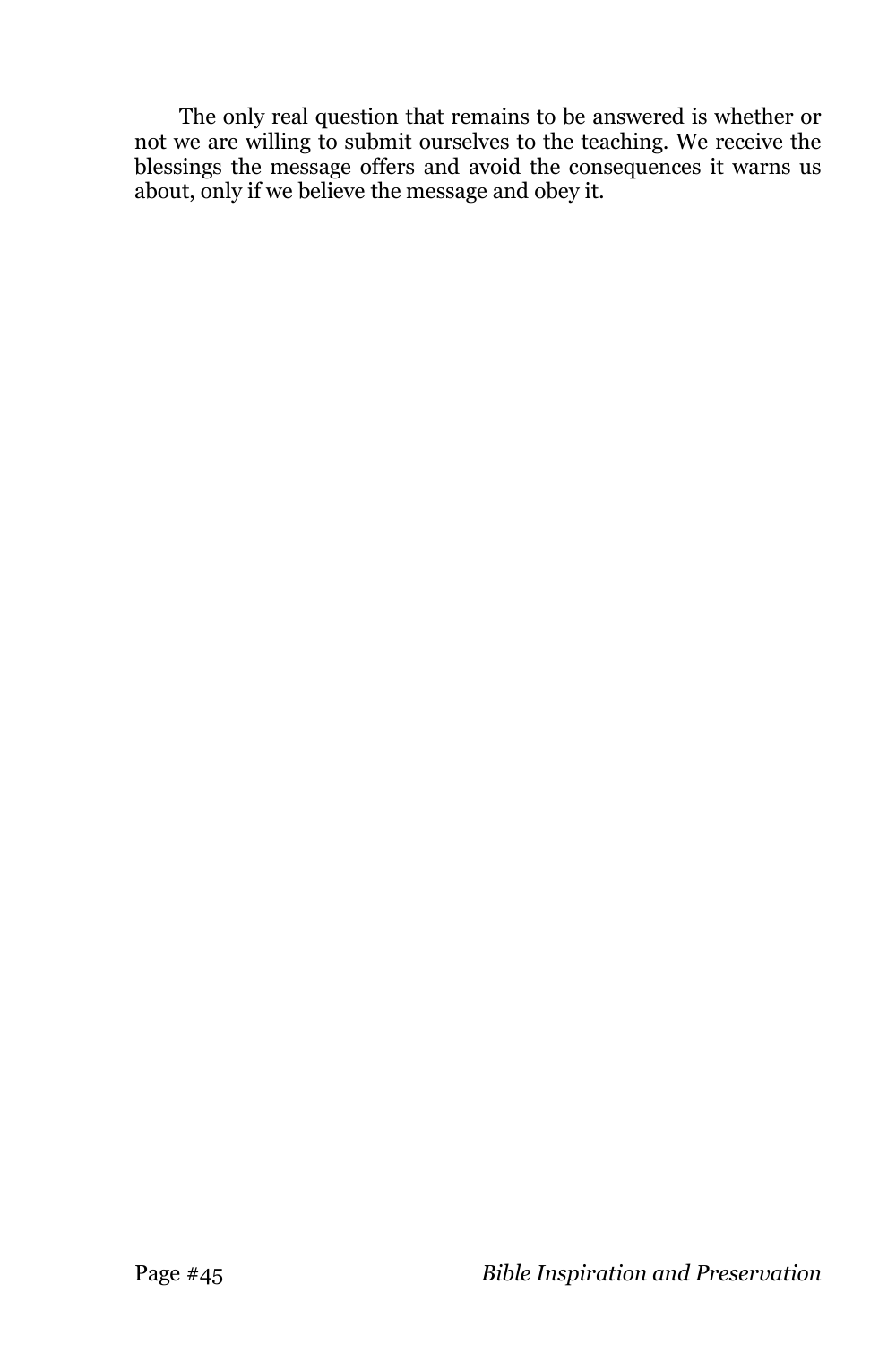The only real question that remains to be answered is whether or not we are willing to submit ourselves to the teaching. We receive the blessings the message offers and avoid the consequences it warns us about, only if we believe the message and obey it.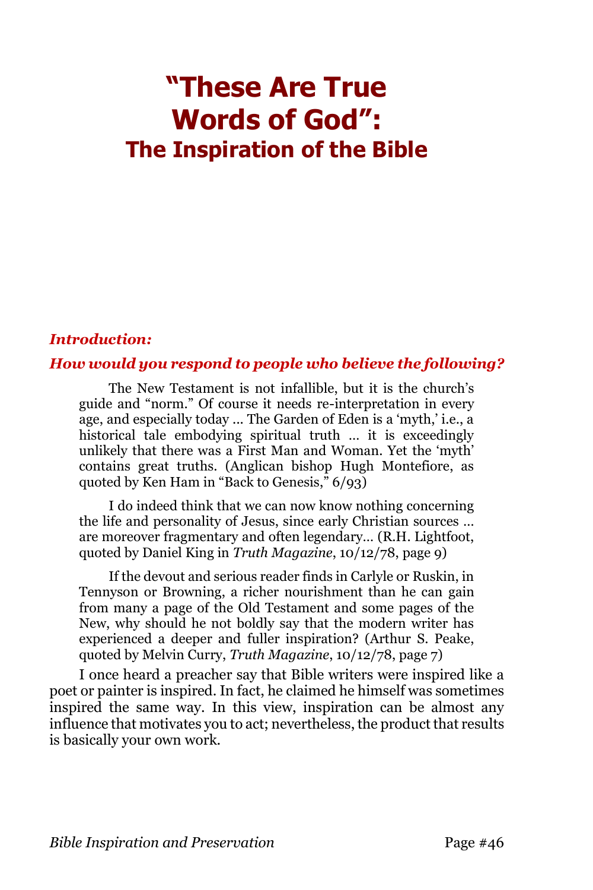# "These Are True Words of God": The Inspiration of the Bible

***Introduction:***

***How would you respond to people who believe the following?***

> The New Testament is not infallible, but it is the church's guide and "norm." Of course it needs re-interpretation in every age, and especially today ... The Garden of Eden is a 'myth,' i.e., a historical tale embodying spiritual truth ... it is exceedingly unlikely that there was a First Man and Woman. Yet the 'myth' contains great truths. (Anglican bishop Hugh Montefiore, as quoted by Ken Ham in "Back to Genesis," 6/93)

> I do indeed think that we can now know nothing concerning the life and personality of Jesus, since early Christian sources ... are moreover fragmentary and often legendary… (R.H. Lightfoot, quoted by Daniel King in *Truth Magazine*, 10/12/78, page 9)

> If the devout and serious reader finds in Carlyle or Ruskin, in Tennyson or Browning, a richer nourishment than he can gain from many a page of the Old Testament and some pages of the New, why should he not boldly say that the modern writer has experienced a deeper and fuller inspiration? (Arthur S. Peake, quoted by Melvin Curry, *Truth Magazine*, 10/12/78, page 7)

I once heard a preacher say that Bible writers were inspired like a poet or painter is inspired. In fact, he claimed he himself was sometimes inspired the same way. In this view, inspiration can be almost any influence that motivates you to act; nevertheless, the product that results is basically your own work.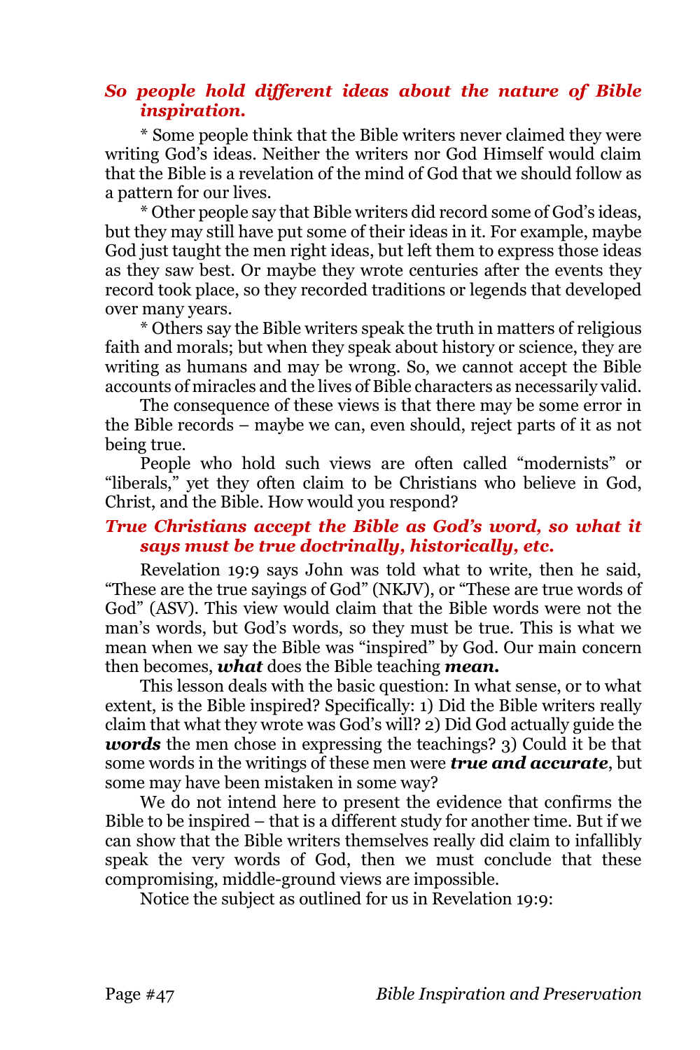***So people hold different ideas about the nature of Bible inspiration.***

* Some people think that the Bible writers never claimed they were writing God's ideas. Neither the writers nor God Himself would claim that the Bible is a revelation of the mind of God that we should follow as a pattern for our lives.

* Other people say that Bible writers did record some of God's ideas, but they may still have put some of their ideas in it. For example, maybe God just taught the men right ideas, but left them to express those ideas as they saw best. Or maybe they wrote centuries after the events they record took place, so they recorded traditions or legends that developed over many years.

* Others say the Bible writers speak the truth in matters of religious faith and morals; but when they speak about history or science, they are writing as humans and may be wrong. So, we cannot accept the Bible accounts of miracles and the lives of Bible characters as necessarily valid.

The consequence of these views is that there may be some error in the Bible records – maybe we can, even should, reject parts of it as not being true.

People who hold such views are often called "modernists" or "liberals," yet they often claim to be Christians who believe in God, Christ, and the Bible. How would you respond?

***True Christians accept the Bible as God's word, so what it says must be true doctrinally, historically, etc.***

Revelation 19:9 says John was told what to write, then he said, "These are the true sayings of God" (NKJV), or "These are true words of God" (ASV). This view would claim that the Bible words were not the man's words, but God's words, so they must be true. This is what we mean when we say the Bible was "inspired" by God. Our main concern then becomes, ***what*** does the Bible teaching ***mean.***

This lesson deals with the basic question: In what sense, or to what extent, is the Bible inspired? Specifically: 1) Did the Bible writers really claim that what they wrote was God's will? 2) Did God actually guide the ***words*** the men chose in expressing the teachings? 3) Could it be that some words in the writings of these men were ***true and accurate***, but some may have been mistaken in some way?

We do not intend here to present the evidence that confirms the Bible to be inspired – that is a different study for another time. But if we can show that the Bible writers themselves really did claim to infallibly speak the very words of God, then we must conclude that these compromising, middle-ground views are impossible.

Notice the subject as outlined for us in Revelation 19:9: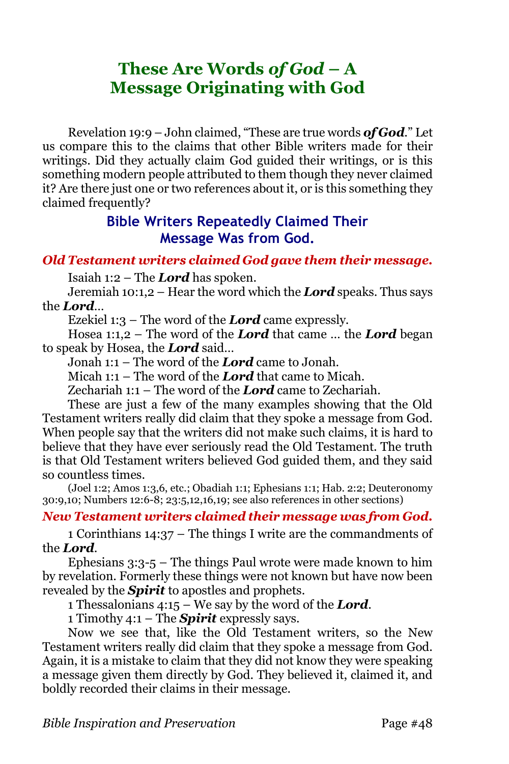# These Are Words *of God* – A Message Originating with God

Revelation 19:9 – John claimed, "These are true words ***of God***." Let us compare this to the claims that other Bible writers made for their writings. Did they actually claim God guided their writings, or is this something modern people attributed to them though they never claimed it? Are there just one or two references about it, or is this something they claimed frequently?

## Bible Writers Repeatedly Claimed Their Message Was from God.

### *Old Testament writers claimed God gave them their message.*

Isaiah 1:2 – The ***Lord*** has spoken.

Jeremiah 10:1,2 – Hear the word which the ***Lord*** speaks. Thus says the ***Lord***…

Ezekiel 1:3 – The word of the ***Lord*** came expressly.

Hosea 1:1,2 – The word of the ***Lord*** that came … the ***Lord*** began to speak by Hosea, the ***Lord*** said…

Jonah 1:1 – The word of the ***Lord*** came to Jonah.

Micah 1:1 – The word of the ***Lord*** that came to Micah.

Zechariah 1:1 – The word of the ***Lord*** came to Zechariah.

These are just a few of the many examples showing that the Old Testament writers really did claim that they spoke a message from God. When people say that the writers did not make such claims, it is hard to believe that they have ever seriously read the Old Testament. The truth is that Old Testament writers believed God guided them, and they said so countless times.

(Joel 1:2; Amos 1:3,6, etc.; Obadiah 1:1; Ephesians 1:1; Hab. 2:2; Deuteronomy 30:9,10; Numbers 12:6-8; 23:5,12,16,19; see also references in other sections)

### *New Testament writers claimed their message was from God.*

1 Corinthians 14:37 – The things I write are the commandments of the ***Lord***.

Ephesians 3:3-5 – The things Paul wrote were made known to him by revelation. Formerly these things were not known but have now been revealed by the ***Spirit*** to apostles and prophets.

1 Thessalonians 4:15 – We say by the word of the ***Lord***.

1 Timothy 4:1 – The ***Spirit*** expressly says.

Now we see that, like the Old Testament writers, so the New Testament writers really did claim that they spoke a message from God. Again, it is a mistake to claim that they did not know they were speaking a message given them directly by God. They believed it, claimed it, and boldly recorded their claims in their message.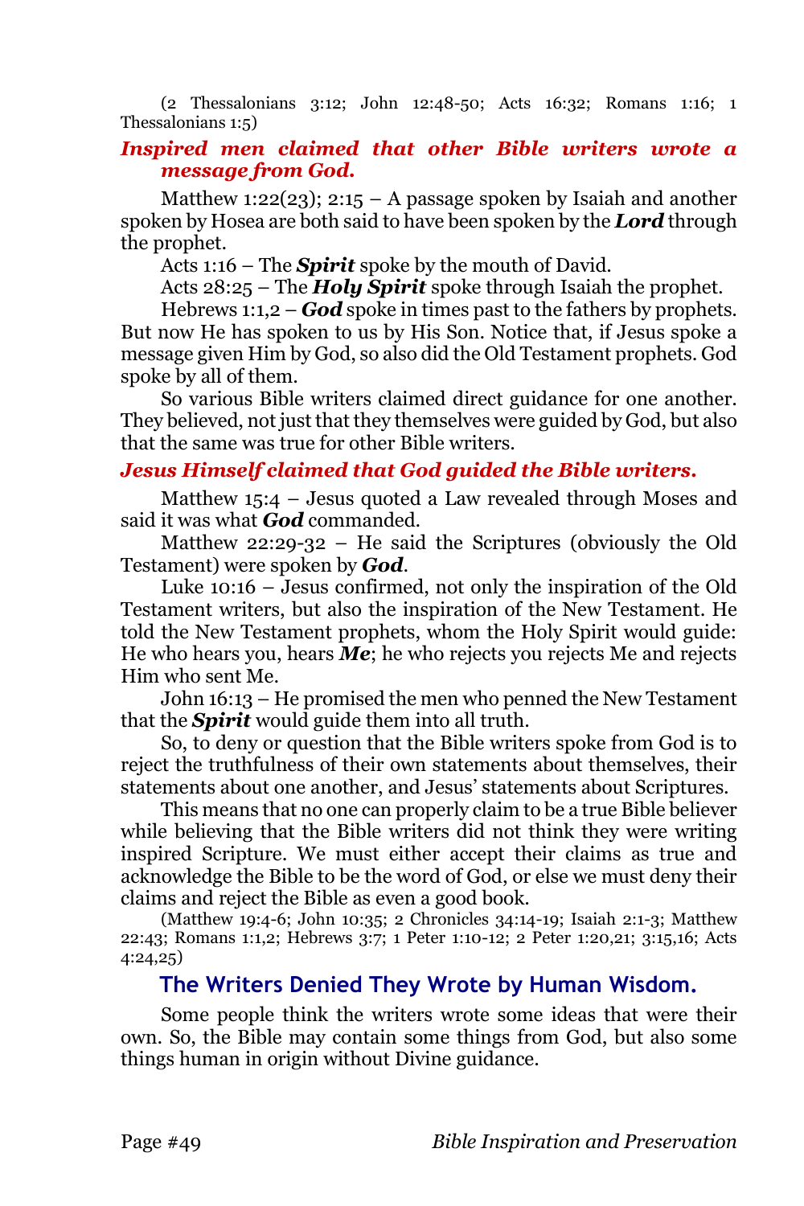(2 Thessalonians 3:12; John 12:48-50; Acts 16:32; Romans 1:16; 1 Thessalonians 1:5)

### *Inspired men claimed that other Bible writers wrote a message from God.*

Matthew 1:22(23); 2:15 – A passage spoken by Isaiah and another spoken by Hosea are both said to have been spoken by the ***Lord*** through the prophet.

Acts 1:16 – The ***Spirit*** spoke by the mouth of David.

Acts 28:25 – The ***Holy Spirit*** spoke through Isaiah the prophet.

Hebrews 1:1,2 – ***God*** spoke in times past to the fathers by prophets. But now He has spoken to us by His Son. Notice that, if Jesus spoke a message given Him by God, so also did the Old Testament prophets. God spoke by all of them.

So various Bible writers claimed direct guidance for one another. They believed, not just that they themselves were guided by God, but also that the same was true for other Bible writers.

### *Jesus Himself claimed that God guided the Bible writers.*

Matthew 15:4 – Jesus quoted a Law revealed through Moses and said it was what ***God*** commanded.

Matthew 22:29-32 – He said the Scriptures (obviously the Old Testament) were spoken by ***God***.

Luke 10:16 – Jesus confirmed, not only the inspiration of the Old Testament writers, but also the inspiration of the New Testament. He told the New Testament prophets, whom the Holy Spirit would guide: He who hears you, hears ***Me***; he who rejects you rejects Me and rejects Him who sent Me.

John 16:13 – He promised the men who penned the New Testament that the ***Spirit*** would guide them into all truth.

So, to deny or question that the Bible writers spoke from God is to reject the truthfulness of their own statements about themselves, their statements about one another, and Jesus' statements about Scriptures.

This means that no one can properly claim to be a true Bible believer while believing that the Bible writers did not think they were writing inspired Scripture. We must either accept their claims as true and acknowledge the Bible to be the word of God, or else we must deny their claims and reject the Bible as even a good book.

(Matthew 19:4-6; John 10:35; 2 Chronicles 34:14-19; Isaiah 2:1-3; Matthew 22:43; Romans 1:1,2; Hebrews 3:7; 1 Peter 1:10-12; 2 Peter 1:20,21; 3:15,16; Acts 4:24,25)

## The Writers Denied They Wrote by Human Wisdom.

Some people think the writers wrote some ideas that were their own. So, the Bible may contain some things from God, but also some things human in origin without Divine guidance.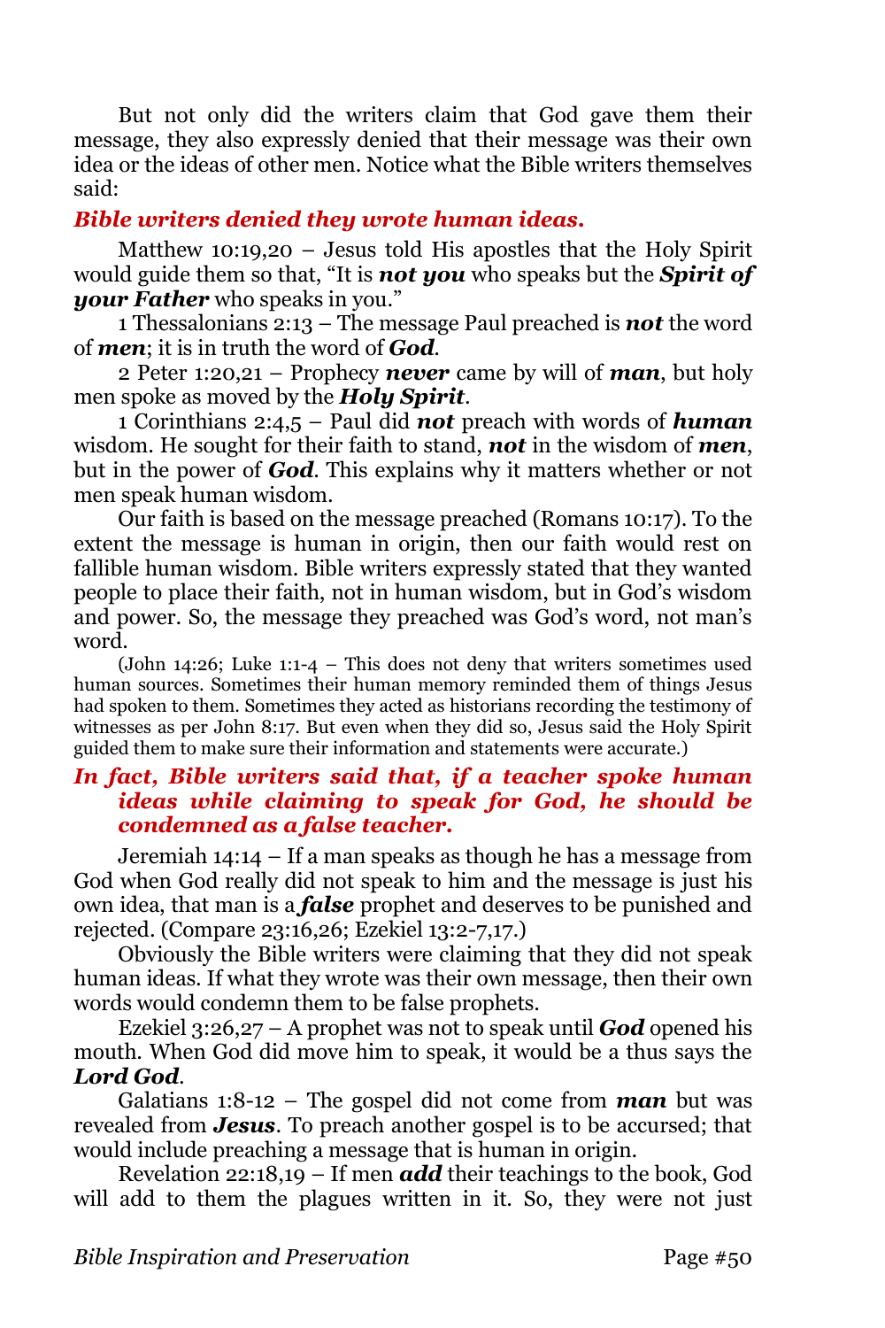But not only did the writers claim that God gave them their message, they also expressly denied that their message was their own idea or the ideas of other men. Notice what the Bible writers themselves said:

### *Bible writers denied they wrote human ideas.*

Matthew 10:19,20 – Jesus told His apostles that the Holy Spirit would guide them so that, "It is ***not you*** who speaks but the ***Spirit of your Father*** who speaks in you."

1 Thessalonians 2:13 – The message Paul preached is ***not*** the word of ***men***; it is in truth the word of ***God***.

2 Peter 1:20,21 – Prophecy ***never*** came by will of ***man***, but holy men spoke as moved by the ***Holy Spirit***.

1 Corinthians 2:4,5 – Paul did ***not*** preach with words of ***human*** wisdom. He sought for their faith to stand, ***not*** in the wisdom of ***men***, but in the power of ***God***. This explains why it matters whether or not men speak human wisdom.

Our faith is based on the message preached (Romans 10:17). To the extent the message is human in origin, then our faith would rest on fallible human wisdom. Bible writers expressly stated that they wanted people to place their faith, not in human wisdom, but in God's wisdom and power. So, the message they preached was God's word, not man's word.

(John 14:26; Luke 1:1-4 – This does not deny that writers sometimes used human sources. Sometimes their human memory reminded them of things Jesus had spoken to them. Sometimes they acted as historians recording the testimony of witnesses as per John 8:17. But even when they did so, Jesus said the Holy Spirit guided them to make sure their information and statements were accurate.)

### *In fact, Bible writers said that, if a teacher spoke human ideas while claiming to speak for God, he should be condemned as a false teacher.*

Jeremiah 14:14 – If a man speaks as though he has a message from God when God really did not speak to him and the message is just his own idea, that man is a ***false*** prophet and deserves to be punished and rejected. (Compare 23:16,26; Ezekiel 13:2-7,17.)

Obviously the Bible writers were claiming that they did not speak human ideas. If what they wrote was their own message, then their own words would condemn them to be false prophets.

Ezekiel 3:26,27 – A prophet was not to speak until ***God*** opened his mouth. When God did move him to speak, it would be a thus says the ***Lord God***.

Galatians 1:8-12 – The gospel did not come from ***man*** but was revealed from ***Jesus***. To preach another gospel is to be accursed; that would include preaching a message that is human in origin.

Revelation 22:18,19 – If men ***add*** their teachings to the book, God will add to them the plagues written in it. So, they were not just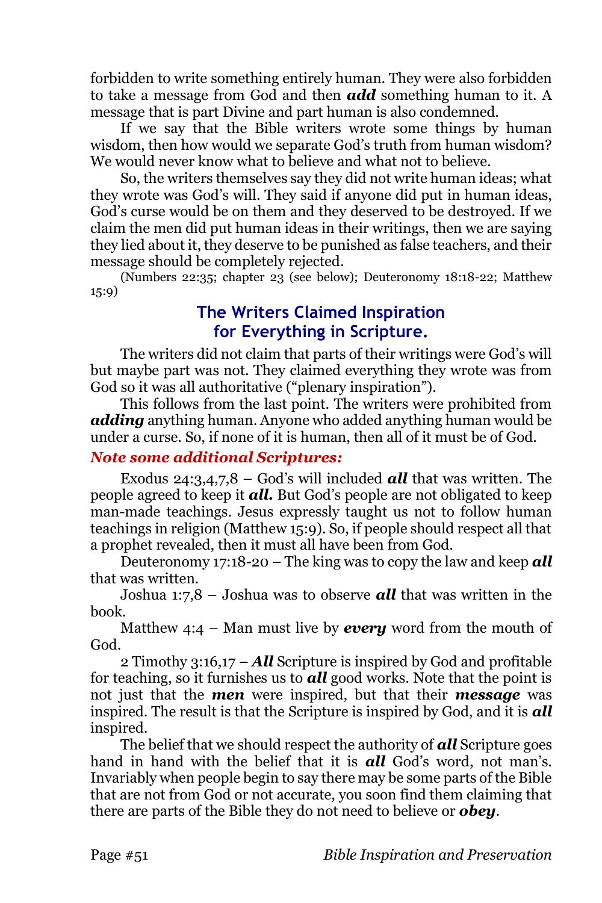forbidden to write something entirely human. They were also forbidden to take a message from God and then ***add*** something human to it. A message that is part Divine and part human is also condemned.

If we say that the Bible writers wrote some things by human wisdom, then how would we separate God's truth from human wisdom? We would never know what to believe and what not to believe.

So, the writers themselves say they did not write human ideas; what they wrote was God's will. They said if anyone did put in human ideas, God's curse would be on them and they deserved to be destroyed. If we claim the men did put human ideas in their writings, then we are saying they lied about it, they deserve to be punished as false teachers, and their message should be completely rejected.

(Numbers 22:35; chapter 23 (see below); Deuteronomy 18:18-22; Matthew 15:9)

## The Writers Claimed Inspiration for Everything in Scripture.

The writers did not claim that parts of their writings were God's will but maybe part was not. They claimed everything they wrote was from God so it was all authoritative ("plenary inspiration").

This follows from the last point. The writers were prohibited from ***adding*** anything human. Anyone who added anything human would be under a curse. So, if none of it is human, then all of it must be of God.

***Note some additional Scriptures:***

Exodus 24:3,4,7,8 – God's will included ***all*** that was written. The people agreed to keep it ***all.*** But God's people are not obligated to keep man-made teachings. Jesus expressly taught us not to follow human teachings in religion (Matthew 15:9). So, if people should respect all that a prophet revealed, then it must all have been from God.

Deuteronomy 17:18-20 – The king was to copy the law and keep ***all*** that was written.

Joshua 1:7,8 – Joshua was to observe ***all*** that was written in the book.

Matthew 4:4 – Man must live by ***every*** word from the mouth of God.

2 Timothy 3:16,17 – ***All*** Scripture is inspired by God and profitable for teaching, so it furnishes us to ***all*** good works. Note that the point is not just that the ***men*** were inspired, but that their ***message*** was inspired. The result is that the Scripture is inspired by God, and it is ***all*** inspired.

The belief that we should respect the authority of ***all*** Scripture goes hand in hand with the belief that it is ***all*** God's word, not man's. Invariably when people begin to say there may be some parts of the Bible that are not from God or not accurate, you soon find them claiming that there are parts of the Bible they do not need to believe or ***obey***.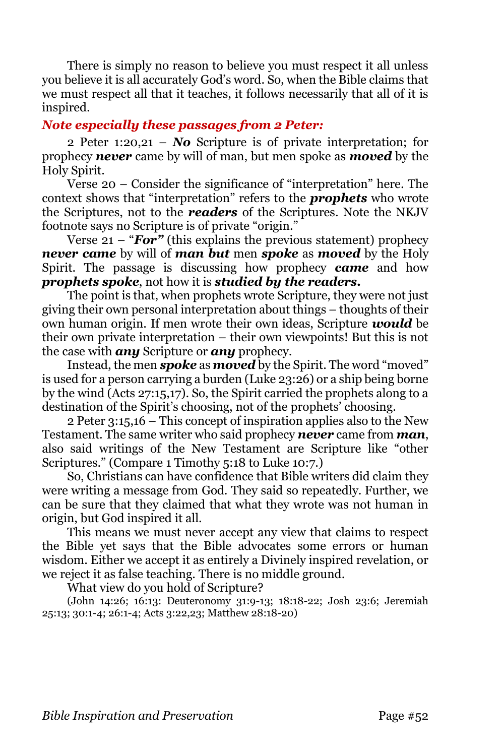There is simply no reason to believe you must respect it all unless you believe it is all accurately God's word. So, when the Bible claims that we must respect all that it teaches, it follows necessarily that all of it is inspired.

***Note especially these passages from 2 Peter:***

2 Peter 1:20,21 – ***No*** Scripture is of private interpretation; for prophecy ***never*** came by will of man, but men spoke as ***moved*** by the Holy Spirit.

Verse 20 – Consider the significance of "interpretation" here. The context shows that "interpretation" refers to the ***prophets*** who wrote the Scriptures, not to the ***readers*** of the Scriptures. Note the NKJV footnote says no Scripture is of private "origin."

Verse 21 – "***For"*** (this explains the previous statement) prophecy ***never came*** by will of ***man but*** men ***spoke*** as ***moved*** by the Holy Spirit. The passage is discussing how prophecy ***came*** and how ***prophets spoke***, not how it is ***studied by the readers.***

The point is that, when prophets wrote Scripture, they were not just giving their own personal interpretation about things – thoughts of their own human origin. If men wrote their own ideas, Scripture ***would*** be their own private interpretation – their own viewpoints! But this is not the case with ***any*** Scripture or ***any*** prophecy.

Instead, the men ***spoke*** as ***moved*** by the Spirit. The word "moved" is used for a person carrying a burden (Luke 23:26) or a ship being borne by the wind (Acts 27:15,17). So, the Spirit carried the prophets along to a destination of the Spirit's choosing, not of the prophets' choosing.

2 Peter 3:15,16 – This concept of inspiration applies also to the New Testament. The same writer who said prophecy ***never*** came from ***man***, also said writings of the New Testament are Scripture like "other Scriptures." (Compare 1 Timothy 5:18 to Luke 10:7.)

So, Christians can have confidence that Bible writers did claim they were writing a message from God. They said so repeatedly. Further, we can be sure that they claimed that what they wrote was not human in origin, but God inspired it all.

This means we must never accept any view that claims to respect the Bible yet says that the Bible advocates some errors or human wisdom. Either we accept it as entirely a Divinely inspired revelation, or we reject it as false teaching. There is no middle ground.

What view do you hold of Scripture?

(John 14:26; 16:13: Deuteronomy 31:9-13; 18:18-22; Josh 23:6; Jeremiah 25:13; 30:1-4; 26:1-4; Acts 3:22,23; Matthew 28:18-20)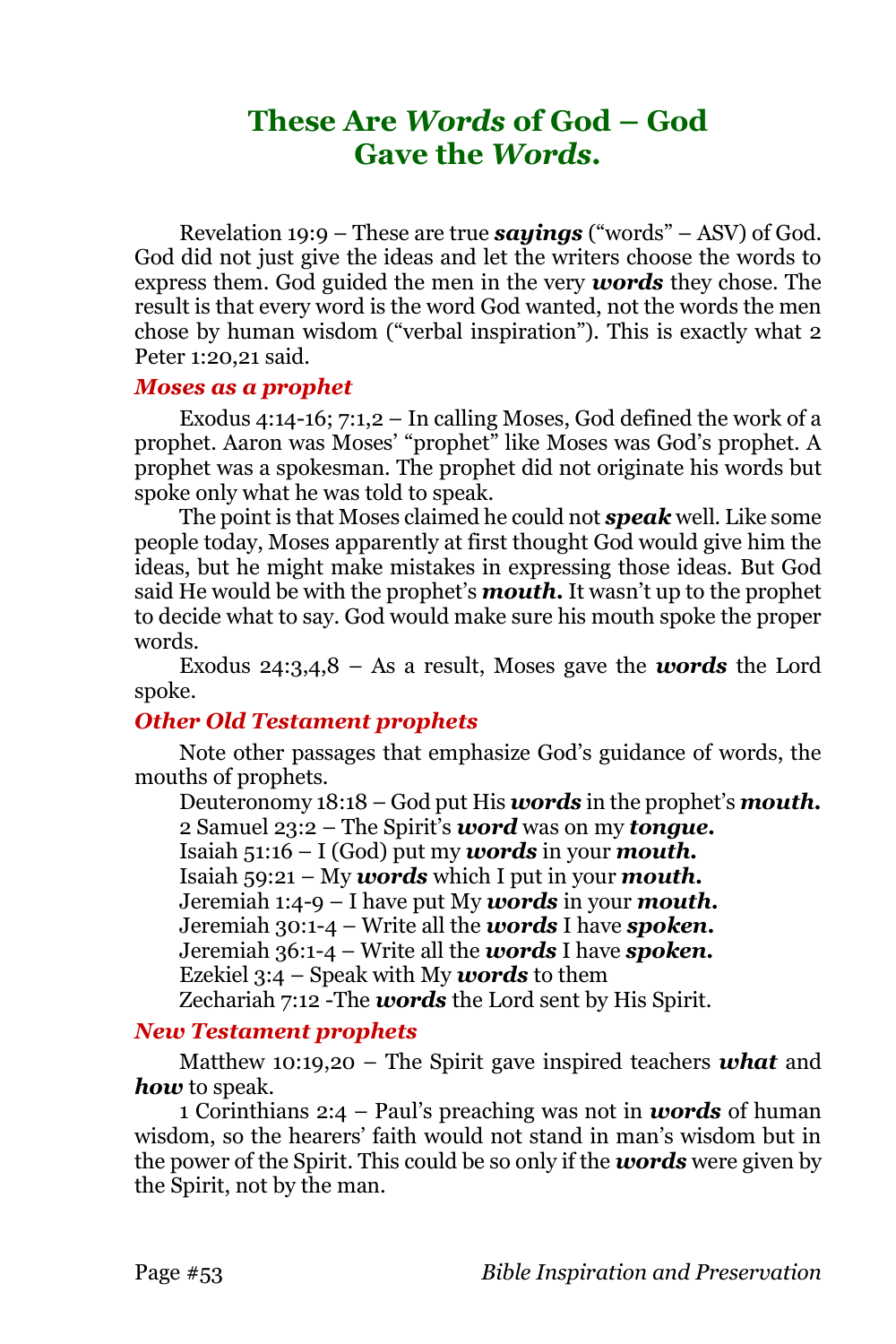## These Are *Words* of God – God Gave the *Words*.

Revelation 19:9 – These are true ***sayings*** ("words" – ASV) of God. God did not just give the ideas and let the writers choose the words to express them. God guided the men in the very ***words*** they chose. The result is that every word is the word God wanted, not the words the men chose by human wisdom ("verbal inspiration"). This is exactly what 2 Peter 1:20,21 said.

### *Moses as a prophet*

Exodus 4:14-16; 7:1,2 – In calling Moses, God defined the work of a prophet. Aaron was Moses' "prophet" like Moses was God's prophet. A prophet was a spokesman. The prophet did not originate his words but spoke only what he was told to speak.

The point is that Moses claimed he could not ***speak*** well. Like some people today, Moses apparently at first thought God would give him the ideas, but he might make mistakes in expressing those ideas. But God said He would be with the prophet's ***mouth.*** It wasn't up to the prophet to decide what to say. God would make sure his mouth spoke the proper words.

Exodus 24:3,4,8 – As a result, Moses gave the ***words*** the Lord spoke.

### *Other Old Testament prophets*

Note other passages that emphasize God's guidance of words, the mouths of prophets.

Deuteronomy 18:18 – God put His ***words*** in the prophet's ***mouth.***
2 Samuel 23:2 – The Spirit's ***word*** was on my ***tongue.***
Isaiah 51:16 – I (God) put my ***words*** in your ***mouth.***
Isaiah 59:21 – My ***words*** which I put in your ***mouth.***
Jeremiah 1:4-9 – I have put My ***words*** in your ***mouth.***
Jeremiah 30:1-4 – Write all the ***words*** I have ***spoken.***
Jeremiah 36:1-4 – Write all the ***words*** I have ***spoken.***
Ezekiel 3:4 – Speak with My ***words*** to them
Zechariah 7:12 -The ***words*** the Lord sent by His Spirit.

### *New Testament prophets*

Matthew 10:19,20 – The Spirit gave inspired teachers ***what*** and ***how*** to speak.

1 Corinthians 2:4 – Paul's preaching was not in ***words*** of human wisdom, so the hearers' faith would not stand in man's wisdom but in the power of the Spirit. This could be so only if the ***words*** were given by the Spirit, not by the man.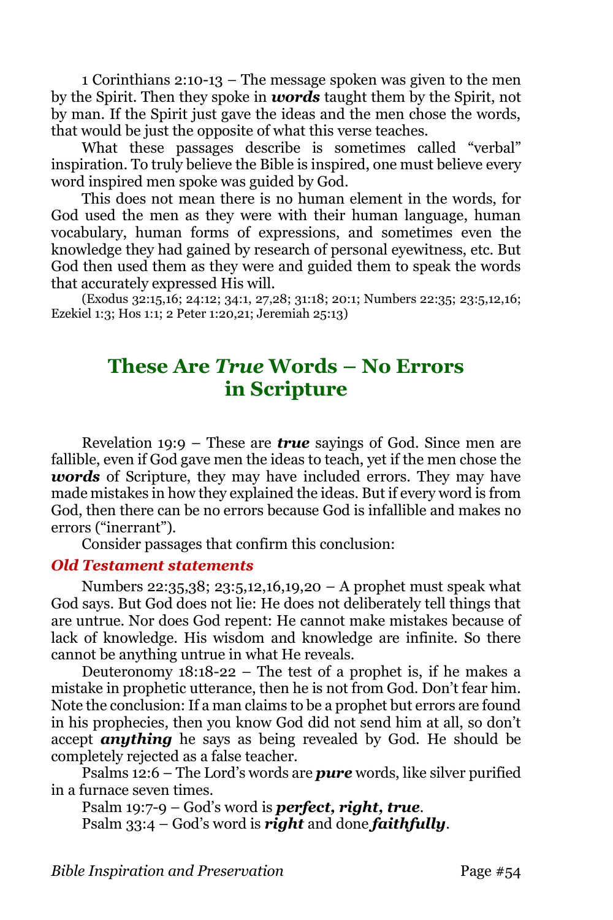1 Corinthians 2:10-13 – The message spoken was given to the men by the Spirit. Then they spoke in ***words*** taught them by the Spirit, not by man. If the Spirit just gave the ideas and the men chose the words, that would be just the opposite of what this verse teaches.

What these passages describe is sometimes called "verbal" inspiration. To truly believe the Bible is inspired, one must believe every word inspired men spoke was guided by God.

This does not mean there is no human element in the words, for God used the men as they were with their human language, human vocabulary, human forms of expressions, and sometimes even the knowledge they had gained by research of personal eyewitness, etc. But God then used them as they were and guided them to speak the words that accurately expressed His will.

(Exodus 32:15,16; 24:12; 34:1, 27,28; 31:18; 20:1; Numbers 22:35; 23:5,12,16; Ezekiel 1:3; Hos 1:1; 2 Peter 1:20,21; Jeremiah 25:13)

## These Are *True* Words – No Errors in Scripture

Revelation 19:9 – These are ***true*** sayings of God. Since men are fallible, even if God gave men the ideas to teach, yet if the men chose the ***words*** of Scripture, they may have included errors. They may have made mistakes in how they explained the ideas. But if every word is from God, then there can be no errors because God is infallible and makes no errors ("inerrant").

Consider passages that confirm this conclusion:

### *Old Testament statements*

Numbers 22:35,38; 23:5,12,16,19,20 – A prophet must speak what God says. But God does not lie: He does not deliberately tell things that are untrue. Nor does God repent: He cannot make mistakes because of lack of knowledge. His wisdom and knowledge are infinite. So there cannot be anything untrue in what He reveals.

Deuteronomy 18:18-22 – The test of a prophet is, if he makes a mistake in prophetic utterance, then he is not from God. Don't fear him. Note the conclusion: If a man claims to be a prophet but errors are found in his prophecies, then you know God did not send him at all, so don't accept ***anything*** he says as being revealed by God. He should be completely rejected as a false teacher.

Psalms 12:6 – The Lord's words are ***pure*** words, like silver purified in a furnace seven times.

Psalm 19:7-9 – God's word is ***perfect, right, true***.

Psalm 33:4 – God's word is ***right*** and done ***faithfully***.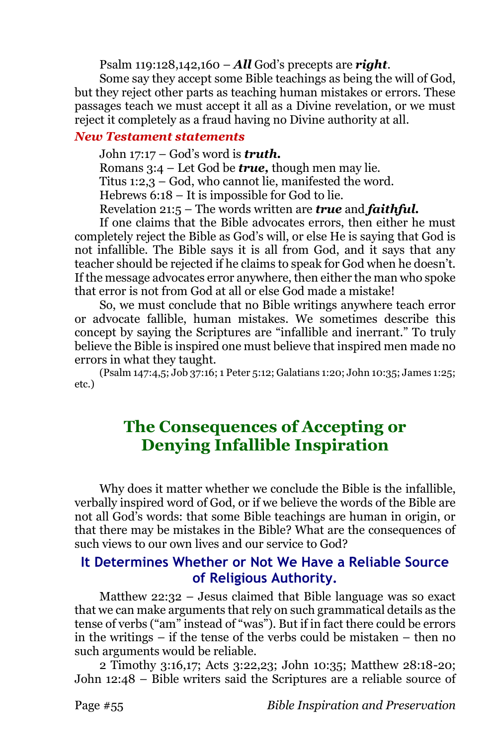Psalm 119:128,142,160 – ***All*** God's precepts are ***right***.

Some say they accept some Bible teachings as being the will of God, but they reject other parts as teaching human mistakes or errors. These passages teach we must accept it all as a Divine revelation, or we must reject it completely as a fraud having no Divine authority at all.

### *New Testament statements*

John 17:17 – God's word is ***truth.***

Romans 3:4 – Let God be ***true,*** though men may lie.

Titus 1:2,3 – God, who cannot lie, manifested the word.

Hebrews 6:18 – It is impossible for God to lie.

Revelation 21:5 – The words written are ***true*** and ***faithful.***

If one claims that the Bible advocates errors, then either he must completely reject the Bible as God's will, or else He is saying that God is not infallible. The Bible says it is all from God, and it says that any teacher should be rejected if he claims to speak for God when he doesn't. If the message advocates error anywhere, then either the man who spoke that error is not from God at all or else God made a mistake!

So, we must conclude that no Bible writings anywhere teach error or advocate fallible, human mistakes. We sometimes describe this concept by saying the Scriptures are "infallible and inerrant." To truly believe the Bible is inspired one must believe that inspired men made no errors in what they taught.

(Psalm 147:4,5; Job 37:16; 1 Peter 5:12; Galatians 1:20; John 10:35; James 1:25; etc.)

# The Consequences of Accepting or Denying Infallible Inspiration

Why does it matter whether we conclude the Bible is the infallible, verbally inspired word of God, or if we believe the words of the Bible are not all God's words: that some Bible teachings are human in origin, or that there may be mistakes in the Bible? What are the consequences of such views to our own lives and our service to God?

## It Determines Whether or Not We Have a Reliable Source of Religious Authority.

Matthew 22:32 – Jesus claimed that Bible language was so exact that we can make arguments that rely on such grammatical details as the tense of verbs ("am" instead of "was"). But if in fact there could be errors in the writings – if the tense of the verbs could be mistaken – then no such arguments would be reliable.

2 Timothy 3:16,17; Acts 3:22,23; John 10:35; Matthew 28:18-20; John 12:48 – Bible writers said the Scriptures are a reliable source of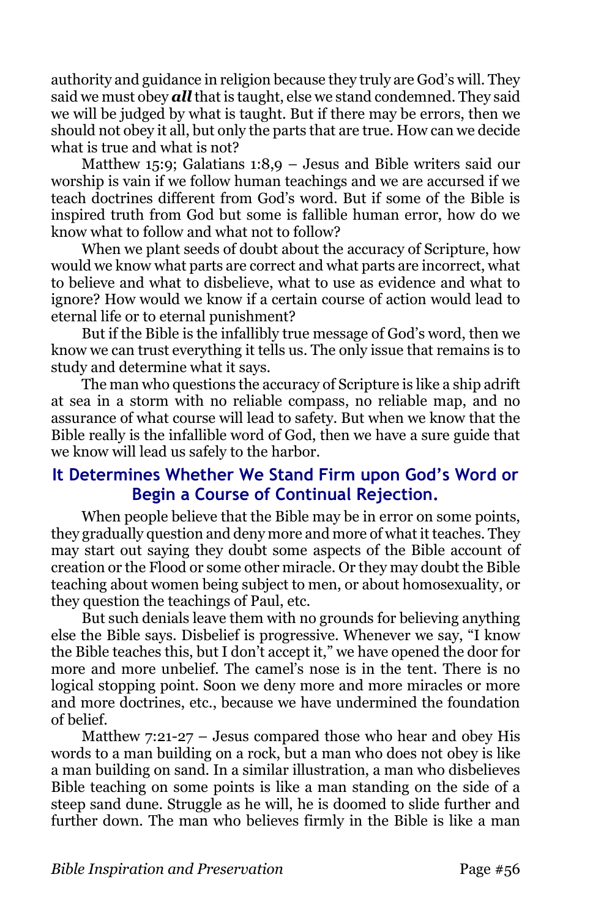authority and guidance in religion because they truly are God's will. They said we must obey ***all*** that is taught, else we stand condemned. They said we will be judged by what is taught. But if there may be errors, then we should not obey it all, but only the parts that are true. How can we decide what is true and what is not?

Matthew 15:9; Galatians 1:8,9 – Jesus and Bible writers said our worship is vain if we follow human teachings and we are accursed if we teach doctrines different from God's word. But if some of the Bible is inspired truth from God but some is fallible human error, how do we know what to follow and what not to follow?

When we plant seeds of doubt about the accuracy of Scripture, how would we know what parts are correct and what parts are incorrect, what to believe and what to disbelieve, what to use as evidence and what to ignore? How would we know if a certain course of action would lead to eternal life or to eternal punishment?

But if the Bible is the infallibly true message of God's word, then we know we can trust everything it tells us. The only issue that remains is to study and determine what it says.

The man who questions the accuracy of Scripture is like a ship adrift at sea in a storm with no reliable compass, no reliable map, and no assurance of what course will lead to safety. But when we know that the Bible really is the infallible word of God, then we have a sure guide that we know will lead us safely to the harbor.

## It Determines Whether We Stand Firm upon God's Word or Begin a Course of Continual Rejection.

When people believe that the Bible may be in error on some points, they gradually question and deny more and more of what it teaches. They may start out saying they doubt some aspects of the Bible account of creation or the Flood or some other miracle. Or they may doubt the Bible teaching about women being subject to men, or about homosexuality, or they question the teachings of Paul, etc.

But such denials leave them with no grounds for believing anything else the Bible says. Disbelief is progressive. Whenever we say, "I know the Bible teaches this, but I don't accept it," we have opened the door for more and more unbelief. The camel's nose is in the tent. There is no logical stopping point. Soon we deny more and more miracles or more and more doctrines, etc., because we have undermined the foundation of belief.

Matthew 7:21-27 – Jesus compared those who hear and obey His words to a man building on a rock, but a man who does not obey is like a man building on sand. In a similar illustration, a man who disbelieves Bible teaching on some points is like a man standing on the side of a steep sand dune. Struggle as he will, he is doomed to slide further and further down. The man who believes firmly in the Bible is like a man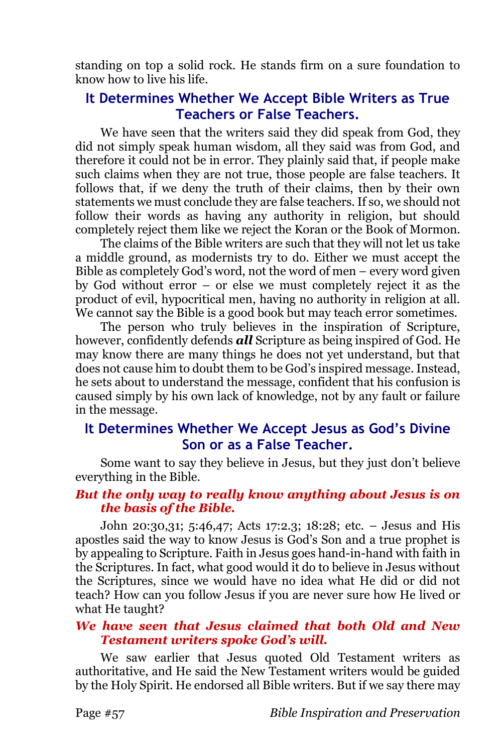standing on top a solid rock. He stands firm on a sure foundation to know how to live his life.

### It Determines Whether We Accept Bible Writers as True Teachers or False Teachers.

We have seen that the writers said they did speak from God, they did not simply speak human wisdom, all they said was from God, and therefore it could not be in error. They plainly said that, if people make such claims when they are not true, those people are false teachers. It follows that, if we deny the truth of their claims, then by their own statements we must conclude they are false teachers. If so, we should not follow their words as having any authority in religion, but should completely reject them like we reject the Koran or the Book of Mormon.

The claims of the Bible writers are such that they will not let us take a middle ground, as modernists try to do. Either we must accept the Bible as completely God's word, not the word of men – every word given by God without error – or else we must completely reject it as the product of evil, hypocritical men, having no authority in religion at all. We cannot say the Bible is a good book but may teach error sometimes.

The person who truly believes in the inspiration of Scripture, however, confidently defends ***all*** Scripture as being inspired of God. He may know there are many things he does not yet understand, but that does not cause him to doubt them to be God's inspired message. Instead, he sets about to understand the message, confident that his confusion is caused simply by his own lack of knowledge, not by any fault or failure in the message.

### It Determines Whether We Accept Jesus as God's Divine Son or as a False Teacher.

Some want to say they believe in Jesus, but they just don't believe everything in the Bible.

***But the only way to really know anything about Jesus is on the basis of the Bible.***

John 20:30,31; 5:46,47; Acts 17:2.3; 18:28; etc. – Jesus and His apostles said the way to know Jesus is God's Son and a true prophet is by appealing to Scripture. Faith in Jesus goes hand-in-hand with faith in the Scriptures. In fact, what good would it do to believe in Jesus without the Scriptures, since we would have no idea what He did or did not teach? How can you follow Jesus if you are never sure how He lived or what He taught?

***We have seen that Jesus claimed that both Old and New Testament writers spoke God's will.***

We saw earlier that Jesus quoted Old Testament writers as authoritative, and He said the New Testament writers would be guided by the Holy Spirit. He endorsed all Bible writers. But if we say there may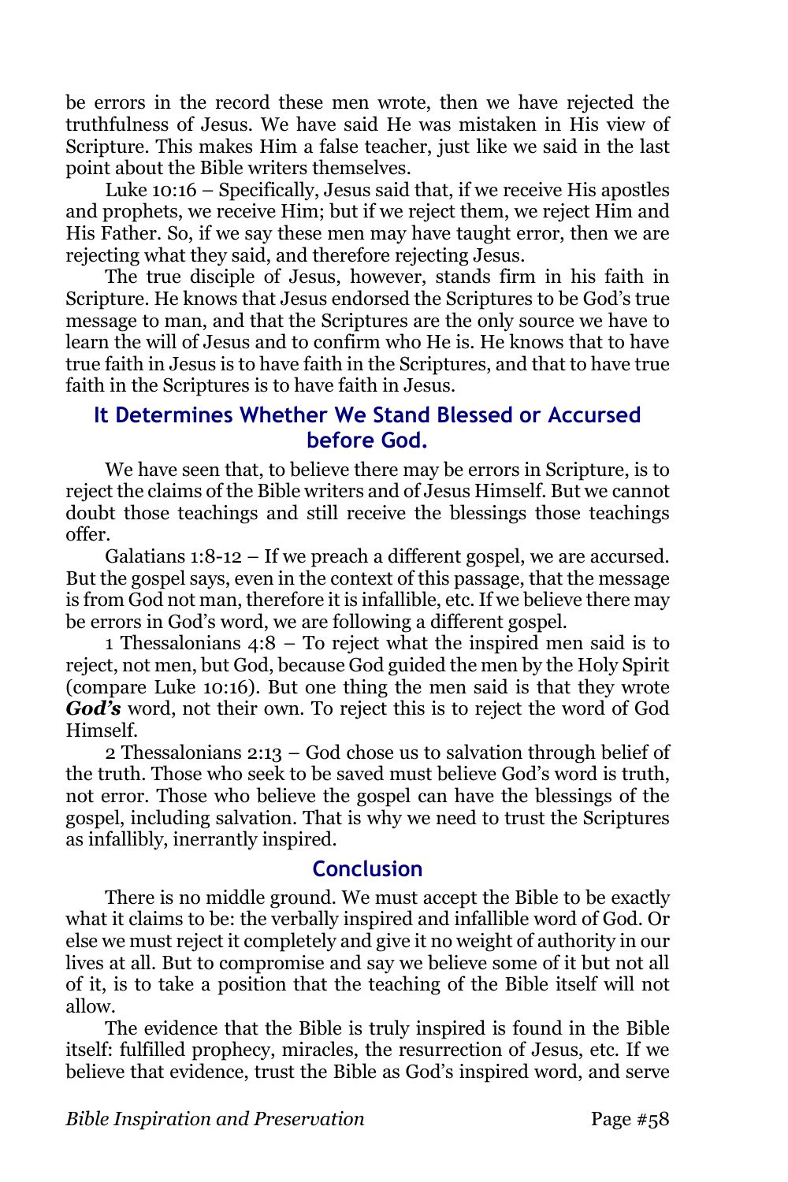be errors in the record these men wrote, then we have rejected the truthfulness of Jesus. We have said He was mistaken in His view of Scripture. This makes Him a false teacher, just like we said in the last point about the Bible writers themselves.

Luke 10:16 – Specifically, Jesus said that, if we receive His apostles and prophets, we receive Him; but if we reject them, we reject Him and His Father. So, if we say these men may have taught error, then we are rejecting what they said, and therefore rejecting Jesus.

The true disciple of Jesus, however, stands firm in his faith in Scripture. He knows that Jesus endorsed the Scriptures to be God's true message to man, and that the Scriptures are the only source we have to learn the will of Jesus and to confirm who He is. He knows that to have true faith in Jesus is to have faith in the Scriptures, and that to have true faith in the Scriptures is to have faith in Jesus.

## It Determines Whether We Stand Blessed or Accursed before God.

We have seen that, to believe there may be errors in Scripture, is to reject the claims of the Bible writers and of Jesus Himself. But we cannot doubt those teachings and still receive the blessings those teachings offer.

Galatians 1:8-12 – If we preach a different gospel, we are accursed. But the gospel says, even in the context of this passage, that the message is from God not man, therefore it is infallible, etc. If we believe there may be errors in God's word, we are following a different gospel.

1 Thessalonians 4:8 – To reject what the inspired men said is to reject, not men, but God, because God guided the men by the Holy Spirit (compare Luke 10:16). But one thing the men said is that they wrote ***God's*** word, not their own. To reject this is to reject the word of God Himself.

2 Thessalonians 2:13 – God chose us to salvation through belief of the truth. Those who seek to be saved must believe God's word is truth, not error. Those who believe the gospel can have the blessings of the gospel, including salvation. That is why we need to trust the Scriptures as infallibly, inerrantly inspired.

## Conclusion

There is no middle ground. We must accept the Bible to be exactly what it claims to be: the verbally inspired and infallible word of God. Or else we must reject it completely and give it no weight of authority in our lives at all. But to compromise and say we believe some of it but not all of it, is to take a position that the teaching of the Bible itself will not allow.

The evidence that the Bible is truly inspired is found in the Bible itself: fulfilled prophecy, miracles, the resurrection of Jesus, etc. If we believe that evidence, trust the Bible as God's inspired word, and serve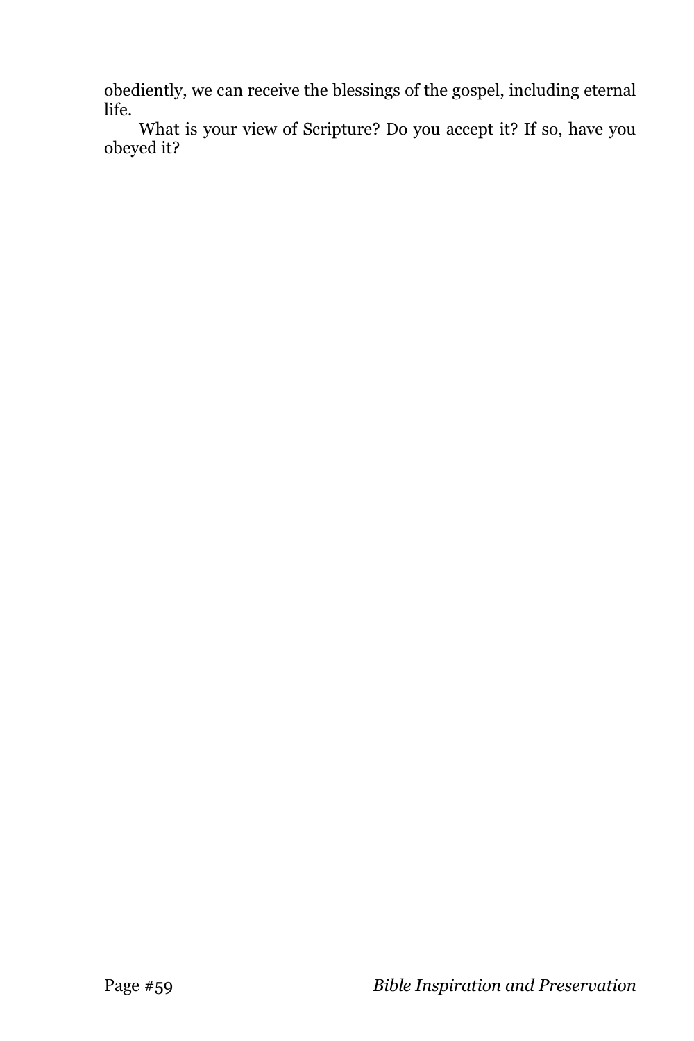obediently, we can receive the blessings of the gospel, including eternal life.

What is your view of Scripture? Do you accept it? If so, have you obeyed it?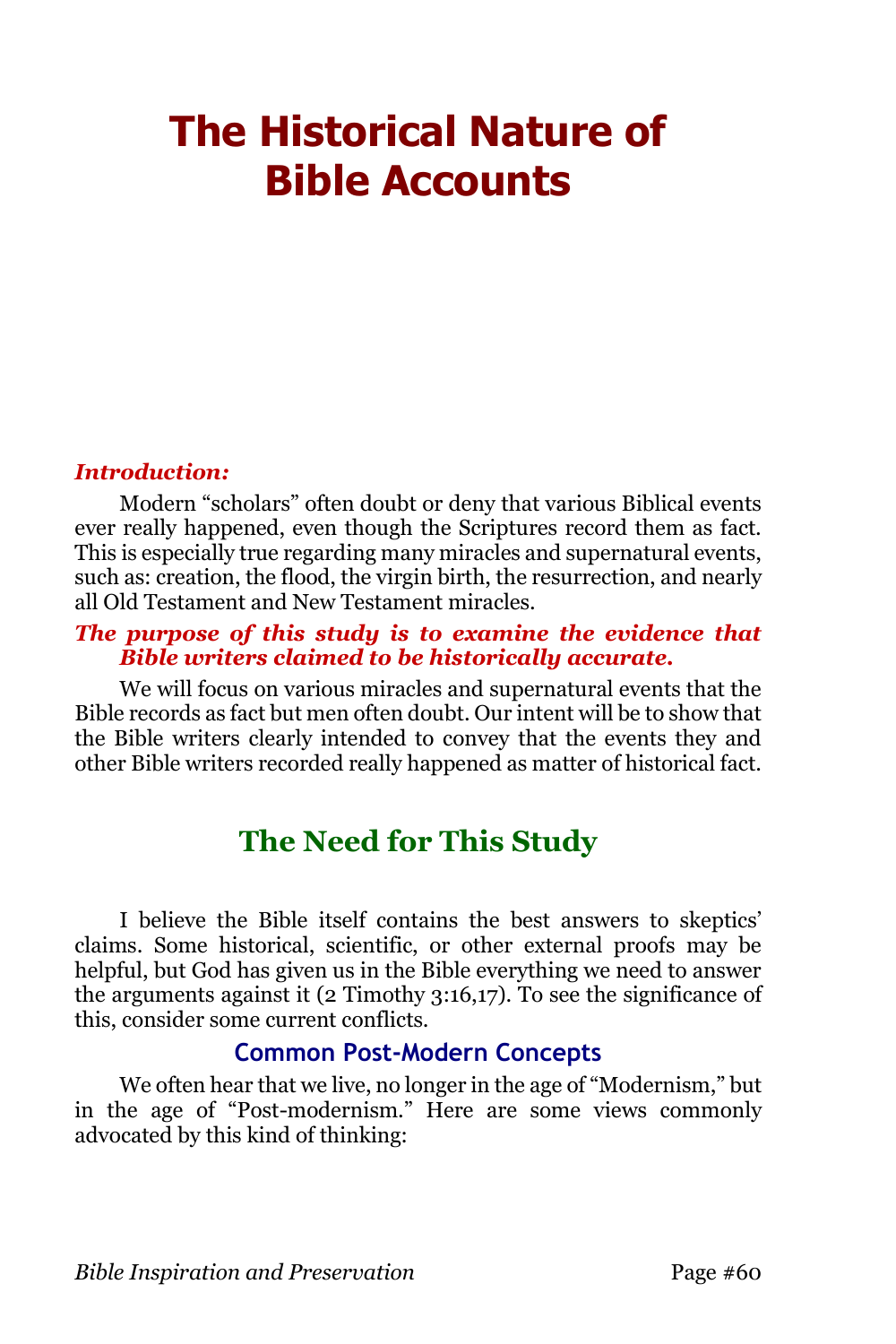# The Historical Nature of Bible Accounts

***Introduction:***

Modern "scholars" often doubt or deny that various Biblical events ever really happened, even though the Scriptures record them as fact. This is especially true regarding many miracles and supernatural events, such as: creation, the flood, the virgin birth, the resurrection, and nearly all Old Testament and New Testament miracles.

***The purpose of this study is to examine the evidence that Bible writers claimed to be historically accurate.***

We will focus on various miracles and supernatural events that the Bible records as fact but men often doubt. Our intent will be to show that the Bible writers clearly intended to convey that the events they and other Bible writers recorded really happened as matter of historical fact.

## The Need for This Study

I believe the Bible itself contains the best answers to skeptics' claims. Some historical, scientific, or other external proofs may be helpful, but God has given us in the Bible everything we need to answer the arguments against it (2 Timothy 3:16,17). To see the significance of this, consider some current conflicts.

### Common Post-Modern Concepts

We often hear that we live, no longer in the age of "Modernism," but in the age of "Post-modernism." Here are some views commonly advocated by this kind of thinking: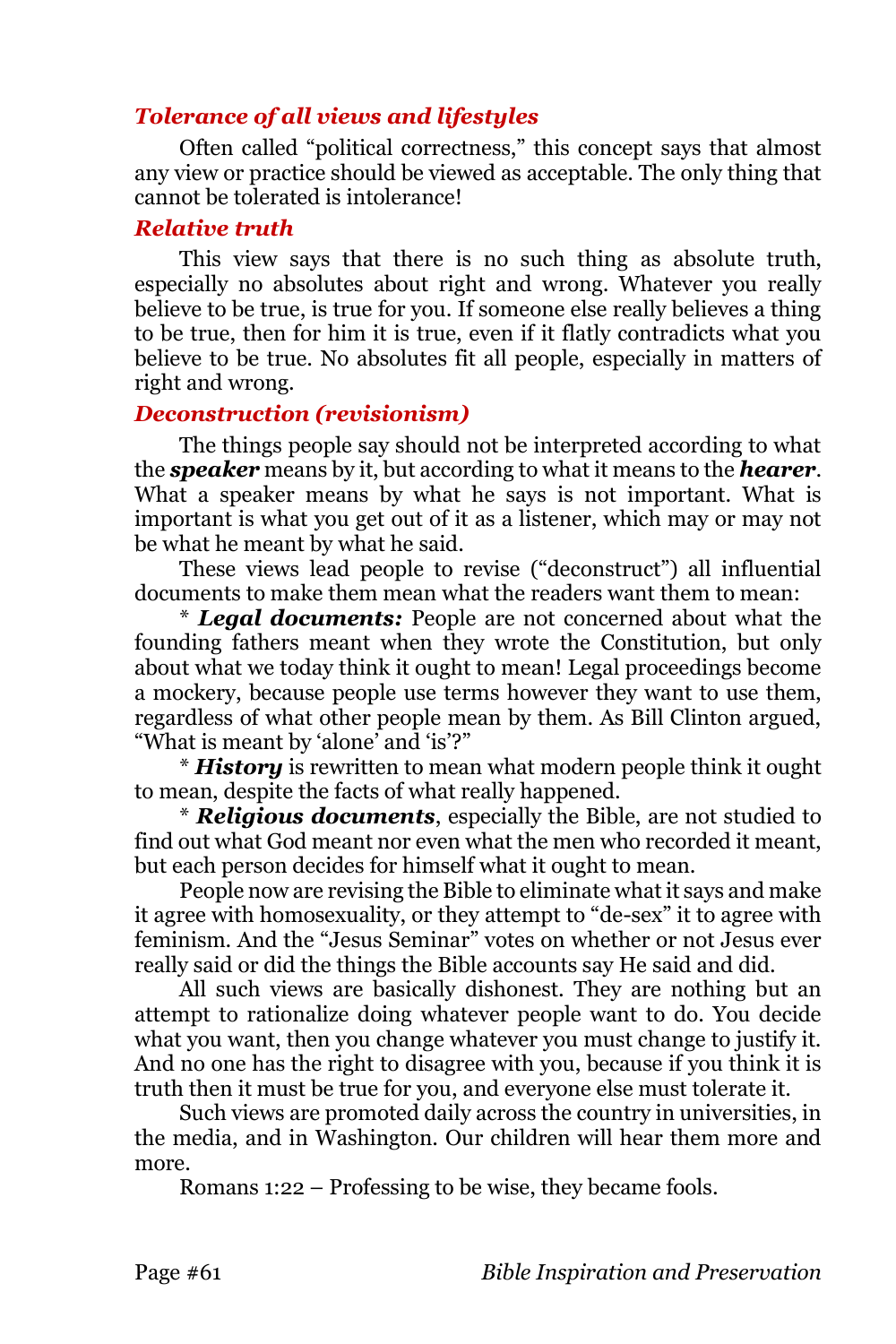### *Tolerance of all views and lifestyles*

Often called "political correctness," this concept says that almost any view or practice should be viewed as acceptable. The only thing that cannot be tolerated is intolerance!

### *Relative truth*

This view says that there is no such thing as absolute truth, especially no absolutes about right and wrong. Whatever you really believe to be true, is true for you. If someone else really believes a thing to be true, then for him it is true, even if it flatly contradicts what you believe to be true. No absolutes fit all people, especially in matters of right and wrong.

### *Deconstruction (revisionism)*

The things people say should not be interpreted according to what the ***speaker*** means by it, but according to what it means to the ***hearer***. What a speaker means by what he says is not important. What is important is what you get out of it as a listener, which may or may not be what he meant by what he said.

These views lead people to revise ("deconstruct") all influential documents to make them mean what the readers want them to mean:

\* ***Legal documents:*** People are not concerned about what the founding fathers meant when they wrote the Constitution, but only about what we today think it ought to mean! Legal proceedings become a mockery, because people use terms however they want to use them, regardless of what other people mean by them. As Bill Clinton argued, "What is meant by 'alone' and 'is'?"

\* ***History*** is rewritten to mean what modern people think it ought to mean, despite the facts of what really happened.

\* ***Religious documents***, especially the Bible, are not studied to find out what God meant nor even what the men who recorded it meant, but each person decides for himself what it ought to mean.

People now are revising the Bible to eliminate what it says and make it agree with homosexuality, or they attempt to "de-sex" it to agree with feminism. And the "Jesus Seminar" votes on whether or not Jesus ever really said or did the things the Bible accounts say He said and did.

All such views are basically dishonest. They are nothing but an attempt to rationalize doing whatever people want to do. You decide what you want, then you change whatever you must change to justify it. And no one has the right to disagree with you, because if you think it is truth then it must be true for you, and everyone else must tolerate it.

Such views are promoted daily across the country in universities, in the media, and in Washington. Our children will hear them more and more.

Romans 1:22 – Professing to be wise, they became fools.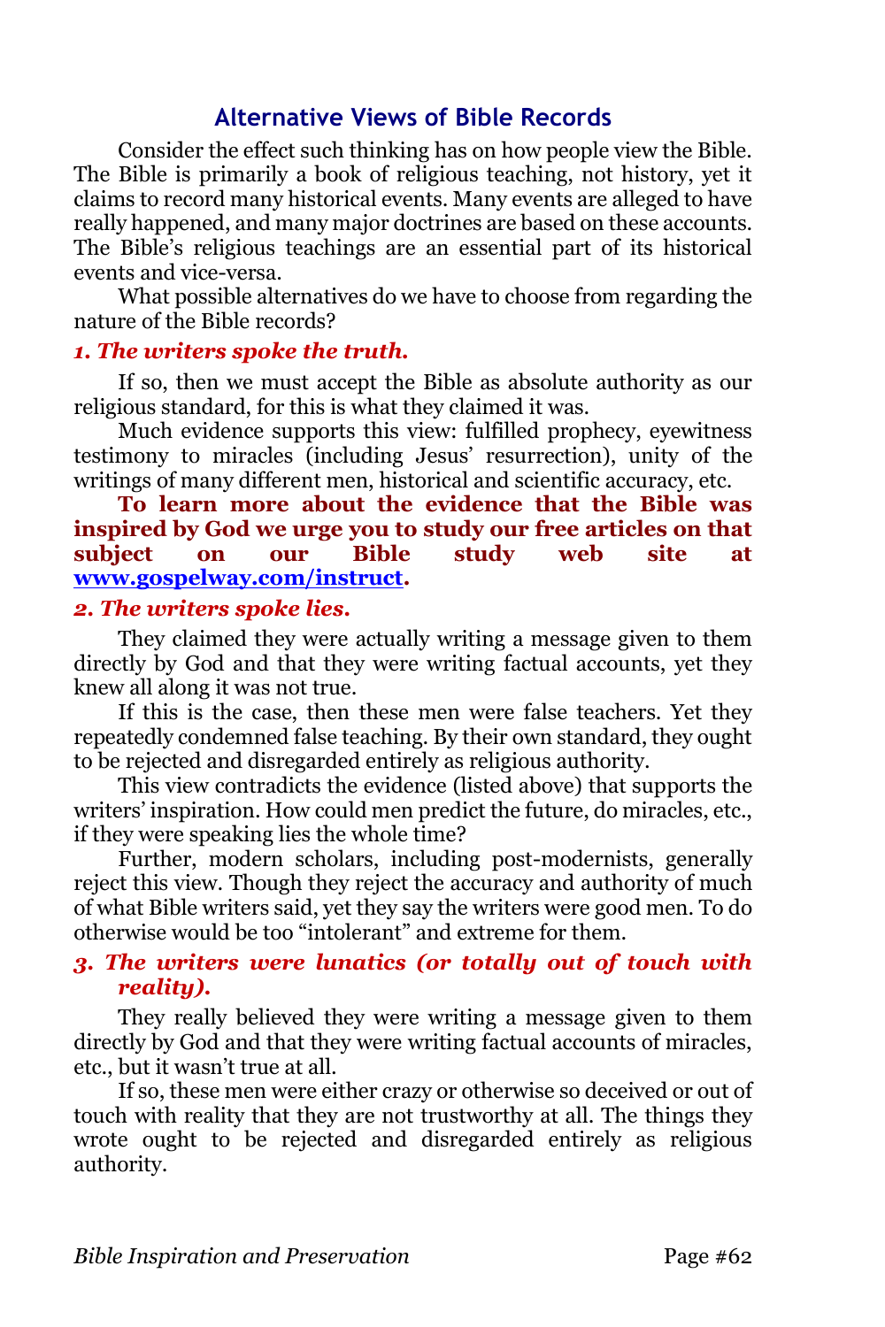## Alternative Views of Bible Records

Consider the effect such thinking has on how people view the Bible. The Bible is primarily a book of religious teaching, not history, yet it claims to record many historical events. Many events are alleged to have really happened, and many major doctrines are based on these accounts. The Bible's religious teachings are an essential part of its historical events and vice-versa.

What possible alternatives do we have to choose from regarding the nature of the Bible records?

### *1. The writers spoke the truth.*

If so, then we must accept the Bible as absolute authority as our religious standard, for this is what they claimed it was.

Much evidence supports this view: fulfilled prophecy, eyewitness testimony to miracles (including Jesus' resurrection), unity of the writings of many different men, historical and scientific accuracy, etc.

**To learn more about the evidence that the Bible was inspired by God we urge you to study our free articles on that subject on our Bible study web site at [www.gospelway.com/instruct](http://www.gospelway.com/instruct).**

### *2. The writers spoke lies.*

They claimed they were actually writing a message given to them directly by God and that they were writing factual accounts, yet they knew all along it was not true.

If this is the case, then these men were false teachers. Yet they repeatedly condemned false teaching. By their own standard, they ought to be rejected and disregarded entirely as religious authority.

This view contradicts the evidence (listed above) that supports the writers' inspiration. How could men predict the future, do miracles, etc., if they were speaking lies the whole time?

Further, modern scholars, including post-modernists, generally reject this view. Though they reject the accuracy and authority of much of what Bible writers said, yet they say the writers were good men. To do otherwise would be too "intolerant" and extreme for them.

### *3. The writers were lunatics (or totally out of touch with reality).*

They really believed they were writing a message given to them directly by God and that they were writing factual accounts of miracles, etc., but it wasn't true at all.

If so, these men were either crazy or otherwise so deceived or out of touch with reality that they are not trustworthy at all. The things they wrote ought to be rejected and disregarded entirely as religious authority.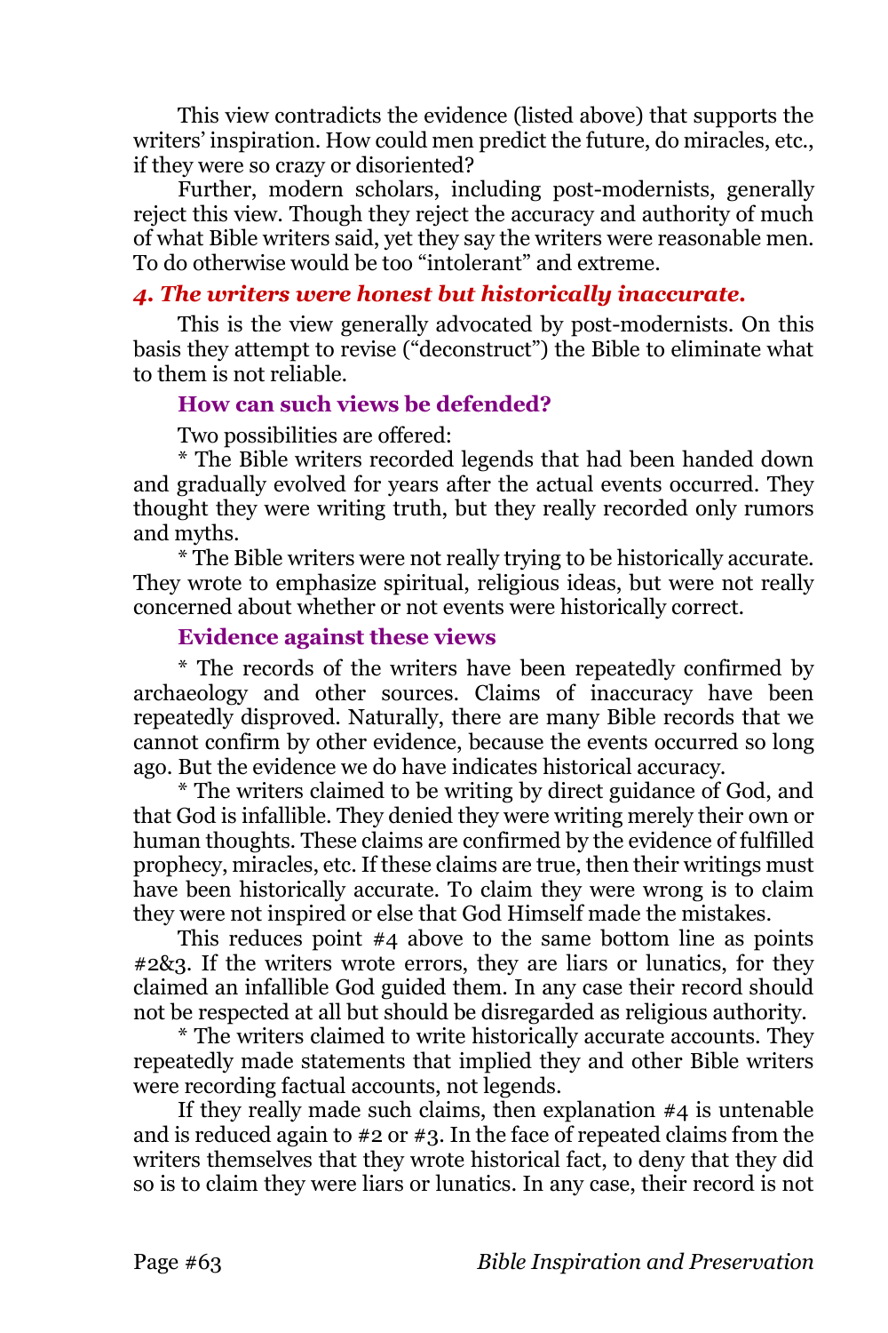This view contradicts the evidence (listed above) that supports the writers' inspiration. How could men predict the future, do miracles, etc., if they were so crazy or disoriented?

Further, modern scholars, including post-modernists, generally reject this view. Though they reject the accuracy and authority of much of what Bible writers said, yet they say the writers were reasonable men. To do otherwise would be too "intolerant" and extreme.

### *4. The writers were honest but historically inaccurate.*

This is the view generally advocated by post-modernists. On this basis they attempt to revise ("deconstruct") the Bible to eliminate what to them is not reliable.

#### How can such views be defended?

Two possibilities are offered:

* The Bible writers recorded legends that had been handed down and gradually evolved for years after the actual events occurred. They thought they were writing truth, but they really recorded only rumors and myths.

* The Bible writers were not really trying to be historically accurate. They wrote to emphasize spiritual, religious ideas, but were not really concerned about whether or not events were historically correct.

#### Evidence against these views

* The records of the writers have been repeatedly confirmed by archaeology and other sources. Claims of inaccuracy have been repeatedly disproved. Naturally, there are many Bible records that we cannot confirm by other evidence, because the events occurred so long ago. But the evidence we do have indicates historical accuracy.

* The writers claimed to be writing by direct guidance of God, and that God is infallible. They denied they were writing merely their own or human thoughts. These claims are confirmed by the evidence of fulfilled prophecy, miracles, etc. If these claims are true, then their writings must have been historically accurate. To claim they were wrong is to claim they were not inspired or else that God Himself made the mistakes.

This reduces point #4 above to the same bottom line as points #2&3. If the writers wrote errors, they are liars or lunatics, for they claimed an infallible God guided them. In any case their record should not be respected at all but should be disregarded as religious authority.

* The writers claimed to write historically accurate accounts. They repeatedly made statements that implied they and other Bible writers were recording factual accounts, not legends.

If they really made such claims, then explanation #4 is untenable and is reduced again to #2 or #3. In the face of repeated claims from the writers themselves that they wrote historical fact, to deny that they did so is to claim they were liars or lunatics. In any case, their record is not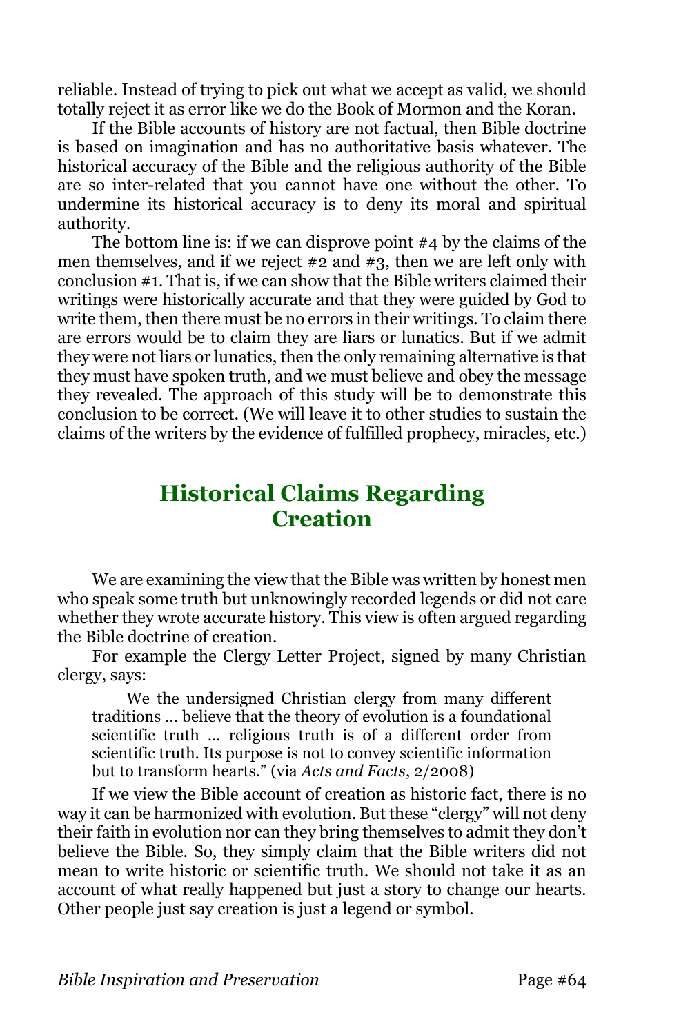reliable. Instead of trying to pick out what we accept as valid, we should totally reject it as error like we do the Book of Mormon and the Koran.

If the Bible accounts of history are not factual, then Bible doctrine is based on imagination and has no authoritative basis whatever. The historical accuracy of the Bible and the religious authority of the Bible are so inter-related that you cannot have one without the other. To undermine its historical accuracy is to deny its moral and spiritual authority.

The bottom line is: if we can disprove point #4 by the claims of the men themselves, and if we reject #2 and #3, then we are left only with conclusion #1. That is, if we can show that the Bible writers claimed their writings were historically accurate and that they were guided by God to write them, then there must be no errors in their writings. To claim there are errors would be to claim they are liars or lunatics. But if we admit they were not liars or lunatics, then the only remaining alternative is that they must have spoken truth, and we must believe and obey the message they revealed. The approach of this study will be to demonstrate this conclusion to be correct. (We will leave it to other studies to sustain the claims of the writers by the evidence of fulfilled prophecy, miracles, etc.)

## Historical Claims Regarding Creation

We are examining the view that the Bible was written by honest men who speak some truth but unknowingly recorded legends or did not care whether they wrote accurate history. This view is often argued regarding the Bible doctrine of creation.

For example the Clergy Letter Project, signed by many Christian clergy, says:

> We the undersigned Christian clergy from many different traditions … believe that the theory of evolution is a foundational scientific truth … religious truth is of a different order from scientific truth. Its purpose is not to convey scientific information but to transform hearts." (via *Acts and Facts*, 2/2008)

If we view the Bible account of creation as historic fact, there is no way it can be harmonized with evolution. But these "clergy" will not deny their faith in evolution nor can they bring themselves to admit they don't believe the Bible. So, they simply claim that the Bible writers did not mean to write historic or scientific truth. We should not take it as an account of what really happened but just a story to change our hearts. Other people just say creation is just a legend or symbol.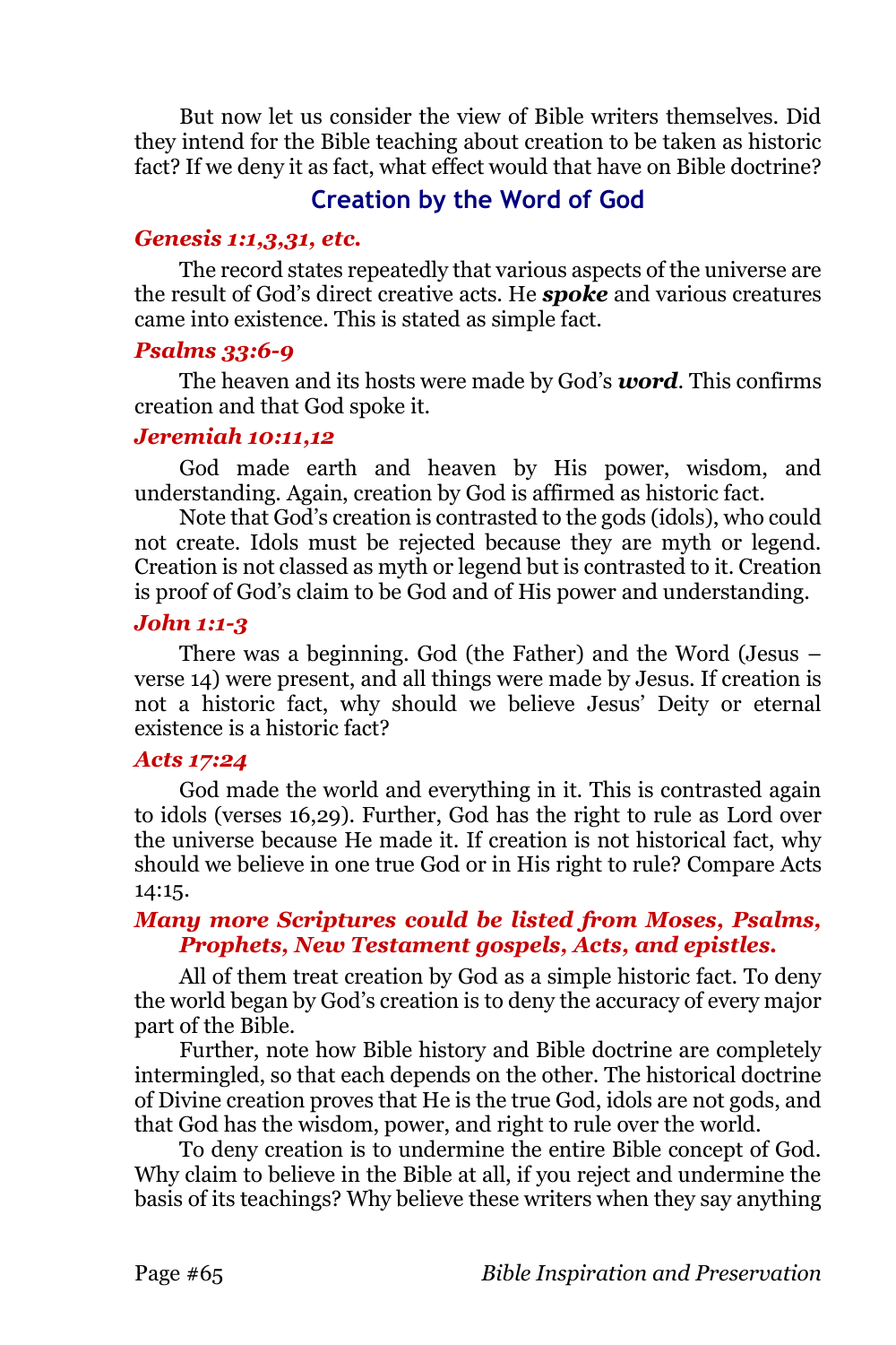But now let us consider the view of Bible writers themselves. Did they intend for the Bible teaching about creation to be taken as historic fact? If we deny it as fact, what effect would that have on Bible doctrine?

## Creation by the Word of God

### *Genesis 1:1,3,31, etc.*

The record states repeatedly that various aspects of the universe are the result of God's direct creative acts. He ***spoke*** and various creatures came into existence. This is stated as simple fact.

### *Psalms 33:6-9*

The heaven and its hosts were made by God's ***word***. This confirms creation and that God spoke it.

### *Jeremiah 10:11,12*

God made earth and heaven by His power, wisdom, and understanding. Again, creation by God is affirmed as historic fact.

Note that God's creation is contrasted to the gods (idols), who could not create. Idols must be rejected because they are myth or legend. Creation is not classed as myth or legend but is contrasted to it. Creation is proof of God's claim to be God and of His power and understanding.

### *John 1:1-3*

There was a beginning. God (the Father) and the Word (Jesus – verse 14) were present, and all things were made by Jesus. If creation is not a historic fact, why should we believe Jesus' Deity or eternal existence is a historic fact?

### *Acts 17:24*

God made the world and everything in it. This is contrasted again to idols (verses 16,29). Further, God has the right to rule as Lord over the universe because He made it. If creation is not historical fact, why should we believe in one true God or in His right to rule? Compare Acts 14:15.

### *Many more Scriptures could be listed from Moses, Psalms, Prophets, New Testament gospels, Acts, and epistles.*

All of them treat creation by God as a simple historic fact. To deny the world began by God's creation is to deny the accuracy of every major part of the Bible.

Further, note how Bible history and Bible doctrine are completely intermingled, so that each depends on the other. The historical doctrine of Divine creation proves that He is the true God, idols are not gods, and that God has the wisdom, power, and right to rule over the world.

To deny creation is to undermine the entire Bible concept of God. Why claim to believe in the Bible at all, if you reject and undermine the basis of its teachings? Why believe these writers when they say anything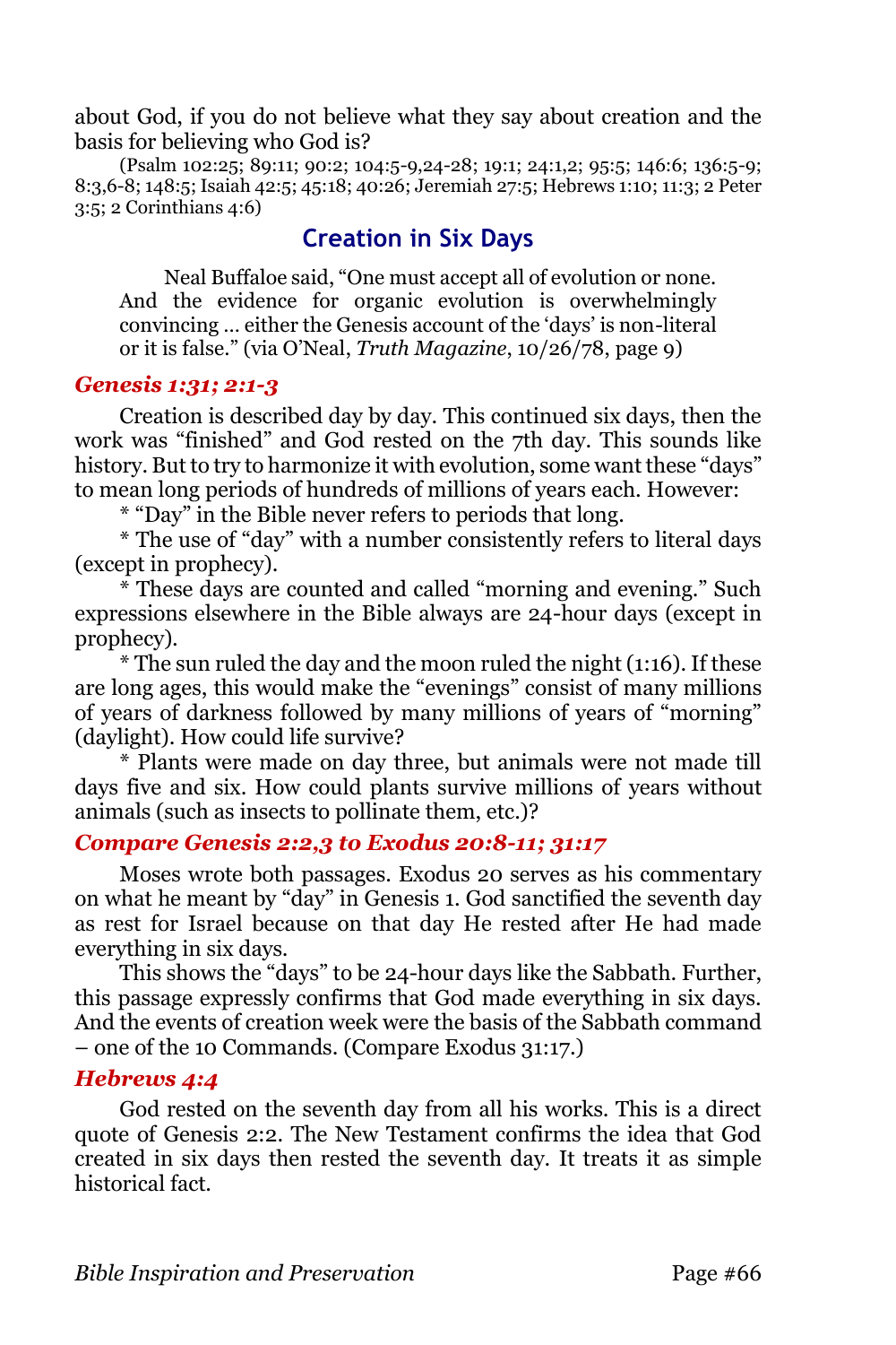about God, if you do not believe what they say about creation and the basis for believing who God is?

(Psalm 102:25; 89:11; 90:2; 104:5-9,24-28; 19:1; 24:1,2; 95:5; 146:6; 136:5-9; 8:3,6-8; 148:5; Isaiah 42:5; 45:18; 40:26; Jeremiah 27:5; Hebrews 1:10; 11:3; 2 Peter 3:5; 2 Corinthians 4:6)

## Creation in Six Days

> Neal Buffaloe said, "One must accept all of evolution or none. And the evidence for organic evolution is overwhelmingly convincing ... either the Genesis account of the 'days' is non-literal or it is false." (via O'Neal, *Truth Magazine*, 10/26/78, page 9)

### *Genesis 1:31; 2:1-3*

Creation is described day by day. This continued six days, then the work was "finished" and God rested on the 7th day. This sounds like history. But to try to harmonize it with evolution, some want these "days" to mean long periods of hundreds of millions of years each. However:

* "Day" in the Bible never refers to periods that long.
* The use of "day" with a number consistently refers to literal days (except in prophecy).
* These days are counted and called "morning and evening." Such expressions elsewhere in the Bible always are 24-hour days (except in prophecy).
* The sun ruled the day and the moon ruled the night (1:16). If these are long ages, this would make the "evenings" consist of many millions of years of darkness followed by many millions of years of "morning" (daylight). How could life survive?
* Plants were made on day three, but animals were not made till days five and six. How could plants survive millions of years without animals (such as insects to pollinate them, etc.)?

### *Compare Genesis 2:2,3 to Exodus 20:8-11; 31:17*

Moses wrote both passages. Exodus 20 serves as his commentary on what he meant by "day" in Genesis 1. God sanctified the seventh day as rest for Israel because on that day He rested after He had made everything in six days.

This shows the "days" to be 24-hour days like the Sabbath. Further, this passage expressly confirms that God made everything in six days. And the events of creation week were the basis of the Sabbath command – one of the 10 Commands. (Compare Exodus 31:17.)

### *Hebrews 4:4*

God rested on the seventh day from all his works. This is a direct quote of Genesis 2:2. The New Testament confirms the idea that God created in six days then rested the seventh day. It treats it as simple historical fact.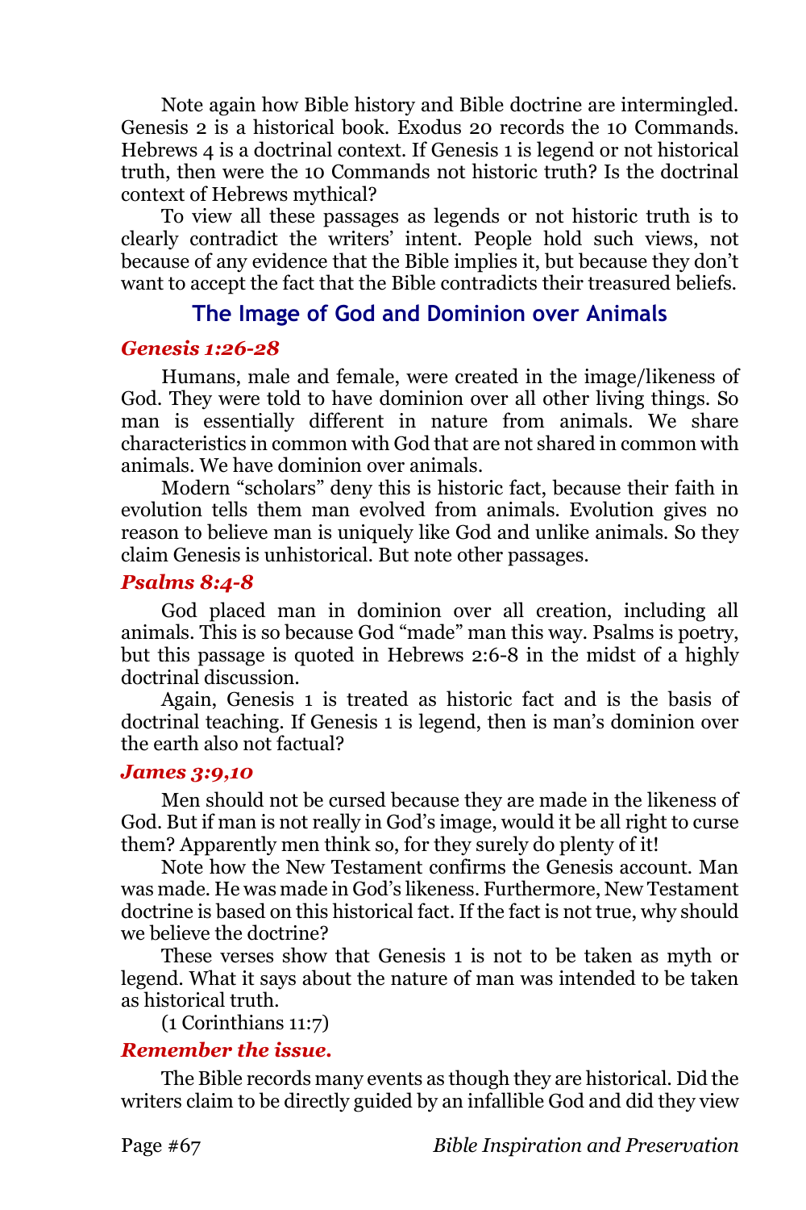Note again how Bible history and Bible doctrine are intermingled. Genesis 2 is a historical book. Exodus 20 records the 10 Commands. Hebrews 4 is a doctrinal context. If Genesis 1 is legend or not historical truth, then were the 10 Commands not historic truth? Is the doctrinal context of Hebrews mythical?

To view all these passages as legends or not historic truth is to clearly contradict the writers' intent. People hold such views, not because of any evidence that the Bible implies it, but because they don't want to accept the fact that the Bible contradicts their treasured beliefs.

## The Image of God and Dominion over Animals

### *Genesis 1:26-28*

Humans, male and female, were created in the image/likeness of God. They were told to have dominion over all other living things. So man is essentially different in nature from animals. We share characteristics in common with God that are not shared in common with animals. We have dominion over animals.

Modern "scholars" deny this is historic fact, because their faith in evolution tells them man evolved from animals. Evolution gives no reason to believe man is uniquely like God and unlike animals. So they claim Genesis is unhistorical. But note other passages.

### *Psalms 8:4-8*

God placed man in dominion over all creation, including all animals. This is so because God "made" man this way. Psalms is poetry, but this passage is quoted in Hebrews 2:6-8 in the midst of a highly doctrinal discussion.

Again, Genesis 1 is treated as historic fact and is the basis of doctrinal teaching. If Genesis 1 is legend, then is man's dominion over the earth also not factual?

### *James 3:9,10*

Men should not be cursed because they are made in the likeness of God. But if man is not really in God's image, would it be all right to curse them? Apparently men think so, for they surely do plenty of it!

Note how the New Testament confirms the Genesis account. Man was made. He was made in God's likeness. Furthermore, New Testament doctrine is based on this historical fact. If the fact is not true, why should we believe the doctrine?

These verses show that Genesis 1 is not to be taken as myth or legend. What it says about the nature of man was intended to be taken as historical truth.

(1 Corinthians 11:7)

### *Remember the issue.*

The Bible records many events as though they are historical. Did the writers claim to be directly guided by an infallible God and did they view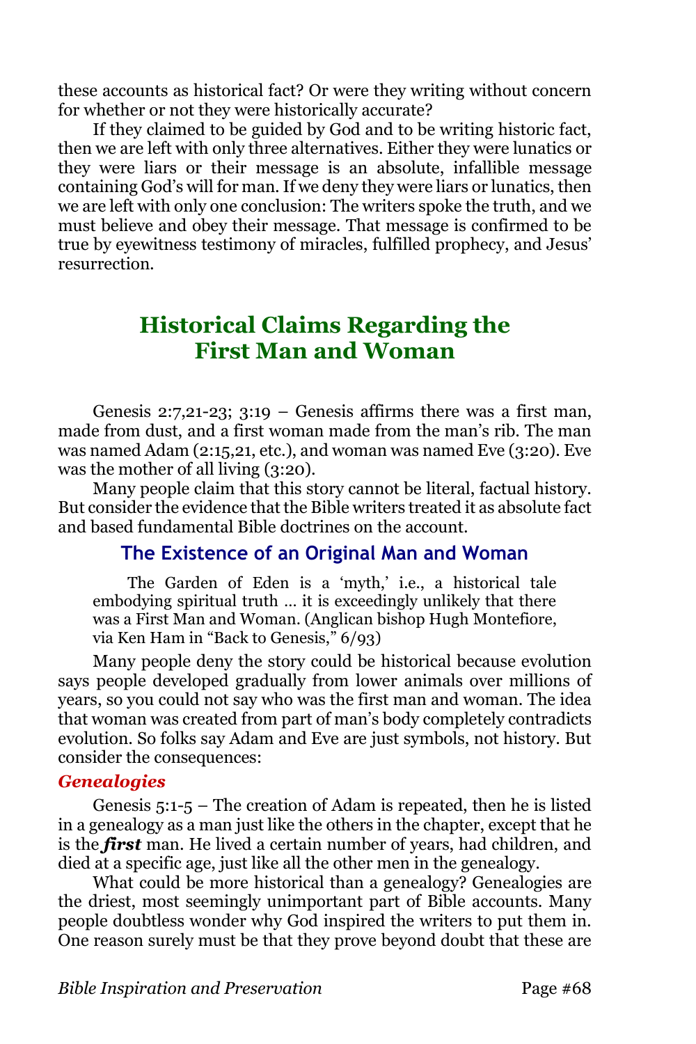these accounts as historical fact? Or were they writing without concern for whether or not they were historically accurate?

If they claimed to be guided by God and to be writing historic fact, then we are left with only three alternatives. Either they were lunatics or they were liars or their message is an absolute, infallible message containing God's will for man. If we deny they were liars or lunatics, then we are left with only one conclusion: The writers spoke the truth, and we must believe and obey their message. That message is confirmed to be true by eyewitness testimony of miracles, fulfilled prophecy, and Jesus' resurrection.

## Historical Claims Regarding the First Man and Woman

Genesis 2:7,21-23; 3:19 – Genesis affirms there was a first man, made from dust, and a first woman made from the man's rib. The man was named Adam (2:15,21, etc.), and woman was named Eve (3:20). Eve was the mother of all living (3:20).

Many people claim that this story cannot be literal, factual history. But consider the evidence that the Bible writers treated it as absolute fact and based fundamental Bible doctrines on the account.

### The Existence of an Original Man and Woman

> The Garden of Eden is a 'myth,' i.e., a historical tale embodying spiritual truth … it is exceedingly unlikely that there was a First Man and Woman. (Anglican bishop Hugh Montefiore, via Ken Ham in "Back to Genesis," 6/93)

Many people deny the story could be historical because evolution says people developed gradually from lower animals over millions of years, so you could not say who was the first man and woman. The idea that woman was created from part of man's body completely contradicts evolution. So folks say Adam and Eve are just symbols, not history. But consider the consequences:

#### *Genealogies*

Genesis 5:1-5 – The creation of Adam is repeated, then he is listed in a genealogy as a man just like the others in the chapter, except that he is the ***first*** man. He lived a certain number of years, had children, and died at a specific age, just like all the other men in the genealogy.

What could be more historical than a genealogy? Genealogies are the driest, most seemingly unimportant part of Bible accounts. Many people doubtless wonder why God inspired the writers to put them in. One reason surely must be that they prove beyond doubt that these are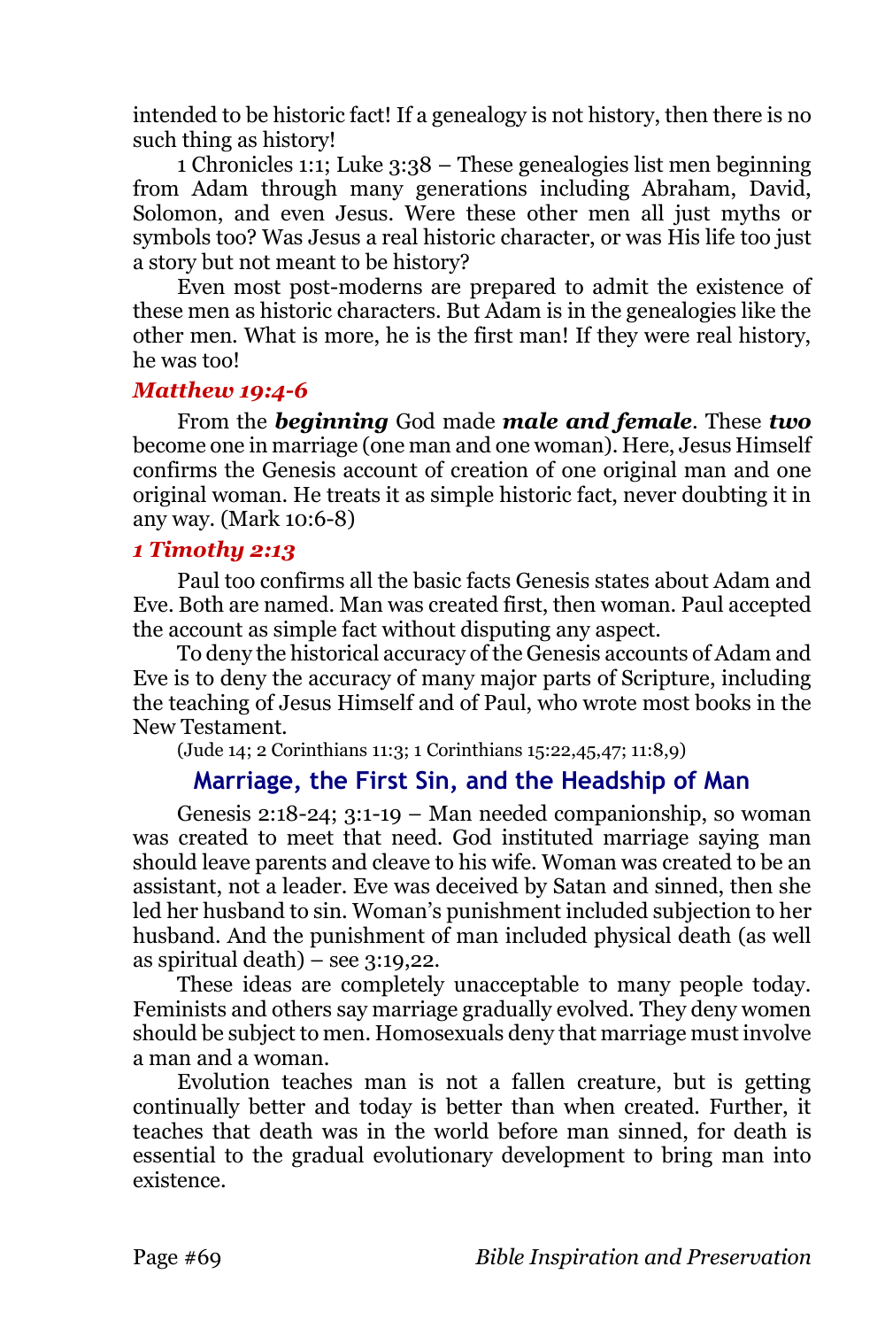intended to be historic fact! If a genealogy is not history, then there is no such thing as history!

1 Chronicles 1:1; Luke 3:38 – These genealogies list men beginning from Adam through many generations including Abraham, David, Solomon, and even Jesus. Were these other men all just myths or symbols too? Was Jesus a real historic character, or was His life too just a story but not meant to be history?

Even most post-moderns are prepared to admit the existence of these men as historic characters. But Adam is in the genealogies like the other men. What is more, he is the first man! If they were real history, he was too!

#### *Matthew 19:4-6*

From the ***beginning*** God made ***male and female***. These ***two*** become one in marriage (one man and one woman). Here, Jesus Himself confirms the Genesis account of creation of one original man and one original woman. He treats it as simple historic fact, never doubting it in any way. (Mark 10:6-8)

#### *1 Timothy 2:13*

Paul too confirms all the basic facts Genesis states about Adam and Eve. Both are named. Man was created first, then woman. Paul accepted the account as simple fact without disputing any aspect.

To deny the historical accuracy of the Genesis accounts of Adam and Eve is to deny the accuracy of many major parts of Scripture, including the teaching of Jesus Himself and of Paul, who wrote most books in the New Testament.

(Jude 14; 2 Corinthians 11:3; 1 Corinthians 15:22,45,47; 11:8,9)

### Marriage, the First Sin, and the Headship of Man

Genesis 2:18-24; 3:1-19 – Man needed companionship, so woman was created to meet that need. God instituted marriage saying man should leave parents and cleave to his wife. Woman was created to be an assistant, not a leader. Eve was deceived by Satan and sinned, then she led her husband to sin. Woman's punishment included subjection to her husband. And the punishment of man included physical death (as well as spiritual death) – see 3:19,22.

These ideas are completely unacceptable to many people today. Feminists and others say marriage gradually evolved. They deny women should be subject to men. Homosexuals deny that marriage must involve a man and a woman.

Evolution teaches man is not a fallen creature, but is getting continually better and today is better than when created. Further, it teaches that death was in the world before man sinned, for death is essential to the gradual evolutionary development to bring man into existence.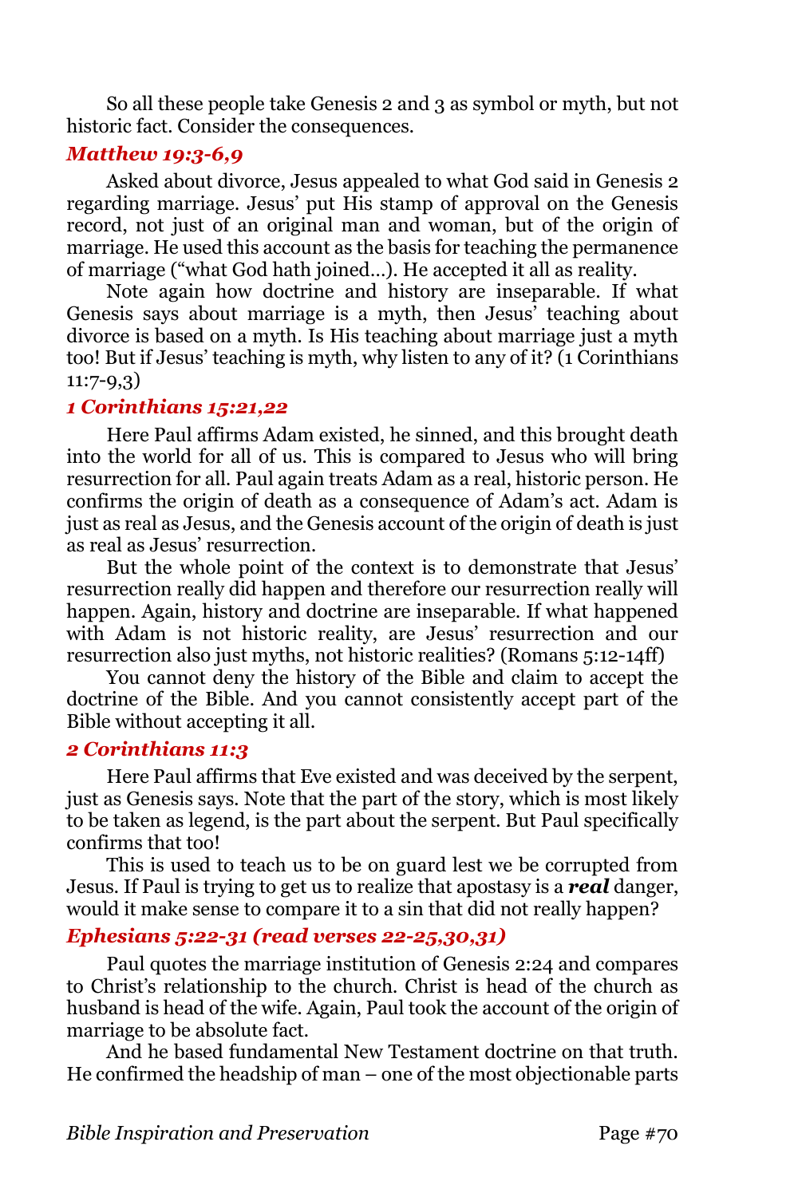So all these people take Genesis 2 and 3 as symbol or myth, but not historic fact. Consider the consequences.

### *Matthew 19:3-6,9*

Asked about divorce, Jesus appealed to what God said in Genesis 2 regarding marriage. Jesus' put His stamp of approval on the Genesis record, not just of an original man and woman, but of the origin of marriage. He used this account as the basis for teaching the permanence of marriage ("what God hath joined…). He accepted it all as reality.

Note again how doctrine and history are inseparable. If what Genesis says about marriage is a myth, then Jesus' teaching about divorce is based on a myth. Is His teaching about marriage just a myth too! But if Jesus' teaching is myth, why listen to any of it? (1 Corinthians 11:7-9,3)

### *1 Corinthians 15:21,22*

Here Paul affirms Adam existed, he sinned, and this brought death into the world for all of us. This is compared to Jesus who will bring resurrection for all. Paul again treats Adam as a real, historic person. He confirms the origin of death as a consequence of Adam's act. Adam is just as real as Jesus, and the Genesis account of the origin of death is just as real as Jesus' resurrection.

But the whole point of the context is to demonstrate that Jesus' resurrection really did happen and therefore our resurrection really will happen. Again, history and doctrine are inseparable. If what happened with Adam is not historic reality, are Jesus' resurrection and our resurrection also just myths, not historic realities? (Romans 5:12-14ff)

You cannot deny the history of the Bible and claim to accept the doctrine of the Bible. And you cannot consistently accept part of the Bible without accepting it all.

### *2 Corinthians 11:3*

Here Paul affirms that Eve existed and was deceived by the serpent, just as Genesis says. Note that the part of the story, which is most likely to be taken as legend, is the part about the serpent. But Paul specifically confirms that too!

This is used to teach us to be on guard lest we be corrupted from Jesus. If Paul is trying to get us to realize that apostasy is a ***real*** danger, would it make sense to compare it to a sin that did not really happen?

### *Ephesians 5:22-31 (read verses 22-25,30,31)*

Paul quotes the marriage institution of Genesis 2:24 and compares to Christ's relationship to the church. Christ is head of the church as husband is head of the wife. Again, Paul took the account of the origin of marriage to be absolute fact.

And he based fundamental New Testament doctrine on that truth. He confirmed the headship of man – one of the most objectionable parts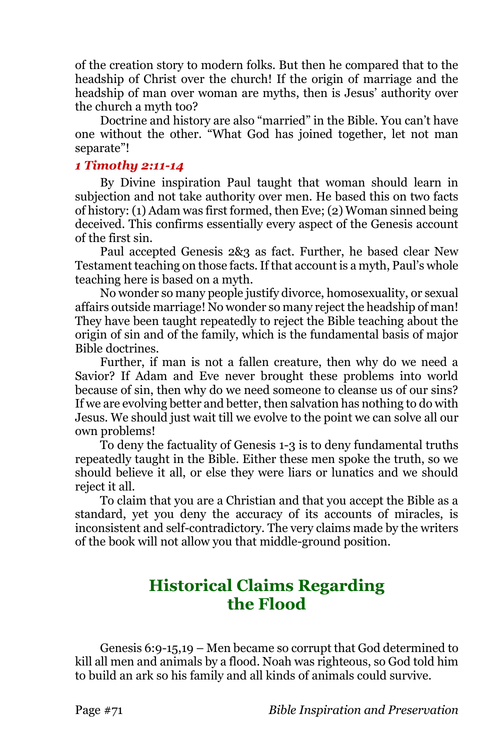of the creation story to modern folks. But then he compared that to the headship of Christ over the church! If the origin of marriage and the headship of man over woman are myths, then is Jesus' authority over the church a myth too?

Doctrine and history are also "married" in the Bible. You can't have one without the other. "What God has joined together, let not man separate"!

### *1 Timothy 2:11-14*

By Divine inspiration Paul taught that woman should learn in subjection and not take authority over men. He based this on two facts of history: (1) Adam was first formed, then Eve; (2) Woman sinned being deceived. This confirms essentially every aspect of the Genesis account of the first sin.

Paul accepted Genesis 2&3 as fact. Further, he based clear New Testament teaching on those facts. If that account is a myth, Paul's whole teaching here is based on a myth.

No wonder so many people justify divorce, homosexuality, or sexual affairs outside marriage! No wonder so many reject the headship of man! They have been taught repeatedly to reject the Bible teaching about the origin of sin and of the family, which is the fundamental basis of major Bible doctrines.

Further, if man is not a fallen creature, then why do we need a Savior? If Adam and Eve never brought these problems into world because of sin, then why do we need someone to cleanse us of our sins? If we are evolving better and better, then salvation has nothing to do with Jesus. We should just wait till we evolve to the point we can solve all our own problems!

To deny the factuality of Genesis 1-3 is to deny fundamental truths repeatedly taught in the Bible. Either these men spoke the truth, so we should believe it all, or else they were liars or lunatics and we should reject it all.

To claim that you are a Christian and that you accept the Bible as a standard, yet you deny the accuracy of its accounts of miracles, is inconsistent and self-contradictory. The very claims made by the writers of the book will not allow you that middle-ground position.

## Historical Claims Regarding the Flood

Genesis 6:9-15,19 – Men became so corrupt that God determined to kill all men and animals by a flood. Noah was righteous, so God told him to build an ark so his family and all kinds of animals could survive.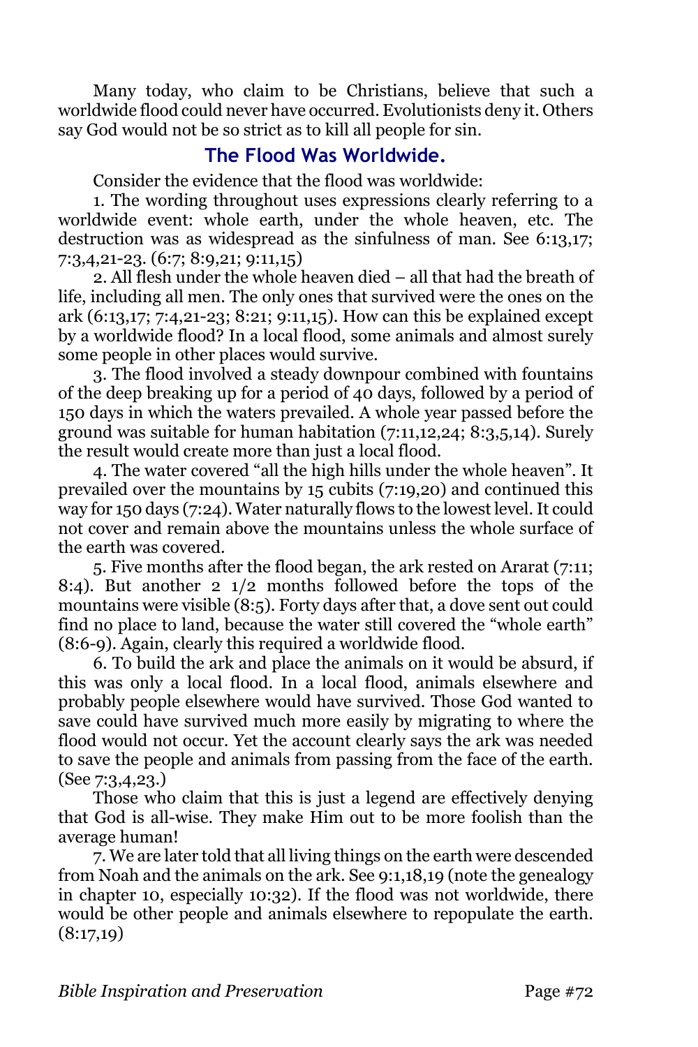Many today, who claim to be Christians, believe that such a worldwide flood could never have occurred. Evolutionists deny it. Others say God would not be so strict as to kill all people for sin.

## The Flood Was Worldwide.

Consider the evidence that the flood was worldwide:

1. The wording throughout uses expressions clearly referring to a worldwide event: whole earth, under the whole heaven, etc. The destruction was as widespread as the sinfulness of man. See 6:13,17; 7:3,4,21-23. (6:7; 8:9,21; 9:11,15)

2. All flesh under the whole heaven died – all that had the breath of life, including all men. The only ones that survived were the ones on the ark (6:13,17; 7:4,21-23; 8:21; 9:11,15). How can this be explained except by a worldwide flood? In a local flood, some animals and almost surely some people in other places would survive.

3. The flood involved a steady downpour combined with fountains of the deep breaking up for a period of 40 days, followed by a period of 150 days in which the waters prevailed. A whole year passed before the ground was suitable for human habitation (7:11,12,24; 8:3,5,14). Surely the result would create more than just a local flood.

4. The water covered "all the high hills under the whole heaven". It prevailed over the mountains by 15 cubits (7:19,20) and continued this way for 150 days (7:24). Water naturally flows to the lowest level. It could not cover and remain above the mountains unless the whole surface of the earth was covered.

5. Five months after the flood began, the ark rested on Ararat (7:11; 8:4). But another 2 1/2 months followed before the tops of the mountains were visible (8:5). Forty days after that, a dove sent out could find no place to land, because the water still covered the "whole earth" (8:6-9). Again, clearly this required a worldwide flood.

6. To build the ark and place the animals on it would be absurd, if this was only a local flood. In a local flood, animals elsewhere and probably people elsewhere would have survived. Those God wanted to save could have survived much more easily by migrating to where the flood would not occur. Yet the account clearly says the ark was needed to save the people and animals from passing from the face of the earth. (See 7:3,4,23.)

Those who claim that this is just a legend are effectively denying that God is all-wise. They make Him out to be more foolish than the average human!

7. We are later told that all living things on the earth were descended from Noah and the animals on the ark. See 9:1,18,19 (note the genealogy in chapter 10, especially 10:32). If the flood was not worldwide, there would be other people and animals elsewhere to repopulate the earth. (8:17,19)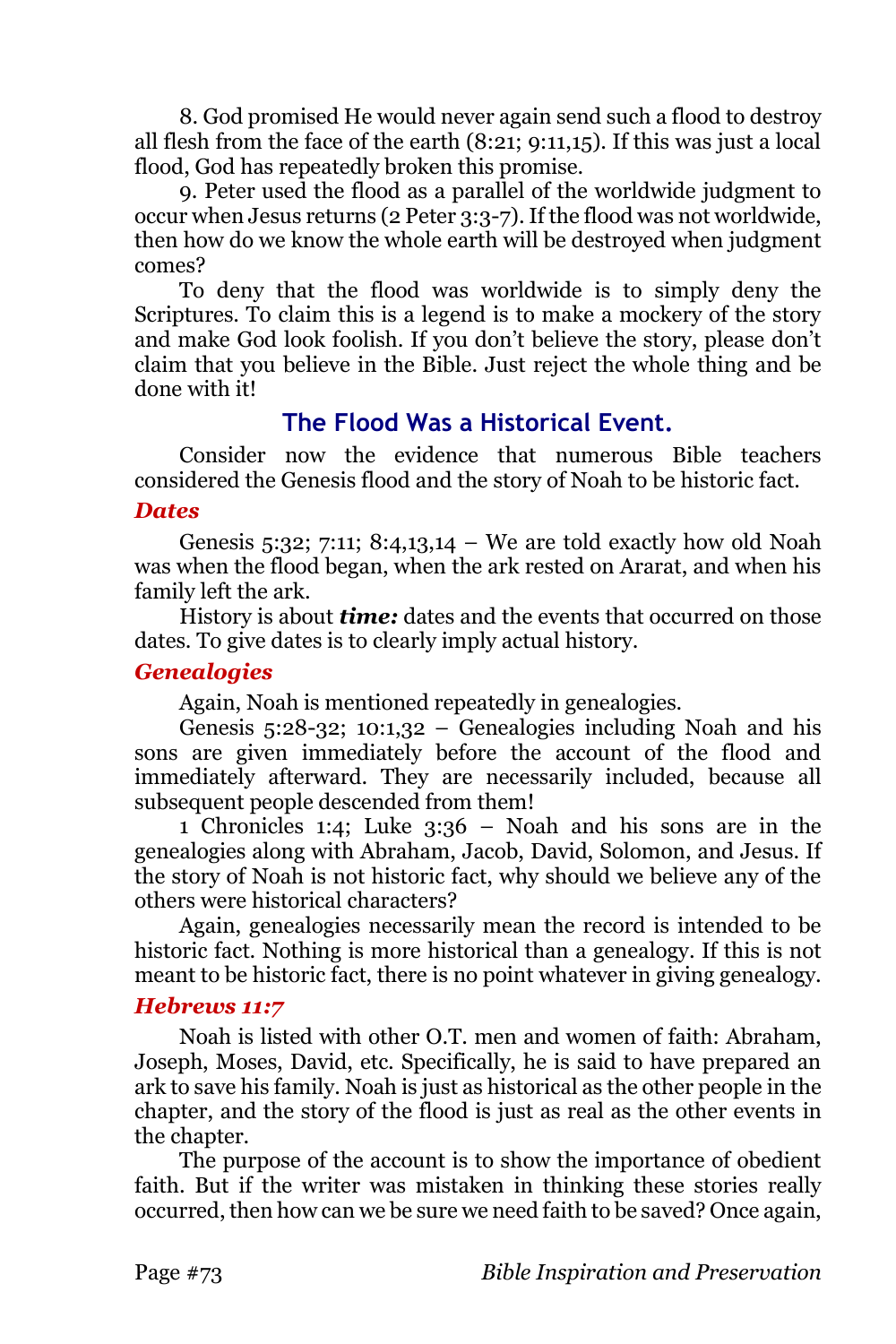8. God promised He would never again send such a flood to destroy all flesh from the face of the earth (8:21; 9:11,15). If this was just a local flood, God has repeatedly broken this promise.

9. Peter used the flood as a parallel of the worldwide judgment to occur when Jesus returns (2 Peter 3:3-7). If the flood was not worldwide, then how do we know the whole earth will be destroyed when judgment comes?

To deny that the flood was worldwide is to simply deny the Scriptures. To claim this is a legend is to make a mockery of the story and make God look foolish. If you don't believe the story, please don't claim that you believe in the Bible. Just reject the whole thing and be done with it!

## The Flood Was a Historical Event.

Consider now the evidence that numerous Bible teachers considered the Genesis flood and the story of Noah to be historic fact.

### *Dates*

Genesis 5:32; 7:11; 8:4,13,14 – We are told exactly how old Noah was when the flood began, when the ark rested on Ararat, and when his family left the ark.

History is about ***time:*** dates and the events that occurred on those dates. To give dates is to clearly imply actual history.

### *Genealogies*

Again, Noah is mentioned repeatedly in genealogies.

Genesis 5:28-32; 10:1,32 – Genealogies including Noah and his sons are given immediately before the account of the flood and immediately afterward. They are necessarily included, because all subsequent people descended from them!

1 Chronicles 1:4; Luke 3:36 – Noah and his sons are in the genealogies along with Abraham, Jacob, David, Solomon, and Jesus. If the story of Noah is not historic fact, why should we believe any of the others were historical characters?

Again, genealogies necessarily mean the record is intended to be historic fact. Nothing is more historical than a genealogy. If this is not meant to be historic fact, there is no point whatever in giving genealogy.

### *Hebrews 11:7*

Noah is listed with other O.T. men and women of faith: Abraham, Joseph, Moses, David, etc. Specifically, he is said to have prepared an ark to save his family. Noah is just as historical as the other people in the chapter, and the story of the flood is just as real as the other events in the chapter.

The purpose of the account is to show the importance of obedient faith. But if the writer was mistaken in thinking these stories really occurred, then how can we be sure we need faith to be saved? Once again,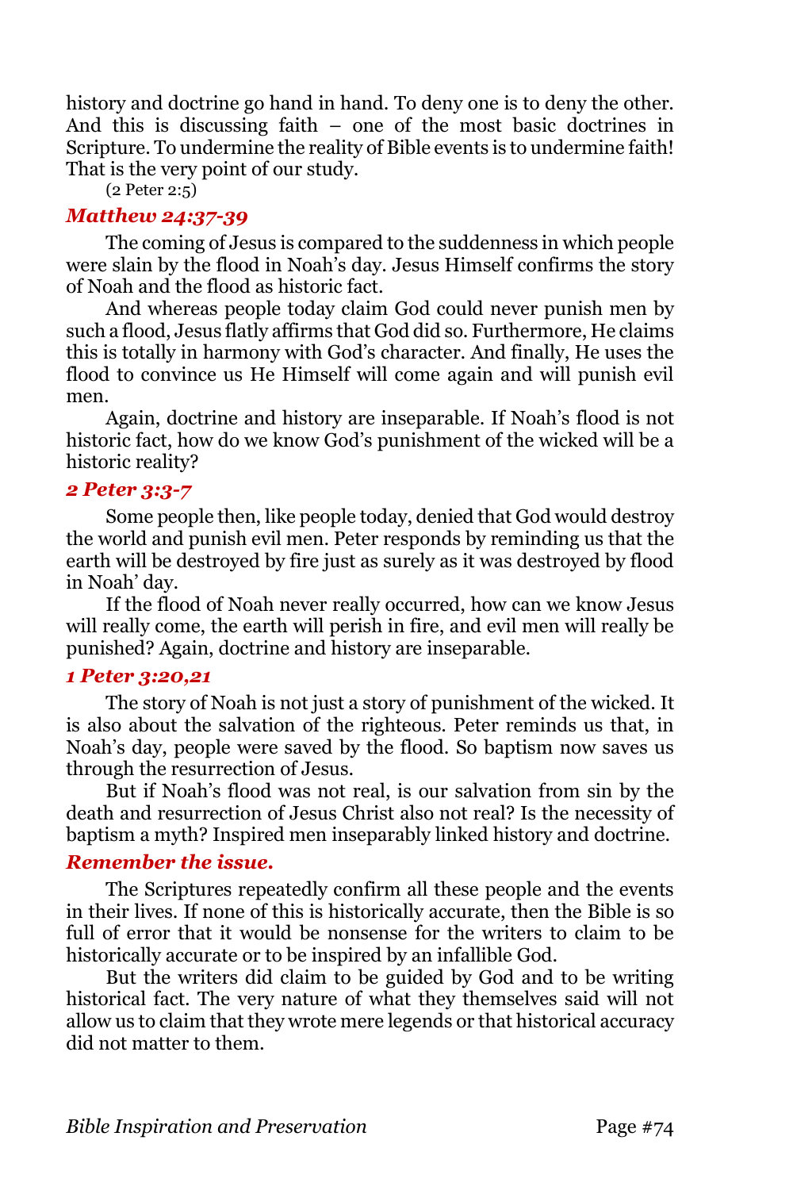history and doctrine go hand in hand. To deny one is to deny the other. And this is discussing faith – one of the most basic doctrines in Scripture. To undermine the reality of Bible events is to undermine faith! That is the very point of our study.

(2 Peter 2:5)

### *Matthew 24:37-39*

The coming of Jesus is compared to the suddenness in which people were slain by the flood in Noah's day. Jesus Himself confirms the story of Noah and the flood as historic fact.

And whereas people today claim God could never punish men by such a flood, Jesus flatly affirms that God did so. Furthermore, He claims this is totally in harmony with God's character. And finally, He uses the flood to convince us He Himself will come again and will punish evil men.

Again, doctrine and history are inseparable. If Noah's flood is not historic fact, how do we know God's punishment of the wicked will be a historic reality?

### *2 Peter 3:3-7*

Some people then, like people today, denied that God would destroy the world and punish evil men. Peter responds by reminding us that the earth will be destroyed by fire just as surely as it was destroyed by flood in Noah' day.

If the flood of Noah never really occurred, how can we know Jesus will really come, the earth will perish in fire, and evil men will really be punished? Again, doctrine and history are inseparable.

### *1 Peter 3:20,21*

The story of Noah is not just a story of punishment of the wicked. It is also about the salvation of the righteous. Peter reminds us that, in Noah's day, people were saved by the flood. So baptism now saves us through the resurrection of Jesus.

But if Noah's flood was not real, is our salvation from sin by the death and resurrection of Jesus Christ also not real? Is the necessity of baptism a myth? Inspired men inseparably linked history and doctrine.

### *Remember the issue.*

The Scriptures repeatedly confirm all these people and the events in their lives. If none of this is historically accurate, then the Bible is so full of error that it would be nonsense for the writers to claim to be historically accurate or to be inspired by an infallible God.

But the writers did claim to be guided by God and to be writing historical fact. The very nature of what they themselves said will not allow us to claim that they wrote mere legends or that historical accuracy did not matter to them.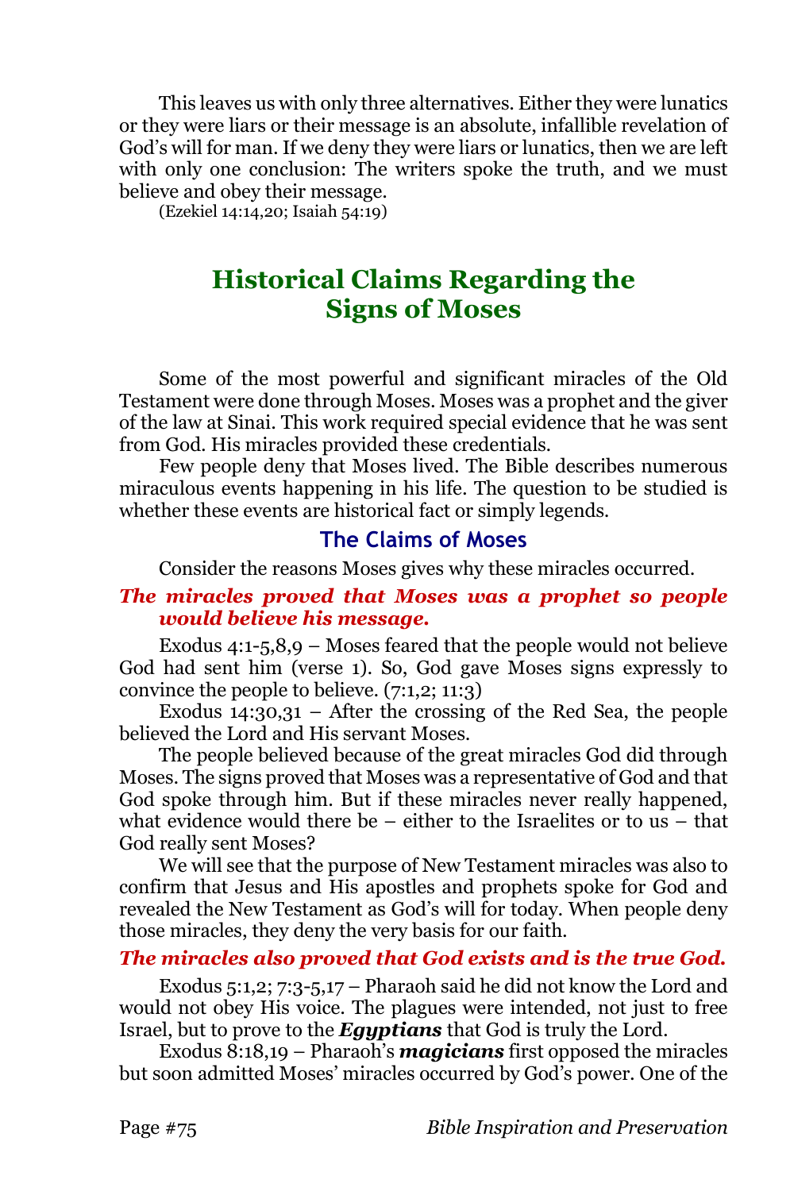This leaves us with only three alternatives. Either they were lunatics or they were liars or their message is an absolute, infallible revelation of God's will for man. If we deny they were liars or lunatics, then we are left with only one conclusion: The writers spoke the truth, and we must believe and obey their message.

(Ezekiel 14:14,20; Isaiah 54:19)

# Historical Claims Regarding the Signs of Moses

Some of the most powerful and significant miracles of the Old Testament were done through Moses. Moses was a prophet and the giver of the law at Sinai. This work required special evidence that he was sent from God. His miracles provided these credentials.

Few people deny that Moses lived. The Bible describes numerous miraculous events happening in his life. The question to be studied is whether these events are historical fact or simply legends.

## The Claims of Moses

Consider the reasons Moses gives why these miracles occurred.

***The miracles proved that Moses was a prophet so people would believe his message.***

Exodus 4:1-5,8,9 – Moses feared that the people would not believe God had sent him (verse 1). So, God gave Moses signs expressly to convince the people to believe. (7:1,2; 11:3)

Exodus 14:30,31 – After the crossing of the Red Sea, the people believed the Lord and His servant Moses.

The people believed because of the great miracles God did through Moses. The signs proved that Moses was a representative of God and that God spoke through him. But if these miracles never really happened, what evidence would there be – either to the Israelites or to us – that God really sent Moses?

We will see that the purpose of New Testament miracles was also to confirm that Jesus and His apostles and prophets spoke for God and revealed the New Testament as God's will for today. When people deny those miracles, they deny the very basis for our faith.

***The miracles also proved that God exists and is the true God.***

Exodus 5:1,2; 7:3-5,17 – Pharaoh said he did not know the Lord and would not obey His voice. The plagues were intended, not just to free Israel, but to prove to the ***Egyptians*** that God is truly the Lord.

Exodus 8:18,19 – Pharaoh's ***magicians*** first opposed the miracles but soon admitted Moses' miracles occurred by God's power. One of the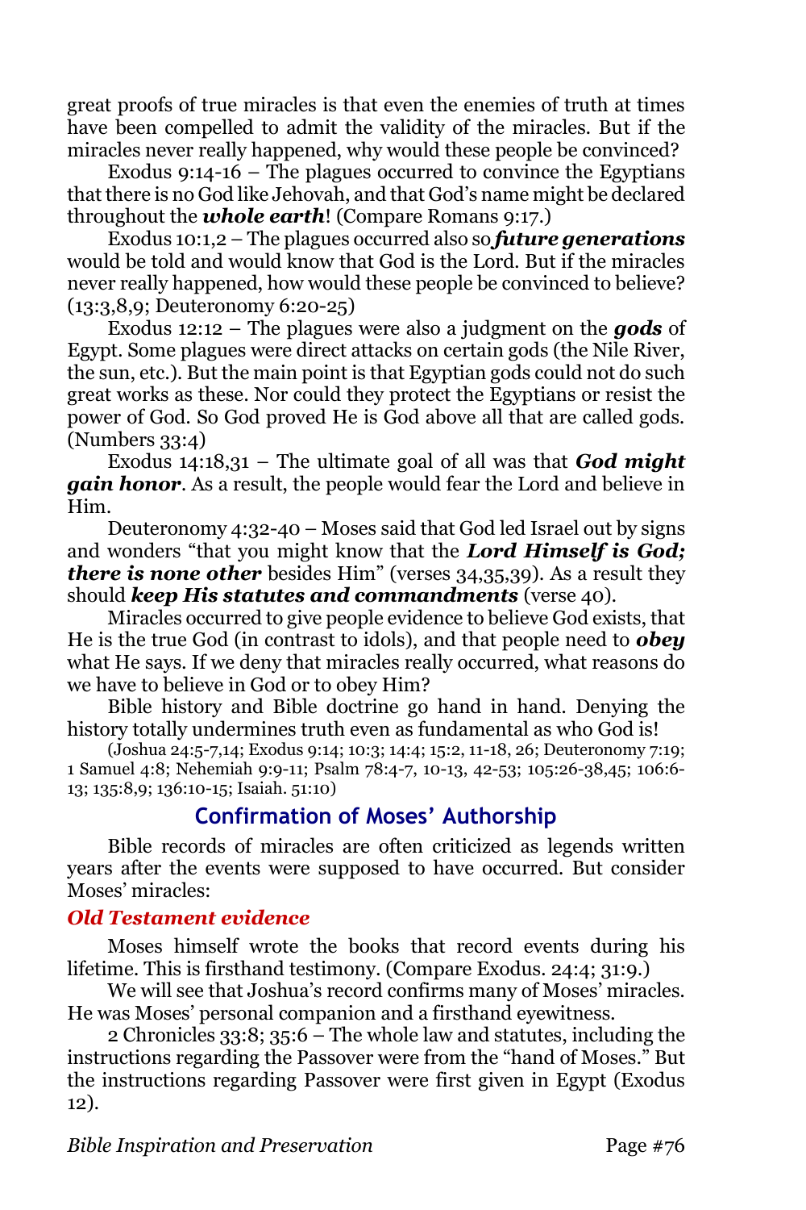great proofs of true miracles is that even the enemies of truth at times have been compelled to admit the validity of the miracles. But if the miracles never really happened, why would these people be convinced?

Exodus 9:14-16 – The plagues occurred to convince the Egyptians that there is no God like Jehovah, and that God's name might be declared throughout the ***whole earth***! (Compare Romans 9:17.)

Exodus 10:1,2 – The plagues occurred also so ***future generations*** would be told and would know that God is the Lord. But if the miracles never really happened, how would these people be convinced to believe? (13:3,8,9; Deuteronomy 6:20-25)

Exodus 12:12 – The plagues were also a judgment on the ***gods*** of Egypt. Some plagues were direct attacks on certain gods (the Nile River, the sun, etc.). But the main point is that Egyptian gods could not do such great works as these. Nor could they protect the Egyptians or resist the power of God. So God proved He is God above all that are called gods. (Numbers 33:4)

Exodus 14:18,31 – The ultimate goal of all was that ***God might gain honor***. As a result, the people would fear the Lord and believe in Him.

Deuteronomy 4:32-40 – Moses said that God led Israel out by signs and wonders "that you might know that the ***Lord Himself is God; there is none other*** besides Him" (verses 34,35,39). As a result they should ***keep His statutes and commandments*** (verse 40).

Miracles occurred to give people evidence to believe God exists, that He is the true God (in contrast to idols), and that people need to ***obey*** what He says. If we deny that miracles really occurred, what reasons do we have to believe in God or to obey Him?

Bible history and Bible doctrine go hand in hand. Denying the history totally undermines truth even as fundamental as who God is!

(Joshua 24:5-7,14; Exodus 9:14; 10:3; 14:4; 15:2, 11-18, 26; Deuteronomy 7:19; 1 Samuel 4:8; Nehemiah 9:9-11; Psalm 78:4-7, 10-13, 42-53; 105:26-38,45; 106:6-13; 135:8,9; 136:10-15; Isaiah. 51:10)

## Confirmation of Moses' Authorship

Bible records of miracles are often criticized as legends written years after the events were supposed to have occurred. But consider Moses' miracles:

### *Old Testament evidence*

Moses himself wrote the books that record events during his lifetime. This is firsthand testimony. (Compare Exodus. 24:4; 31:9.)

We will see that Joshua's record confirms many of Moses' miracles. He was Moses' personal companion and a firsthand eyewitness.

2 Chronicles 33:8; 35:6 – The whole law and statutes, including the instructions regarding the Passover were from the "hand of Moses." But the instructions regarding Passover were first given in Egypt (Exodus 12).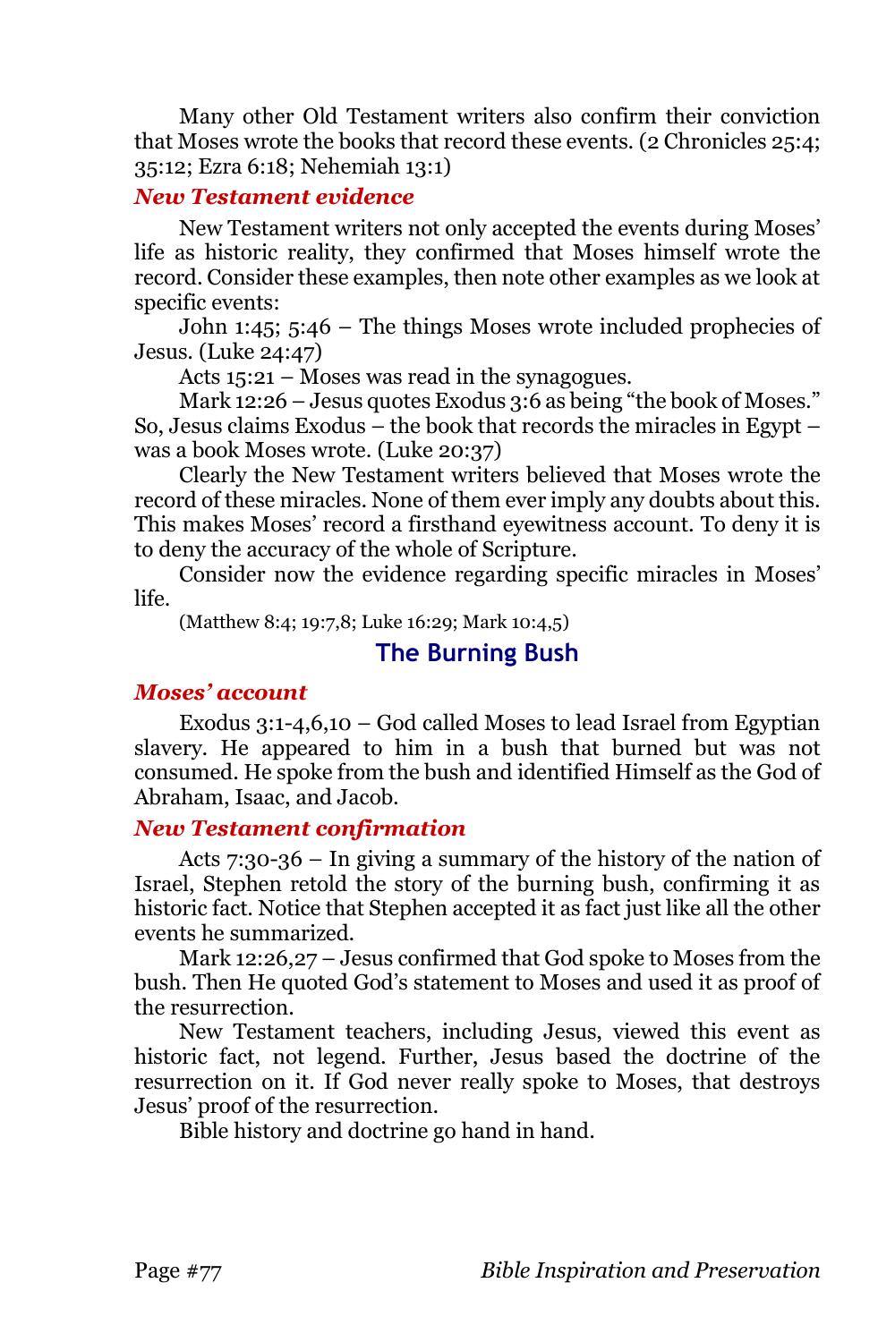Many other Old Testament writers also confirm their conviction that Moses wrote the books that record these events. (2 Chronicles 25:4; 35:12; Ezra 6:18; Nehemiah 13:1)

### *New Testament evidence*

New Testament writers not only accepted the events during Moses' life as historic reality, they confirmed that Moses himself wrote the record. Consider these examples, then note other examples as we look at specific events:

John 1:45; 5:46 – The things Moses wrote included prophecies of Jesus. (Luke 24:47)

Acts 15:21 – Moses was read in the synagogues.

Mark 12:26 – Jesus quotes Exodus 3:6 as being "the book of Moses." So, Jesus claims Exodus – the book that records the miracles in Egypt – was a book Moses wrote. (Luke 20:37)

Clearly the New Testament writers believed that Moses wrote the record of these miracles. None of them ever imply any doubts about this. This makes Moses' record a firsthand eyewitness account. To deny it is to deny the accuracy of the whole of Scripture.

Consider now the evidence regarding specific miracles in Moses' life.

(Matthew 8:4; 19:7,8; Luke 16:29; Mark 10:4,5)

## The Burning Bush

### *Moses' account*

Exodus 3:1-4,6,10 – God called Moses to lead Israel from Egyptian slavery. He appeared to him in a bush that burned but was not consumed. He spoke from the bush and identified Himself as the God of Abraham, Isaac, and Jacob.

### *New Testament confirmation*

Acts 7:30-36 – In giving a summary of the history of the nation of Israel, Stephen retold the story of the burning bush, confirming it as historic fact. Notice that Stephen accepted it as fact just like all the other events he summarized.

Mark 12:26,27 – Jesus confirmed that God spoke to Moses from the bush. Then He quoted God's statement to Moses and used it as proof of the resurrection.

New Testament teachers, including Jesus, viewed this event as historic fact, not legend. Further, Jesus based the doctrine of the resurrection on it. If God never really spoke to Moses, that destroys Jesus' proof of the resurrection.

Bible history and doctrine go hand in hand.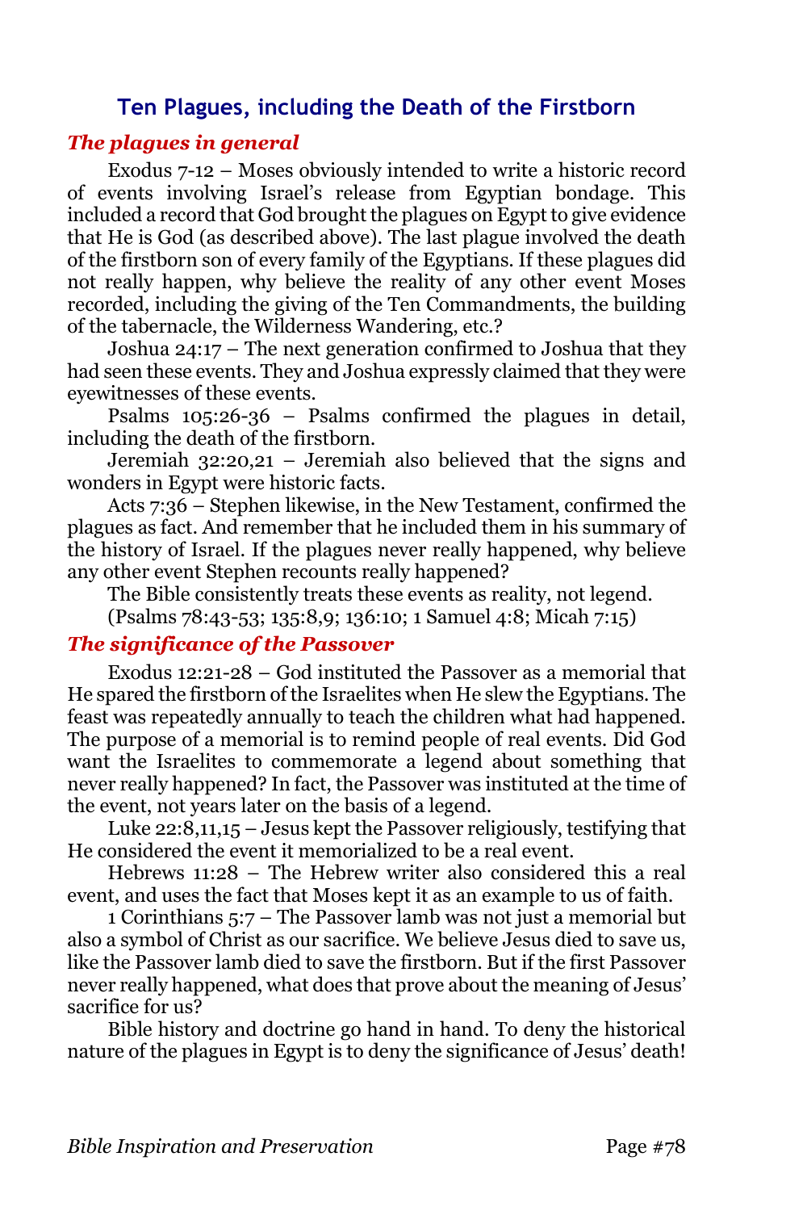## Ten Plagues, including the Death of the Firstborn

### *The plagues in general*

Exodus 7-12 – Moses obviously intended to write a historic record of events involving Israel's release from Egyptian bondage. This included a record that God brought the plagues on Egypt to give evidence that He is God (as described above). The last plague involved the death of the firstborn son of every family of the Egyptians. If these plagues did not really happen, why believe the reality of any other event Moses recorded, including the giving of the Ten Commandments, the building of the tabernacle, the Wilderness Wandering, etc.?

Joshua 24:17 – The next generation confirmed to Joshua that they had seen these events. They and Joshua expressly claimed that they were eyewitnesses of these events.

Psalms 105:26-36 – Psalms confirmed the plagues in detail, including the death of the firstborn.

Jeremiah 32:20,21 – Jeremiah also believed that the signs and wonders in Egypt were historic facts.

Acts 7:36 – Stephen likewise, in the New Testament, confirmed the plagues as fact. And remember that he included them in his summary of the history of Israel. If the plagues never really happened, why believe any other event Stephen recounts really happened?

The Bible consistently treats these events as reality, not legend.

(Psalms 78:43-53; 135:8,9; 136:10; 1 Samuel 4:8; Micah 7:15)

### *The significance of the Passover*

Exodus 12:21-28 – God instituted the Passover as a memorial that He spared the firstborn of the Israelites when He slew the Egyptians. The feast was repeatedly annually to teach the children what had happened. The purpose of a memorial is to remind people of real events. Did God want the Israelites to commemorate a legend about something that never really happened? In fact, the Passover was instituted at the time of the event, not years later on the basis of a legend.

Luke 22:8,11,15 – Jesus kept the Passover religiously, testifying that He considered the event it memorialized to be a real event.

Hebrews 11:28 – The Hebrew writer also considered this a real event, and uses the fact that Moses kept it as an example to us of faith.

1 Corinthians 5:7 – The Passover lamb was not just a memorial but also a symbol of Christ as our sacrifice. We believe Jesus died to save us, like the Passover lamb died to save the firstborn. But if the first Passover never really happened, what does that prove about the meaning of Jesus' sacrifice for us?

Bible history and doctrine go hand in hand. To deny the historical nature of the plagues in Egypt is to deny the significance of Jesus' death!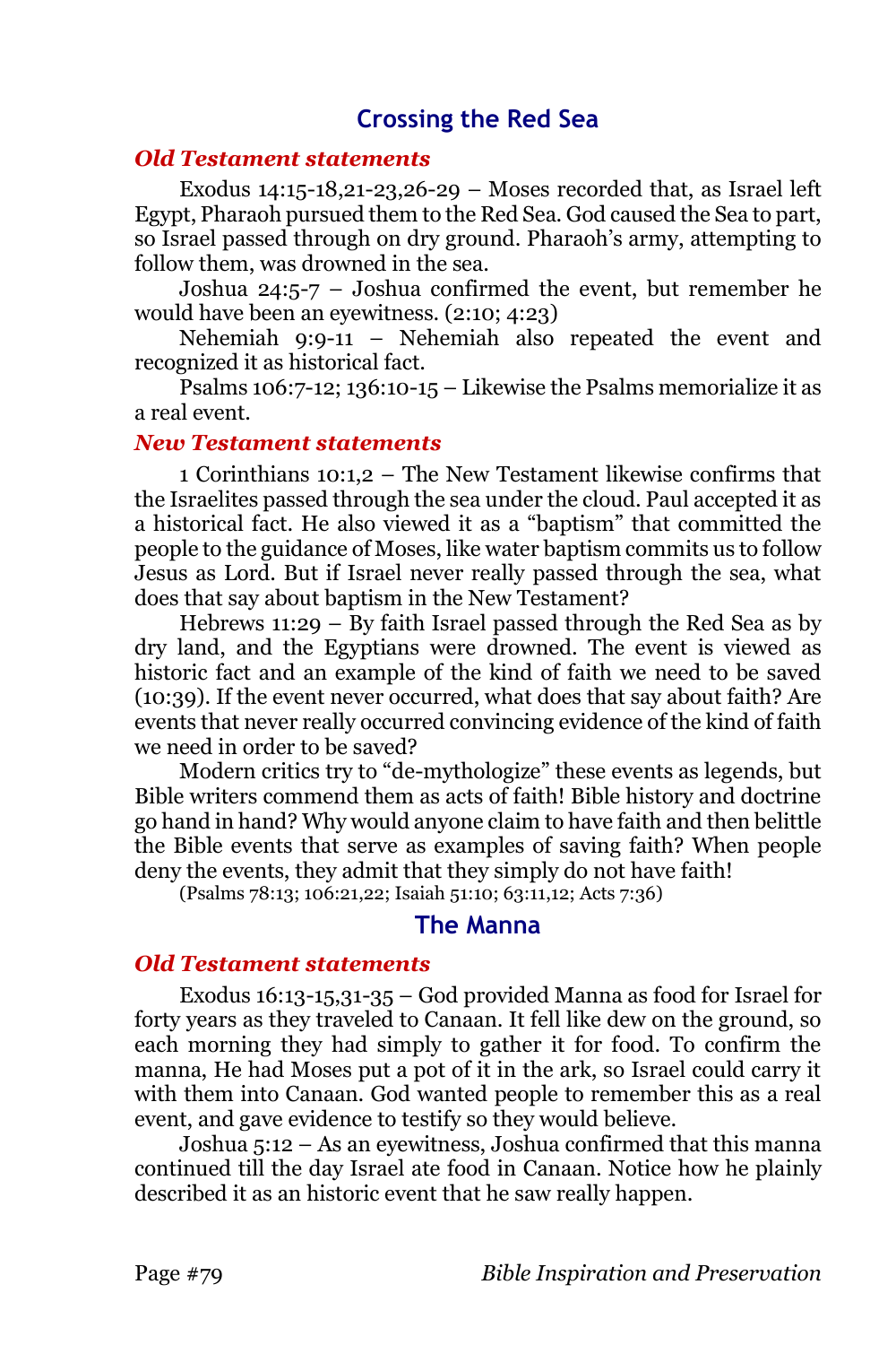## Crossing the Red Sea

### *Old Testament statements*

Exodus 14:15-18,21-23,26-29 – Moses recorded that, as Israel left Egypt, Pharaoh pursued them to the Red Sea. God caused the Sea to part, so Israel passed through on dry ground. Pharaoh's army, attempting to follow them, was drowned in the sea.

Joshua 24:5-7 – Joshua confirmed the event, but remember he would have been an eyewitness. (2:10; 4:23)

Nehemiah 9:9-11 – Nehemiah also repeated the event and recognized it as historical fact.

Psalms 106:7-12; 136:10-15 – Likewise the Psalms memorialize it as a real event.

### *New Testament statements*

1 Corinthians 10:1,2 – The New Testament likewise confirms that the Israelites passed through the sea under the cloud. Paul accepted it as a historical fact. He also viewed it as a "baptism" that committed the people to the guidance of Moses, like water baptism commits us to follow Jesus as Lord. But if Israel never really passed through the sea, what does that say about baptism in the New Testament?

Hebrews 11:29 – By faith Israel passed through the Red Sea as by dry land, and the Egyptians were drowned. The event is viewed as historic fact and an example of the kind of faith we need to be saved (10:39). If the event never occurred, what does that say about faith? Are events that never really occurred convincing evidence of the kind of faith we need in order to be saved?

Modern critics try to "de-mythologize" these events as legends, but Bible writers commend them as acts of faith! Bible history and doctrine go hand in hand? Why would anyone claim to have faith and then belittle the Bible events that serve as examples of saving faith? When people deny the events, they admit that they simply do not have faith!

(Psalms 78:13; 106:21,22; Isaiah 51:10; 63:11,12; Acts 7:36)

## The Manna

### *Old Testament statements*

Exodus 16:13-15,31-35 – God provided Manna as food for Israel for forty years as they traveled to Canaan. It fell like dew on the ground, so each morning they had simply to gather it for food. To confirm the manna, He had Moses put a pot of it in the ark, so Israel could carry it with them into Canaan. God wanted people to remember this as a real event, and gave evidence to testify so they would believe.

Joshua 5:12 – As an eyewitness, Joshua confirmed that this manna continued till the day Israel ate food in Canaan. Notice how he plainly described it as an historic event that he saw really happen.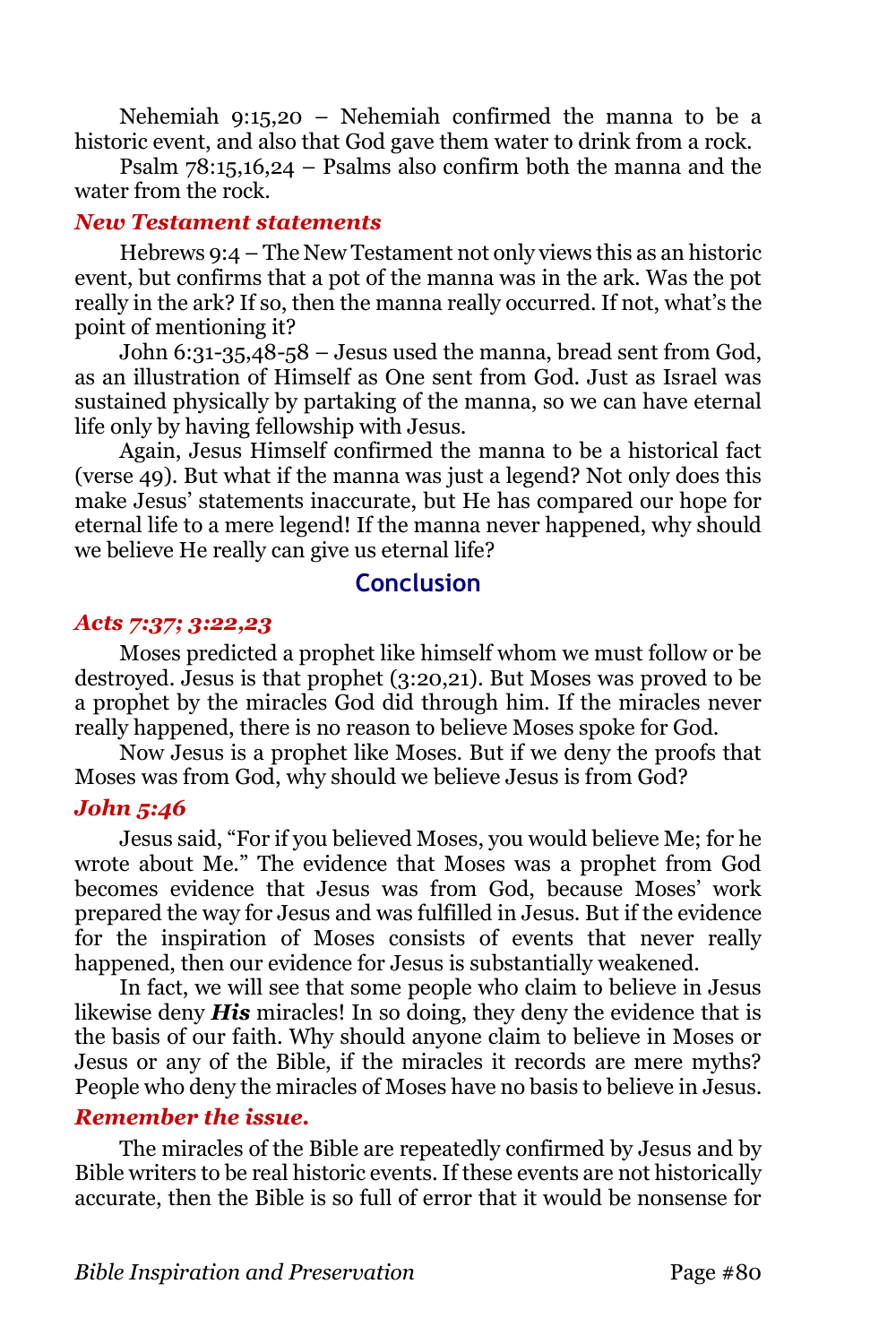Nehemiah 9:15,20 – Nehemiah confirmed the manna to be a historic event, and also that God gave them water to drink from a rock.

Psalm 78:15,16,24 – Psalms also confirm both the manna and the water from the rock.

#### *New Testament statements*

Hebrews 9:4 – The New Testament not only views this as an historic event, but confirms that a pot of the manna was in the ark. Was the pot really in the ark? If so, then the manna really occurred. If not, what's the point of mentioning it?

John 6:31-35,48-58 – Jesus used the manna, bread sent from God, as an illustration of Himself as One sent from God. Just as Israel was sustained physically by partaking of the manna, so we can have eternal life only by having fellowship with Jesus.

Again, Jesus Himself confirmed the manna to be a historical fact (verse 49). But what if the manna was just a legend? Not only does this make Jesus' statements inaccurate, but He has compared our hope for eternal life to a mere legend! If the manna never happened, why should we believe He really can give us eternal life?

## Conclusion

#### *Acts 7:37; 3:22,23*

Moses predicted a prophet like himself whom we must follow or be destroyed. Jesus is that prophet (3:20,21). But Moses was proved to be a prophet by the miracles God did through him. If the miracles never really happened, there is no reason to believe Moses spoke for God.

Now Jesus is a prophet like Moses. But if we deny the proofs that Moses was from God, why should we believe Jesus is from God?

#### *John 5:46*

Jesus said, "For if you believed Moses, you would believe Me; for he wrote about Me." The evidence that Moses was a prophet from God becomes evidence that Jesus was from God, because Moses' work prepared the way for Jesus and was fulfilled in Jesus. But if the evidence for the inspiration of Moses consists of events that never really happened, then our evidence for Jesus is substantially weakened.

In fact, we will see that some people who claim to believe in Jesus likewise deny ***His*** miracles! In so doing, they deny the evidence that is the basis of our faith. Why should anyone claim to believe in Moses or Jesus or any of the Bible, if the miracles it records are mere myths? People who deny the miracles of Moses have no basis to believe in Jesus.

#### *Remember the issue.*

The miracles of the Bible are repeatedly confirmed by Jesus and by Bible writers to be real historic events. If these events are not historically accurate, then the Bible is so full of error that it would be nonsense for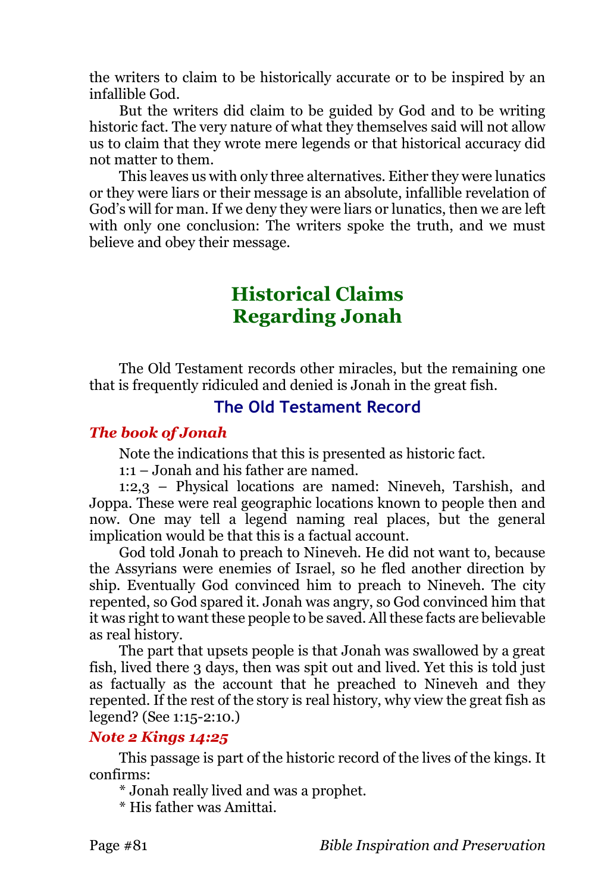the writers to claim to be historically accurate or to be inspired by an infallible God.

But the writers did claim to be guided by God and to be writing historic fact. The very nature of what they themselves said will not allow us to claim that they wrote mere legends or that historical accuracy did not matter to them.

This leaves us with only three alternatives. Either they were lunatics or they were liars or their message is an absolute, infallible revelation of God's will for man. If we deny they were liars or lunatics, then we are left with only one conclusion: The writers spoke the truth, and we must believe and obey their message.

# Historical Claims Regarding Jonah

The Old Testament records other miracles, but the remaining one that is frequently ridiculed and denied is Jonah in the great fish.

## The Old Testament Record

### *The book of Jonah*

Note the indications that this is presented as historic fact.

1:1 – Jonah and his father are named.

1:2,3 – Physical locations are named: Nineveh, Tarshish, and Joppa. These were real geographic locations known to people then and now. One may tell a legend naming real places, but the general implication would be that this is a factual account.

God told Jonah to preach to Nineveh. He did not want to, because the Assyrians were enemies of Israel, so he fled another direction by ship. Eventually God convinced him to preach to Nineveh. The city repented, so God spared it. Jonah was angry, so God convinced him that it was right to want these people to be saved. All these facts are believable as real history.

The part that upsets people is that Jonah was swallowed by a great fish, lived there 3 days, then was spit out and lived. Yet this is told just as factually as the account that he preached to Nineveh and they repented. If the rest of the story is real history, why view the great fish as legend? (See 1:15-2:10.)

### *Note 2 Kings 14:25*

This passage is part of the historic record of the lives of the kings. It confirms:

* Jonah really lived and was a prophet.

* His father was Amittai.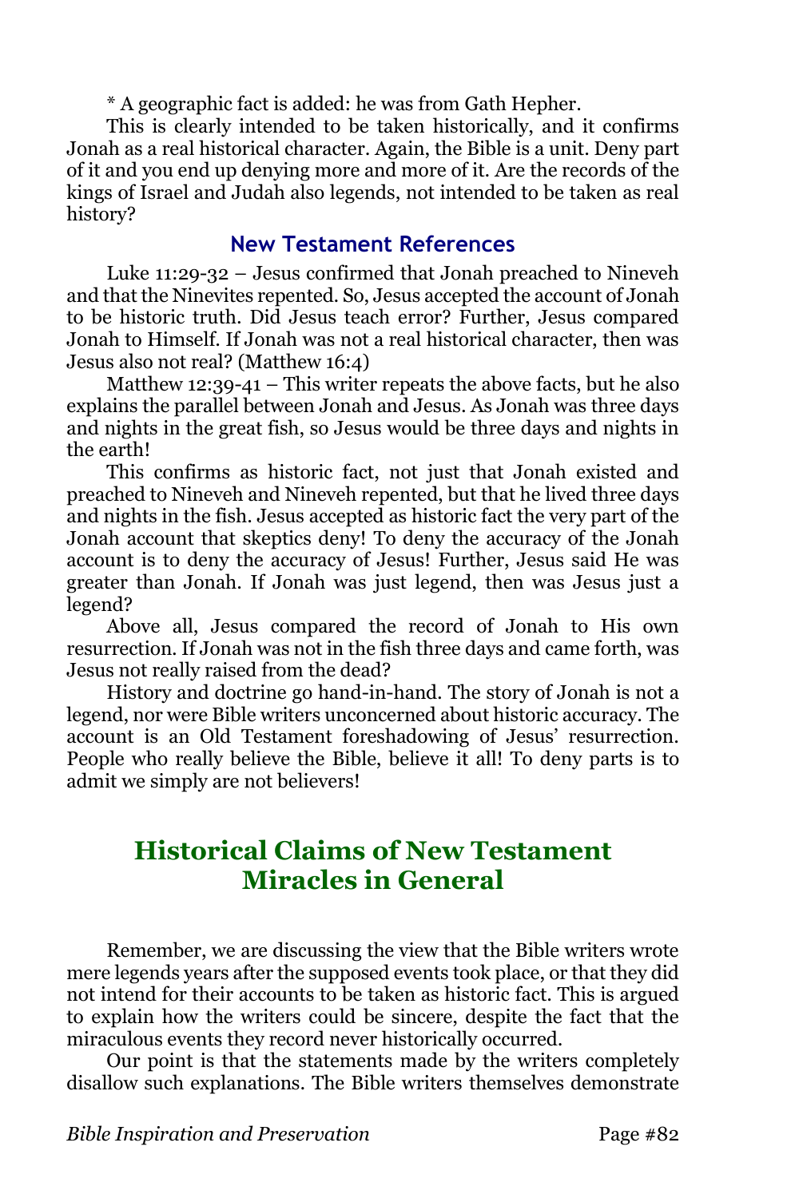* A geographic fact is added: he was from Gath Hepher.

This is clearly intended to be taken historically, and it confirms Jonah as a real historical character. Again, the Bible is a unit. Deny part of it and you end up denying more and more of it. Are the records of the kings of Israel and Judah also legends, not intended to be taken as real history?

### New Testament References

Luke 11:29-32 – Jesus confirmed that Jonah preached to Nineveh and that the Ninevites repented. So, Jesus accepted the account of Jonah to be historic truth. Did Jesus teach error? Further, Jesus compared Jonah to Himself. If Jonah was not a real historical character, then was Jesus also not real? (Matthew 16:4)

Matthew 12:39-41 – This writer repeats the above facts, but he also explains the parallel between Jonah and Jesus. As Jonah was three days and nights in the great fish, so Jesus would be three days and nights in the earth!

This confirms as historic fact, not just that Jonah existed and preached to Nineveh and Nineveh repented, but that he lived three days and nights in the fish. Jesus accepted as historic fact the very part of the Jonah account that skeptics deny! To deny the accuracy of the Jonah account is to deny the accuracy of Jesus! Further, Jesus said He was greater than Jonah. If Jonah was just legend, then was Jesus just a legend?

Above all, Jesus compared the record of Jonah to His own resurrection. If Jonah was not in the fish three days and came forth, was Jesus not really raised from the dead?

History and doctrine go hand-in-hand. The story of Jonah is not a legend, nor were Bible writers unconcerned about historic accuracy. The account is an Old Testament foreshadowing of Jesus' resurrection. People who really believe the Bible, believe it all! To deny parts is to admit we simply are not believers!

## Historical Claims of New Testament Miracles in General

Remember, we are discussing the view that the Bible writers wrote mere legends years after the supposed events took place, or that they did not intend for their accounts to be taken as historic fact. This is argued to explain how the writers could be sincere, despite the fact that the miraculous events they record never historically occurred.

Our point is that the statements made by the writers completely disallow such explanations. The Bible writers themselves demonstrate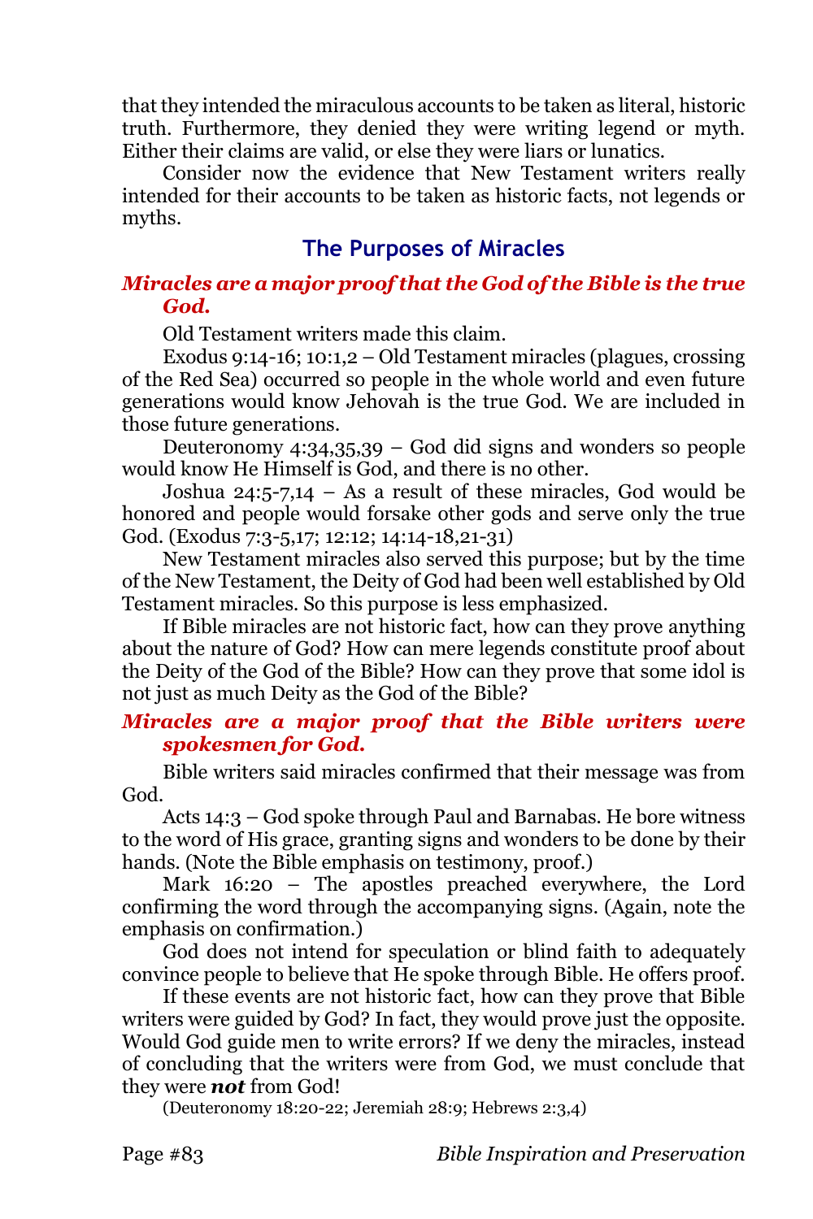that they intended the miraculous accounts to be taken as literal, historic truth. Furthermore, they denied they were writing legend or myth. Either their claims are valid, or else they were liars or lunatics.

Consider now the evidence that New Testament writers really intended for their accounts to be taken as historic facts, not legends or myths.

## The Purposes of Miracles

### *Miracles are a major proof that the God of the Bible is the true God.*

Old Testament writers made this claim.

Exodus 9:14-16; 10:1,2 – Old Testament miracles (plagues, crossing of the Red Sea) occurred so people in the whole world and even future generations would know Jehovah is the true God. We are included in those future generations.

Deuteronomy 4:34,35,39 – God did signs and wonders so people would know He Himself is God, and there is no other.

Joshua 24:5-7,14 – As a result of these miracles, God would be honored and people would forsake other gods and serve only the true God. (Exodus 7:3-5,17; 12:12; 14:14-18,21-31)

New Testament miracles also served this purpose; but by the time of the New Testament, the Deity of God had been well established by Old Testament miracles. So this purpose is less emphasized.

If Bible miracles are not historic fact, how can they prove anything about the nature of God? How can mere legends constitute proof about the Deity of the God of the Bible? How can they prove that some idol is not just as much Deity as the God of the Bible?

### *Miracles are a major proof that the Bible writers were spokesmen for God.*

Bible writers said miracles confirmed that their message was from God.

Acts 14:3 – God spoke through Paul and Barnabas. He bore witness to the word of His grace, granting signs and wonders to be done by their hands. (Note the Bible emphasis on testimony, proof.)

Mark 16:20 – The apostles preached everywhere, the Lord confirming the word through the accompanying signs. (Again, note the emphasis on confirmation.)

God does not intend for speculation or blind faith to adequately convince people to believe that He spoke through Bible. He offers proof.

If these events are not historic fact, how can they prove that Bible writers were guided by God? In fact, they would prove just the opposite. Would God guide men to write errors? If we deny the miracles, instead of concluding that the writers were from God, we must conclude that they were ***not*** from God!

(Deuteronomy 18:20-22; Jeremiah 28:9; Hebrews 2:3,4)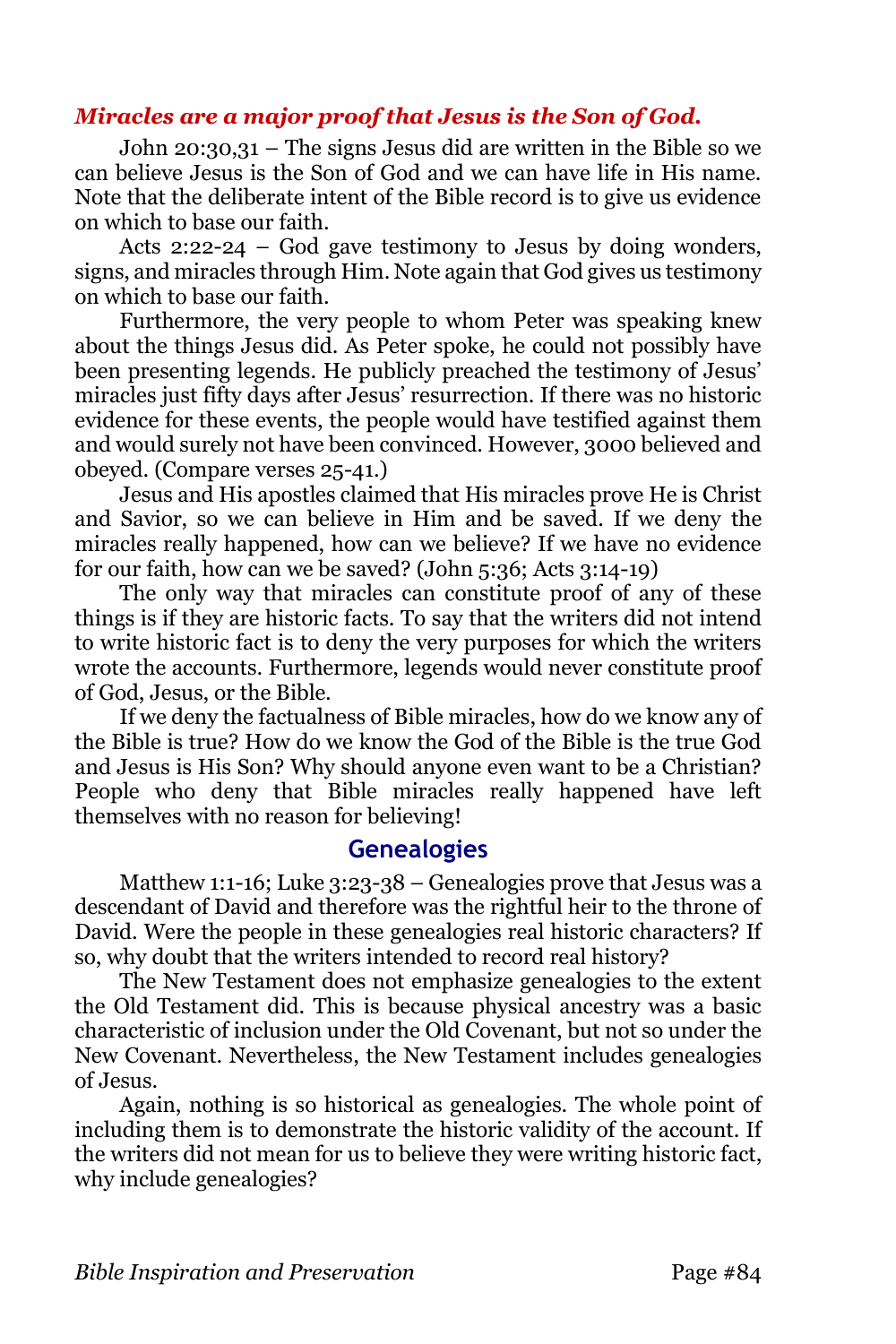***Miracles are a major proof that Jesus is the Son of God.***

John 20:30,31 – The signs Jesus did are written in the Bible so we can believe Jesus is the Son of God and we can have life in His name. Note that the deliberate intent of the Bible record is to give us evidence on which to base our faith.

Acts 2:22-24 – God gave testimony to Jesus by doing wonders, signs, and miracles through Him. Note again that God gives us testimony on which to base our faith.

Furthermore, the very people to whom Peter was speaking knew about the things Jesus did. As Peter spoke, he could not possibly have been presenting legends. He publicly preached the testimony of Jesus' miracles just fifty days after Jesus' resurrection. If there was no historic evidence for these events, the people would have testified against them and would surely not have been convinced. However, 3000 believed and obeyed. (Compare verses 25-41.)

Jesus and His apostles claimed that His miracles prove He is Christ and Savior, so we can believe in Him and be saved. If we deny the miracles really happened, how can we believe? If we have no evidence for our faith, how can we be saved? (John 5:36; Acts 3:14-19)

The only way that miracles can constitute proof of any of these things is if they are historic facts. To say that the writers did not intend to write historic fact is to deny the very purposes for which the writers wrote the accounts. Furthermore, legends would never constitute proof of God, Jesus, or the Bible.

If we deny the factualness of Bible miracles, how do we know any of the Bible is true? How do we know the God of the Bible is the true God and Jesus is His Son? Why should anyone even want to be a Christian? People who deny that Bible miracles really happened have left themselves with no reason for believing!

## Genealogies

Matthew 1:1-16; Luke 3:23-38 – Genealogies prove that Jesus was a descendant of David and therefore was the rightful heir to the throne of David. Were the people in these genealogies real historic characters? If so, why doubt that the writers intended to record real history?

The New Testament does not emphasize genealogies to the extent the Old Testament did. This is because physical ancestry was a basic characteristic of inclusion under the Old Covenant, but not so under the New Covenant. Nevertheless, the New Testament includes genealogies of Jesus.

Again, nothing is so historical as genealogies. The whole point of including them is to demonstrate the historic validity of the account. If the writers did not mean for us to believe they were writing historic fact, why include genealogies?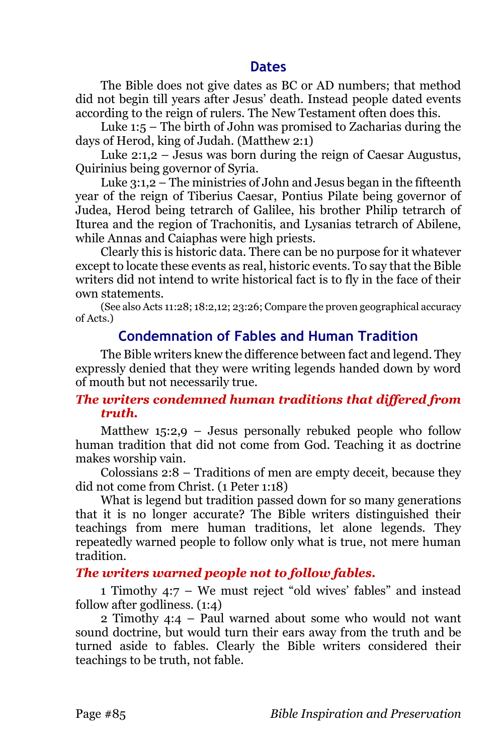## Dates

The Bible does not give dates as BC or AD numbers; that method did not begin till years after Jesus' death. Instead people dated events according to the reign of rulers. The New Testament often does this.

Luke 1:5 – The birth of John was promised to Zacharias during the days of Herod, king of Judah. (Matthew 2:1)

Luke 2:1,2 – Jesus was born during the reign of Caesar Augustus, Quirinius being governor of Syria.

Luke 3:1,2 – The ministries of John and Jesus began in the fifteenth year of the reign of Tiberius Caesar, Pontius Pilate being governor of Judea, Herod being tetrarch of Galilee, his brother Philip tetrarch of Iturea and the region of Trachonitis, and Lysanias tetrarch of Abilene, while Annas and Caiaphas were high priests.

Clearly this is historic data. There can be no purpose for it whatever except to locate these events as real, historic events. To say that the Bible writers did not intend to write historical fact is to fly in the face of their own statements.

(See also Acts 11:28; 18:2,12; 23:26; Compare the proven geographical accuracy of Acts.)

## Condemnation of Fables and Human Tradition

The Bible writers knew the difference between fact and legend. They expressly denied that they were writing legends handed down by word of mouth but not necessarily true.

### *The writers condemned human traditions that differed from truth.*

Matthew 15:2,9 – Jesus personally rebuked people who follow human tradition that did not come from God. Teaching it as doctrine makes worship vain.

Colossians 2:8 – Traditions of men are empty deceit, because they did not come from Christ. (1 Peter 1:18)

What is legend but tradition passed down for so many generations that it is no longer accurate? The Bible writers distinguished their teachings from mere human traditions, let alone legends. They repeatedly warned people to follow only what is true, not mere human tradition.

### *The writers warned people not to follow fables.*

1 Timothy 4:7 – We must reject "old wives' fables" and instead follow after godliness. (1:4)

2 Timothy 4:4 – Paul warned about some who would not want sound doctrine, but would turn their ears away from the truth and be turned aside to fables. Clearly the Bible writers considered their teachings to be truth, not fable.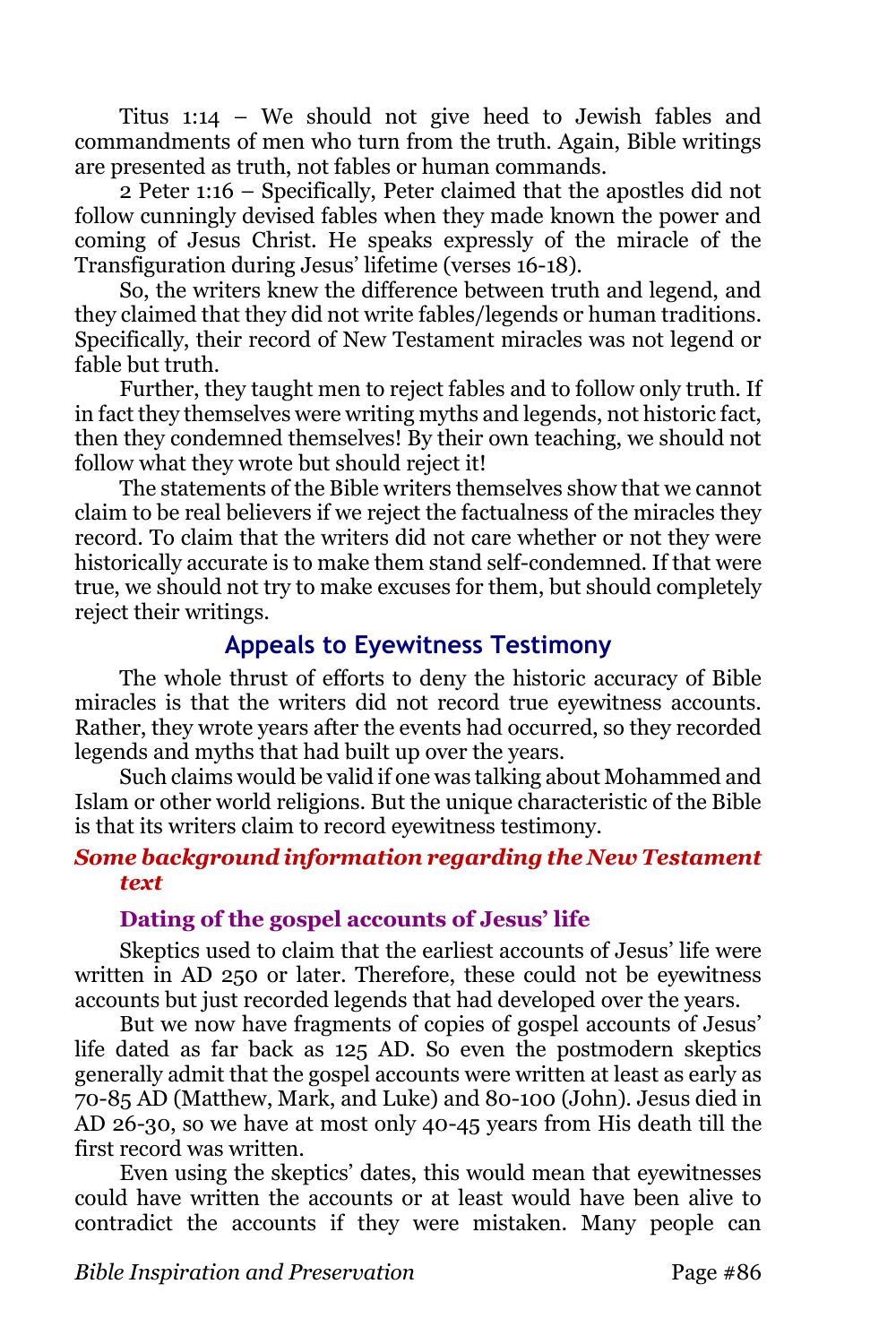Titus 1:14 – We should not give heed to Jewish fables and commandments of men who turn from the truth. Again, Bible writings are presented as truth, not fables or human commands.

2 Peter 1:16 – Specifically, Peter claimed that the apostles did not follow cunningly devised fables when they made known the power and coming of Jesus Christ. He speaks expressly of the miracle of the Transfiguration during Jesus' lifetime (verses 16-18).

So, the writers knew the difference between truth and legend, and they claimed that they did not write fables/legends or human traditions. Specifically, their record of New Testament miracles was not legend or fable but truth.

Further, they taught men to reject fables and to follow only truth. If in fact they themselves were writing myths and legends, not historic fact, then they condemned themselves! By their own teaching, we should not follow what they wrote but should reject it!

The statements of the Bible writers themselves show that we cannot claim to be real believers if we reject the factualness of the miracles they record. To claim that the writers did not care whether or not they were historically accurate is to make them stand self-condemned. If that were true, we should not try to make excuses for them, but should completely reject their writings.

## Appeals to Eyewitness Testimony

The whole thrust of efforts to deny the historic accuracy of Bible miracles is that the writers did not record true eyewitness accounts. Rather, they wrote years after the events had occurred, so they recorded legends and myths that had built up over the years.

Such claims would be valid if one was talking about Mohammed and Islam or other world religions. But the unique characteristic of the Bible is that its writers claim to record eyewitness testimony.

### *Some background information regarding the New Testament text*

#### Dating of the gospel accounts of Jesus' life

Skeptics used to claim that the earliest accounts of Jesus' life were written in AD 250 or later. Therefore, these could not be eyewitness accounts but just recorded legends that had developed over the years.

But we now have fragments of copies of gospel accounts of Jesus' life dated as far back as 125 AD. So even the postmodern skeptics generally admit that the gospel accounts were written at least as early as 70-85 AD (Matthew, Mark, and Luke) and 80-100 (John). Jesus died in AD 26-30, so we have at most only 40-45 years from His death till the first record was written.

Even using the skeptics' dates, this would mean that eyewitnesses could have written the accounts or at least would have been alive to contradict the accounts if they were mistaken. Many people can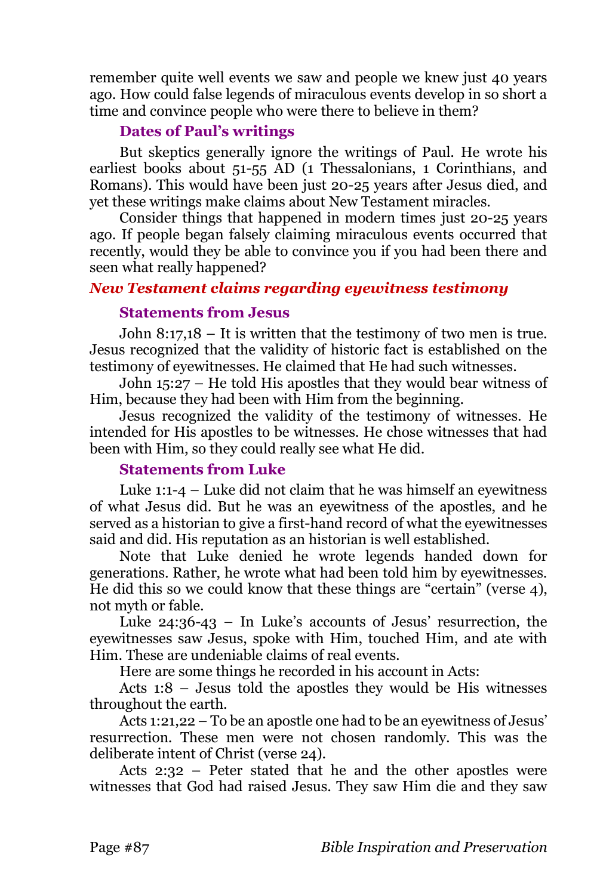remember quite well events we saw and people we knew just 40 years ago. How could false legends of miraculous events develop in so short a time and convince people who were there to believe in them?

### Dates of Paul's writings

But skeptics generally ignore the writings of Paul. He wrote his earliest books about 51-55 AD (1 Thessalonians, 1 Corinthians, and Romans). This would have been just 20-25 years after Jesus died, and yet these writings make claims about New Testament miracles.

Consider things that happened in modern times just 20-25 years ago. If people began falsely claiming miraculous events occurred that recently, would they be able to convince you if you had been there and seen what really happened?

## *New Testament claims regarding eyewitness testimony*

### Statements from Jesus

John 8:17,18 – It is written that the testimony of two men is true. Jesus recognized that the validity of historic fact is established on the testimony of eyewitnesses. He claimed that He had such witnesses.

John 15:27 – He told His apostles that they would bear witness of Him, because they had been with Him from the beginning.

Jesus recognized the validity of the testimony of witnesses. He intended for His apostles to be witnesses. He chose witnesses that had been with Him, so they could really see what He did.

### Statements from Luke

Luke 1:1-4 – Luke did not claim that he was himself an eyewitness of what Jesus did. But he was an eyewitness of the apostles, and he served as a historian to give a first-hand record of what the eyewitnesses said and did. His reputation as an historian is well established.

Note that Luke denied he wrote legends handed down for generations. Rather, he wrote what had been told him by eyewitnesses. He did this so we could know that these things are "certain" (verse 4), not myth or fable.

Luke 24:36-43 – In Luke's accounts of Jesus' resurrection, the eyewitnesses saw Jesus, spoke with Him, touched Him, and ate with Him. These are undeniable claims of real events.

Here are some things he recorded in his account in Acts:

Acts 1:8 – Jesus told the apostles they would be His witnesses throughout the earth.

Acts 1:21,22 – To be an apostle one had to be an eyewitness of Jesus' resurrection. These men were not chosen randomly. This was the deliberate intent of Christ (verse 24).

Acts 2:32 – Peter stated that he and the other apostles were witnesses that God had raised Jesus. They saw Him die and they saw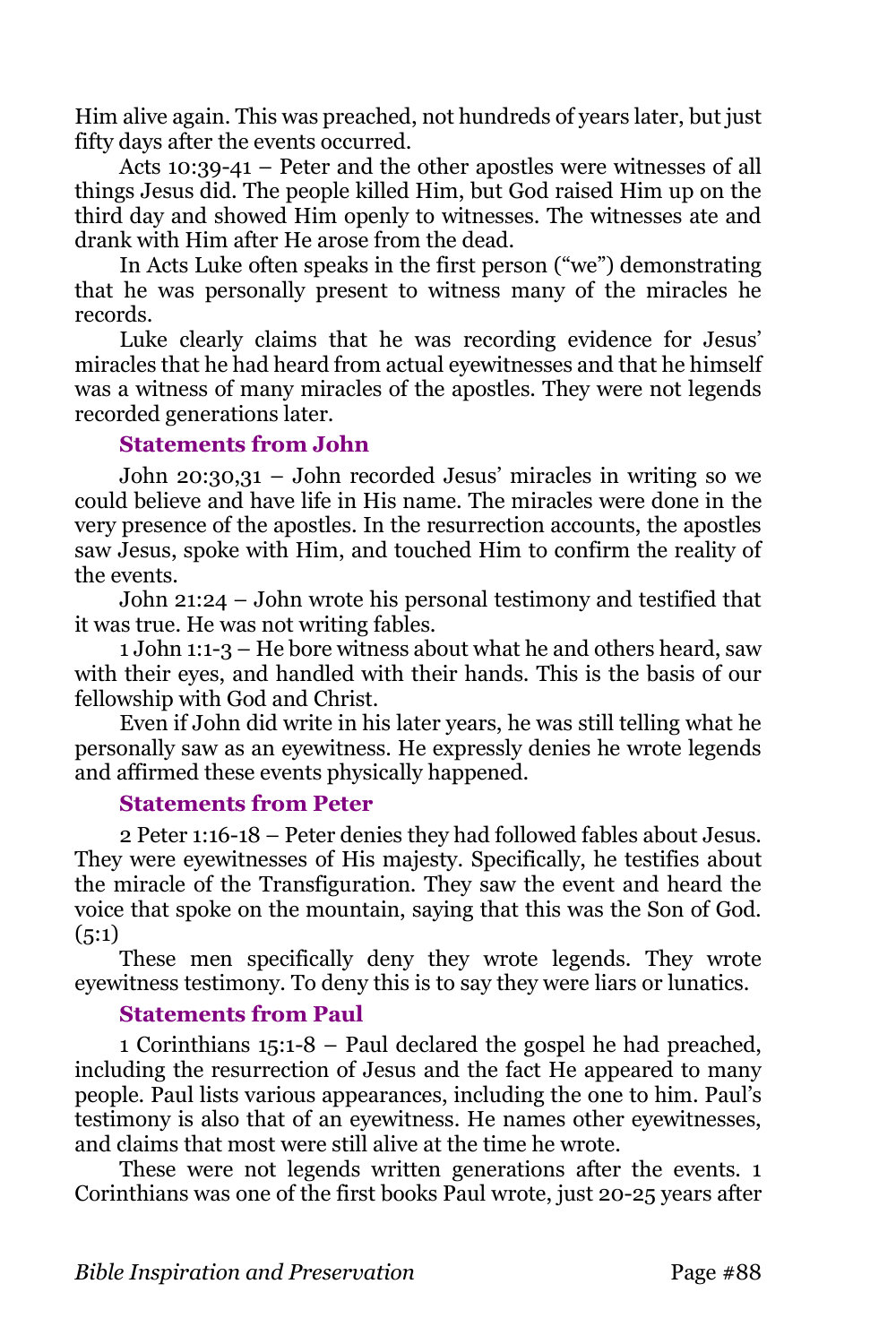Him alive again. This was preached, not hundreds of years later, but just fifty days after the events occurred.

Acts 10:39-41 – Peter and the other apostles were witnesses of all things Jesus did. The people killed Him, but God raised Him up on the third day and showed Him openly to witnesses. The witnesses ate and drank with Him after He arose from the dead.

In Acts Luke often speaks in the first person ("we") demonstrating that he was personally present to witness many of the miracles he records.

Luke clearly claims that he was recording evidence for Jesus' miracles that he had heard from actual eyewitnesses and that he himself was a witness of many miracles of the apostles. They were not legends recorded generations later.

### Statements from John

John 20:30,31 – John recorded Jesus' miracles in writing so we could believe and have life in His name. The miracles were done in the very presence of the apostles. In the resurrection accounts, the apostles saw Jesus, spoke with Him, and touched Him to confirm the reality of the events.

John 21:24 – John wrote his personal testimony and testified that it was true. He was not writing fables.

1 John 1:1-3 – He bore witness about what he and others heard, saw with their eyes, and handled with their hands. This is the basis of our fellowship with God and Christ.

Even if John did write in his later years, he was still telling what he personally saw as an eyewitness. He expressly denies he wrote legends and affirmed these events physically happened.

### Statements from Peter

2 Peter 1:16-18 – Peter denies they had followed fables about Jesus. They were eyewitnesses of His majesty. Specifically, he testifies about the miracle of the Transfiguration. They saw the event and heard the voice that spoke on the mountain, saying that this was the Son of God. (5:1)

These men specifically deny they wrote legends. They wrote eyewitness testimony. To deny this is to say they were liars or lunatics.

### Statements from Paul

1 Corinthians 15:1-8 – Paul declared the gospel he had preached, including the resurrection of Jesus and the fact He appeared to many people. Paul lists various appearances, including the one to him. Paul's testimony is also that of an eyewitness. He names other eyewitnesses, and claims that most were still alive at the time he wrote.

These were not legends written generations after the events. 1 Corinthians was one of the first books Paul wrote, just 20-25 years after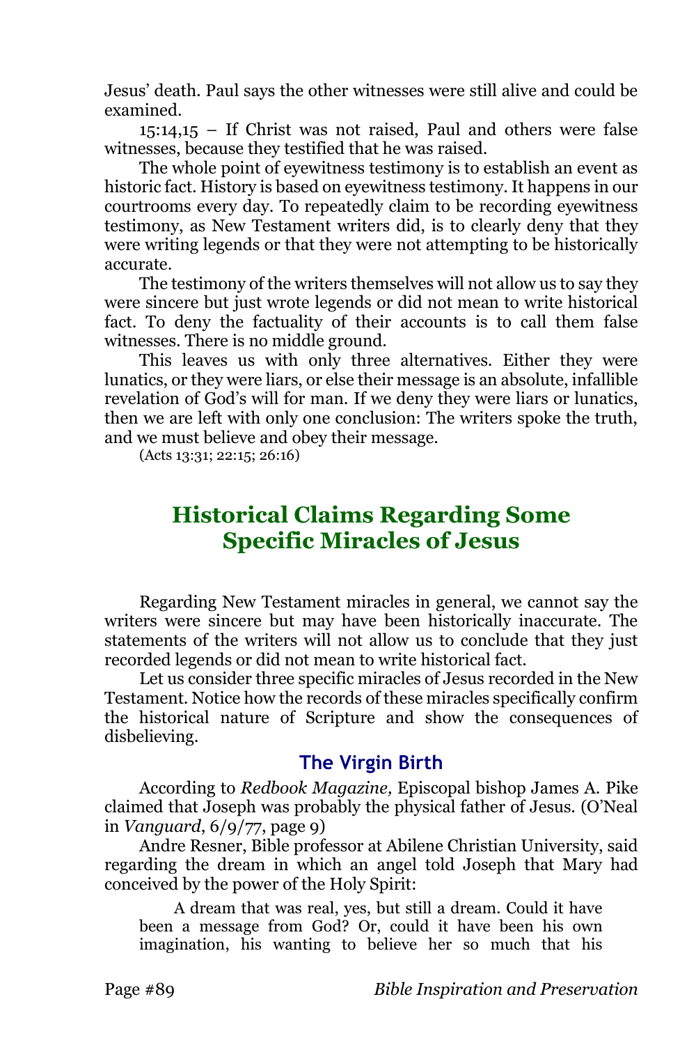Jesus' death. Paul says the other witnesses were still alive and could be examined.

15:14,15 – If Christ was not raised, Paul and others were false witnesses, because they testified that he was raised.

The whole point of eyewitness testimony is to establish an event as historic fact. History is based on eyewitness testimony. It happens in our courtrooms every day. To repeatedly claim to be recording eyewitness testimony, as New Testament writers did, is to clearly deny that they were writing legends or that they were not attempting to be historically accurate.

The testimony of the writers themselves will not allow us to say they were sincere but just wrote legends or did not mean to write historical fact. To deny the factuality of their accounts is to call them false witnesses. There is no middle ground.

This leaves us with only three alternatives. Either they were lunatics, or they were liars, or else their message is an absolute, infallible revelation of God's will for man. If we deny they were liars or lunatics, then we are left with only one conclusion: The writers spoke the truth, and we must believe and obey their message.

(Acts 13:31; 22:15; 26:16)

## Historical Claims Regarding Some Specific Miracles of Jesus

Regarding New Testament miracles in general, we cannot say the writers were sincere but may have been historically inaccurate. The statements of the writers will not allow us to conclude that they just recorded legends or did not mean to write historical fact.

Let us consider three specific miracles of Jesus recorded in the New Testament. Notice how the records of these miracles specifically confirm the historical nature of Scripture and show the consequences of disbelieving.

### The Virgin Birth

According to *Redbook Magazine,* Episcopal bishop James A. Pike claimed that Joseph was probably the physical father of Jesus. (O'Neal in *Vanguard*, 6/9/77, page 9)

Andre Resner, Bible professor at Abilene Christian University, said regarding the dream in which an angel told Joseph that Mary had conceived by the power of the Holy Spirit:

> A dream that was real, yes, but still a dream. Could it have been a message from God? Or, could it have been his own imagination, his wanting to believe her so much that his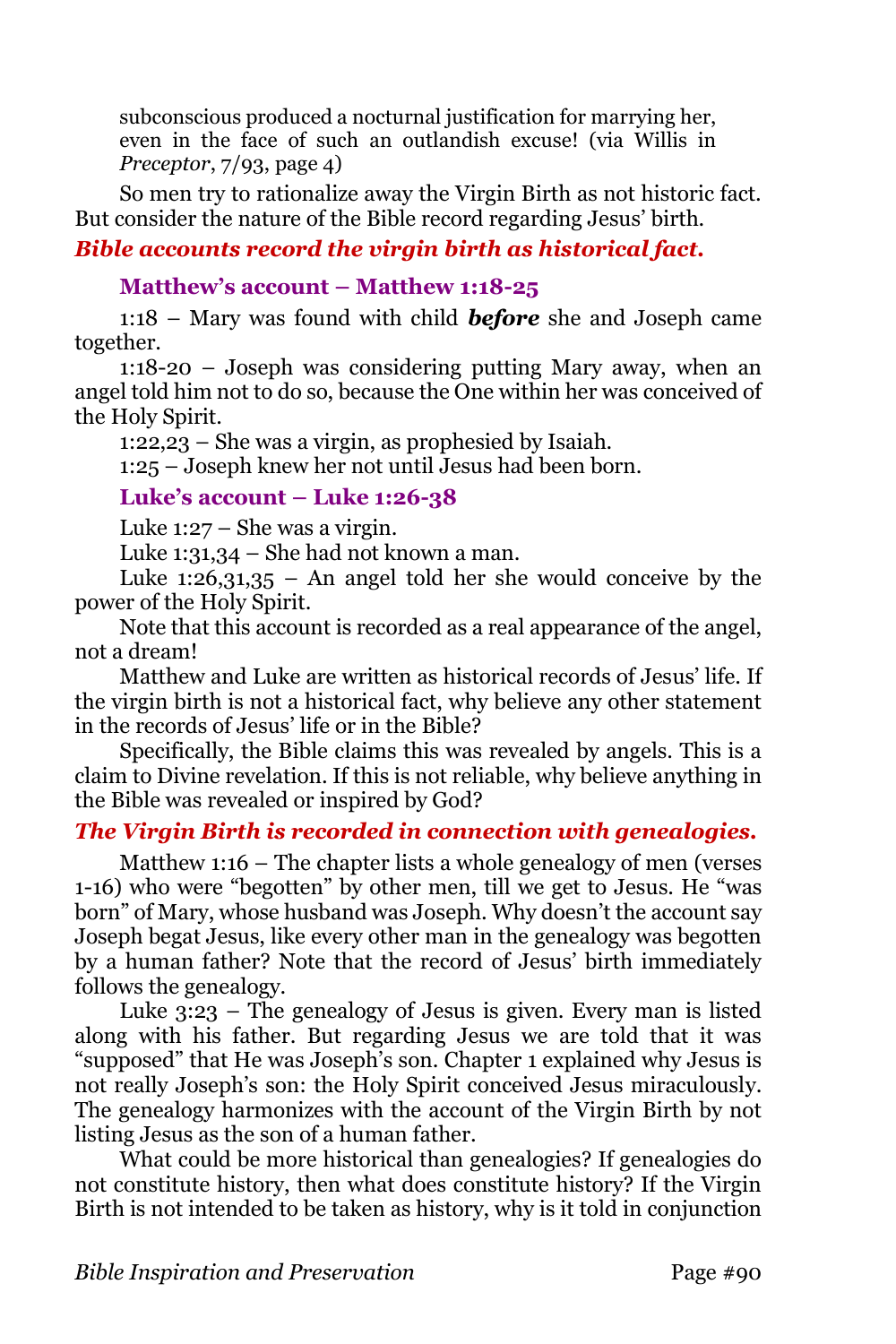subconscious produced a nocturnal justification for marrying her, even in the face of such an outlandish excuse! (via Willis in *Preceptor*, 7/93, page 4)

So men try to rationalize away the Virgin Birth as not historic fact. But consider the nature of the Bible record regarding Jesus' birth.

### *Bible accounts record the virgin birth as historical fact.*

#### Matthew's account – Matthew 1:18-25

1:18 – Mary was found with child ***before*** she and Joseph came together.

1:18-20 – Joseph was considering putting Mary away, when an angel told him not to do so, because the One within her was conceived of the Holy Spirit.

1:22,23 – She was a virgin, as prophesied by Isaiah.

1:25 – Joseph knew her not until Jesus had been born.

#### Luke's account – Luke 1:26-38

Luke 1:27 – She was a virgin.

Luke 1:31,34 – She had not known a man.

Luke 1:26,31,35 – An angel told her she would conceive by the power of the Holy Spirit.

Note that this account is recorded as a real appearance of the angel, not a dream!

Matthew and Luke are written as historical records of Jesus' life. If the virgin birth is not a historical fact, why believe any other statement in the records of Jesus' life or in the Bible?

Specifically, the Bible claims this was revealed by angels. This is a claim to Divine revelation. If this is not reliable, why believe anything in the Bible was revealed or inspired by God?

### *The Virgin Birth is recorded in connection with genealogies.*

Matthew 1:16 – The chapter lists a whole genealogy of men (verses 1-16) who were "begotten" by other men, till we get to Jesus. He "was born" of Mary, whose husband was Joseph. Why doesn't the account say Joseph begat Jesus, like every other man in the genealogy was begotten by a human father? Note that the record of Jesus' birth immediately follows the genealogy.

Luke 3:23 – The genealogy of Jesus is given. Every man is listed along with his father. But regarding Jesus we are told that it was "supposed" that He was Joseph's son. Chapter 1 explained why Jesus is not really Joseph's son: the Holy Spirit conceived Jesus miraculously. The genealogy harmonizes with the account of the Virgin Birth by not listing Jesus as the son of a human father.

What could be more historical than genealogies? If genealogies do not constitute history, then what does constitute history? If the Virgin Birth is not intended to be taken as history, why is it told in conjunction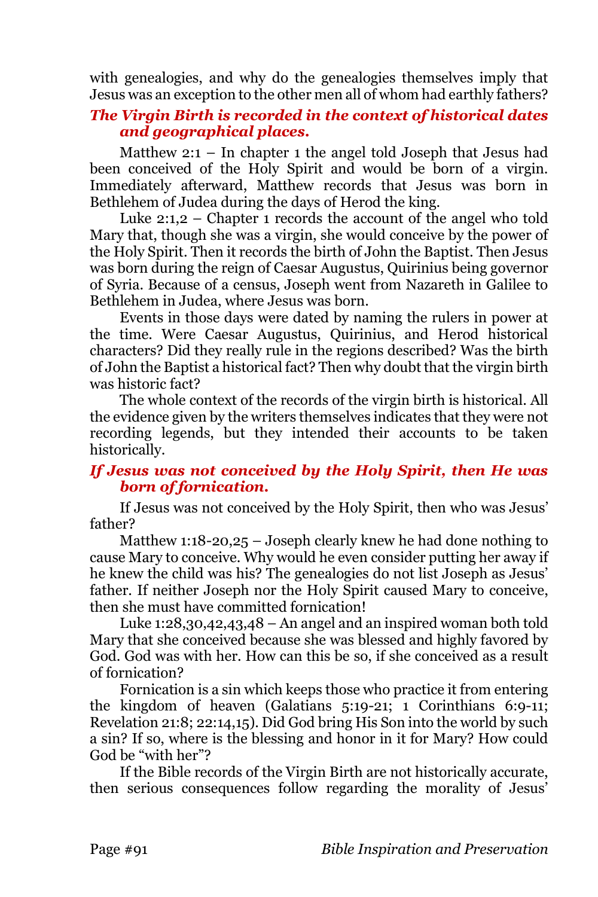with genealogies, and why do the genealogies themselves imply that Jesus was an exception to the other men all of whom had earthly fathers?

### *The Virgin Birth is recorded in the context of historical dates and geographical places.*

Matthew 2:1 – In chapter 1 the angel told Joseph that Jesus had been conceived of the Holy Spirit and would be born of a virgin. Immediately afterward, Matthew records that Jesus was born in Bethlehem of Judea during the days of Herod the king.

Luke 2:1,2 – Chapter 1 records the account of the angel who told Mary that, though she was a virgin, she would conceive by the power of the Holy Spirit. Then it records the birth of John the Baptist. Then Jesus was born during the reign of Caesar Augustus, Quirinius being governor of Syria. Because of a census, Joseph went from Nazareth in Galilee to Bethlehem in Judea, where Jesus was born.

Events in those days were dated by naming the rulers in power at the time. Were Caesar Augustus, Quirinius, and Herod historical characters? Did they really rule in the regions described? Was the birth of John the Baptist a historical fact? Then why doubt that the virgin birth was historic fact?

The whole context of the records of the virgin birth is historical. All the evidence given by the writers themselves indicates that they were not recording legends, but they intended their accounts to be taken historically.

### *If Jesus was not conceived by the Holy Spirit, then He was born of fornication.*

If Jesus was not conceived by the Holy Spirit, then who was Jesus' father?

Matthew 1:18-20,25 – Joseph clearly knew he had done nothing to cause Mary to conceive. Why would he even consider putting her away if he knew the child was his? The genealogies do not list Joseph as Jesus' father. If neither Joseph nor the Holy Spirit caused Mary to conceive, then she must have committed fornication!

Luke 1:28,30,42,43,48 – An angel and an inspired woman both told Mary that she conceived because she was blessed and highly favored by God. God was with her. How can this be so, if she conceived as a result of fornication?

Fornication is a sin which keeps those who practice it from entering the kingdom of heaven (Galatians 5:19-21; 1 Corinthians 6:9-11; Revelation 21:8; 22:14,15). Did God bring His Son into the world by such a sin? If so, where is the blessing and honor in it for Mary? How could God be "with her"?

If the Bible records of the Virgin Birth are not historically accurate, then serious consequences follow regarding the morality of Jesus'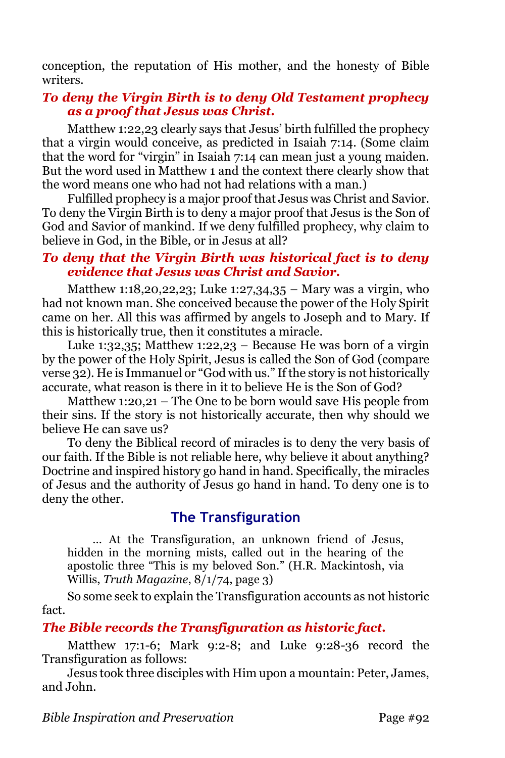conception, the reputation of His mother, and the honesty of Bible writers.

***To deny the Virgin Birth is to deny Old Testament prophecy as a proof that Jesus was Christ.***

Matthew 1:22,23 clearly says that Jesus' birth fulfilled the prophecy that a virgin would conceive, as predicted in Isaiah 7:14. (Some claim that the word for "virgin" in Isaiah 7:14 can mean just a young maiden. But the word used in Matthew 1 and the context there clearly show that the word means one who had not had relations with a man.)

Fulfilled prophecy is a major proof that Jesus was Christ and Savior. To deny the Virgin Birth is to deny a major proof that Jesus is the Son of God and Savior of mankind. If we deny fulfilled prophecy, why claim to believe in God, in the Bible, or in Jesus at all?

***To deny that the Virgin Birth was historical fact is to deny evidence that Jesus was Christ and Savior.***

Matthew 1:18,20,22,23; Luke 1:27,34,35 – Mary was a virgin, who had not known man. She conceived because the power of the Holy Spirit came on her. All this was affirmed by angels to Joseph and to Mary. If this is historically true, then it constitutes a miracle.

Luke 1:32,35; Matthew 1:22,23 – Because He was born of a virgin by the power of the Holy Spirit, Jesus is called the Son of God (compare verse 32). He is Immanuel or "God with us." If the story is not historically accurate, what reason is there in it to believe He is the Son of God?

Matthew 1:20,21 – The One to be born would save His people from their sins. If the story is not historically accurate, then why should we believe He can save us?

To deny the Biblical record of miracles is to deny the very basis of our faith. If the Bible is not reliable here, why believe it about anything? Doctrine and inspired history go hand in hand. Specifically, the miracles of Jesus and the authority of Jesus go hand in hand. To deny one is to deny the other.

## The Transfiguration

> ... At the Transfiguration, an unknown friend of Jesus, hidden in the morning mists, called out in the hearing of the apostolic three "This is my beloved Son." (H.R. Mackintosh, via Willis, *Truth Magazine*, 8/1/74, page 3)

So some seek to explain the Transfiguration accounts as not historic fact.

***The Bible records the Transfiguration as historic fact.***

Matthew 17:1-6; Mark 9:2-8; and Luke 9:28-36 record the Transfiguration as follows:

Jesus took three disciples with Him upon a mountain: Peter, James, and John.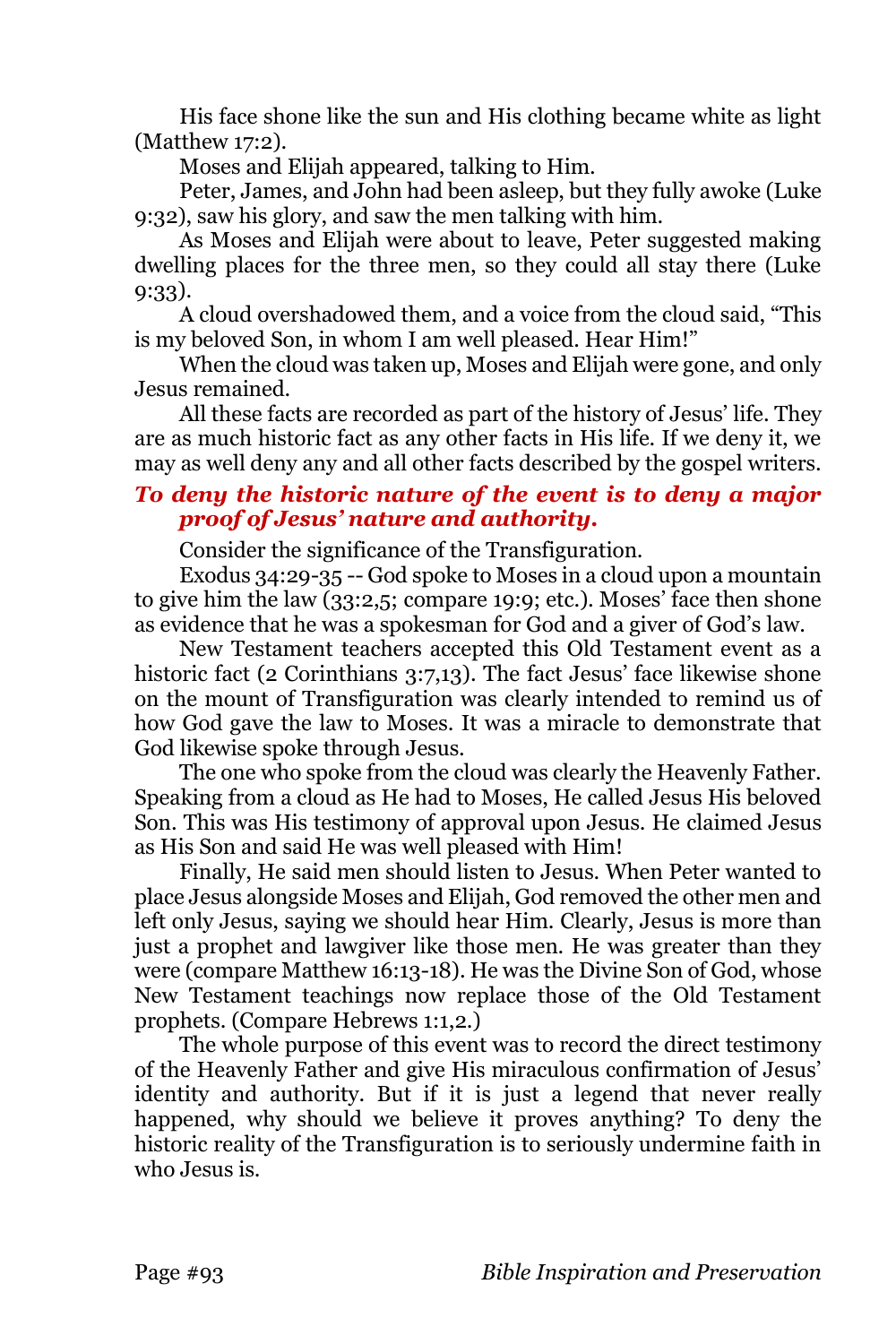His face shone like the sun and His clothing became white as light (Matthew 17:2).

Moses and Elijah appeared, talking to Him.

Peter, James, and John had been asleep, but they fully awoke (Luke 9:32), saw his glory, and saw the men talking with him.

As Moses and Elijah were about to leave, Peter suggested making dwelling places for the three men, so they could all stay there (Luke 9:33).

A cloud overshadowed them, and a voice from the cloud said, "This is my beloved Son, in whom I am well pleased. Hear Him!"

When the cloud was taken up, Moses and Elijah were gone, and only Jesus remained.

All these facts are recorded as part of the history of Jesus' life. They are as much historic fact as any other facts in His life. If we deny it, we may as well deny any and all other facts described by the gospel writers.

### *To deny the historic nature of the event is to deny a major proof of Jesus' nature and authority.*

Consider the significance of the Transfiguration.

Exodus 34:29-35 -- God spoke to Moses in a cloud upon a mountain to give him the law (33:2,5; compare 19:9; etc.). Moses' face then shone as evidence that he was a spokesman for God and a giver of God's law.

New Testament teachers accepted this Old Testament event as a historic fact (2 Corinthians 3:7,13). The fact Jesus' face likewise shone on the mount of Transfiguration was clearly intended to remind us of how God gave the law to Moses. It was a miracle to demonstrate that God likewise spoke through Jesus.

The one who spoke from the cloud was clearly the Heavenly Father. Speaking from a cloud as He had to Moses, He called Jesus His beloved Son. This was His testimony of approval upon Jesus. He claimed Jesus as His Son and said He was well pleased with Him!

Finally, He said men should listen to Jesus. When Peter wanted to place Jesus alongside Moses and Elijah, God removed the other men and left only Jesus, saying we should hear Him. Clearly, Jesus is more than just a prophet and lawgiver like those men. He was greater than they were (compare Matthew 16:13-18). He was the Divine Son of God, whose New Testament teachings now replace those of the Old Testament prophets. (Compare Hebrews 1:1,2.)

The whole purpose of this event was to record the direct testimony of the Heavenly Father and give His miraculous confirmation of Jesus' identity and authority. But if it is just a legend that never really happened, why should we believe it proves anything? To deny the historic reality of the Transfiguration is to seriously undermine faith in who Jesus is.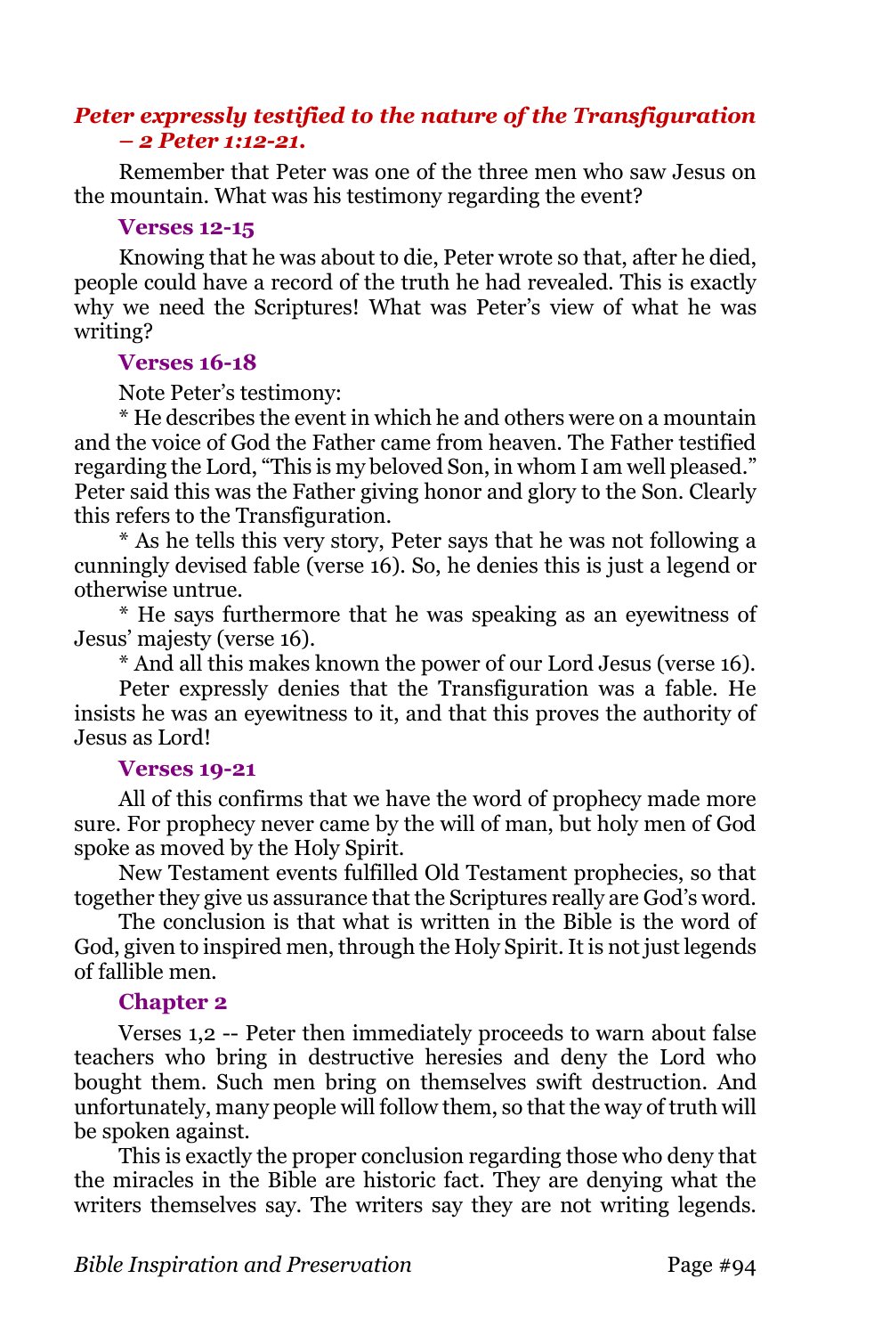### *Peter expressly testified to the nature of the Transfiguration – 2 Peter 1:12-21.*

Remember that Peter was one of the three men who saw Jesus on the mountain. What was his testimony regarding the event?

#### Verses 12-15

Knowing that he was about to die, Peter wrote so that, after he died, people could have a record of the truth he had revealed. This is exactly why we need the Scriptures! What was Peter's view of what he was writing?

#### Verses 16-18

Note Peter's testimony:

* He describes the event in which he and others were on a mountain and the voice of God the Father came from heaven. The Father testified regarding the Lord, "This is my beloved Son, in whom I am well pleased." Peter said this was the Father giving honor and glory to the Son. Clearly this refers to the Transfiguration.

* As he tells this very story, Peter says that he was not following a cunningly devised fable (verse 16). So, he denies this is just a legend or otherwise untrue.

* He says furthermore that he was speaking as an eyewitness of Jesus' majesty (verse 16).

* And all this makes known the power of our Lord Jesus (verse 16).

Peter expressly denies that the Transfiguration was a fable. He insists he was an eyewitness to it, and that this proves the authority of Jesus as Lord!

#### Verses 19-21

All of this confirms that we have the word of prophecy made more sure. For prophecy never came by the will of man, but holy men of God spoke as moved by the Holy Spirit.

New Testament events fulfilled Old Testament prophecies, so that together they give us assurance that the Scriptures really are God's word.

The conclusion is that what is written in the Bible is the word of God, given to inspired men, through the Holy Spirit. It is not just legends of fallible men.

#### Chapter 2

Verses 1,2 -- Peter then immediately proceeds to warn about false teachers who bring in destructive heresies and deny the Lord who bought them. Such men bring on themselves swift destruction. And unfortunately, many people will follow them, so that the way of truth will be spoken against.

This is exactly the proper conclusion regarding those who deny that the miracles in the Bible are historic fact. They are denying what the writers themselves say. The writers say they are not writing legends.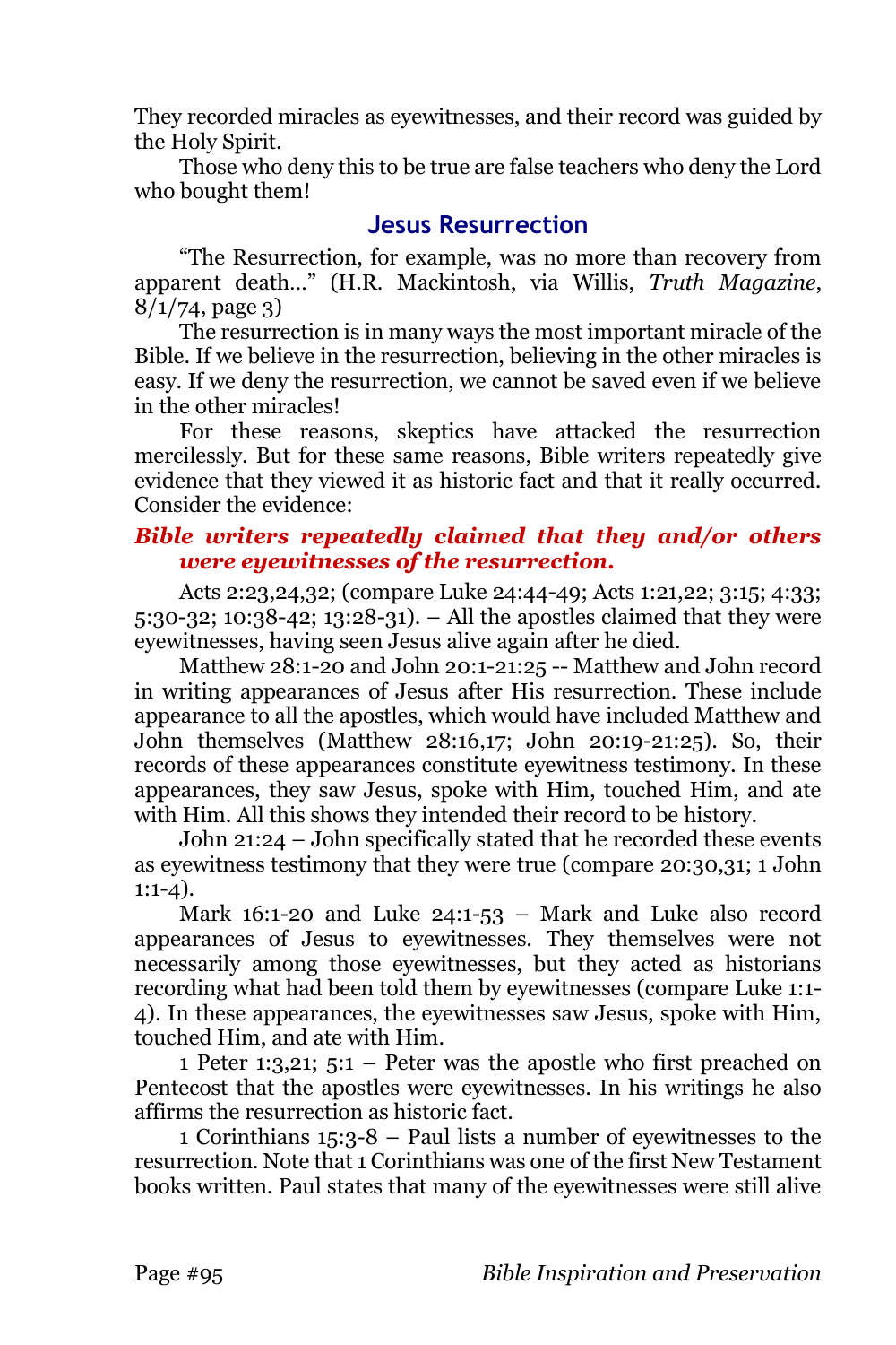They recorded miracles as eyewitnesses, and their record was guided by the Holy Spirit.

Those who deny this to be true are false teachers who deny the Lord who bought them!

## Jesus Resurrection

"The Resurrection, for example, was no more than recovery from apparent death…" (H.R. Mackintosh, via Willis, *Truth Magazine*, 8/1/74, page 3)

The resurrection is in many ways the most important miracle of the Bible. If we believe in the resurrection, believing in the other miracles is easy. If we deny the resurrection, we cannot be saved even if we believe in the other miracles!

For these reasons, skeptics have attacked the resurrection mercilessly. But for these same reasons, Bible writers repeatedly give evidence that they viewed it as historic fact and that it really occurred. Consider the evidence:

***Bible writers repeatedly claimed that they and/or others were eyewitnesses of the resurrection.***

Acts 2:23,24,32; (compare Luke 24:44-49; Acts 1:21,22; 3:15; 4:33; 5:30-32; 10:38-42; 13:28-31). – All the apostles claimed that they were eyewitnesses, having seen Jesus alive again after he died.

Matthew 28:1-20 and John 20:1-21:25 -- Matthew and John record in writing appearances of Jesus after His resurrection. These include appearance to all the apostles, which would have included Matthew and John themselves (Matthew 28:16,17; John 20:19-21:25). So, their records of these appearances constitute eyewitness testimony. In these appearances, they saw Jesus, spoke with Him, touched Him, and ate with Him. All this shows they intended their record to be history.

John 21:24 – John specifically stated that he recorded these events as eyewitness testimony that they were true (compare 20:30,31; 1 John 1:1-4).

Mark 16:1-20 and Luke 24:1-53 – Mark and Luke also record appearances of Jesus to eyewitnesses. They themselves were not necessarily among those eyewitnesses, but they acted as historians recording what had been told them by eyewitnesses (compare Luke 1:1-4). In these appearances, the eyewitnesses saw Jesus, spoke with Him, touched Him, and ate with Him.

1 Peter 1:3,21; 5:1 – Peter was the apostle who first preached on Pentecost that the apostles were eyewitnesses. In his writings he also affirms the resurrection as historic fact.

1 Corinthians 15:3-8 – Paul lists a number of eyewitnesses to the resurrection. Note that 1 Corinthians was one of the first New Testament books written. Paul states that many of the eyewitnesses were still alive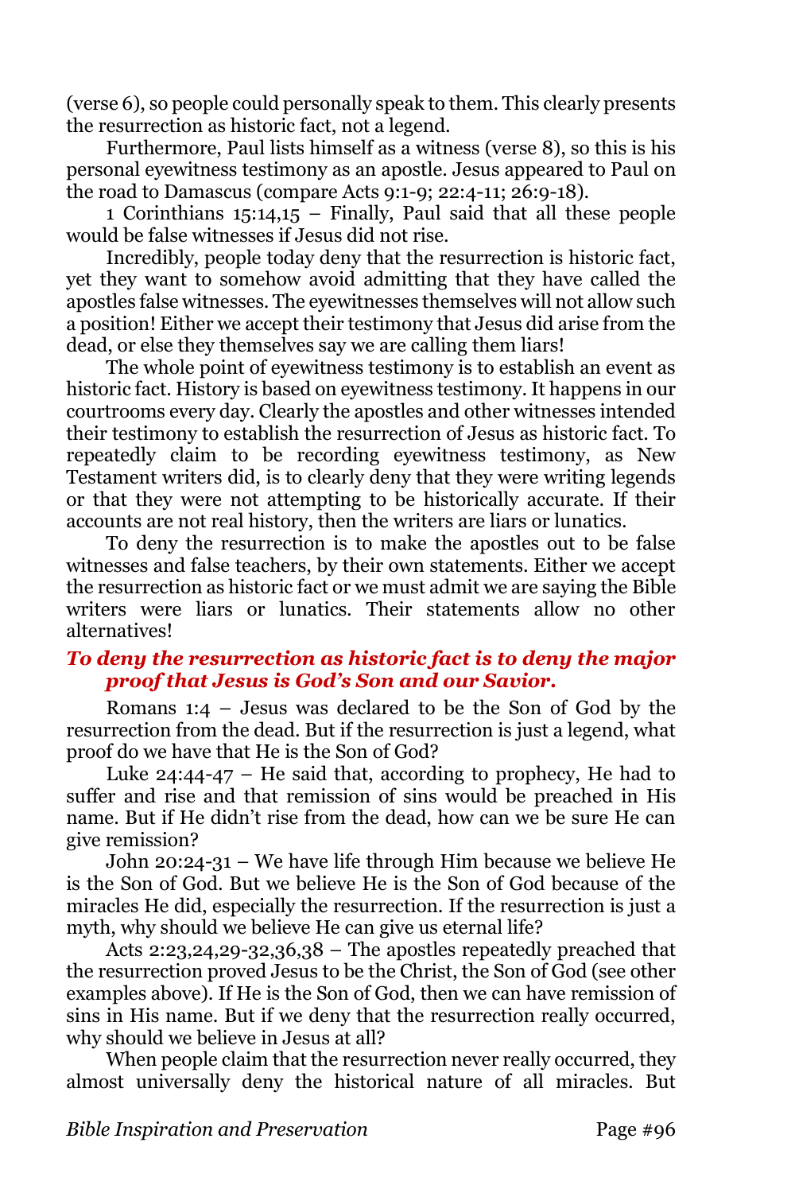(verse 6), so people could personally speak to them. This clearly presents the resurrection as historic fact, not a legend.

Furthermore, Paul lists himself as a witness (verse 8), so this is his personal eyewitness testimony as an apostle. Jesus appeared to Paul on the road to Damascus (compare Acts 9:1-9; 22:4-11; 26:9-18).

1 Corinthians 15:14,15 – Finally, Paul said that all these people would be false witnesses if Jesus did not rise.

Incredibly, people today deny that the resurrection is historic fact, yet they want to somehow avoid admitting that they have called the apostles false witnesses. The eyewitnesses themselves will not allow such a position! Either we accept their testimony that Jesus did arise from the dead, or else they themselves say we are calling them liars!

The whole point of eyewitness testimony is to establish an event as historic fact. History is based on eyewitness testimony. It happens in our courtrooms every day. Clearly the apostles and other witnesses intended their testimony to establish the resurrection of Jesus as historic fact. To repeatedly claim to be recording eyewitness testimony, as New Testament writers did, is to clearly deny that they were writing legends or that they were not attempting to be historically accurate. If their accounts are not real history, then the writers are liars or lunatics.

To deny the resurrection is to make the apostles out to be false witnesses and false teachers, by their own statements. Either we accept the resurrection as historic fact or we must admit we are saying the Bible writers were liars or lunatics. Their statements allow no other alternatives!

***To deny the resurrection as historic fact is to deny the major proof that Jesus is God's Son and our Savior.***

Romans 1:4 – Jesus was declared to be the Son of God by the resurrection from the dead. But if the resurrection is just a legend, what proof do we have that He is the Son of God?

Luke 24:44-47 – He said that, according to prophecy, He had to suffer and rise and that remission of sins would be preached in His name. But if He didn't rise from the dead, how can we be sure He can give remission?

John 20:24-31 – We have life through Him because we believe He is the Son of God. But we believe He is the Son of God because of the miracles He did, especially the resurrection. If the resurrection is just a myth, why should we believe He can give us eternal life?

Acts 2:23,24,29-32,36,38 – The apostles repeatedly preached that the resurrection proved Jesus to be the Christ, the Son of God (see other examples above). If He is the Son of God, then we can have remission of sins in His name. But if we deny that the resurrection really occurred, why should we believe in Jesus at all?

When people claim that the resurrection never really occurred, they almost universally deny the historical nature of all miracles. But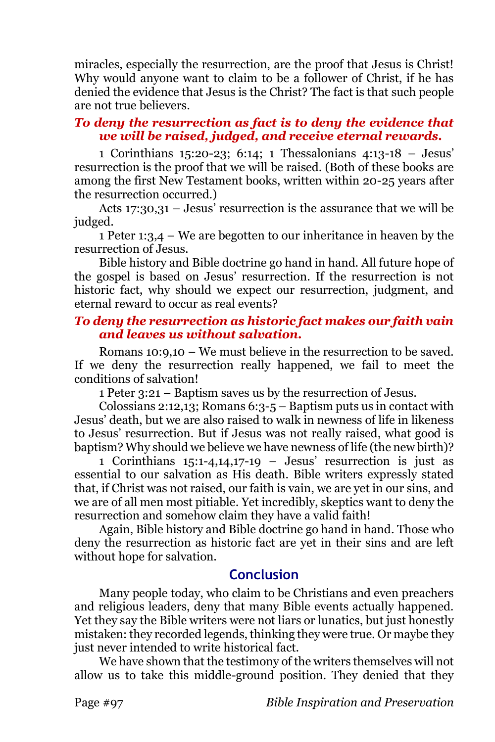miracles, especially the resurrection, are the proof that Jesus is Christ! Why would anyone want to claim to be a follower of Christ, if he has denied the evidence that Jesus is the Christ? The fact is that such people are not true believers.

### *To deny the resurrection as fact is to deny the evidence that we will be raised, judged, and receive eternal rewards.*

1 Corinthians 15:20-23; 6:14; 1 Thessalonians 4:13-18 – Jesus' resurrection is the proof that we will be raised. (Both of these books are among the first New Testament books, written within 20-25 years after the resurrection occurred.)

Acts 17:30,31 – Jesus' resurrection is the assurance that we will be judged.

1 Peter 1:3,4 – We are begotten to our inheritance in heaven by the resurrection of Jesus.

Bible history and Bible doctrine go hand in hand. All future hope of the gospel is based on Jesus' resurrection. If the resurrection is not historic fact, why should we expect our resurrection, judgment, and eternal reward to occur as real events?

### *To deny the resurrection as historic fact makes our faith vain and leaves us without salvation.*

Romans 10:9,10 – We must believe in the resurrection to be saved. If we deny the resurrection really happened, we fail to meet the conditions of salvation!

1 Peter 3:21 – Baptism saves us by the resurrection of Jesus.

Colossians 2:12,13; Romans 6:3-5 – Baptism puts us in contact with Jesus' death, but we are also raised to walk in newness of life in likeness to Jesus' resurrection. But if Jesus was not really raised, what good is baptism? Why should we believe we have newness of life (the new birth)?

1 Corinthians 15:1-4,14,17-19 – Jesus' resurrection is just as essential to our salvation as His death. Bible writers expressly stated that, if Christ was not raised, our faith is vain, we are yet in our sins, and we are of all men most pitiable. Yet incredibly, skeptics want to deny the resurrection and somehow claim they have a valid faith!

Again, Bible history and Bible doctrine go hand in hand. Those who deny the resurrection as historic fact are yet in their sins and are left without hope for salvation.

## Conclusion

Many people today, who claim to be Christians and even preachers and religious leaders, deny that many Bible events actually happened. Yet they say the Bible writers were not liars or lunatics, but just honestly mistaken: they recorded legends, thinking they were true. Or maybe they just never intended to write historical fact.

We have shown that the testimony of the writers themselves will not allow us to take this middle-ground position. They denied that they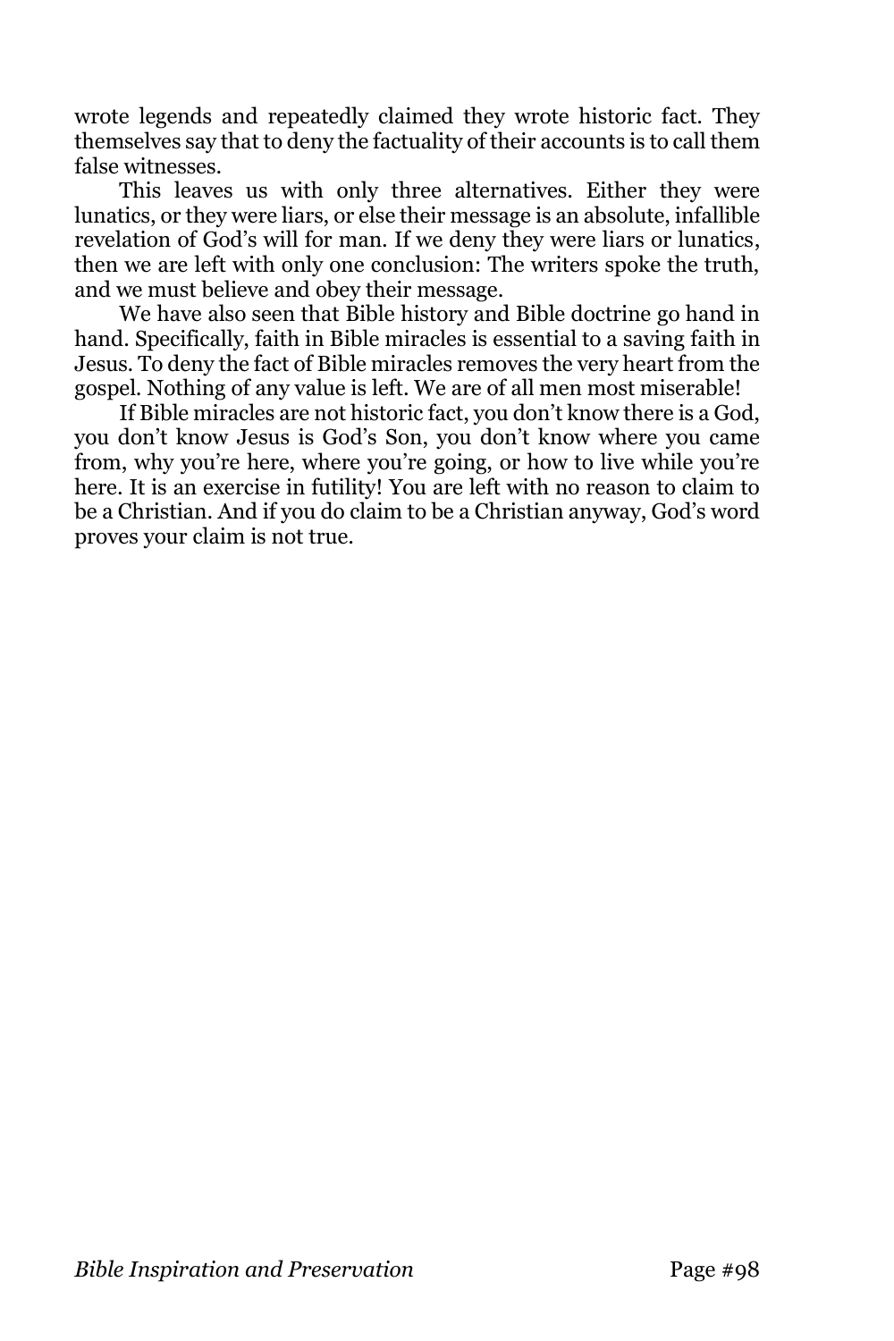wrote legends and repeatedly claimed they wrote historic fact. They themselves say that to deny the factuality of their accounts is to call them false witnesses.

This leaves us with only three alternatives. Either they were lunatics, or they were liars, or else their message is an absolute, infallible revelation of God's will for man. If we deny they were liars or lunatics, then we are left with only one conclusion: The writers spoke the truth, and we must believe and obey their message.

We have also seen that Bible history and Bible doctrine go hand in hand. Specifically, faith in Bible miracles is essential to a saving faith in Jesus. To deny the fact of Bible miracles removes the very heart from the gospel. Nothing of any value is left. We are of all men most miserable!

If Bible miracles are not historic fact, you don't know there is a God, you don't know Jesus is God's Son, you don't know where you came from, why you're here, where you're going, or how to live while you're here. It is an exercise in futility! You are left with no reason to claim to be a Christian. And if you do claim to be a Christian anyway, God's word proves your claim is not true.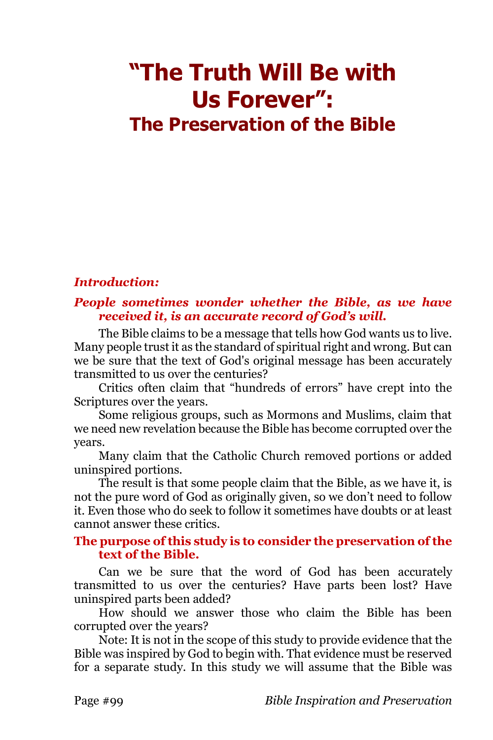# "The Truth Will Be with Us Forever":
## The Preservation of the Bible

***Introduction:***

***People sometimes wonder whether the Bible, as we have received it, is an accurate record of God's will.***

The Bible claims to be a message that tells how God wants us to live. Many people trust it as the standard of spiritual right and wrong. But can we be sure that the text of God's original message has been accurately transmitted to us over the centuries?

Critics often claim that "hundreds of errors" have crept into the Scriptures over the years.

Some religious groups, such as Mormons and Muslims, claim that we need new revelation because the Bible has become corrupted over the years.

Many claim that the Catholic Church removed portions or added uninspired portions.

The result is that some people claim that the Bible, as we have it, is not the pure word of God as originally given, so we don't need to follow it. Even those who do seek to follow it sometimes have doubts or at least cannot answer these critics.

**The purpose of this study is to consider the preservation of the text of the Bible.**

Can we be sure that the word of God has been accurately transmitted to us over the centuries? Have parts been lost? Have uninspired parts been added?

How should we answer those who claim the Bible has been corrupted over the years?

Note: It is not in the scope of this study to provide evidence that the Bible was inspired by God to begin with. That evidence must be reserved for a separate study. In this study we will assume that the Bible was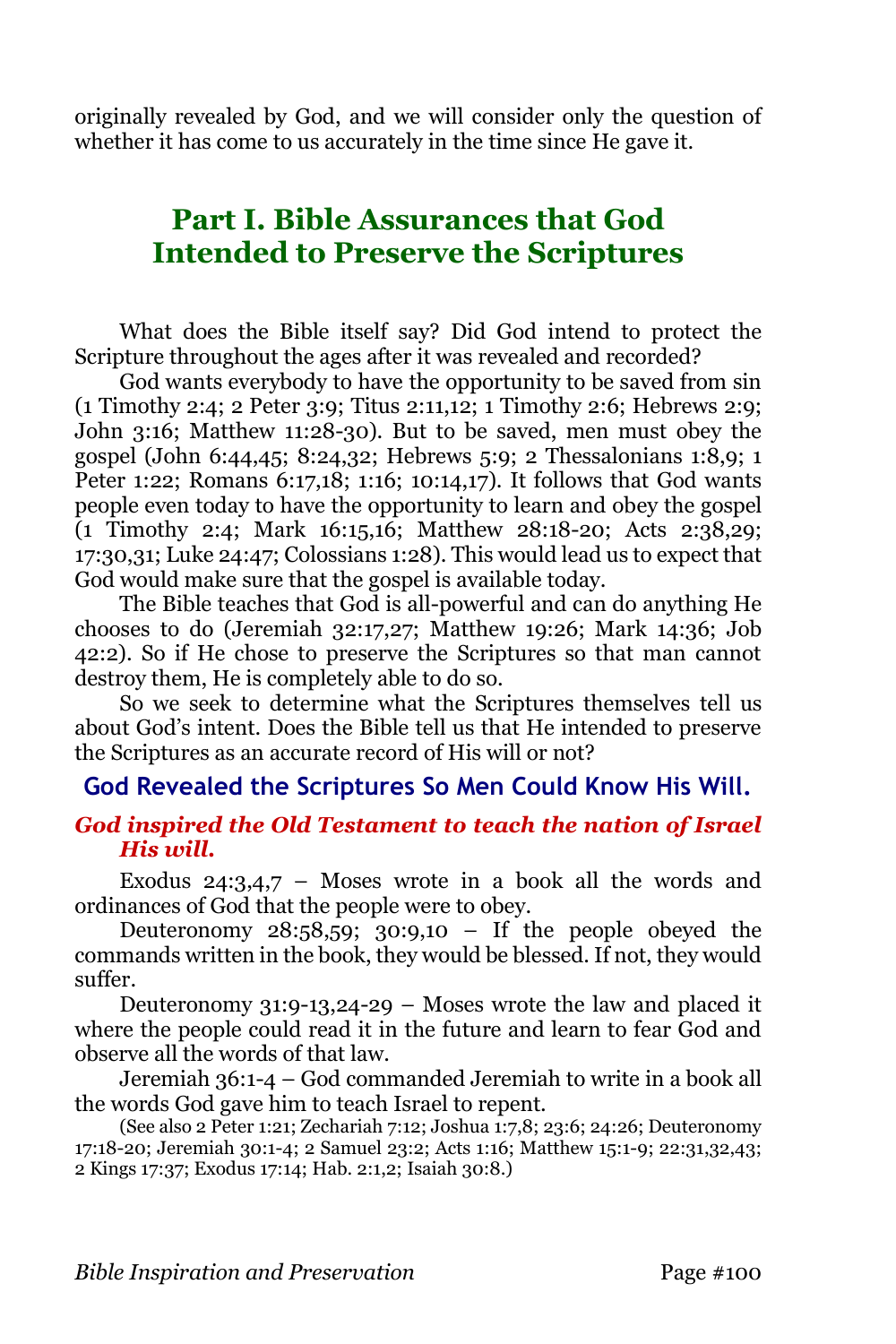originally revealed by God, and we will consider only the question of whether it has come to us accurately in the time since He gave it.

# Part I. Bible Assurances that God Intended to Preserve the Scriptures

What does the Bible itself say? Did God intend to protect the Scripture throughout the ages after it was revealed and recorded?

God wants everybody to have the opportunity to be saved from sin (1 Timothy 2:4; 2 Peter 3:9; Titus 2:11,12; 1 Timothy 2:6; Hebrews 2:9; John 3:16; Matthew 11:28-30). But to be saved, men must obey the gospel (John 6:44,45; 8:24,32; Hebrews 5:9; 2 Thessalonians 1:8,9; 1 Peter 1:22; Romans 6:17,18; 1:16; 10:14,17). It follows that God wants people even today to have the opportunity to learn and obey the gospel (1 Timothy 2:4; Mark 16:15,16; Matthew 28:18-20; Acts 2:38,29; 17:30,31; Luke 24:47; Colossians 1:28). This would lead us to expect that God would make sure that the gospel is available today.

The Bible teaches that God is all-powerful and can do anything He chooses to do (Jeremiah 32:17,27; Matthew 19:26; Mark 14:36; Job 42:2). So if He chose to preserve the Scriptures so that man cannot destroy them, He is completely able to do so.

So we seek to determine what the Scriptures themselves tell us about God's intent. Does the Bible tell us that He intended to preserve the Scriptures as an accurate record of His will or not?

## God Revealed the Scriptures So Men Could Know His Will.

### *God inspired the Old Testament to teach the nation of Israel His will.*

Exodus 24:3,4,7 – Moses wrote in a book all the words and ordinances of God that the people were to obey.

Deuteronomy 28:58,59; 30:9,10 – If the people obeyed the commands written in the book, they would be blessed. If not, they would suffer.

Deuteronomy 31:9-13,24-29 – Moses wrote the law and placed it where the people could read it in the future and learn to fear God and observe all the words of that law.

Jeremiah 36:1-4 – God commanded Jeremiah to write in a book all the words God gave him to teach Israel to repent.

(See also 2 Peter 1:21; Zechariah 7:12; Joshua 1:7,8; 23:6; 24:26; Deuteronomy 17:18-20; Jeremiah 30:1-4; 2 Samuel 23:2; Acts 1:16; Matthew 15:1-9; 22:31,32,43; 2 Kings 17:37; Exodus 17:14; Hab. 2:1,2; Isaiah 30:8.)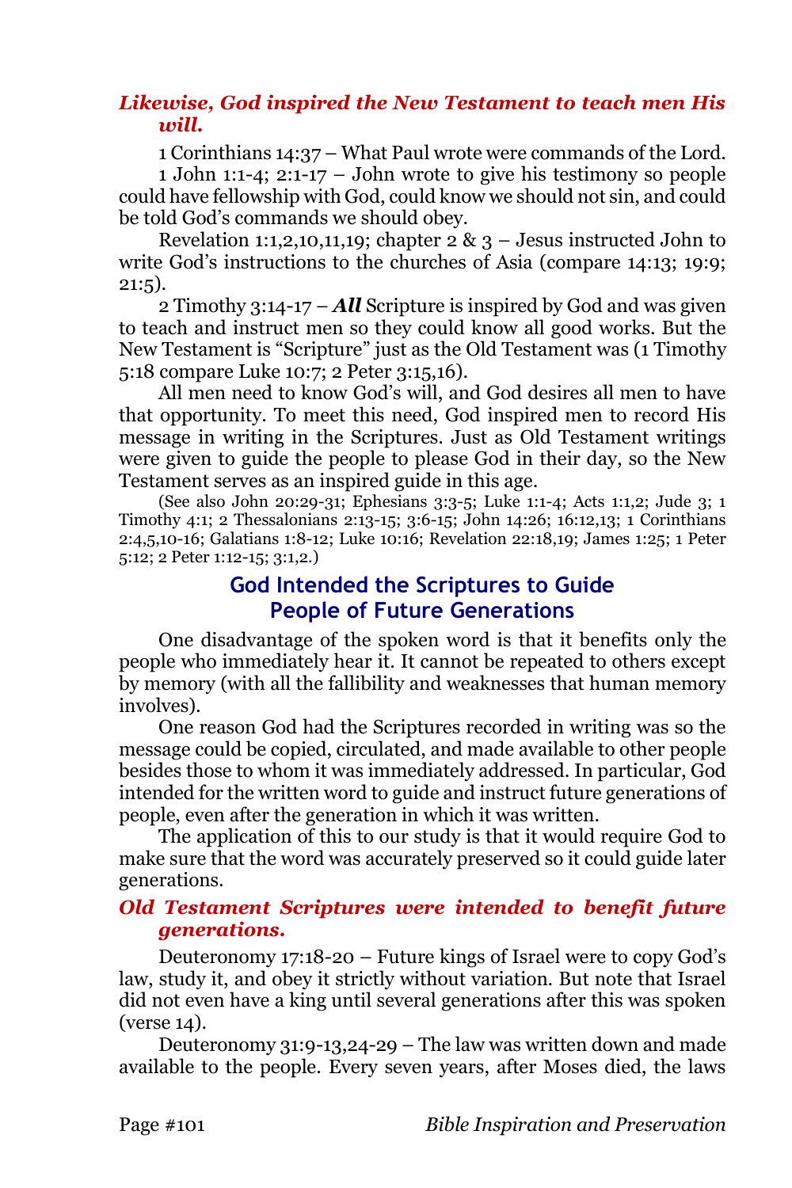### *Likewise, God inspired the New Testament to teach men His will.*

1 Corinthians 14:37 – What Paul wrote were commands of the Lord.

1 John 1:1-4; 2:1-17 – John wrote to give his testimony so people could have fellowship with God, could know we should not sin, and could be told God's commands we should obey.

Revelation 1:1,2,10,11,19; chapter 2 & 3 – Jesus instructed John to write God's instructions to the churches of Asia (compare 14:13; 19:9; 21:5).

2 Timothy 3:14-17 – ***All*** Scripture is inspired by God and was given to teach and instruct men so they could know all good works. But the New Testament is "Scripture" just as the Old Testament was (1 Timothy 5:18 compare Luke 10:7; 2 Peter 3:15,16).

All men need to know God's will, and God desires all men to have that opportunity. To meet this need, God inspired men to record His message in writing in the Scriptures. Just as Old Testament writings were given to guide the people to please God in their day, so the New Testament serves as an inspired guide in this age.

(See also John 20:29-31; Ephesians 3:3-5; Luke 1:1-4; Acts 1:1,2; Jude 3; 1 Timothy 4:1; 2 Thessalonians 2:13-15; 3:6-15; John 14:26; 16:12,13; 1 Corinthians 2:4,5,10-16; Galatians 1:8-12; Luke 10:16; Revelation 22:18,19; James 1:25; 1 Peter 5:12; 2 Peter 1:12-15; 3:1,2.)

## God Intended the Scriptures to Guide People of Future Generations

One disadvantage of the spoken word is that it benefits only the people who immediately hear it. It cannot be repeated to others except by memory (with all the fallibility and weaknesses that human memory involves).

One reason God had the Scriptures recorded in writing was so the message could be copied, circulated, and made available to other people besides those to whom it was immediately addressed. In particular, God intended for the written word to guide and instruct future generations of people, even after the generation in which it was written.

The application of this to our study is that it would require God to make sure that the word was accurately preserved so it could guide later generations.

### *Old Testament Scriptures were intended to benefit future generations.*

Deuteronomy 17:18-20 – Future kings of Israel were to copy God's law, study it, and obey it strictly without variation. But note that Israel did not even have a king until several generations after this was spoken (verse 14).

Deuteronomy 31:9-13,24-29 – The law was written down and made available to the people. Every seven years, after Moses died, the laws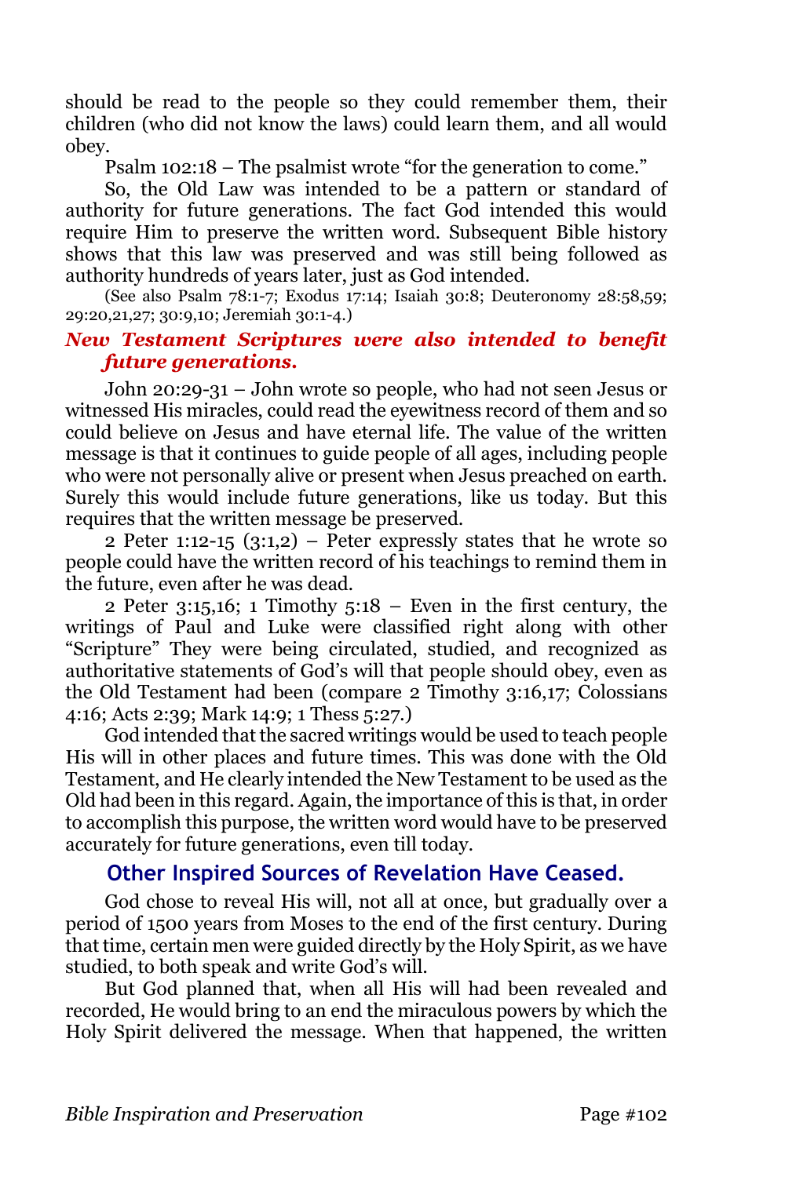should be read to the people so they could remember them, their children (who did not know the laws) could learn them, and all would obey.

Psalm 102:18 – The psalmist wrote "for the generation to come."

So, the Old Law was intended to be a pattern or standard of authority for future generations. The fact God intended this would require Him to preserve the written word. Subsequent Bible history shows that this law was preserved and was still being followed as authority hundreds of years later, just as God intended.

(See also Psalm 78:1-7; Exodus 17:14; Isaiah 30:8; Deuteronomy 28:58,59; 29:20,21,27; 30:9,10; Jeremiah 30:1-4.)

### *New Testament Scriptures were also intended to benefit future generations.*

John 20:29-31 – John wrote so people, who had not seen Jesus or witnessed His miracles, could read the eyewitness record of them and so could believe on Jesus and have eternal life. The value of the written message is that it continues to guide people of all ages, including people who were not personally alive or present when Jesus preached on earth. Surely this would include future generations, like us today. But this requires that the written message be preserved.

2 Peter 1:12-15 (3:1,2) – Peter expressly states that he wrote so people could have the written record of his teachings to remind them in the future, even after he was dead.

2 Peter 3:15,16; 1 Timothy 5:18 – Even in the first century, the writings of Paul and Luke were classified right along with other "Scripture" They were being circulated, studied, and recognized as authoritative statements of God's will that people should obey, even as the Old Testament had been (compare 2 Timothy 3:16,17; Colossians 4:16; Acts 2:39; Mark 14:9; 1 Thess 5:27.)

God intended that the sacred writings would be used to teach people His will in other places and future times. This was done with the Old Testament, and He clearly intended the New Testament to be used as the Old had been in this regard. Again, the importance of this is that, in order to accomplish this purpose, the written word would have to be preserved accurately for future generations, even till today.

## Other Inspired Sources of Revelation Have Ceased.

God chose to reveal His will, not all at once, but gradually over a period of 1500 years from Moses to the end of the first century. During that time, certain men were guided directly by the Holy Spirit, as we have studied, to both speak and write God's will.

But God planned that, when all His will had been revealed and recorded, He would bring to an end the miraculous powers by which the Holy Spirit delivered the message. When that happened, the written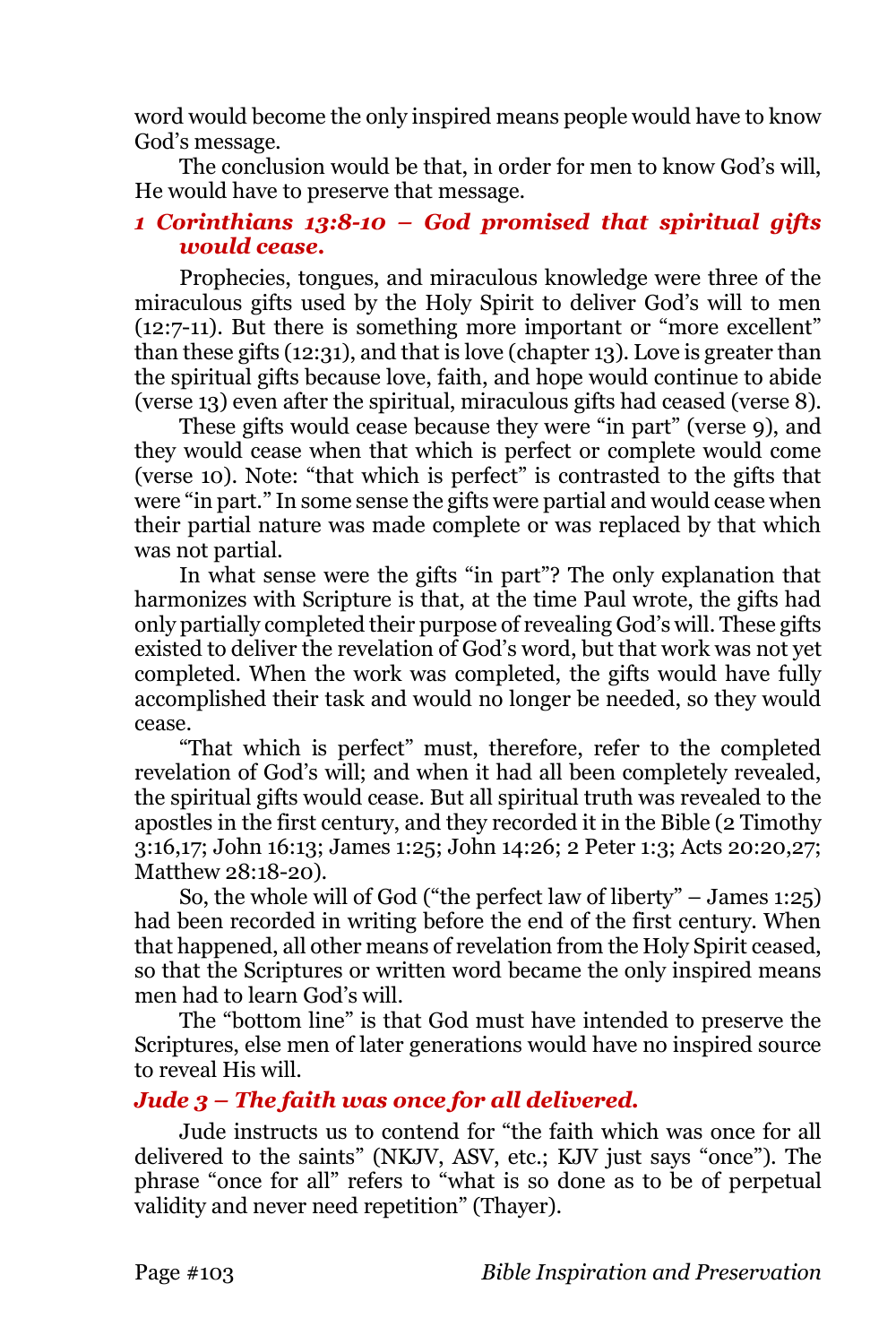word would become the only inspired means people would have to know God's message.

The conclusion would be that, in order for men to know God's will, He would have to preserve that message.

### *1 Corinthians 13:8-10 – God promised that spiritual gifts would cease.*

Prophecies, tongues, and miraculous knowledge were three of the miraculous gifts used by the Holy Spirit to deliver God's will to men (12:7-11). But there is something more important or "more excellent" than these gifts (12:31), and that is love (chapter 13). Love is greater than the spiritual gifts because love, faith, and hope would continue to abide (verse 13) even after the spiritual, miraculous gifts had ceased (verse 8).

These gifts would cease because they were "in part" (verse 9), and they would cease when that which is perfect or complete would come (verse 10). Note: "that which is perfect" is contrasted to the gifts that were "in part." In some sense the gifts were partial and would cease when their partial nature was made complete or was replaced by that which was not partial.

In what sense were the gifts "in part"? The only explanation that harmonizes with Scripture is that, at the time Paul wrote, the gifts had only partially completed their purpose of revealing God's will. These gifts existed to deliver the revelation of God's word, but that work was not yet completed. When the work was completed, the gifts would have fully accomplished their task and would no longer be needed, so they would cease.

"That which is perfect" must, therefore, refer to the completed revelation of God's will; and when it had all been completely revealed, the spiritual gifts would cease. But all spiritual truth was revealed to the apostles in the first century, and they recorded it in the Bible (2 Timothy 3:16,17; John 16:13; James 1:25; John 14:26; 2 Peter 1:3; Acts 20:20,27; Matthew 28:18-20).

So, the whole will of God ("the perfect law of liberty" – James 1:25) had been recorded in writing before the end of the first century. When that happened, all other means of revelation from the Holy Spirit ceased, so that the Scriptures or written word became the only inspired means men had to learn God's will.

The "bottom line" is that God must have intended to preserve the Scriptures, else men of later generations would have no inspired source to reveal His will.

### *Jude 3 – The faith was once for all delivered.*

Jude instructs us to contend for "the faith which was once for all delivered to the saints" (NKJV, ASV, etc.; KJV just says "once"). The phrase "once for all" refers to "what is so done as to be of perpetual validity and never need repetition" (Thayer).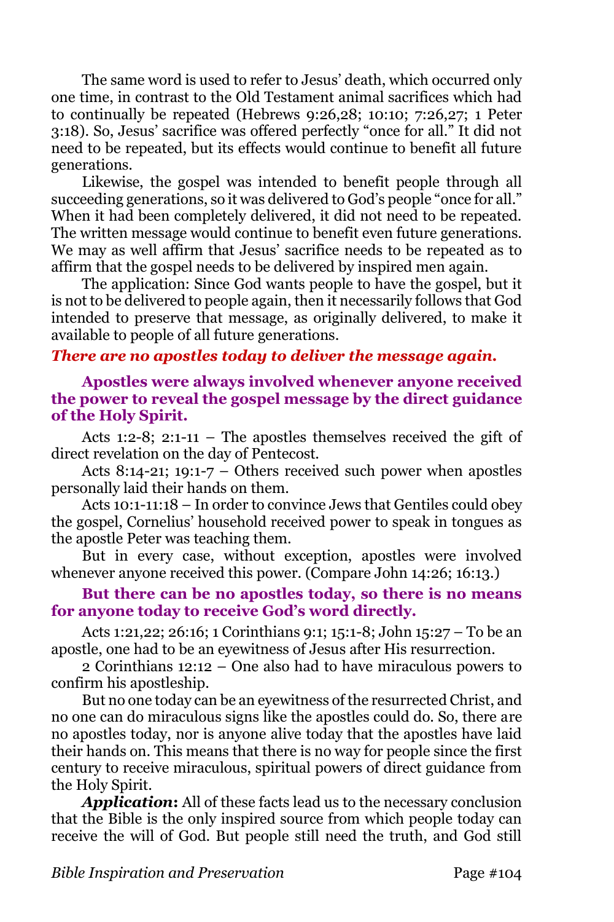The same word is used to refer to Jesus' death, which occurred only one time, in contrast to the Old Testament animal sacrifices which had to continually be repeated (Hebrews 9:26,28; 10:10; 7:26,27; 1 Peter 3:18). So, Jesus' sacrifice was offered perfectly "once for all." It did not need to be repeated, but its effects would continue to benefit all future generations.

Likewise, the gospel was intended to benefit people through all succeeding generations, so it was delivered to God's people "once for all." When it had been completely delivered, it did not need to be repeated. The written message would continue to benefit even future generations. We may as well affirm that Jesus' sacrifice needs to be repeated as to affirm that the gospel needs to be delivered by inspired men again.

The application: Since God wants people to have the gospel, but it is not to be delivered to people again, then it necessarily follows that God intended to preserve that message, as originally delivered, to make it available to people of all future generations.

### *There are no apostles today to deliver the message again.*

#### Apostles were always involved whenever anyone received the power to reveal the gospel message by the direct guidance of the Holy Spirit.

Acts 1:2-8; 2:1-11 – The apostles themselves received the gift of direct revelation on the day of Pentecost.

Acts 8:14-21; 19:1-7 – Others received such power when apostles personally laid their hands on them.

Acts 10:1-11:18 – In order to convince Jews that Gentiles could obey the gospel, Cornelius' household received power to speak in tongues as the apostle Peter was teaching them.

But in every case, without exception, apostles were involved whenever anyone received this power. (Compare John 14:26; 16:13.)

#### But there can be no apostles today, so there is no means for anyone today to receive God's word directly.

Acts 1:21,22; 26:16; 1 Corinthians 9:1; 15:1-8; John 15:27 – To be an apostle, one had to be an eyewitness of Jesus after His resurrection.

2 Corinthians 12:12 – One also had to have miraculous powers to confirm his apostleship.

But no one today can be an eyewitness of the resurrected Christ, and no one can do miraculous signs like the apostles could do. So, there are no apostles today, nor is anyone alive today that the apostles have laid their hands on. This means that there is no way for people since the first century to receive miraculous, spiritual powers of direct guidance from the Holy Spirit.

***Application*:** All of these facts lead us to the necessary conclusion that the Bible is the only inspired source from which people today can receive the will of God. But people still need the truth, and God still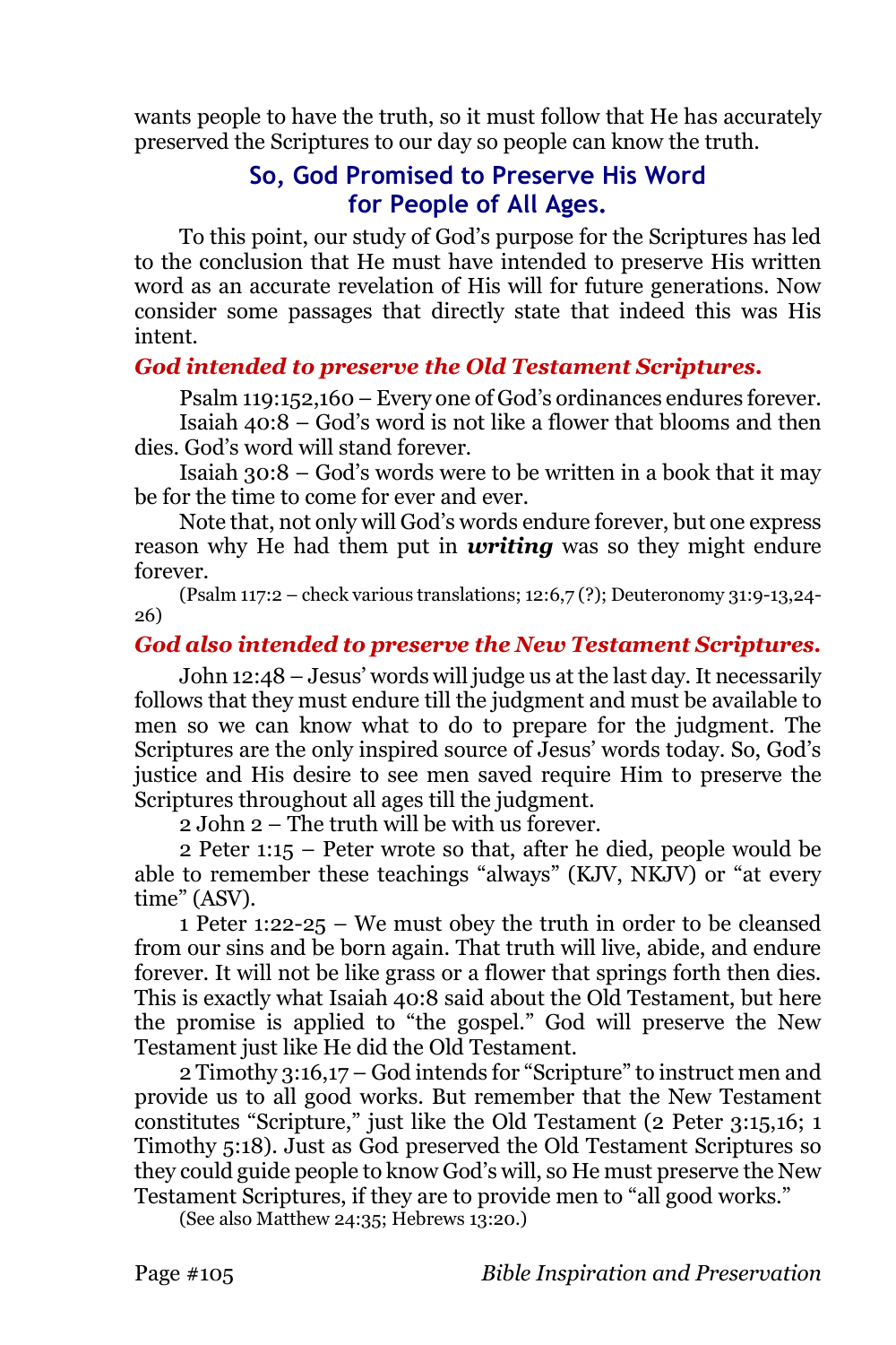wants people to have the truth, so it must follow that He has accurately preserved the Scriptures to our day so people can know the truth.

## So, God Promised to Preserve His Word for People of All Ages.

To this point, our study of God's purpose for the Scriptures has led to the conclusion that He must have intended to preserve His written word as an accurate revelation of His will for future generations. Now consider some passages that directly state that indeed this was His intent.

### *God intended to preserve the Old Testament Scriptures.*

Psalm 119:152,160 – Every one of God's ordinances endures forever.

Isaiah 40:8 – God's word is not like a flower that blooms and then dies. God's word will stand forever.

Isaiah 30:8 – God's words were to be written in a book that it may be for the time to come for ever and ever.

Note that, not only will God's words endure forever, but one express reason why He had them put in ***writing*** was so they might endure forever.

(Psalm 117:2 – check various translations; 12:6,7 (?); Deuteronomy 31:9-13,24-26)

### *God also intended to preserve the New Testament Scriptures.*

John 12:48 – Jesus' words will judge us at the last day. It necessarily follows that they must endure till the judgment and must be available to men so we can know what to do to prepare for the judgment. The Scriptures are the only inspired source of Jesus' words today. So, God's justice and His desire to see men saved require Him to preserve the Scriptures throughout all ages till the judgment.

2 John 2 – The truth will be with us forever.

2 Peter 1:15 – Peter wrote so that, after he died, people would be able to remember these teachings "always" (KJV, NKJV) or "at every time" (ASV).

1 Peter 1:22-25 – We must obey the truth in order to be cleansed from our sins and be born again. That truth will live, abide, and endure forever. It will not be like grass or a flower that springs forth then dies. This is exactly what Isaiah 40:8 said about the Old Testament, but here the promise is applied to "the gospel." God will preserve the New Testament just like He did the Old Testament.

2 Timothy 3:16,17 – God intends for "Scripture" to instruct men and provide us to all good works. But remember that the New Testament constitutes "Scripture," just like the Old Testament (2 Peter 3:15,16; 1 Timothy 5:18). Just as God preserved the Old Testament Scriptures so they could guide people to know God's will, so He must preserve the New Testament Scriptures, if they are to provide men to "all good works."

(See also Matthew 24:35; Hebrews 13:20.)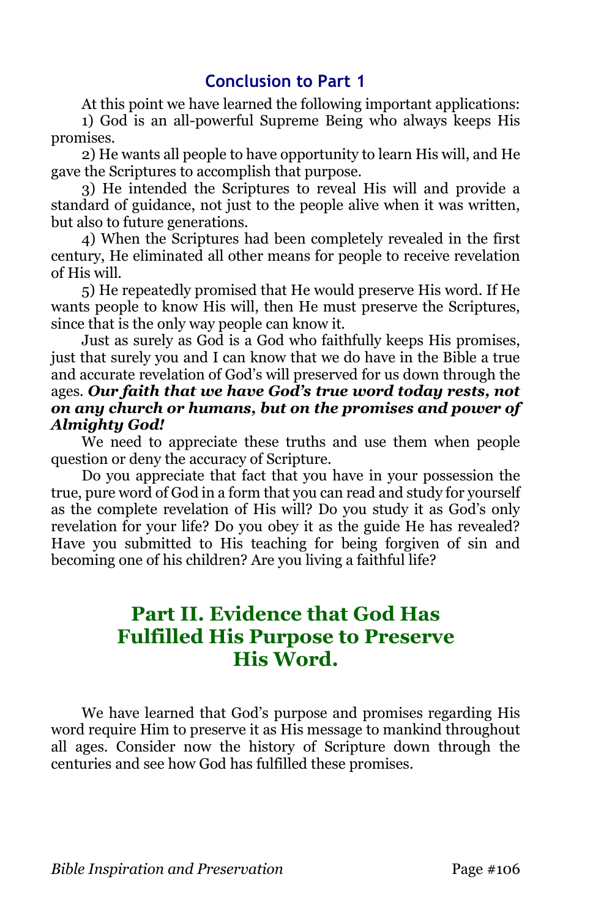### Conclusion to Part 1

At this point we have learned the following important applications:

1) God is an all-powerful Supreme Being who always keeps His promises.

2) He wants all people to have opportunity to learn His will, and He gave the Scriptures to accomplish that purpose.

3) He intended the Scriptures to reveal His will and provide a standard of guidance, not just to the people alive when it was written, but also to future generations.

4) When the Scriptures had been completely revealed in the first century, He eliminated all other means for people to receive revelation of His will.

5) He repeatedly promised that He would preserve His word. If He wants people to know His will, then He must preserve the Scriptures, since that is the only way people can know it.

Just as surely as God is a God who faithfully keeps His promises, just that surely you and I can know that we do have in the Bible a true and accurate revelation of God's will preserved for us down through the ages. ***Our faith that we have God's true word today rests, not on any church or humans, but on the promises and power of Almighty God!***

We need to appreciate these truths and use them when people question or deny the accuracy of Scripture.

Do you appreciate that fact that you have in your possession the true, pure word of God in a form that you can read and study for yourself as the complete revelation of His will? Do you study it as God's only revelation for your life? Do you obey it as the guide He has revealed? Have you submitted to His teaching for being forgiven of sin and becoming one of his children? Are you living a faithful life?

## Part II. Evidence that God Has Fulfilled His Purpose to Preserve His Word.

We have learned that God's purpose and promises regarding His word require Him to preserve it as His message to mankind throughout all ages. Consider now the history of Scripture down through the centuries and see how God has fulfilled these promises.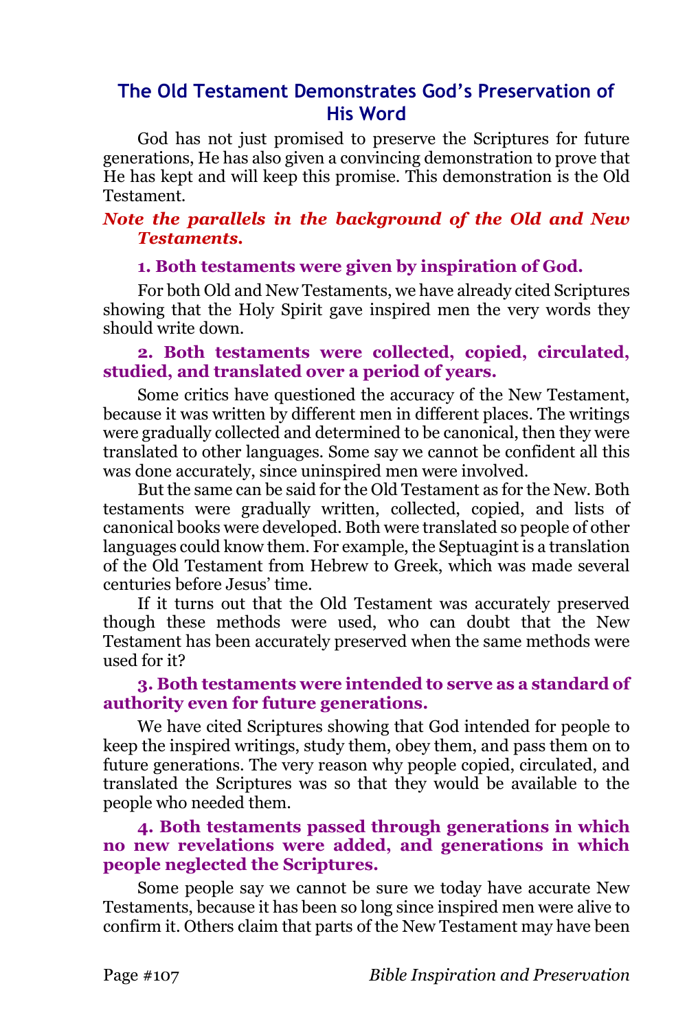## The Old Testament Demonstrates God's Preservation of His Word

God has not just promised to preserve the Scriptures for future generations, He has also given a convincing demonstration to prove that He has kept and will keep this promise. This demonstration is the Old Testament.

***Note the parallels in the background of the Old and New Testaments.***

**1. Both testaments were given by inspiration of God.**

For both Old and New Testaments, we have already cited Scriptures showing that the Holy Spirit gave inspired men the very words they should write down.

**2. Both testaments were collected, copied, circulated, studied, and translated over a period of years.**

Some critics have questioned the accuracy of the New Testament, because it was written by different men in different places. The writings were gradually collected and determined to be canonical, then they were translated to other languages. Some say we cannot be confident all this was done accurately, since uninspired men were involved.

But the same can be said for the Old Testament as for the New. Both testaments were gradually written, collected, copied, and lists of canonical books were developed. Both were translated so people of other languages could know them. For example, the Septuagint is a translation of the Old Testament from Hebrew to Greek, which was made several centuries before Jesus' time.

If it turns out that the Old Testament was accurately preserved though these methods were used, who can doubt that the New Testament has been accurately preserved when the same methods were used for it?

**3. Both testaments were intended to serve as a standard of authority even for future generations.**

We have cited Scriptures showing that God intended for people to keep the inspired writings, study them, obey them, and pass them on to future generations. The very reason why people copied, circulated, and translated the Scriptures was so that they would be available to the people who needed them.

**4. Both testaments passed through generations in which no new revelations were added, and generations in which people neglected the Scriptures.**

Some people say we cannot be sure we today have accurate New Testaments, because it has been so long since inspired men were alive to confirm it. Others claim that parts of the New Testament may have been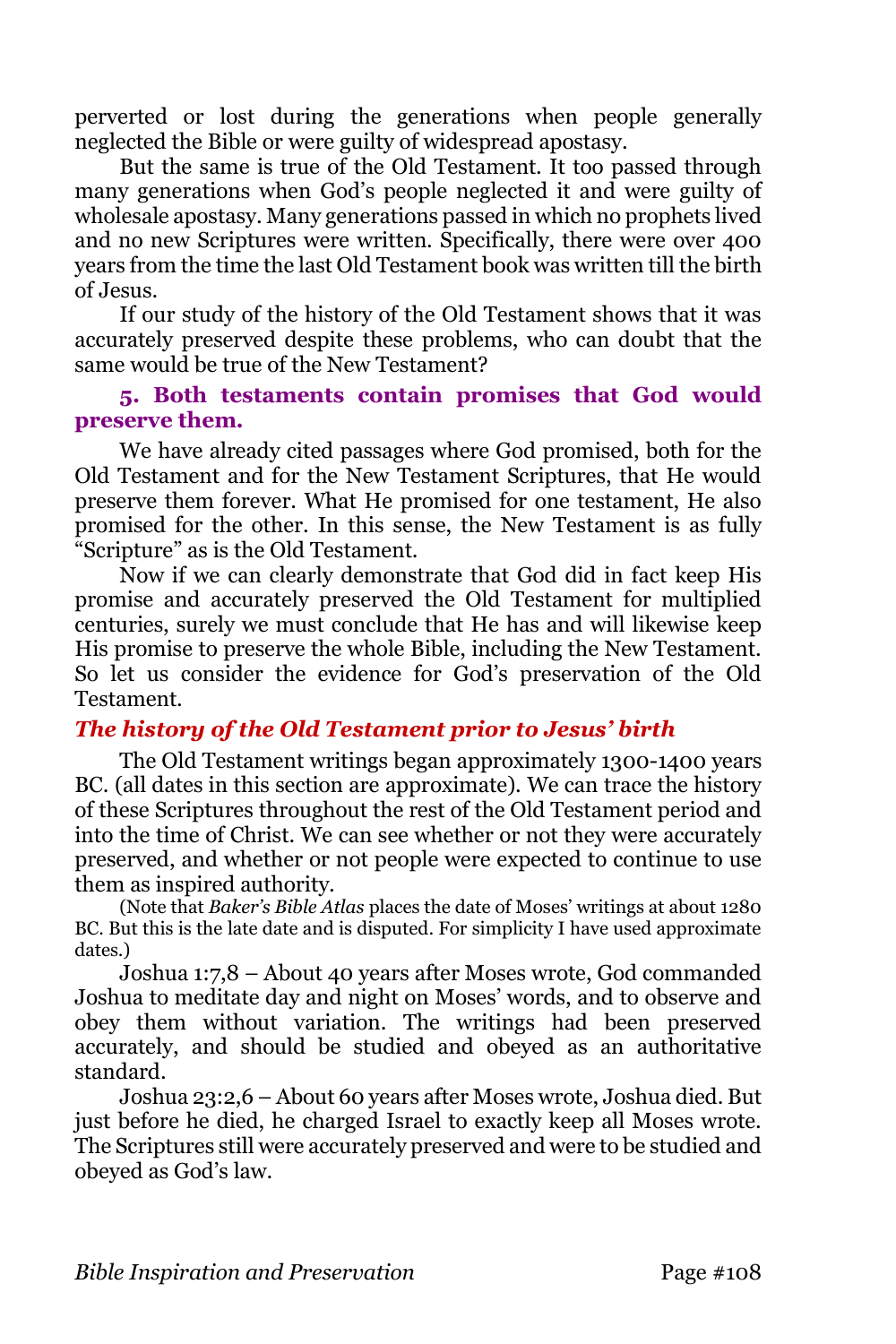perverted or lost during the generations when people generally neglected the Bible or were guilty of widespread apostasy.

But the same is true of the Old Testament. It too passed through many generations when God's people neglected it and were guilty of wholesale apostasy. Many generations passed in which no prophets lived and no new Scriptures were written. Specifically, there were over 400 years from the time the last Old Testament book was written till the birth of Jesus.

If our study of the history of the Old Testament shows that it was accurately preserved despite these problems, who can doubt that the same would be true of the New Testament?

### 5. Both testaments contain promises that God would preserve them.

We have already cited passages where God promised, both for the Old Testament and for the New Testament Scriptures, that He would preserve them forever. What He promised for one testament, He also promised for the other. In this sense, the New Testament is as fully "Scripture" as is the Old Testament.

Now if we can clearly demonstrate that God did in fact keep His promise and accurately preserved the Old Testament for multiplied centuries, surely we must conclude that He has and will likewise keep His promise to preserve the whole Bible, including the New Testament. So let us consider the evidence for God's preservation of the Old Testament.

## *The history of the Old Testament prior to Jesus' birth*

The Old Testament writings began approximately 1300-1400 years BC. (all dates in this section are approximate). We can trace the history of these Scriptures throughout the rest of the Old Testament period and into the time of Christ. We can see whether or not they were accurately preserved, and whether or not people were expected to continue to use them as inspired authority.

(Note that *Baker's Bible Atlas* places the date of Moses' writings at about 1280 BC. But this is the late date and is disputed. For simplicity I have used approximate dates.)

Joshua 1:7,8 – About 40 years after Moses wrote, God commanded Joshua to meditate day and night on Moses' words, and to observe and obey them without variation. The writings had been preserved accurately, and should be studied and obeyed as an authoritative standard.

Joshua 23:2,6 – About 60 years after Moses wrote, Joshua died. But just before he died, he charged Israel to exactly keep all Moses wrote. The Scriptures still were accurately preserved and were to be studied and obeyed as God's law.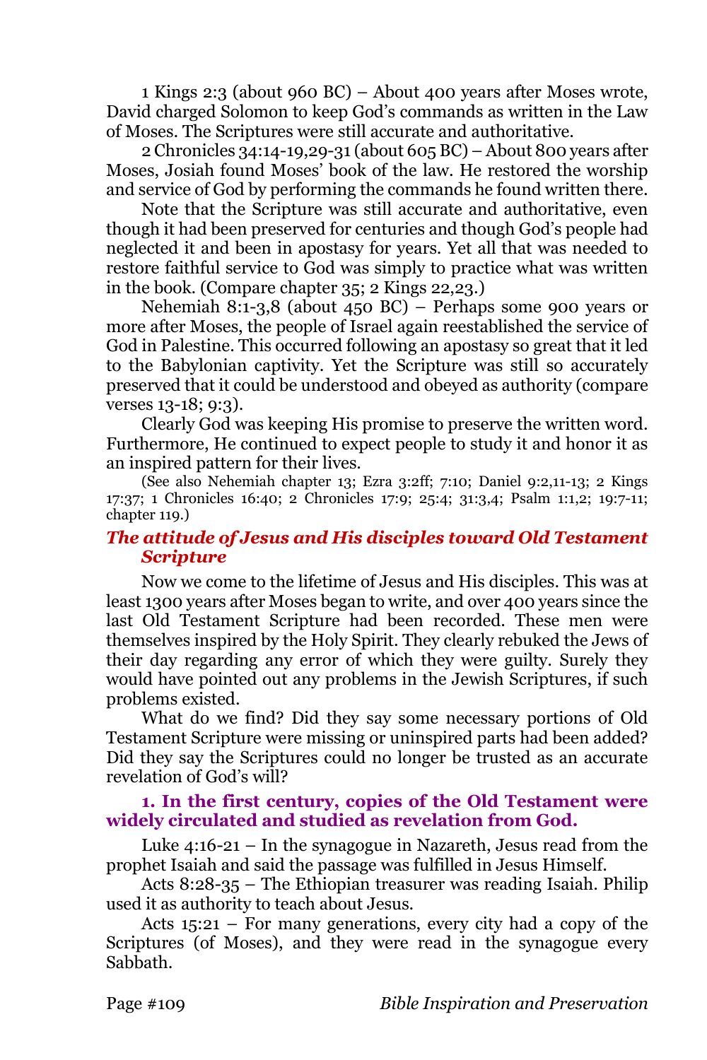1 Kings 2:3 (about 960 BC) – About 400 years after Moses wrote, David charged Solomon to keep God's commands as written in the Law of Moses. The Scriptures were still accurate and authoritative.

2 Chronicles 34:14-19,29-31 (about 605 BC) – About 800 years after Moses, Josiah found Moses' book of the law. He restored the worship and service of God by performing the commands he found written there.

Note that the Scripture was still accurate and authoritative, even though it had been preserved for centuries and though God's people had neglected it and been in apostasy for years. Yet all that was needed to restore faithful service to God was simply to practice what was written in the book. (Compare chapter 35; 2 Kings 22,23.)

Nehemiah 8:1-3,8 (about 450 BC) – Perhaps some 900 years or more after Moses, the people of Israel again reestablished the service of God in Palestine. This occurred following an apostasy so great that it led to the Babylonian captivity. Yet the Scripture was still so accurately preserved that it could be understood and obeyed as authority (compare verses 13-18; 9:3).

Clearly God was keeping His promise to preserve the written word. Furthermore, He continued to expect people to study it and honor it as an inspired pattern for their lives.

(See also Nehemiah chapter 13; Ezra 3:2ff; 7:10; Daniel 9:2,11-13; 2 Kings 17:37; 1 Chronicles 16:40; 2 Chronicles 17:9; 25:4; 31:3,4; Psalm 1:1,2; 19:7-11; chapter 119.)

### *The attitude of Jesus and His disciples toward Old Testament Scripture*

Now we come to the lifetime of Jesus and His disciples. This was at least 1300 years after Moses began to write, and over 400 years since the last Old Testament Scripture had been recorded. These men were themselves inspired by the Holy Spirit. They clearly rebuked the Jews of their day regarding any error of which they were guilty. Surely they would have pointed out any problems in the Jewish Scriptures, if such problems existed.

What do we find? Did they say some necessary portions of Old Testament Scripture were missing or uninspired parts had been added? Did they say the Scriptures could no longer be trusted as an accurate revelation of God's will?

**1. In the first century, copies of the Old Testament were widely circulated and studied as revelation from God.**

Luke 4:16-21 – In the synagogue in Nazareth, Jesus read from the prophet Isaiah and said the passage was fulfilled in Jesus Himself.

Acts 8:28-35 – The Ethiopian treasurer was reading Isaiah. Philip used it as authority to teach about Jesus.

Acts 15:21 – For many generations, every city had a copy of the Scriptures (of Moses), and they were read in the synagogue every Sabbath.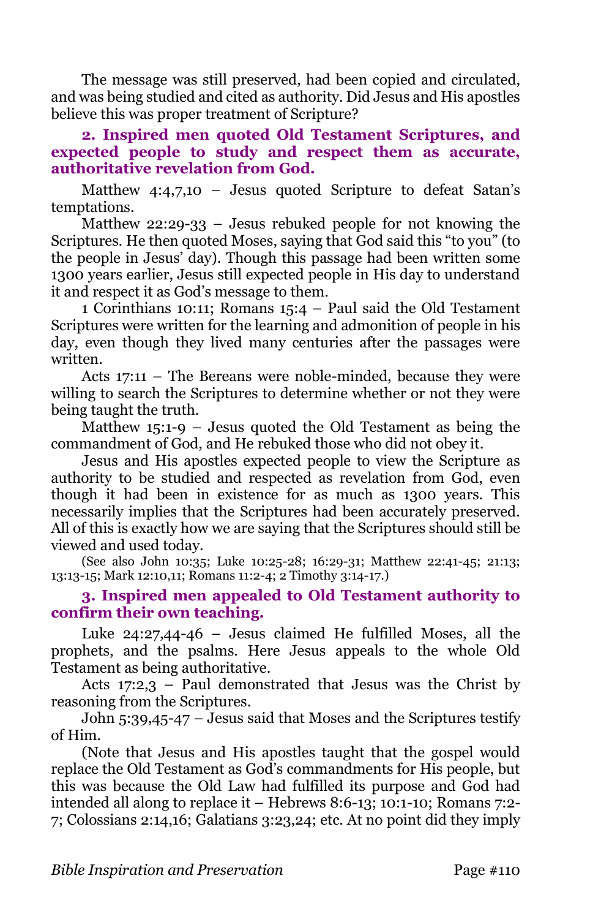The message was still preserved, had been copied and circulated, and was being studied and cited as authority. Did Jesus and His apostles believe this was proper treatment of Scripture?

### 2. Inspired men quoted Old Testament Scriptures, and expected people to study and respect them as accurate, authoritative revelation from God.

Matthew 4:4,7,10 – Jesus quoted Scripture to defeat Satan's temptations.

Matthew 22:29-33 – Jesus rebuked people for not knowing the Scriptures. He then quoted Moses, saying that God said this "to you" (to the people in Jesus' day). Though this passage had been written some 1300 years earlier, Jesus still expected people in His day to understand it and respect it as God's message to them.

1 Corinthians 10:11; Romans 15:4 – Paul said the Old Testament Scriptures were written for the learning and admonition of people in his day, even though they lived many centuries after the passages were written.

Acts 17:11 – The Bereans were noble-minded, because they were willing to search the Scriptures to determine whether or not they were being taught the truth.

Matthew 15:1-9 – Jesus quoted the Old Testament as being the commandment of God, and He rebuked those who did not obey it.

Jesus and His apostles expected people to view the Scripture as authority to be studied and respected as revelation from God, even though it had been in existence for as much as 1300 years. This necessarily implies that the Scriptures had been accurately preserved. All of this is exactly how we are saying that the Scriptures should still be viewed and used today.

(See also John 10:35; Luke 10:25-28; 16:29-31; Matthew 22:41-45; 21:13; 13:13-15; Mark 12:10,11; Romans 11:2-4; 2 Timothy 3:14-17.)

### 3. Inspired men appealed to Old Testament authority to confirm their own teaching.

Luke 24:27,44-46 – Jesus claimed He fulfilled Moses, all the prophets, and the psalms. Here Jesus appeals to the whole Old Testament as being authoritative.

Acts 17:2,3 – Paul demonstrated that Jesus was the Christ by reasoning from the Scriptures.

John 5:39,45-47 – Jesus said that Moses and the Scriptures testify of Him.

(Note that Jesus and His apostles taught that the gospel would replace the Old Testament as God's commandments for His people, but this was because the Old Law had fulfilled its purpose and God had intended all along to replace it – Hebrews 8:6-13; 10:1-10; Romans 7:2-7; Colossians 2:14,16; Galatians 3:23,24; etc. At no point did they imply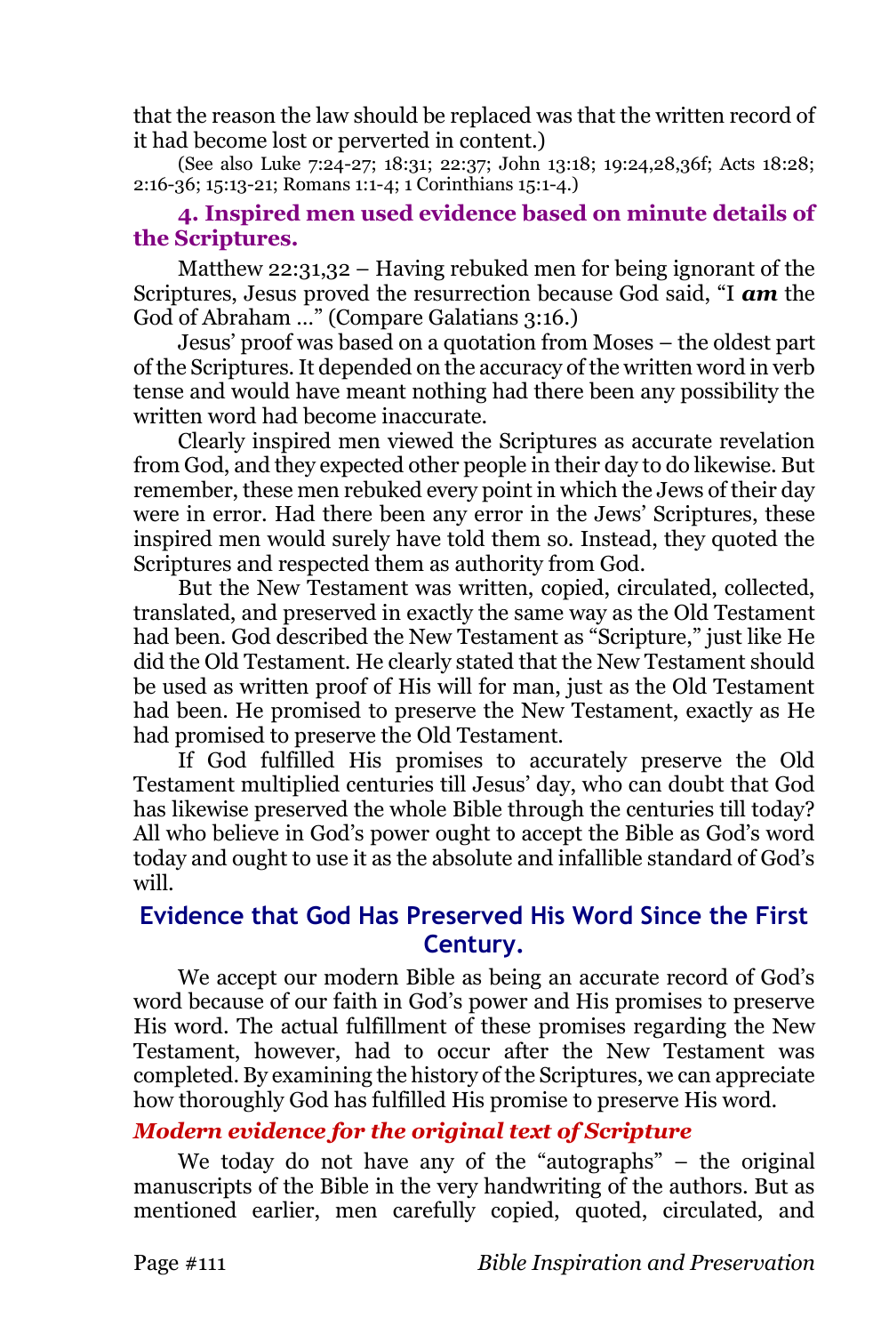that the reason the law should be replaced was that the written record of it had become lost or perverted in content.)

(See also Luke 7:24-27; 18:31; 22:37; John 13:18; 19:24,28,36f; Acts 18:28; 2:16-36; 15:13-21; Romans 1:1-4; 1 Corinthians 15:1-4.)

#### 4. Inspired men used evidence based on minute details of the Scriptures.

Matthew 22:31,32 – Having rebuked men for being ignorant of the Scriptures, Jesus proved the resurrection because God said, "I ***am*** the God of Abraham …" (Compare Galatians 3:16.)

Jesus' proof was based on a quotation from Moses – the oldest part of the Scriptures. It depended on the accuracy of the written word in verb tense and would have meant nothing had there been any possibility the written word had become inaccurate.

Clearly inspired men viewed the Scriptures as accurate revelation from God, and they expected other people in their day to do likewise. But remember, these men rebuked every point in which the Jews of their day were in error. Had there been any error in the Jews' Scriptures, these inspired men would surely have told them so. Instead, they quoted the Scriptures and respected them as authority from God.

But the New Testament was written, copied, circulated, collected, translated, and preserved in exactly the same way as the Old Testament had been. God described the New Testament as "Scripture," just like He did the Old Testament. He clearly stated that the New Testament should be used as written proof of His will for man, just as the Old Testament had been. He promised to preserve the New Testament, exactly as He had promised to preserve the Old Testament.

If God fulfilled His promises to accurately preserve the Old Testament multiplied centuries till Jesus' day, who can doubt that God has likewise preserved the whole Bible through the centuries till today? All who believe in God's power ought to accept the Bible as God's word today and ought to use it as the absolute and infallible standard of God's will.

## Evidence that God Has Preserved His Word Since the First Century.

We accept our modern Bible as being an accurate record of God's word because of our faith in God's power and His promises to preserve His word. The actual fulfillment of these promises regarding the New Testament, however, had to occur after the New Testament was completed. By examining the history of the Scriptures, we can appreciate how thoroughly God has fulfilled His promise to preserve His word.

### *Modern evidence for the original text of Scripture*

We today do not have any of the "autographs" – the original manuscripts of the Bible in the very handwriting of the authors. But as mentioned earlier, men carefully copied, quoted, circulated, and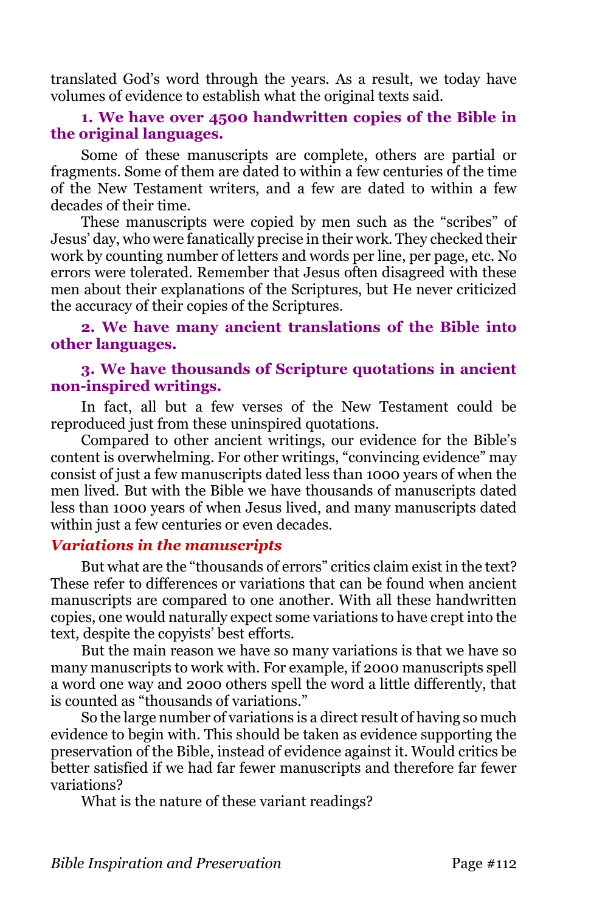translated God's word through the years. As a result, we today have volumes of evidence to establish what the original texts said.

**1. We have over 4500 handwritten copies of the Bible in the original languages.**

Some of these manuscripts are complete, others are partial or fragments. Some of them are dated to within a few centuries of the time of the New Testament writers, and a few are dated to within a few decades of their time.

These manuscripts were copied by men such as the "scribes" of Jesus' day, who were fanatically precise in their work. They checked their work by counting number of letters and words per line, per page, etc. No errors were tolerated. Remember that Jesus often disagreed with these men about their explanations of the Scriptures, but He never criticized the accuracy of their copies of the Scriptures.

**2. We have many ancient translations of the Bible into other languages.**

**3. We have thousands of Scripture quotations in ancient non-inspired writings.**

In fact, all but a few verses of the New Testament could be reproduced just from these uninspired quotations.

Compared to other ancient writings, our evidence for the Bible's content is overwhelming. For other writings, "convincing evidence" may consist of just a few manuscripts dated less than 1000 years of when the men lived. But with the Bible we have thousands of manuscripts dated less than 1000 years of when Jesus lived, and many manuscripts dated within just a few centuries or even decades.

### *Variations in the manuscripts*

But what are the "thousands of errors" critics claim exist in the text? These refer to differences or variations that can be found when ancient manuscripts are compared to one another. With all these handwritten copies, one would naturally expect some variations to have crept into the text, despite the copyists' best efforts.

But the main reason we have so many variations is that we have so many manuscripts to work with. For example, if 2000 manuscripts spell a word one way and 2000 others spell the word a little differently, that is counted as "thousands of variations."

So the large number of variations is a direct result of having so much evidence to begin with. This should be taken as evidence supporting the preservation of the Bible, instead of evidence against it. Would critics be better satisfied if we had far fewer manuscripts and therefore far fewer variations?

What is the nature of these variant readings?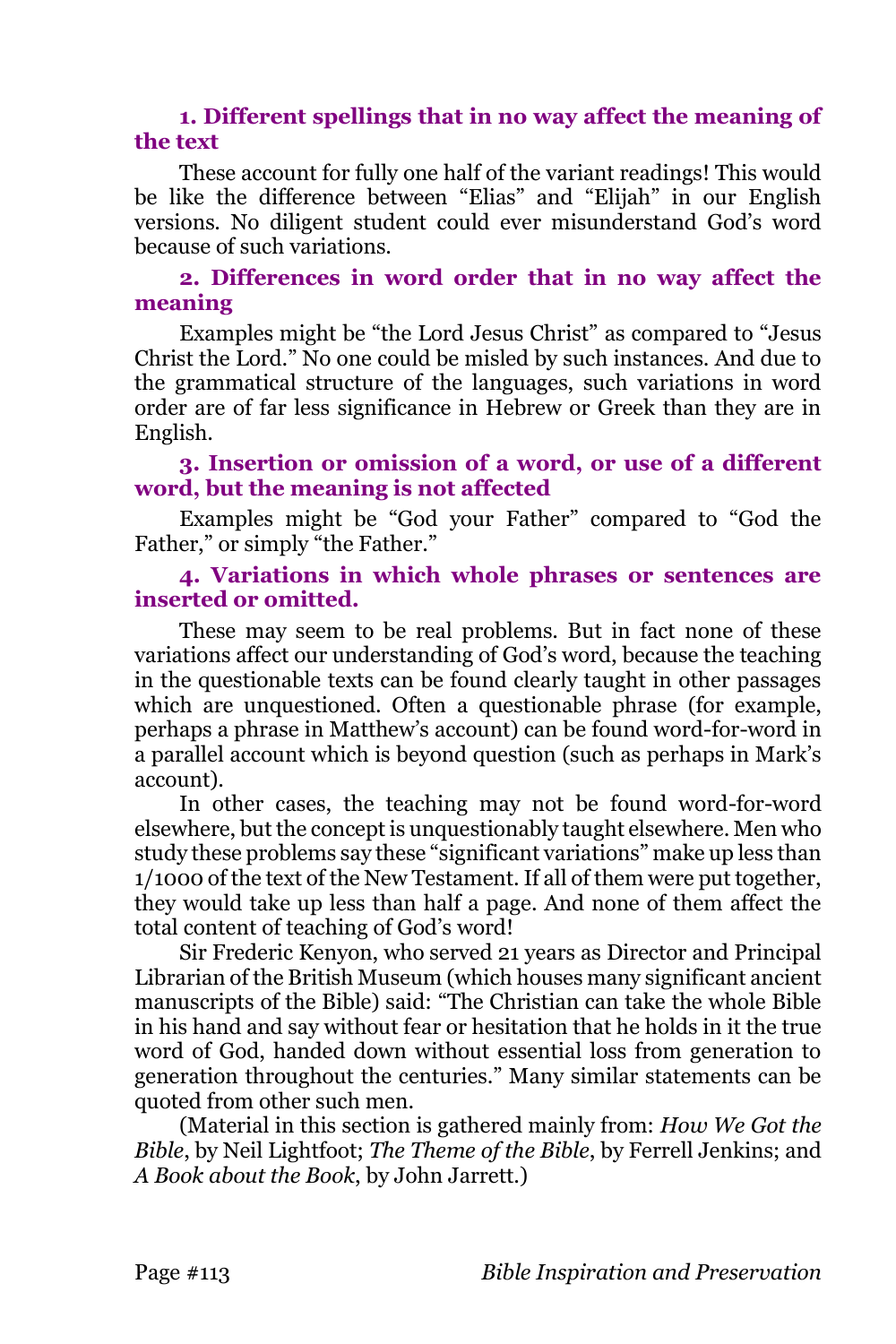### 1. Different spellings that in no way affect the meaning of the text

These account for fully one half of the variant readings! This would be like the difference between "Elias" and "Elijah" in our English versions. No diligent student could ever misunderstand God's word because of such variations.

### 2. Differences in word order that in no way affect the meaning

Examples might be "the Lord Jesus Christ" as compared to "Jesus Christ the Lord." No one could be misled by such instances. And due to the grammatical structure of the languages, such variations in word order are of far less significance in Hebrew or Greek than they are in English.

### 3. Insertion or omission of a word, or use of a different word, but the meaning is not affected

Examples might be "God your Father" compared to "God the Father," or simply "the Father."

### 4. Variations in which whole phrases or sentences are inserted or omitted.

These may seem to be real problems. But in fact none of these variations affect our understanding of God's word, because the teaching in the questionable texts can be found clearly taught in other passages which are unquestioned. Often a questionable phrase (for example, perhaps a phrase in Matthew's account) can be found word-for-word in a parallel account which is beyond question (such as perhaps in Mark's account).

In other cases, the teaching may not be found word-for-word elsewhere, but the concept is unquestionably taught elsewhere. Men who study these problems say these "significant variations" make up less than 1/1000 of the text of the New Testament. If all of them were put together, they would take up less than half a page. And none of them affect the total content of teaching of God's word!

Sir Frederic Kenyon, who served 21 years as Director and Principal Librarian of the British Museum (which houses many significant ancient manuscripts of the Bible) said: "The Christian can take the whole Bible in his hand and say without fear or hesitation that he holds in it the true word of God, handed down without essential loss from generation to generation throughout the centuries." Many similar statements can be quoted from other such men.

(Material in this section is gathered mainly from: *How We Got the Bible*, by Neil Lightfoot; *The Theme of the Bible*, by Ferrell Jenkins; and *A Book about the Book*, by John Jarrett.)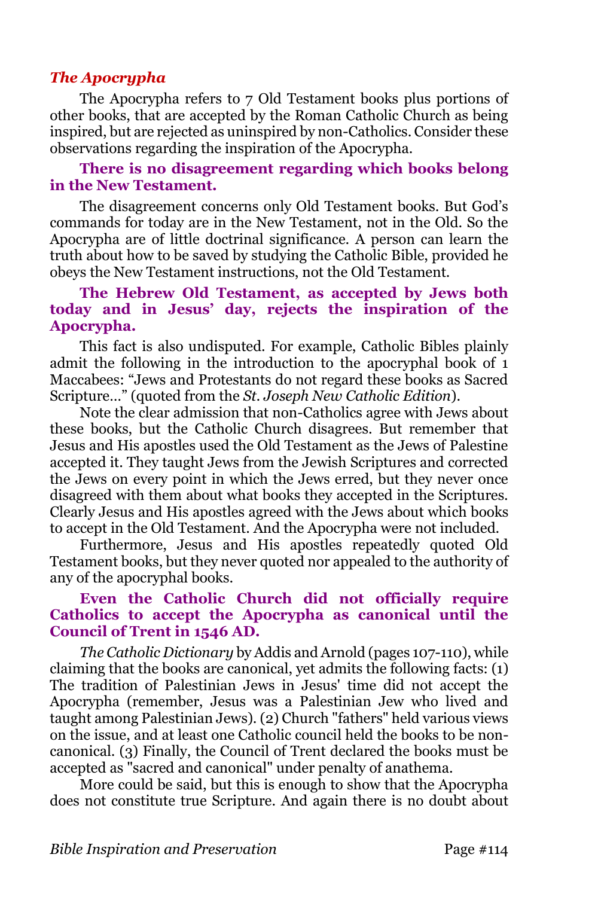### *The Apocrypha*

The Apocrypha refers to 7 Old Testament books plus portions of other books, that are accepted by the Roman Catholic Church as being inspired, but are rejected as uninspired by non-Catholics. Consider these observations regarding the inspiration of the Apocrypha.

**There is no disagreement regarding which books belong in the New Testament.**

The disagreement concerns only Old Testament books. But God's commands for today are in the New Testament, not in the Old. So the Apocrypha are of little doctrinal significance. A person can learn the truth about how to be saved by studying the Catholic Bible, provided he obeys the New Testament instructions, not the Old Testament.

**The Hebrew Old Testament, as accepted by Jews both today and in Jesus' day, rejects the inspiration of the Apocrypha.**

This fact is also undisputed. For example, Catholic Bibles plainly admit the following in the introduction to the apocryphal book of 1 Maccabees: "Jews and Protestants do not regard these books as Sacred Scripture…" (quoted from the *St. Joseph New Catholic Edition*).

Note the clear admission that non-Catholics agree with Jews about these books, but the Catholic Church disagrees. But remember that Jesus and His apostles used the Old Testament as the Jews of Palestine accepted it. They taught Jews from the Jewish Scriptures and corrected the Jews on every point in which the Jews erred, but they never once disagreed with them about what books they accepted in the Scriptures. Clearly Jesus and His apostles agreed with the Jews about which books to accept in the Old Testament. And the Apocrypha were not included.

Furthermore, Jesus and His apostles repeatedly quoted Old Testament books, but they never quoted nor appealed to the authority of any of the apocryphal books.

**Even the Catholic Church did not officially require Catholics to accept the Apocrypha as canonical until the Council of Trent in 1546 AD.**

*The Catholic Dictionary* by Addis and Arnold (pages 107-110), while claiming that the books are canonical, yet admits the following facts: (1) The tradition of Palestinian Jews in Jesus' time did not accept the Apocrypha (remember, Jesus was a Palestinian Jew who lived and taught among Palestinian Jews). (2) Church "fathers" held various views on the issue, and at least one Catholic council held the books to be non-canonical. (3) Finally, the Council of Trent declared the books must be accepted as "sacred and canonical" under penalty of anathema.

More could be said, but this is enough to show that the Apocrypha does not constitute true Scripture. And again there is no doubt about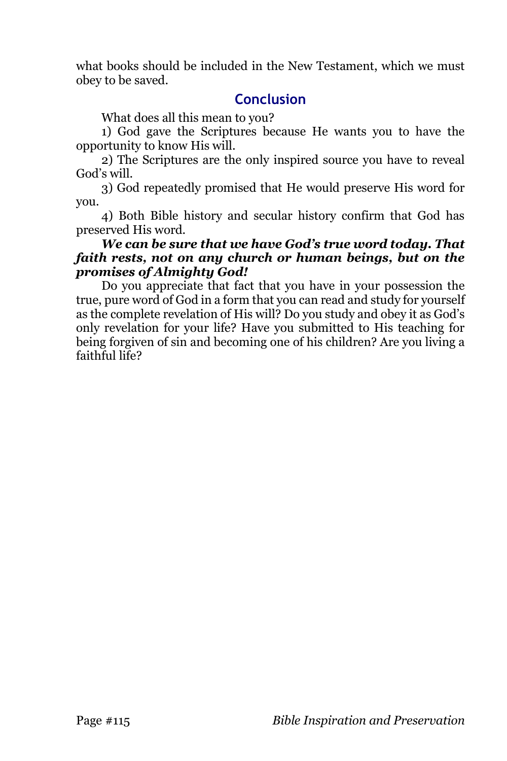what books should be included in the New Testament, which we must obey to be saved.

## Conclusion

What does all this mean to you?

1) God gave the Scriptures because He wants you to have the opportunity to know His will.

2) The Scriptures are the only inspired source you have to reveal God's will.

3) God repeatedly promised that He would preserve His word for you.

4) Both Bible history and secular history confirm that God has preserved His word.

***We can be sure that we have God's true word today. That faith rests, not on any church or human beings, but on the promises of Almighty God!***

Do you appreciate that fact that you have in your possession the true, pure word of God in a form that you can read and study for yourself as the complete revelation of His will? Do you study and obey it as God's only revelation for your life? Have you submitted to His teaching for being forgiven of sin and becoming one of his children? Are you living a faithful life?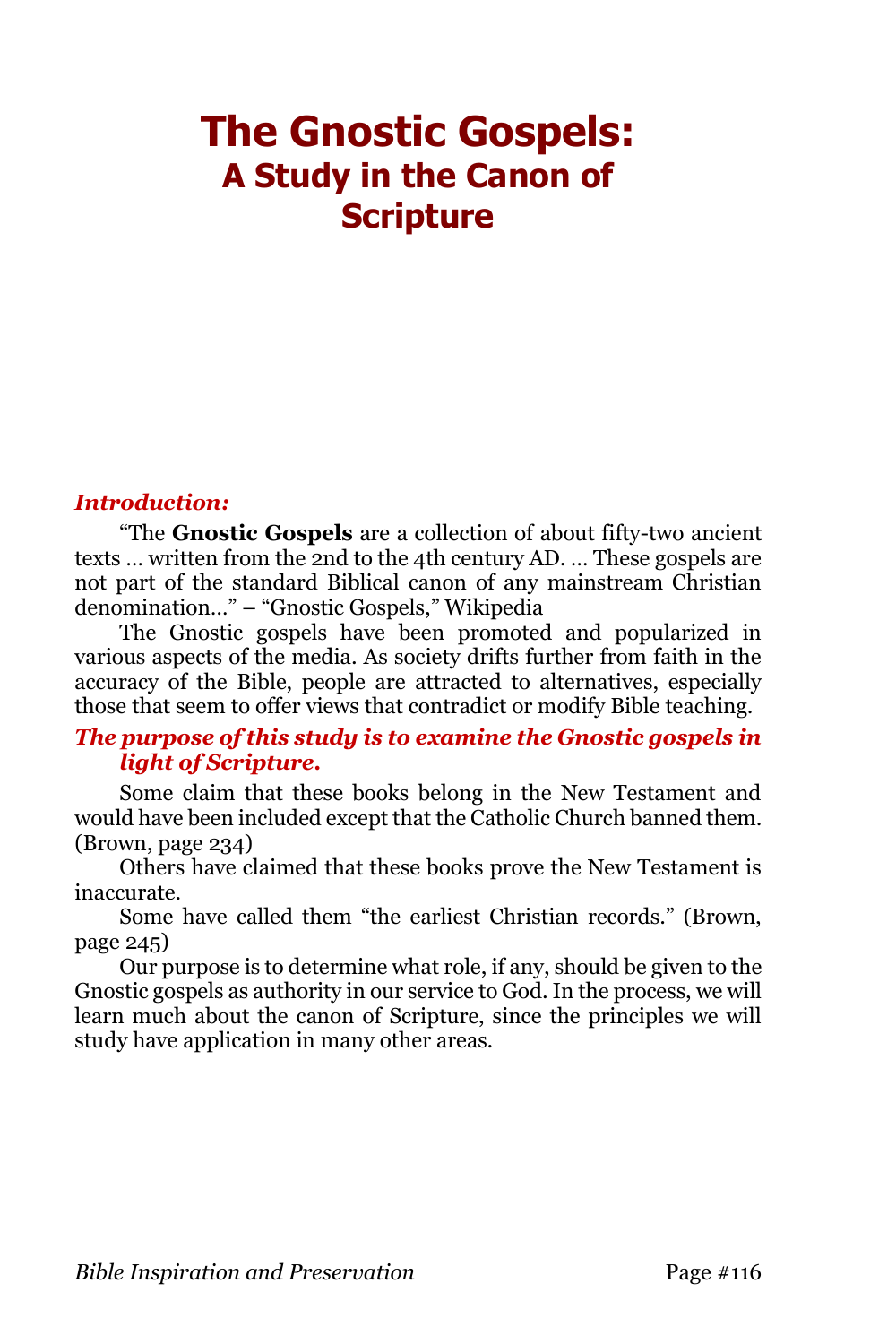# The Gnostic Gospels:
## A Study in the Canon of Scripture

***Introduction:***

"The **Gnostic Gospels** are a collection of about fifty-two ancient texts … written from the 2nd to the 4th century AD. … These gospels are not part of the standard Biblical canon of any mainstream Christian denomination…" – "Gnostic Gospels," Wikipedia

The Gnostic gospels have been promoted and popularized in various aspects of the media. As society drifts further from faith in the accuracy of the Bible, people are attracted to alternatives, especially those that seem to offer views that contradict or modify Bible teaching.

***The purpose of this study is to examine the Gnostic gospels in light of Scripture.***

Some claim that these books belong in the New Testament and would have been included except that the Catholic Church banned them. (Brown, page 234)

Others have claimed that these books prove the New Testament is inaccurate.

Some have called them "the earliest Christian records." (Brown, page 245)

Our purpose is to determine what role, if any, should be given to the Gnostic gospels as authority in our service to God. In the process, we will learn much about the canon of Scripture, since the principles we will study have application in many other areas.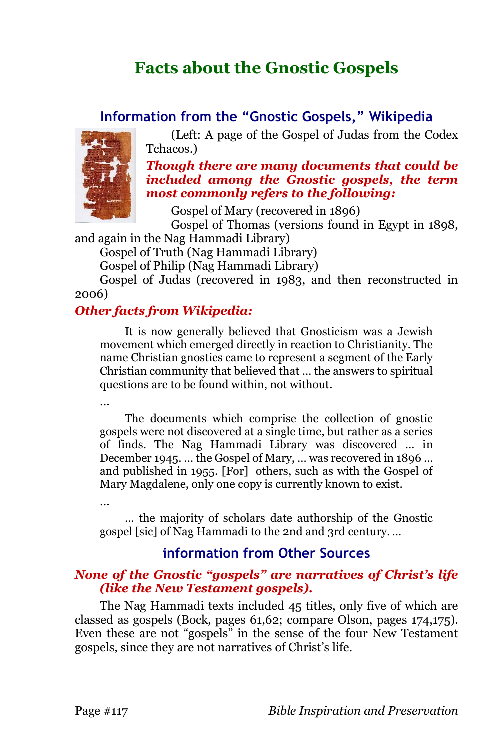# Facts about the Gnostic Gospels

## Information from the "Gnostic Gospels," Wikipedia

(Left: A page of the Gospel of Judas from the Codex Tchacos.)

***Though there are many documents that could be included among the Gnostic gospels, the term most commonly refers to the following:***

Gospel of Mary (recovered in 1896)

Gospel of Thomas (versions found in Egypt in 1898, and again in the Nag Hammadi Library)

Gospel of Truth (Nag Hammadi Library)

Gospel of Philip (Nag Hammadi Library)

Gospel of Judas (recovered in 1983, and then reconstructed in 2006)

***Other facts from Wikipedia:***

> It is now generally believed that Gnosticism was a Jewish movement which emerged directly in reaction to Christianity. The name Christian gnostics came to represent a segment of the Early Christian community that believed that … the answers to spiritual questions are to be found within, not without.
>
> …
>
> The documents which comprise the collection of gnostic gospels were not discovered at a single time, but rather as a series of finds. The Nag Hammadi Library was discovered … in December 1945. … the Gospel of Mary, … was recovered in 1896 … and published in 1955. [For] others, such as with the Gospel of Mary Magdalene, only one copy is currently known to exist.
>
> …
>
> … the majority of scholars date authorship of the Gnostic gospel [sic] of Nag Hammadi to the 2nd and 3rd century. …

## information from Other Sources

***None of the Gnostic "gospels" are narratives of Christ's life (like the New Testament gospels).***

The Nag Hammadi texts included 45 titles, only five of which are classed as gospels (Bock, pages 61,62; compare Olson, pages 174,175). Even these are not "gospels" in the sense of the four New Testament gospels, since they are not narratives of Christ's life.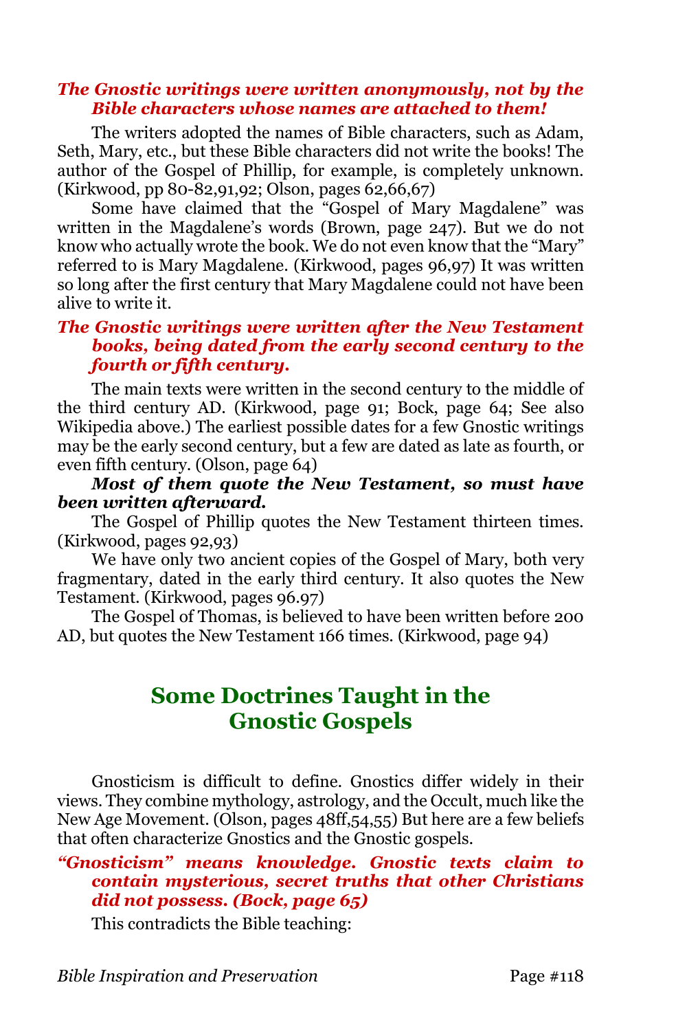### *The Gnostic writings were written anonymously, not by the Bible characters whose names are attached to them!*

The writers adopted the names of Bible characters, such as Adam, Seth, Mary, etc., but these Bible characters did not write the books! The author of the Gospel of Phillip, for example, is completely unknown. (Kirkwood, pp 80-82,91,92; Olson, pages 62,66,67)

Some have claimed that the "Gospel of Mary Magdalene" was written in the Magdalene's words (Brown, page 247). But we do not know who actually wrote the book. We do not even know that the "Mary" referred to is Mary Magdalene. (Kirkwood, pages 96,97) It was written so long after the first century that Mary Magdalene could not have been alive to write it.

### *The Gnostic writings were written after the New Testament books, being dated from the early second century to the fourth or fifth century.*

The main texts were written in the second century to the middle of the third century AD. (Kirkwood, page 91; Bock, page 64; See also Wikipedia above.) The earliest possible dates for a few Gnostic writings may be the early second century, but a few are dated as late as fourth, or even fifth century. (Olson, page 64)

***Most of them quote the New Testament, so must have been written afterward.***

The Gospel of Phillip quotes the New Testament thirteen times. (Kirkwood, pages 92,93)

We have only two ancient copies of the Gospel of Mary, both very fragmentary, dated in the early third century. It also quotes the New Testament. (Kirkwood, pages 96.97)

The Gospel of Thomas, is believed to have been written before 200 AD, but quotes the New Testament 166 times. (Kirkwood, page 94)

## Some Doctrines Taught in the Gnostic Gospels

Gnosticism is difficult to define. Gnostics differ widely in their views. They combine mythology, astrology, and the Occult, much like the New Age Movement. (Olson, pages 48ff,54,55) But here are a few beliefs that often characterize Gnostics and the Gnostic gospels.

### *"Gnosticism" means knowledge. Gnostic texts claim to contain mysterious, secret truths that other Christians did not possess. (Bock, page 65)*

This contradicts the Bible teaching: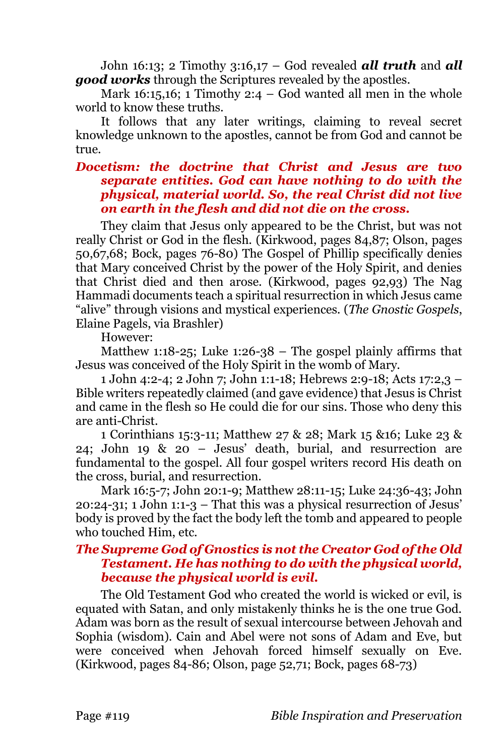John 16:13; 2 Timothy 3:16,17 – God revealed ***all truth*** and ***all good works*** through the Scriptures revealed by the apostles.

Mark 16:15,16; 1 Timothy 2:4 – God wanted all men in the whole world to know these truths.

It follows that any later writings, claiming to reveal secret knowledge unknown to the apostles, cannot be from God and cannot be true.

### *Docetism: the doctrine that Christ and Jesus are two separate entities. God can have nothing to do with the physical, material world. So, the real Christ did not live on earth in the flesh and did not die on the cross.*

They claim that Jesus only appeared to be the Christ, but was not really Christ or God in the flesh. (Kirkwood, pages 84,87; Olson, pages 50,67,68; Bock, pages 76-80) The Gospel of Phillip specifically denies that Mary conceived Christ by the power of the Holy Spirit, and denies that Christ died and then arose. (Kirkwood, pages 92,93) The Nag Hammadi documents teach a spiritual resurrection in which Jesus came "alive" through visions and mystical experiences. (*The Gnostic Gospels*, Elaine Pagels, via Brashler)

However:

Matthew 1:18-25; Luke 1:26-38 – The gospel plainly affirms that Jesus was conceived of the Holy Spirit in the womb of Mary.

1 John 4:2-4; 2 John 7; John 1:1-18; Hebrews 2:9-18; Acts 17:2,3 – Bible writers repeatedly claimed (and gave evidence) that Jesus is Christ and came in the flesh so He could die for our sins. Those who deny this are anti-Christ.

1 Corinthians 15:3-11; Matthew 27 & 28; Mark 15 &16; Luke 23 & 24; John 19 & 20 – Jesus' death, burial, and resurrection are fundamental to the gospel. All four gospel writers record His death on the cross, burial, and resurrection.

Mark 16:5-7; John 20:1-9; Matthew 28:11-15; Luke 24:36-43; John 20:24-31; 1 John 1:1-3 – That this was a physical resurrection of Jesus' body is proved by the fact the body left the tomb and appeared to people who touched Him, etc.

### *The Supreme God of Gnostics is not the Creator God of the Old Testament. He has nothing to do with the physical world, because the physical world is evil.*

The Old Testament God who created the world is wicked or evil, is equated with Satan, and only mistakenly thinks he is the one true God. Adam was born as the result of sexual intercourse between Jehovah and Sophia (wisdom). Cain and Abel were not sons of Adam and Eve, but were conceived when Jehovah forced himself sexually on Eve. (Kirkwood, pages 84-86; Olson, page 52,71; Bock, pages 68-73)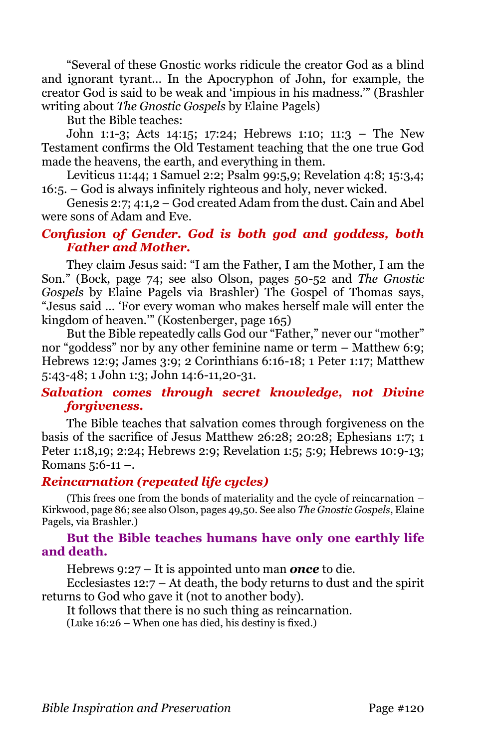"Several of these Gnostic works ridicule the creator God as a blind and ignorant tyrant… In the Apocryphon of John, for example, the creator God is said to be weak and 'impious in his madness.'" (Brashler writing about *The Gnostic Gospels* by Elaine Pagels)

But the Bible teaches:

John 1:1-3; Acts 14:15; 17:24; Hebrews 1:10; 11:3 – The New Testament confirms the Old Testament teaching that the one true God made the heavens, the earth, and everything in them.

Leviticus 11:44; 1 Samuel 2:2; Psalm 99:5,9; Revelation 4:8; 15:3,4; 16:5. – God is always infinitely righteous and holy, never wicked.

Genesis 2:7; 4:1,2 – God created Adam from the dust. Cain and Abel were sons of Adam and Eve.

### *Confusion of Gender. God is both god and goddess, both Father and Mother.*

They claim Jesus said: "I am the Father, I am the Mother, I am the Son." (Bock, page 74; see also Olson, pages 50-52 and *The Gnostic Gospels* by Elaine Pagels via Brashler) The Gospel of Thomas says, "Jesus said … 'For every woman who makes herself male will enter the kingdom of heaven.'" (Kostenberger, page 165)

But the Bible repeatedly calls God our "Father," never our "mother" nor "goddess" nor by any other feminine name or term – Matthew 6:9; Hebrews 12:9; James 3:9; 2 Corinthians 6:16-18; 1 Peter 1:17; Matthew 5:43-48; 1 John 1:3; John 14:6-11,20-31.

### *Salvation comes through secret knowledge, not Divine forgiveness.*

The Bible teaches that salvation comes through forgiveness on the basis of the sacrifice of Jesus Matthew 26:28; 20:28; Ephesians 1:7; 1 Peter 1:18,19; 2:24; Hebrews 2:9; Revelation 1:5; 5:9; Hebrews 10:9-13; Romans 5:6-11 –.

### *Reincarnation (repeated life cycles)*

(This frees one from the bonds of materiality and the cycle of reincarnation – Kirkwood, page 86; see also Olson, pages 49,50. See also *The Gnostic Gospels*, Elaine Pagels, via Brashler.)

**But the Bible teaches humans have only one earthly life and death.**

Hebrews 9:27 – It is appointed unto man ***once*** to die.

Ecclesiastes 12:7 – At death, the body returns to dust and the spirit returns to God who gave it (not to another body).

It follows that there is no such thing as reincarnation.

(Luke 16:26 – When one has died, his destiny is fixed.)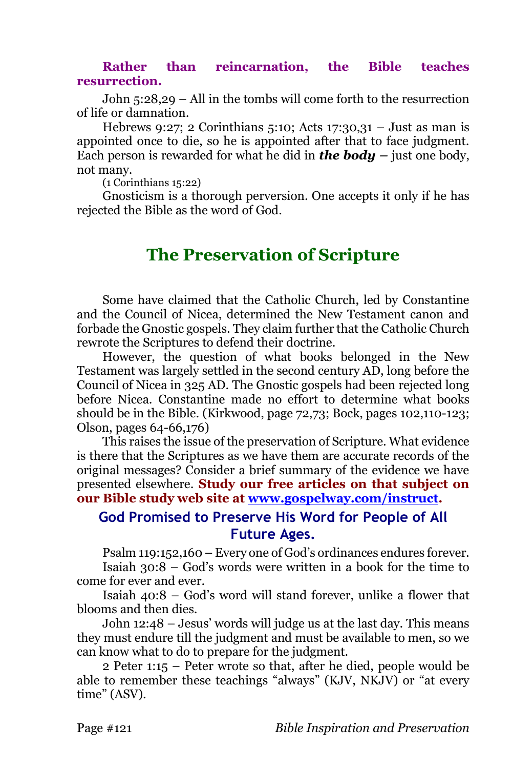**Rather than reincarnation, the Bible teaches resurrection.**

John 5:28,29 – All in the tombs will come forth to the resurrection of life or damnation.

Hebrews 9:27; 2 Corinthians 5:10; Acts 17:30,31 – Just as man is appointed once to die, so he is appointed after that to face judgment. Each person is rewarded for what he did in ***the body*** – just one body, not many.

(1 Corinthians 15:22)

Gnosticism is a thorough perversion. One accepts it only if he has rejected the Bible as the word of God.

## The Preservation of Scripture

Some have claimed that the Catholic Church, led by Constantine and the Council of Nicea, determined the New Testament canon and forbade the Gnostic gospels. They claim further that the Catholic Church rewrote the Scriptures to defend their doctrine.

However, the question of what books belonged in the New Testament was largely settled in the second century AD, long before the Council of Nicea in 325 AD. The Gnostic gospels had been rejected long before Nicea. Constantine made no effort to determine what books should be in the Bible. (Kirkwood, page 72,73; Bock, pages 102,110-123; Olson, pages 64-66,176)

This raises the issue of the preservation of Scripture. What evidence is there that the Scriptures as we have them are accurate records of the original messages? Consider a brief summary of the evidence we have presented elsewhere. **Study our free articles on that subject on our Bible study web site at [www.gospelway.com/instruct](www.gospelway.com/instruct).**

### God Promised to Preserve His Word for People of All Future Ages.

Psalm 119:152,160 – Every one of God's ordinances endures forever.

Isaiah 30:8 – God's words were written in a book for the time to come for ever and ever.

Isaiah 40:8 – God's word will stand forever, unlike a flower that blooms and then dies.

John 12:48 – Jesus' words will judge us at the last day. This means they must endure till the judgment and must be available to men, so we can know what to do to prepare for the judgment.

2 Peter 1:15 – Peter wrote so that, after he died, people would be able to remember these teachings "always" (KJV, NKJV) or "at every time" (ASV).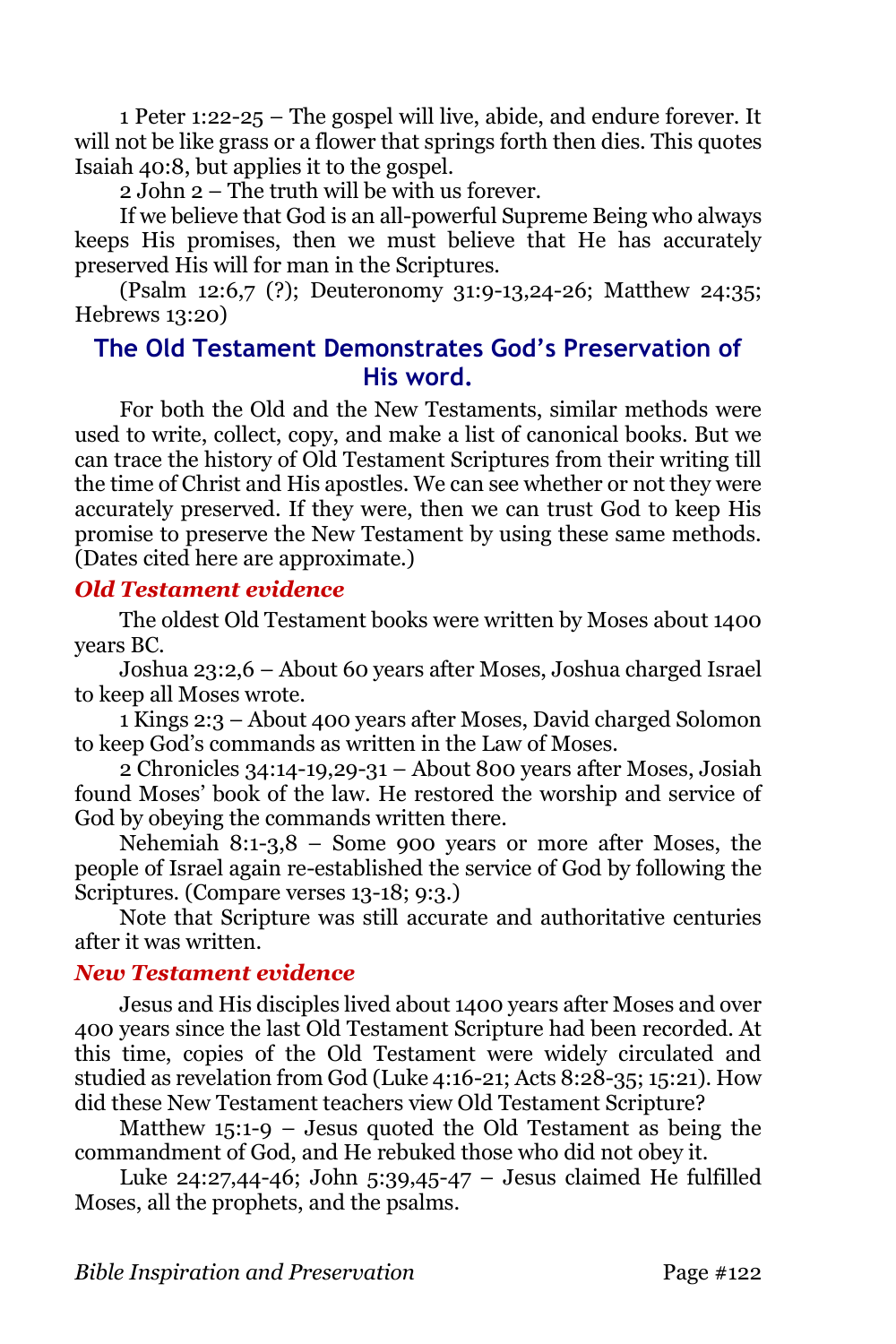1 Peter 1:22-25 – The gospel will live, abide, and endure forever. It will not be like grass or a flower that springs forth then dies. This quotes Isaiah 40:8, but applies it to the gospel.

2 John 2 – The truth will be with us forever.

If we believe that God is an all-powerful Supreme Being who always keeps His promises, then we must believe that He has accurately preserved His will for man in the Scriptures.

(Psalm 12:6,7 (?); Deuteronomy 31:9-13,24-26; Matthew 24:35; Hebrews 13:20)

## The Old Testament Demonstrates God's Preservation of His word.

For both the Old and the New Testaments, similar methods were used to write, collect, copy, and make a list of canonical books. But we can trace the history of Old Testament Scriptures from their writing till the time of Christ and His apostles. We can see whether or not they were accurately preserved. If they were, then we can trust God to keep His promise to preserve the New Testament by using these same methods. (Dates cited here are approximate.)

### *Old Testament evidence*

The oldest Old Testament books were written by Moses about 1400 years BC.

Joshua 23:2,6 – About 60 years after Moses, Joshua charged Israel to keep all Moses wrote.

1 Kings 2:3 – About 400 years after Moses, David charged Solomon to keep God's commands as written in the Law of Moses.

2 Chronicles 34:14-19,29-31 – About 800 years after Moses, Josiah found Moses' book of the law. He restored the worship and service of God by obeying the commands written there.

Nehemiah 8:1-3,8 – Some 900 years or more after Moses, the people of Israel again re-established the service of God by following the Scriptures. (Compare verses 13-18; 9:3.)

Note that Scripture was still accurate and authoritative centuries after it was written.

### *New Testament evidence*

Jesus and His disciples lived about 1400 years after Moses and over 400 years since the last Old Testament Scripture had been recorded. At this time, copies of the Old Testament were widely circulated and studied as revelation from God (Luke 4:16-21; Acts 8:28-35; 15:21). How did these New Testament teachers view Old Testament Scripture?

Matthew 15:1-9 – Jesus quoted the Old Testament as being the commandment of God, and He rebuked those who did not obey it.

Luke 24:27,44-46; John 5:39,45-47 – Jesus claimed He fulfilled Moses, all the prophets, and the psalms.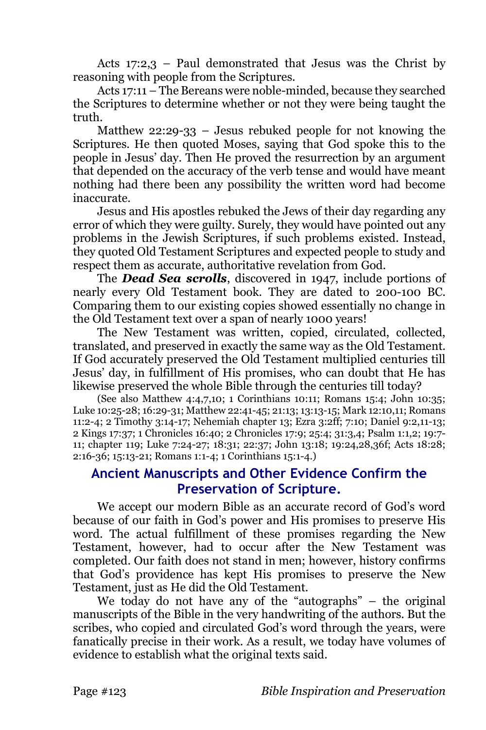Acts 17:2,3 – Paul demonstrated that Jesus was the Christ by reasoning with people from the Scriptures.

Acts 17:11 – The Bereans were noble-minded, because they searched the Scriptures to determine whether or not they were being taught the truth.

Matthew 22:29-33 – Jesus rebuked people for not knowing the Scriptures. He then quoted Moses, saying that God spoke this to the people in Jesus' day. Then He proved the resurrection by an argument that depended on the accuracy of the verb tense and would have meant nothing had there been any possibility the written word had become inaccurate.

Jesus and His apostles rebuked the Jews of their day regarding any error of which they were guilty. Surely, they would have pointed out any problems in the Jewish Scriptures, if such problems existed. Instead, they quoted Old Testament Scriptures and expected people to study and respect them as accurate, authoritative revelation from God.

The ***Dead Sea scrolls***, discovered in 1947, include portions of nearly every Old Testament book. They are dated to 200-100 BC. Comparing them to our existing copies showed essentially no change in the Old Testament text over a span of nearly 1000 years!

The New Testament was written, copied, circulated, collected, translated, and preserved in exactly the same way as the Old Testament. If God accurately preserved the Old Testament multiplied centuries till Jesus' day, in fulfillment of His promises, who can doubt that He has likewise preserved the whole Bible through the centuries till today?

(See also Matthew 4:4,7,10; 1 Corinthians 10:11; Romans 15:4; John 10:35; Luke 10:25-28; 16:29-31; Matthew 22:41-45; 21:13; 13:13-15; Mark 12:10,11; Romans 11:2-4; 2 Timothy 3:14-17; Nehemiah chapter 13; Ezra 3:2ff; 7:10; Daniel 9:2,11-13; 2 Kings 17:37; 1 Chronicles 16:40; 2 Chronicles 17:9; 25:4; 31:3,4; Psalm 1:1,2; 19:7-11; chapter 119; Luke 7:24-27; 18:31; 22:37; John 13:18; 19:24,28,36f; Acts 18:28; 2:16-36; 15:13-21; Romans 1:1-4; 1 Corinthians 15:1-4.)

## Ancient Manuscripts and Other Evidence Confirm the Preservation of Scripture.

We accept our modern Bible as an accurate record of God's word because of our faith in God's power and His promises to preserve His word. The actual fulfillment of these promises regarding the New Testament, however, had to occur after the New Testament was completed. Our faith does not stand in men; however, history confirms that God's providence has kept His promises to preserve the New Testament, just as He did the Old Testament.

We today do not have any of the "autographs" – the original manuscripts of the Bible in the very handwriting of the authors. But the scribes, who copied and circulated God's word through the years, were fanatically precise in their work. As a result, we today have volumes of evidence to establish what the original texts said.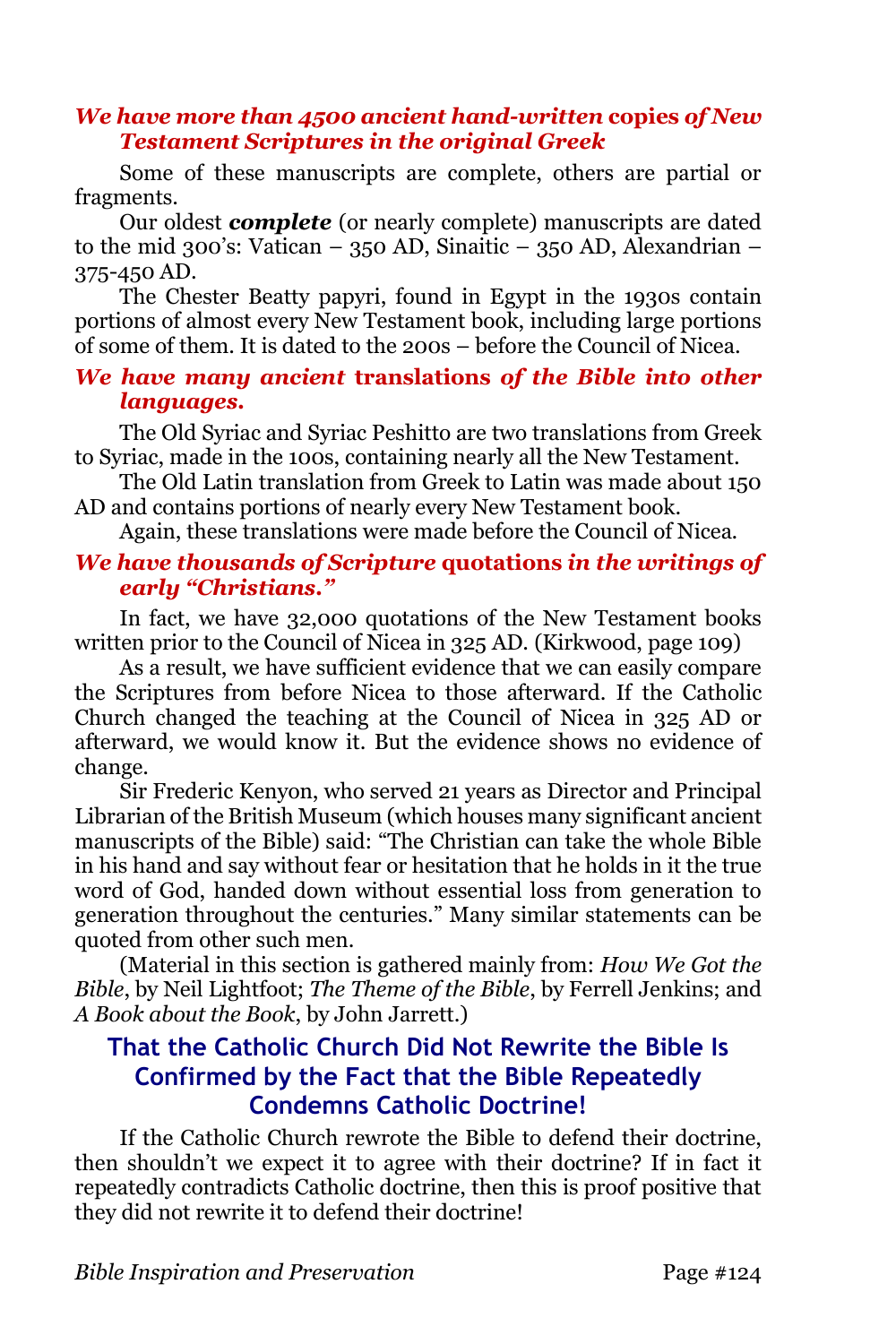### *We have more than 4500 ancient hand-written* **copies** *of New Testament Scriptures in the original Greek*

Some of these manuscripts are complete, others are partial or fragments.

Our oldest ***complete*** (or nearly complete) manuscripts are dated to the mid 300's: Vatican – 350 AD, Sinaitic – 350 AD, Alexandrian – 375-450 AD.

The Chester Beatty papyri, found in Egypt in the 1930s contain portions of almost every New Testament book, including large portions of some of them. It is dated to the 200s – before the Council of Nicea.

### *We have many ancient* **translations** *of the Bible into other languages.*

The Old Syriac and Syriac Peshitto are two translations from Greek to Syriac, made in the 100s, containing nearly all the New Testament.

The Old Latin translation from Greek to Latin was made about 150 AD and contains portions of nearly every New Testament book.

Again, these translations were made before the Council of Nicea.

### *We have thousands of Scripture* **quotations** *in the writings of early "Christians."*

In fact, we have 32,000 quotations of the New Testament books written prior to the Council of Nicea in 325 AD. (Kirkwood, page 109)

As a result, we have sufficient evidence that we can easily compare the Scriptures from before Nicea to those afterward. If the Catholic Church changed the teaching at the Council of Nicea in 325 AD or afterward, we would know it. But the evidence shows no evidence of change.

Sir Frederic Kenyon, who served 21 years as Director and Principal Librarian of the British Museum (which houses many significant ancient manuscripts of the Bible) said: "The Christian can take the whole Bible in his hand and say without fear or hesitation that he holds in it the true word of God, handed down without essential loss from generation to generation throughout the centuries." Many similar statements can be quoted from other such men.

(Material in this section is gathered mainly from: *How We Got the Bible*, by Neil Lightfoot; *The Theme of the Bible*, by Ferrell Jenkins; and *A Book about the Book*, by John Jarrett.)

## That the Catholic Church Did Not Rewrite the Bible Is Confirmed by the Fact that the Bible Repeatedly Condemns Catholic Doctrine!

If the Catholic Church rewrote the Bible to defend their doctrine, then shouldn't we expect it to agree with their doctrine? If in fact it repeatedly contradicts Catholic doctrine, then this is proof positive that they did not rewrite it to defend their doctrine!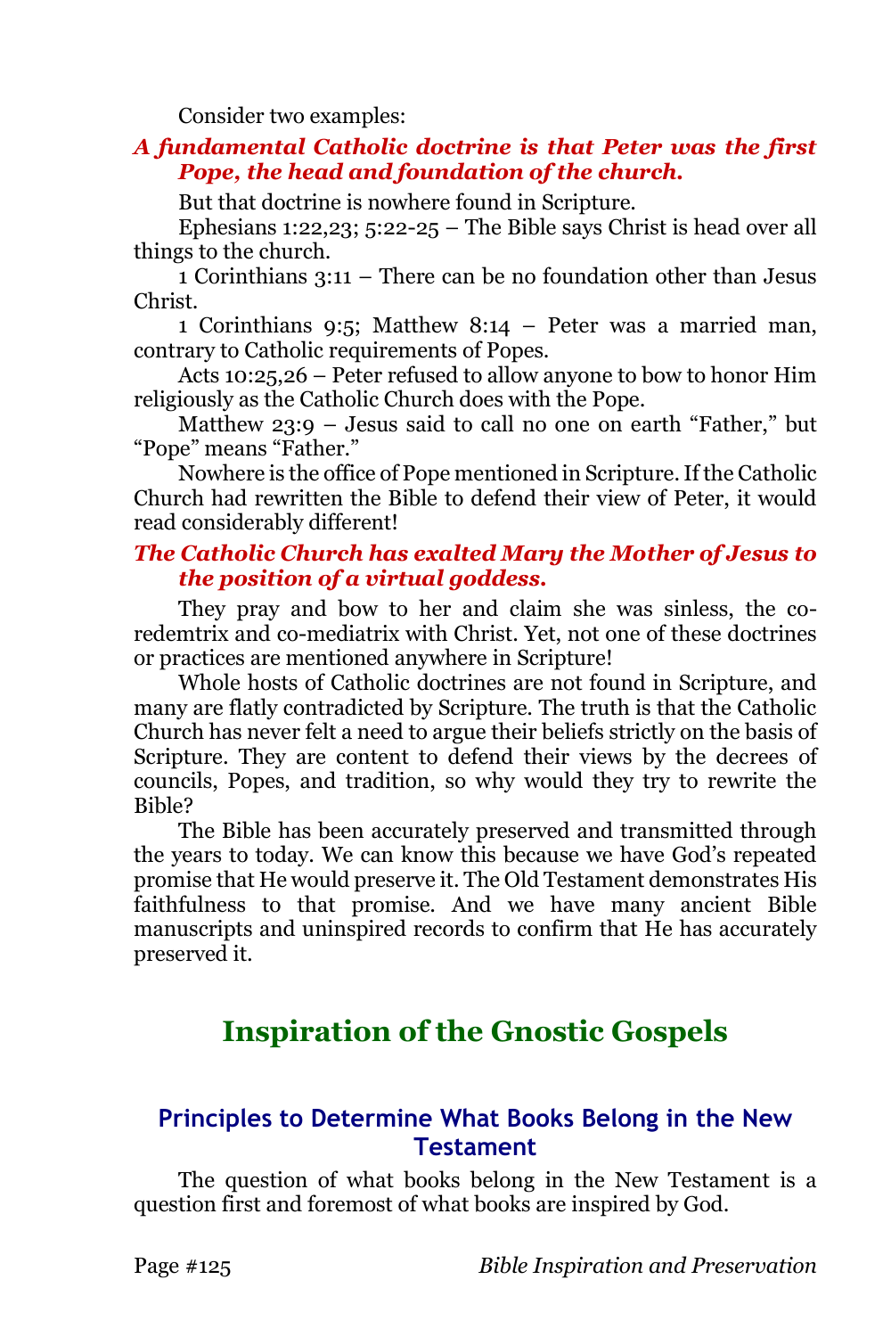Consider two examples:

***A fundamental Catholic doctrine is that Peter was the first Pope, the head and foundation of the church.***

But that doctrine is nowhere found in Scripture.

Ephesians 1:22,23; 5:22-25 – The Bible says Christ is head over all things to the church.

1 Corinthians 3:11 – There can be no foundation other than Jesus Christ.

1 Corinthians 9:5; Matthew 8:14 – Peter was a married man, contrary to Catholic requirements of Popes.

Acts 10:25,26 – Peter refused to allow anyone to bow to honor Him religiously as the Catholic Church does with the Pope.

Matthew 23:9 – Jesus said to call no one on earth "Father," but "Pope" means "Father."

Nowhere is the office of Pope mentioned in Scripture. If the Catholic Church had rewritten the Bible to defend their view of Peter, it would read considerably different!

***The Catholic Church has exalted Mary the Mother of Jesus to the position of a virtual goddess.***

They pray and bow to her and claim she was sinless, the co-redemtrix and co-mediatrix with Christ. Yet, not one of these doctrines or practices are mentioned anywhere in Scripture!

Whole hosts of Catholic doctrines are not found in Scripture, and many are flatly contradicted by Scripture. The truth is that the Catholic Church has never felt a need to argue their beliefs strictly on the basis of Scripture. They are content to defend their views by the decrees of councils, Popes, and tradition, so why would they try to rewrite the Bible?

The Bible has been accurately preserved and transmitted through the years to today. We can know this because we have God's repeated promise that He would preserve it. The Old Testament demonstrates His faithfulness to that promise. And we have many ancient Bible manuscripts and uninspired records to confirm that He has accurately preserved it.

# Inspiration of the Gnostic Gospels

## Principles to Determine What Books Belong in the New Testament

The question of what books belong in the New Testament is a question first and foremost of what books are inspired by God.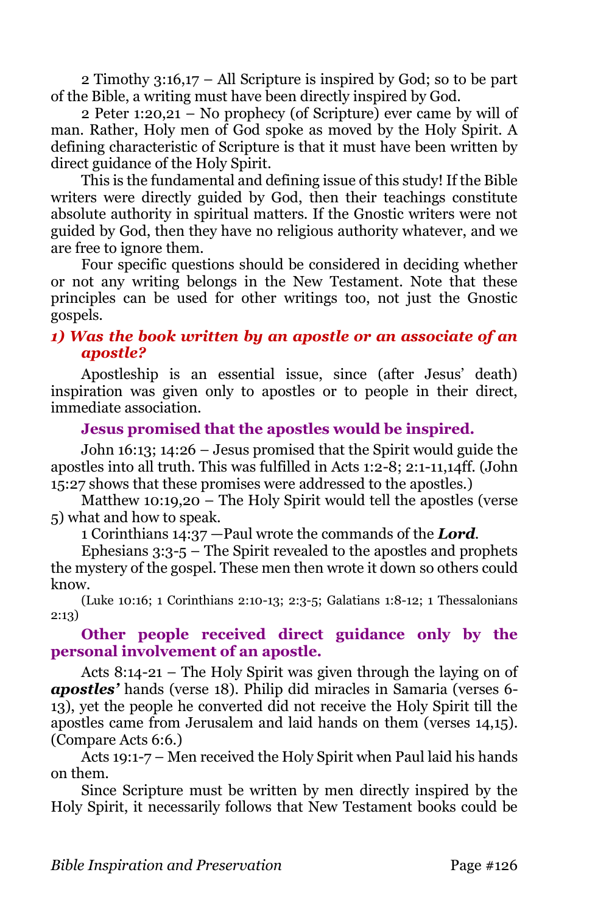2 Timothy 3:16,17 – All Scripture is inspired by God; so to be part of the Bible, a writing must have been directly inspired by God.

2 Peter 1:20,21 – No prophecy (of Scripture) ever came by will of man. Rather, Holy men of God spoke as moved by the Holy Spirit. A defining characteristic of Scripture is that it must have been written by direct guidance of the Holy Spirit.

This is the fundamental and defining issue of this study! If the Bible writers were directly guided by God, then their teachings constitute absolute authority in spiritual matters. If the Gnostic writers were not guided by God, then they have no religious authority whatever, and we are free to ignore them.

Four specific questions should be considered in deciding whether or not any writing belongs in the New Testament. Note that these principles can be used for other writings too, not just the Gnostic gospels.

### *1) Was the book written by an apostle or an associate of an apostle?*

Apostleship is an essential issue, since (after Jesus' death) inspiration was given only to apostles or to people in their direct, immediate association.

**Jesus promised that the apostles would be inspired.**

John 16:13; 14:26 – Jesus promised that the Spirit would guide the apostles into all truth. This was fulfilled in Acts 1:2-8; 2:1-11,14ff. (John 15:27 shows that these promises were addressed to the apostles.)

Matthew 10:19,20 – The Holy Spirit would tell the apostles (verse 5) what and how to speak.

1 Corinthians 14:37 —Paul wrote the commands of the ***Lord***.

Ephesians 3:3-5 – The Spirit revealed to the apostles and prophets the mystery of the gospel. These men then wrote it down so others could know.

(Luke 10:16; 1 Corinthians 2:10-13; 2:3-5; Galatians 1:8-12; 1 Thessalonians 2:13)

**Other people received direct guidance only by the personal involvement of an apostle.**

Acts 8:14-21 – The Holy Spirit was given through the laying on of ***apostles'*** hands (verse 18). Philip did miracles in Samaria (verses 6-13), yet the people he converted did not receive the Holy Spirit till the apostles came from Jerusalem and laid hands on them (verses 14,15). (Compare Acts 6:6.)

Acts 19:1-7 – Men received the Holy Spirit when Paul laid his hands on them.

Since Scripture must be written by men directly inspired by the Holy Spirit, it necessarily follows that New Testament books could be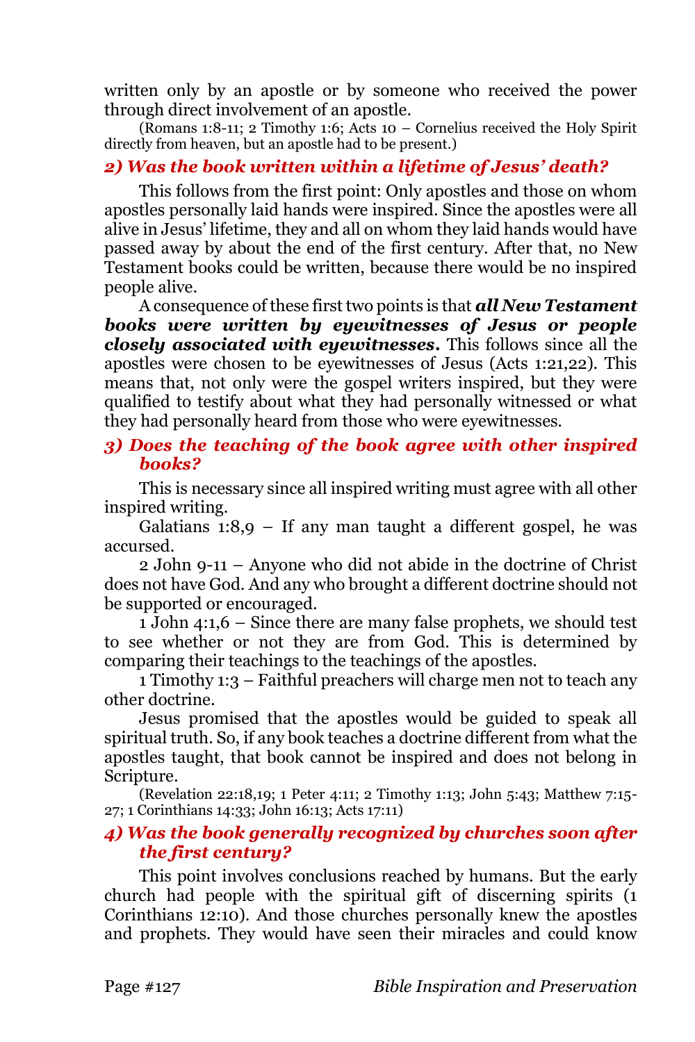written only by an apostle or by someone who received the power through direct involvement of an apostle.

(Romans 1:8-11; 2 Timothy 1:6; Acts 10 – Cornelius received the Holy Spirit directly from heaven, but an apostle had to be present.)

### *2) Was the book written within a lifetime of Jesus' death?*

This follows from the first point: Only apostles and those on whom apostles personally laid hands were inspired. Since the apostles were all alive in Jesus' lifetime, they and all on whom they laid hands would have passed away by about the end of the first century. After that, no New Testament books could be written, because there would be no inspired people alive.

A consequence of these first two points is that ***all New Testament books were written by eyewitnesses of Jesus or people closely associated with eyewitnesses.*** This follows since all the apostles were chosen to be eyewitnesses of Jesus (Acts 1:21,22). This means that, not only were the gospel writers inspired, but they were qualified to testify about what they had personally witnessed or what they had personally heard from those who were eyewitnesses.

### *3) Does the teaching of the book agree with other inspired books?*

This is necessary since all inspired writing must agree with all other inspired writing.

Galatians 1:8,9 – If any man taught a different gospel, he was accursed.

2 John 9-11 – Anyone who did not abide in the doctrine of Christ does not have God. And any who brought a different doctrine should not be supported or encouraged.

1 John 4:1,6 – Since there are many false prophets, we should test to see whether or not they are from God. This is determined by comparing their teachings to the teachings of the apostles.

1 Timothy 1:3 – Faithful preachers will charge men not to teach any other doctrine.

Jesus promised that the apostles would be guided to speak all spiritual truth. So, if any book teaches a doctrine different from what the apostles taught, that book cannot be inspired and does not belong in Scripture.

(Revelation 22:18,19; 1 Peter 4:11; 2 Timothy 1:13; John 5:43; Matthew 7:15-27; 1 Corinthians 14:33; John 16:13; Acts 17:11)

### *4) Was the book generally recognized by churches soon after the first century?*

This point involves conclusions reached by humans. But the early church had people with the spiritual gift of discerning spirits (1 Corinthians 12:10). And those churches personally knew the apostles and prophets. They would have seen their miracles and could know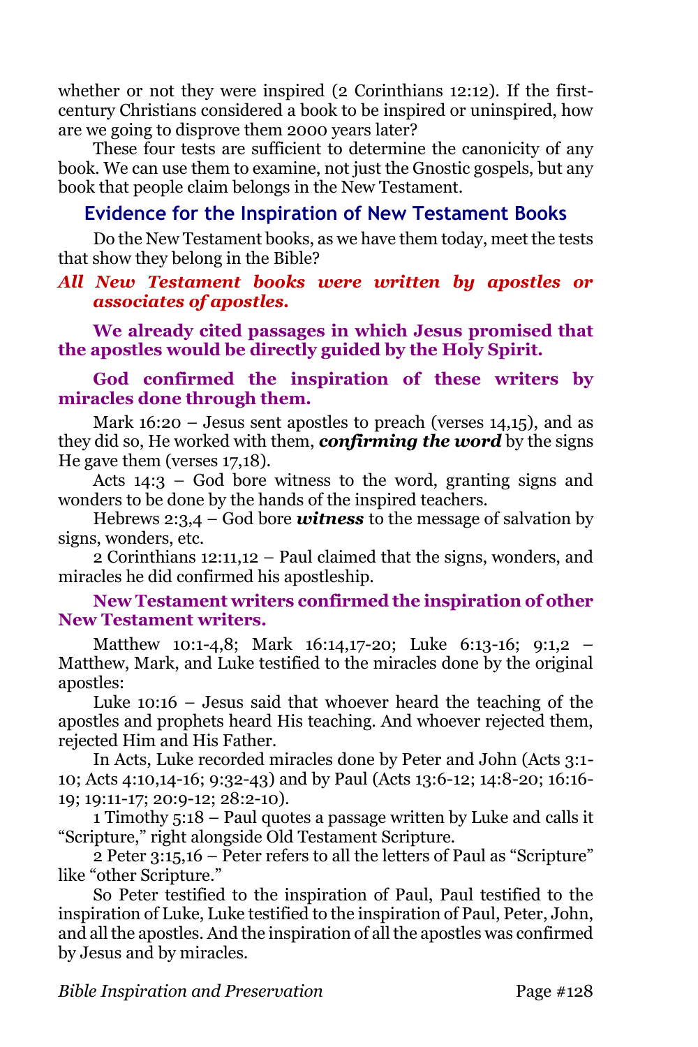whether or not they were inspired (2 Corinthians 12:12). If the first-century Christians considered a book to be inspired or uninspired, how are we going to disprove them 2000 years later?

These four tests are sufficient to determine the canonicity of any book. We can use them to examine, not just the Gnostic gospels, but any book that people claim belongs in the New Testament.

## Evidence for the Inspiration of New Testament Books

Do the New Testament books, as we have them today, meet the tests that show they belong in the Bible?

***All New Testament books were written by apostles or associates of apostles.***

**We already cited passages in which Jesus promised that the apostles would be directly guided by the Holy Spirit.**

**God confirmed the inspiration of these writers by miracles done through them.**

Mark 16:20 – Jesus sent apostles to preach (verses 14,15), and as they did so, He worked with them, ***confirming the word*** by the signs He gave them (verses 17,18).

Acts 14:3 – God bore witness to the word, granting signs and wonders to be done by the hands of the inspired teachers.

Hebrews 2:3,4 – God bore ***witness*** to the message of salvation by signs, wonders, etc.

2 Corinthians 12:11,12 – Paul claimed that the signs, wonders, and miracles he did confirmed his apostleship.

**New Testament writers confirmed the inspiration of other New Testament writers.**

Matthew 10:1-4,8; Mark 16:14,17-20; Luke 6:13-16; 9:1,2 – Matthew, Mark, and Luke testified to the miracles done by the original apostles:

Luke 10:16 – Jesus said that whoever heard the teaching of the apostles and prophets heard His teaching. And whoever rejected them, rejected Him and His Father.

In Acts, Luke recorded miracles done by Peter and John (Acts 3:1-10; Acts 4:10,14-16; 9:32-43) and by Paul (Acts 13:6-12; 14:8-20; 16:16-19; 19:11-17; 20:9-12; 28:2-10).

1 Timothy 5:18 – Paul quotes a passage written by Luke and calls it "Scripture," right alongside Old Testament Scripture.

2 Peter 3:15,16 – Peter refers to all the letters of Paul as "Scripture" like "other Scripture."

So Peter testified to the inspiration of Paul, Paul testified to the inspiration of Luke, Luke testified to the inspiration of Paul, Peter, John, and all the apostles. And the inspiration of all the apostles was confirmed by Jesus and by miracles.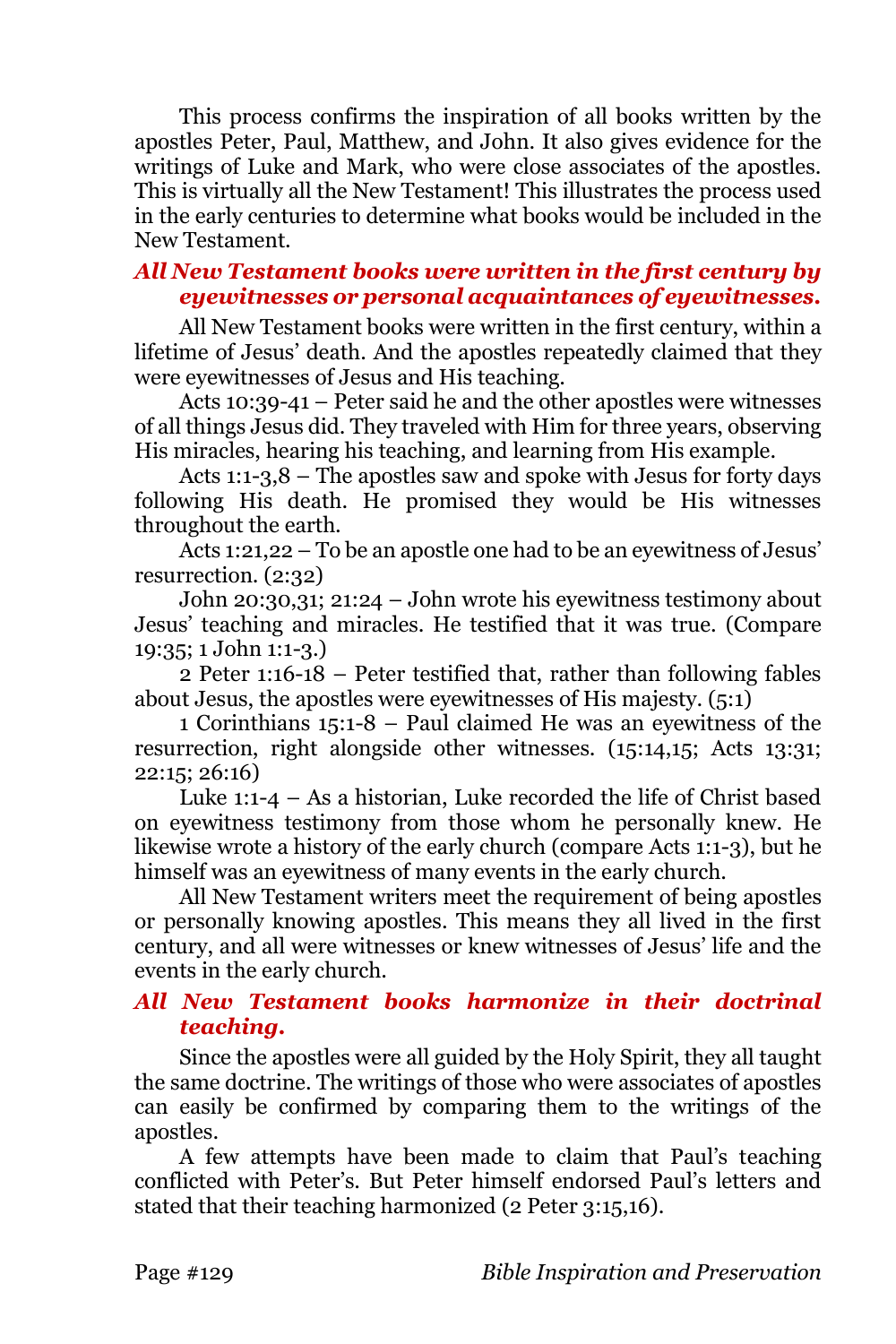This process confirms the inspiration of all books written by the apostles Peter, Paul, Matthew, and John. It also gives evidence for the writings of Luke and Mark, who were close associates of the apostles. This is virtually all the New Testament! This illustrates the process used in the early centuries to determine what books would be included in the New Testament.

### *All New Testament books were written in the first century by eyewitnesses or personal acquaintances of eyewitnesses.*

All New Testament books were written in the first century, within a lifetime of Jesus' death. And the apostles repeatedly claimed that they were eyewitnesses of Jesus and His teaching.

Acts 10:39-41 – Peter said he and the other apostles were witnesses of all things Jesus did. They traveled with Him for three years, observing His miracles, hearing his teaching, and learning from His example.

Acts 1:1-3,8 – The apostles saw and spoke with Jesus for forty days following His death. He promised they would be His witnesses throughout the earth.

Acts 1:21,22 – To be an apostle one had to be an eyewitness of Jesus' resurrection. (2:32)

John 20:30,31; 21:24 – John wrote his eyewitness testimony about Jesus' teaching and miracles. He testified that it was true. (Compare 19:35; 1 John 1:1-3.)

2 Peter 1:16-18 – Peter testified that, rather than following fables about Jesus, the apostles were eyewitnesses of His majesty. (5:1)

1 Corinthians 15:1-8 – Paul claimed He was an eyewitness of the resurrection, right alongside other witnesses. (15:14,15; Acts 13:31; 22:15; 26:16)

Luke 1:1-4 – As a historian, Luke recorded the life of Christ based on eyewitness testimony from those whom he personally knew. He likewise wrote a history of the early church (compare Acts 1:1-3), but he himself was an eyewitness of many events in the early church.

All New Testament writers meet the requirement of being apostles or personally knowing apostles. This means they all lived in the first century, and all were witnesses or knew witnesses of Jesus' life and the events in the early church.

### *All New Testament books harmonize in their doctrinal teaching.*

Since the apostles were all guided by the Holy Spirit, they all taught the same doctrine. The writings of those who were associates of apostles can easily be confirmed by comparing them to the writings of the apostles.

A few attempts have been made to claim that Paul's teaching conflicted with Peter's. But Peter himself endorsed Paul's letters and stated that their teaching harmonized (2 Peter 3:15,16).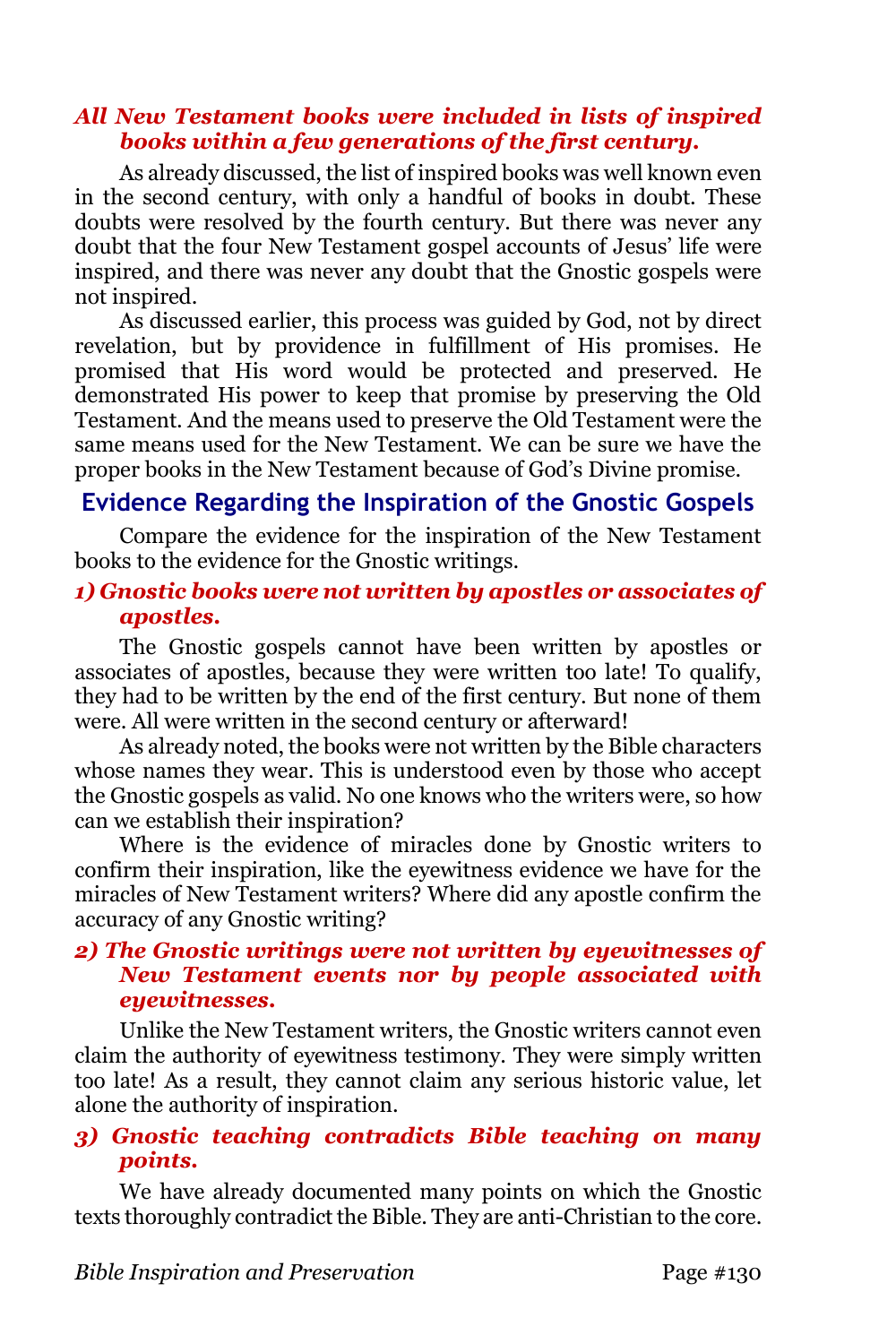***All New Testament books were included in lists of inspired books within a few generations of the first century.***

As already discussed, the list of inspired books was well known even in the second century, with only a handful of books in doubt. These doubts were resolved by the fourth century. But there was never any doubt that the four New Testament gospel accounts of Jesus' life were inspired, and there was never any doubt that the Gnostic gospels were not inspired.

As discussed earlier, this process was guided by God, not by direct revelation, but by providence in fulfillment of His promises. He promised that His word would be protected and preserved. He demonstrated His power to keep that promise by preserving the Old Testament. And the means used to preserve the Old Testament were the same means used for the New Testament. We can be sure we have the proper books in the New Testament because of God's Divine promise.

## Evidence Regarding the Inspiration of the Gnostic Gospels

Compare the evidence for the inspiration of the New Testament books to the evidence for the Gnostic writings.

***1) Gnostic books were not written by apostles or associates of apostles.***

The Gnostic gospels cannot have been written by apostles or associates of apostles, because they were written too late! To qualify, they had to be written by the end of the first century. But none of them were. All were written in the second century or afterward!

As already noted, the books were not written by the Bible characters whose names they wear. This is understood even by those who accept the Gnostic gospels as valid. No one knows who the writers were, so how can we establish their inspiration?

Where is the evidence of miracles done by Gnostic writers to confirm their inspiration, like the eyewitness evidence we have for the miracles of New Testament writers? Where did any apostle confirm the accuracy of any Gnostic writing?

***2) The Gnostic writings were not written by eyewitnesses of New Testament events nor by people associated with eyewitnesses.***

Unlike the New Testament writers, the Gnostic writers cannot even claim the authority of eyewitness testimony. They were simply written too late! As a result, they cannot claim any serious historic value, let alone the authority of inspiration.

***3) Gnostic teaching contradicts Bible teaching on many points.***

We have already documented many points on which the Gnostic texts thoroughly contradict the Bible. They are anti-Christian to the core.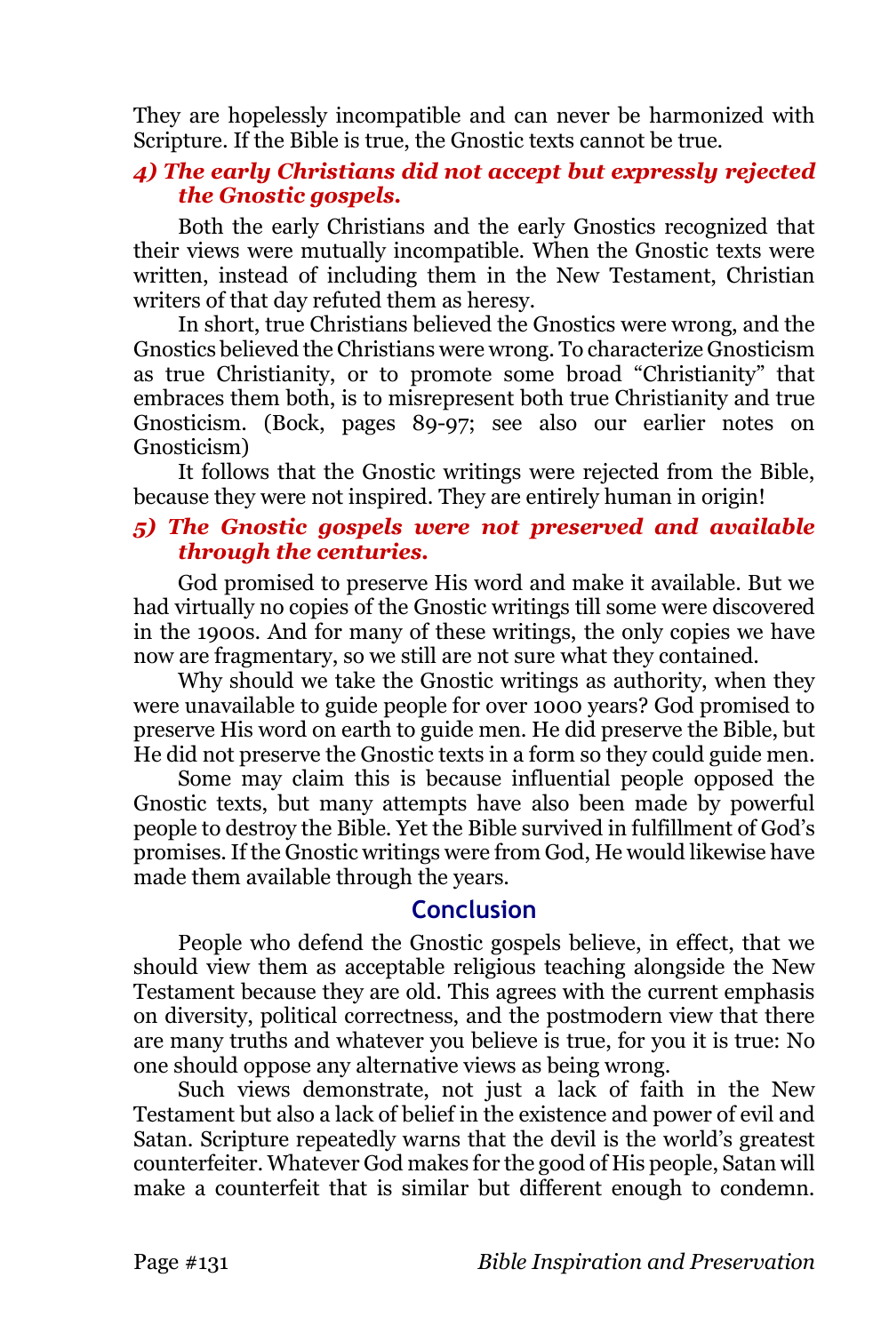They are hopelessly incompatible and can never be harmonized with Scripture. If the Bible is true, the Gnostic texts cannot be true.

### *4) The early Christians did not accept but expressly rejected the Gnostic gospels.*

Both the early Christians and the early Gnostics recognized that their views were mutually incompatible. When the Gnostic texts were written, instead of including them in the New Testament, Christian writers of that day refuted them as heresy.

In short, true Christians believed the Gnostics were wrong, and the Gnostics believed the Christians were wrong. To characterize Gnosticism as true Christianity, or to promote some broad "Christianity" that embraces them both, is to misrepresent both true Christianity and true Gnosticism. (Bock, pages 89-97; see also our earlier notes on Gnosticism)

It follows that the Gnostic writings were rejected from the Bible, because they were not inspired. They are entirely human in origin!

### *5) The Gnostic gospels were not preserved and available through the centuries.*

God promised to preserve His word and make it available. But we had virtually no copies of the Gnostic writings till some were discovered in the 1900s. And for many of these writings, the only copies we have now are fragmentary, so we still are not sure what they contained.

Why should we take the Gnostic writings as authority, when they were unavailable to guide people for over 1000 years? God promised to preserve His word on earth to guide men. He did preserve the Bible, but He did not preserve the Gnostic texts in a form so they could guide men.

Some may claim this is because influential people opposed the Gnostic texts, but many attempts have also been made by powerful people to destroy the Bible. Yet the Bible survived in fulfillment of God's promises. If the Gnostic writings were from God, He would likewise have made them available through the years.

## Conclusion

People who defend the Gnostic gospels believe, in effect, that we should view them as acceptable religious teaching alongside the New Testament because they are old. This agrees with the current emphasis on diversity, political correctness, and the postmodern view that there are many truths and whatever you believe is true, for you it is true: No one should oppose any alternative views as being wrong.

Such views demonstrate, not just a lack of faith in the New Testament but also a lack of belief in the existence and power of evil and Satan. Scripture repeatedly warns that the devil is the world's greatest counterfeiter. Whatever God makes for the good of His people, Satan will make a counterfeit that is similar but different enough to condemn.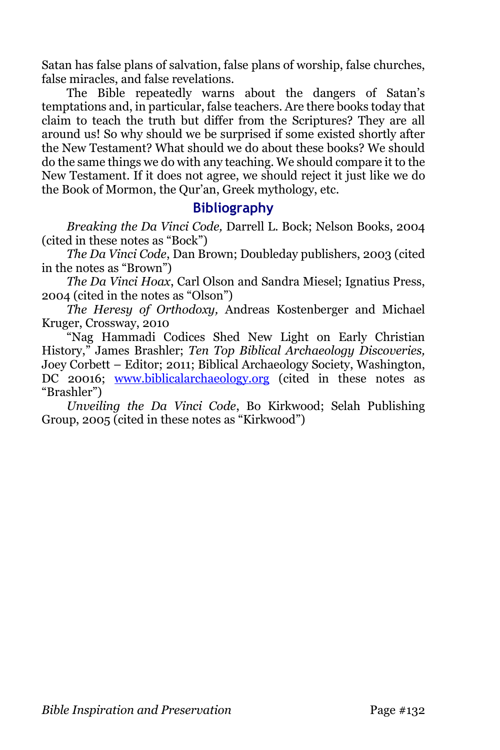Satan has false plans of salvation, false plans of worship, false churches, false miracles, and false revelations.

The Bible repeatedly warns about the dangers of Satan's temptations and, in particular, false teachers. Are there books today that claim to teach the truth but differ from the Scriptures? They are all around us! So why should we be surprised if some existed shortly after the New Testament? What should we do about these books? We should do the same things we do with any teaching. We should compare it to the New Testament. If it does not agree, we should reject it just like we do the Book of Mormon, the Qur'an, Greek mythology, etc.

## Bibliography

*Breaking the Da Vinci Code,* Darrell L. Bock; Nelson Books, 2004 (cited in these notes as "Bock")

*The Da Vinci Code*, Dan Brown; Doubleday publishers, 2003 (cited in the notes as "Brown")

*The Da Vinci Hoax*, Carl Olson and Sandra Miesel; Ignatius Press, 2004 (cited in the notes as "Olson")

*The Heresy of Orthodoxy,* Andreas Kostenberger and Michael Kruger, Crossway, 2010

"Nag Hammadi Codices Shed New Light on Early Christian History," James Brashler; *Ten Top Biblical Archaeology Discoveries,* Joey Corbett – Editor; 2011; Biblical Archaeology Society, Washington, DC 20016; [www.biblicalarchaeology.org](http://www.biblicalarchaeology.org) (cited in these notes as "Brashler")

*Unveiling the Da Vinci Code*, Bo Kirkwood; Selah Publishing Group, 2005 (cited in these notes as "Kirkwood")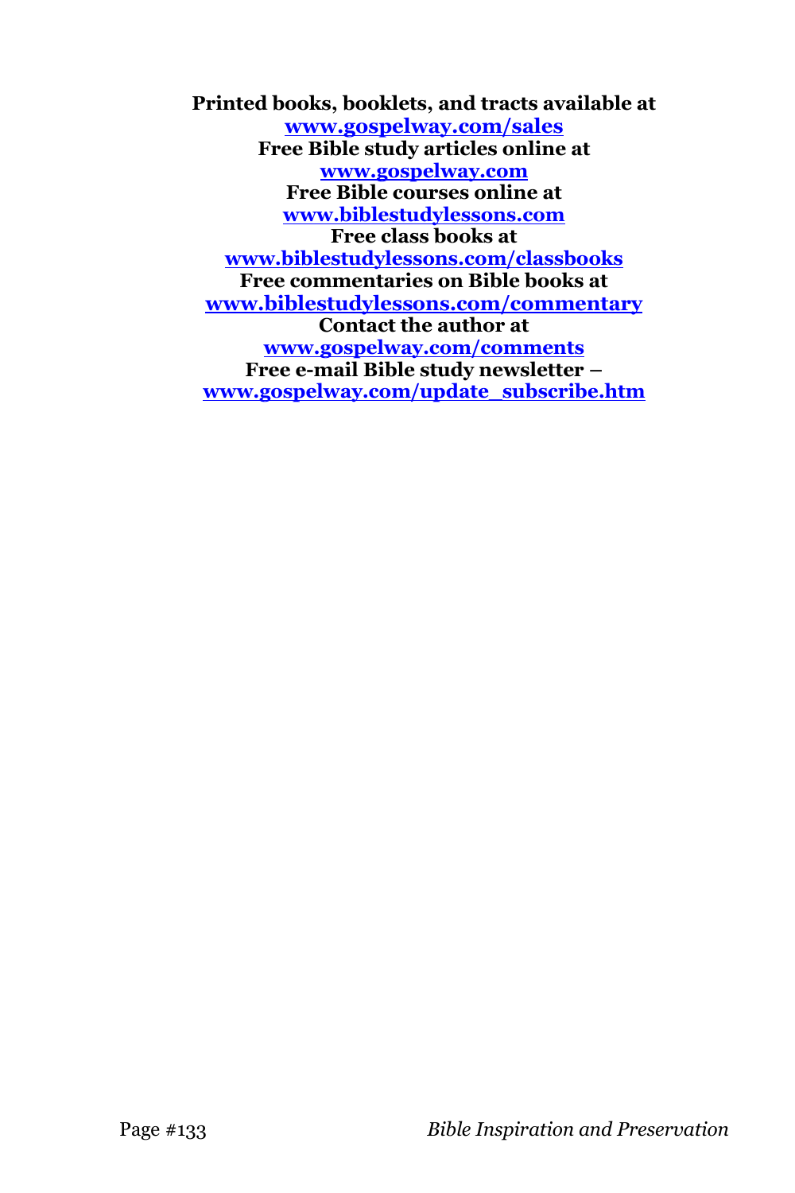**Printed books, booklets, and tracts available at**
**[www.gospelway.com/sales](http://www.gospelway.com/sales)**
**Free Bible study articles online at**
**[www.gospelway.com](http://www.gospelway.com)**
**Free Bible courses online at**
**[www.biblestudylessons.com](http://www.biblestudylessons.com)**
**Free class books at**
**[www.biblestudylessons.com/classbooks](http://www.biblestudylessons.com/classbooks)**
**Free commentaries on Bible books at**
**[www.biblestudylessons.com/commentary](http://www.biblestudylessons.com/commentary)**
**Contact the author at**
**[www.gospelway.com/comments](http://www.gospelway.com/comments)**
**Free e-mail Bible study newsletter –**
**[www.gospelway.com/update_subscribe.htm](http://www.gospelway.com/update_subscribe.htm)**